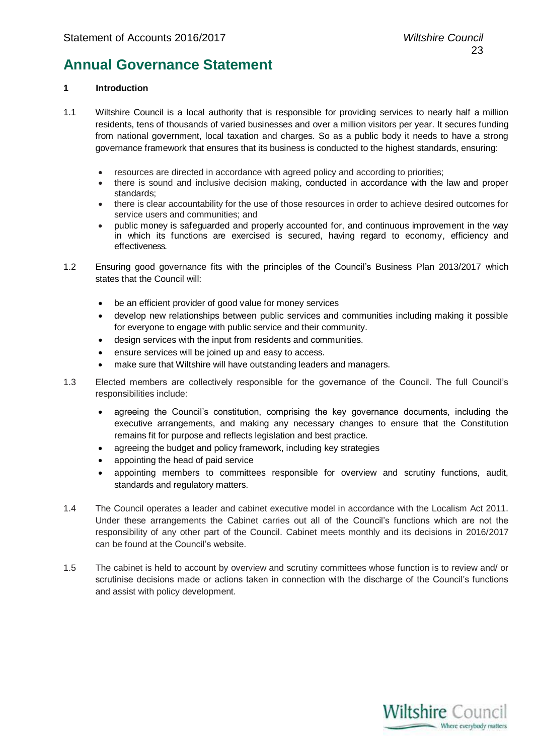# Annual Governance Statement

## 1 Introduction

1.1 Wiltshire Council is a local authority that is responsible for providing services to nearly half a million residents, tens of thousands of varied businesses and over a million visitors per year. It secures funding from national government, local taxation and charges. So as a public body it needs to have a strong governance framework that ensures that its business is conducted to the highest standards, ensuring:

- resources are directed in accordance with agreed policy and according to priorities;
- there is sound and inclusive decision making, conducted in accordance with the law and proper standards;
- there is clear accountability for the use of those resources in order to achieve desired outcomes for service users and communities; and
- public money is safeguarded and properly accounted for, and continuous improvement in the way in which its functions are exercised is secured, having regard to economy, efficiency and effectiveness.

1.2 Ensuring good governance fits with the principles of the Council's Business Plan 2013/2017 which states that the Council will:

- be an efficient provider of good value for money services
- develop new relationships between public services and communities including making it possible for everyone to engage with public service and their community.
- design services with the input from residents and communities.
- ensure services will be joined up and easy to access.
- make sure that Wiltshire will have outstanding leaders and managers.

1.3 Elected members are collectively responsible for the governance of the Council. The full Council's responsibilities include:

- agreeing the Council's constitution, comprising the key governance documents, including the executive arrangements, and making any necessary changes to ensure that the Constitution remains fit for purpose and reflects legislation and best practice.
- agreeing the budget and policy framework, including key strategies
- appointing the head of paid service
- appointing members to committees responsible for overview and scrutiny functions, audit, standards and regulatory matters.

1.4 The Council operates a leader and cabinet executive model in accordance with the Localism Act 2011. Under these arrangements the Cabinet carries out all of the Council's functions which are not the responsibility of any other part of the Council. Cabinet meets monthly and its decisions in 2016/2017 can be found at the Council's website.

1.5 The cabinet is held to account by overview and scrutiny committees whose function is to review and/ or scrutinise decisions made or actions taken in connection with the discharge of the Council's functions and assist with policy development.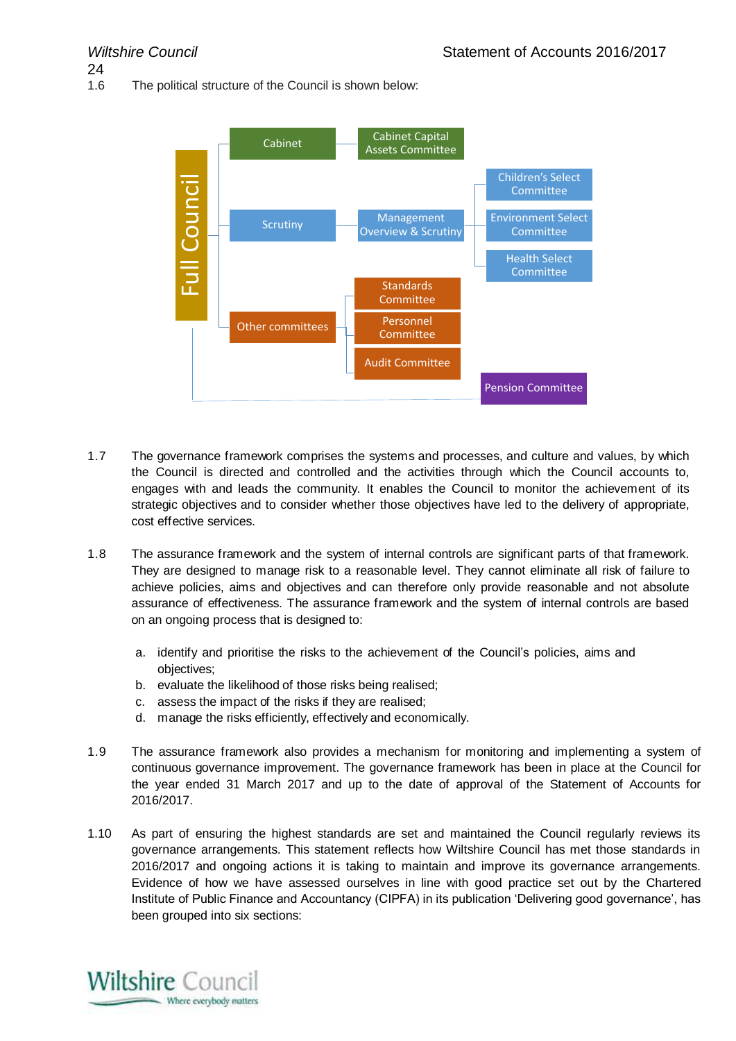1.6 The political structure of the Council is shown below:

- Full Council
  - Cabinet
    - Cabinet Capital Assets Committee
  - Scrutiny
    - Management Overview & Scrutiny
      - Children's Select Committee
      - Environment Select Committee
      - Health Select Committee
  - Other committees
    - Standards Committee
    - Personnel Committee
    - Audit Committee
  - Pension Committee

1.7 The governance framework comprises the systems and processes, and culture and values, by which the Council is directed and controlled and the activities through which the Council accounts to, engages with and leads the community. It enables the Council to monitor the achievement of its strategic objectives and to consider whether those objectives have led to the delivery of appropriate, cost effective services.

1.8 The assurance framework and the system of internal controls are significant parts of that framework. They are designed to manage risk to a reasonable level. They cannot eliminate all risk of failure to achieve policies, aims and objectives and can therefore only provide reasonable and not absolute assurance of effectiveness. The assurance framework and the system of internal controls are based on an ongoing process that is designed to:

a. identify and prioritise the risks to the achievement of the Council's policies, aims and objectives;
b. evaluate the likelihood of those risks being realised;
c. assess the impact of the risks if they are realised;
d. manage the risks efficiently, effectively and economically.

1.9 The assurance framework also provides a mechanism for monitoring and implementing a system of continuous governance improvement. The governance framework has been in place at the Council for the year ended 31 March 2017 and up to the date of approval of the Statement of Accounts for 2016/2017.

1.10 As part of ensuring the highest standards are set and maintained the Council regularly reviews its governance arrangements. This statement reflects how Wiltshire Council has met those standards in 2016/2017 and ongoing actions it is taking to maintain and improve its governance arrangements. Evidence of how we have assessed ourselves in line with good practice set out by the Chartered Institute of Public Finance and Accountancy (CIPFA) in its publication 'Delivering good governance', has been grouped into six sections: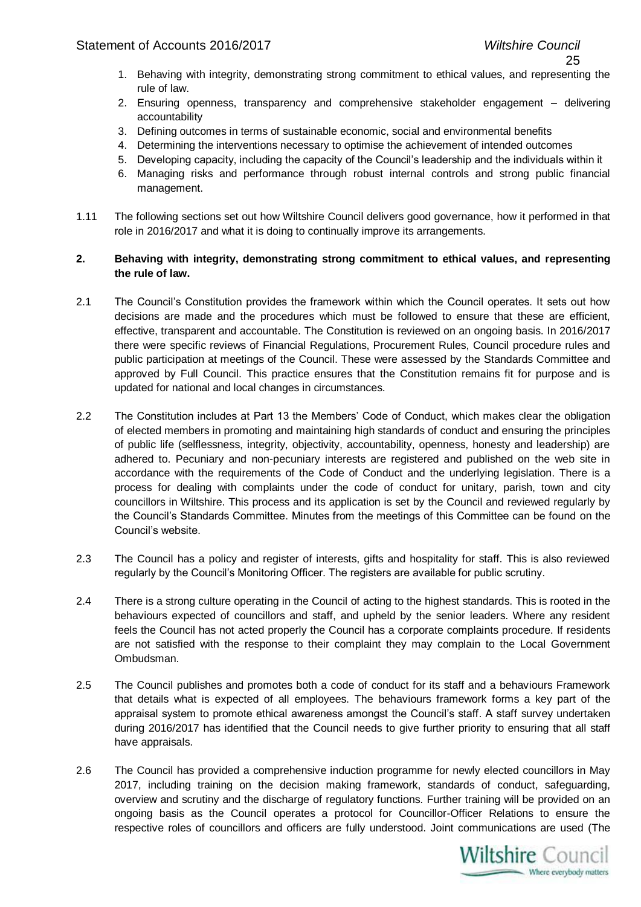1. Behaving with integrity, demonstrating strong commitment to ethical values, and representing the rule of law.
2. Ensuring openness, transparency and comprehensive stakeholder engagement – delivering accountability
3. Defining outcomes in terms of sustainable economic, social and environmental benefits
4. Determining the interventions necessary to optimise the achievement of intended outcomes
5. Developing capacity, including the capacity of the Council's leadership and the individuals within it
6. Managing risks and performance through robust internal controls and strong public financial management.

1.11 The following sections set out how Wiltshire Council delivers good governance, how it performed in that role in 2016/2017 and what it is doing to continually improve its arrangements.

## 2. Behaving with integrity, demonstrating strong commitment to ethical values, and representing the rule of law.

2.1 The Council's Constitution provides the framework within which the Council operates. It sets out how decisions are made and the procedures which must be followed to ensure that these are efficient, effective, transparent and accountable. The Constitution is reviewed on an ongoing basis. In 2016/2017 there were specific reviews of Financial Regulations, Procurement Rules, Council procedure rules and public participation at meetings of the Council. These were assessed by the Standards Committee and approved by Full Council. This practice ensures that the Constitution remains fit for purpose and is updated for national and local changes in circumstances.

2.2 The Constitution includes at Part 13 the Members' Code of Conduct, which makes clear the obligation of elected members in promoting and maintaining high standards of conduct and ensuring the principles of public life (selflessness, integrity, objectivity, accountability, openness, honesty and leadership) are adhered to. Pecuniary and non-pecuniary interests are registered and published on the web site in accordance with the requirements of the Code of Conduct and the underlying legislation. There is a process for dealing with complaints under the code of conduct for unitary, parish, town and city councillors in Wiltshire. This process and its application is set by the Council and reviewed regularly by the Council's Standards Committee. Minutes from the meetings of this Committee can be found on the Council's website.

2.3 The Council has a policy and register of interests, gifts and hospitality for staff. This is also reviewed regularly by the Council's Monitoring Officer. The registers are available for public scrutiny.

2.4 There is a strong culture operating in the Council of acting to the highest standards. This is rooted in the behaviours expected of councillors and staff, and upheld by the senior leaders. Where any resident feels the Council has not acted properly the Council has a corporate complaints procedure. If residents are not satisfied with the response to their complaint they may complain to the Local Government Ombudsman.

2.5 The Council publishes and promotes both a code of conduct for its staff and a behaviours Framework that details what is expected of all employees. The behaviours framework forms a key part of the appraisal system to promote ethical awareness amongst the Council's staff. A staff survey undertaken during 2016/2017 has identified that the Council needs to give further priority to ensuring that all staff have appraisals.

2.6 The Council has provided a comprehensive induction programme for newly elected councillors in May 2017, including training on the decision making framework, standards of conduct, safeguarding, overview and scrutiny and the discharge of regulatory functions. Further training will be provided on an ongoing basis as the Council operates a protocol for Councillor-Officer Relations to ensure the respective roles of councillors and officers are fully understood. Joint communications are used (The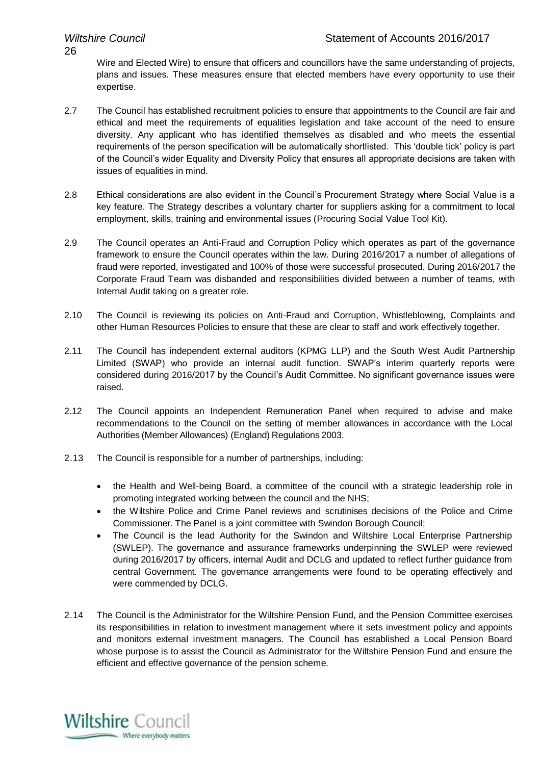Wire and Elected Wire) to ensure that officers and councillors have the same understanding of projects, plans and issues. These measures ensure that elected members have every opportunity to use their expertise.

2.7 The Council has established recruitment policies to ensure that appointments to the Council are fair and ethical and meet the requirements of equalities legislation and take account of the need to ensure diversity. Any applicant who has identified themselves as disabled and who meets the essential requirements of the person specification will be automatically shortlisted. This 'double tick' policy is part of the Council's wider Equality and Diversity Policy that ensures all appropriate decisions are taken with issues of equalities in mind.

2.8 Ethical considerations are also evident in the Council's Procurement Strategy where Social Value is a key feature. The Strategy describes a voluntary charter for suppliers asking for a commitment to local employment, skills, training and environmental issues (Procuring Social Value Tool Kit).

2.9 The Council operates an Anti-Fraud and Corruption Policy which operates as part of the governance framework to ensure the Council operates within the law. During 2016/2017 a number of allegations of fraud were reported, investigated and 100% of those were successful prosecuted. During 2016/2017 the Corporate Fraud Team was disbanded and responsibilities divided between a number of teams, with Internal Audit taking on a greater role.

2.10 The Council is reviewing its policies on Anti-Fraud and Corruption, Whistleblowing, Complaints and other Human Resources Policies to ensure that these are clear to staff and work effectively together.

2.11 The Council has independent external auditors (KPMG LLP) and the South West Audit Partnership Limited (SWAP) who provide an internal audit function. SWAP's interim quarterly reports were considered during 2016/2017 by the Council's Audit Committee. No significant governance issues were raised.

2.12 The Council appoints an Independent Remuneration Panel when required to advise and make recommendations to the Council on the setting of member allowances in accordance with the Local Authorities (Member Allowances) (England) Regulations 2003.

2.13 The Council is responsible for a number of partnerships, including:

- the Health and Well-being Board, a committee of the council with a strategic leadership role in promoting integrated working between the council and the NHS;
- the Wiltshire Police and Crime Panel reviews and scrutinises decisions of the Police and Crime Commissioner. The Panel is a joint committee with Swindon Borough Council;
- The Council is the lead Authority for the Swindon and Wiltshire Local Enterprise Partnership (SWLEP). The governance and assurance frameworks underpinning the SWLEP were reviewed during 2016/2017 by officers, internal Audit and DCLG and updated to reflect further guidance from central Government. The governance arrangements were found to be operating effectively and were commended by DCLG.

2.14 The Council is the Administrator for the Wiltshire Pension Fund, and the Pension Committee exercises its responsibilities in relation to investment management where it sets investment policy and appoints and monitors external investment managers. The Council has established a Local Pension Board whose purpose is to assist the Council as Administrator for the Wiltshire Pension Fund and ensure the efficient and effective governance of the pension scheme.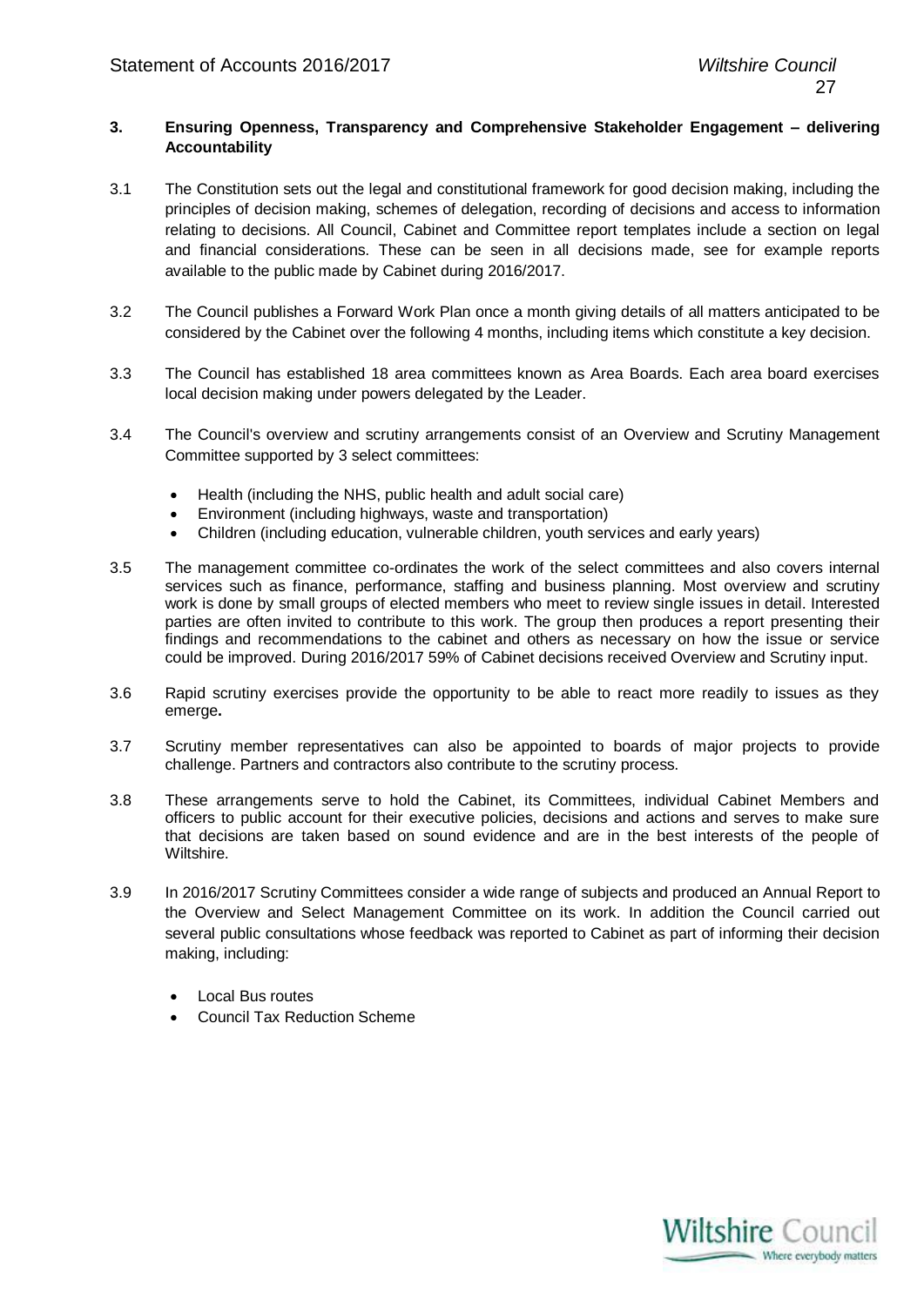### 3. Ensuring Openness, Transparency and Comprehensive Stakeholder Engagement – delivering Accountability

3.1 The Constitution sets out the legal and constitutional framework for good decision making, including the principles of decision making, schemes of delegation, recording of decisions and access to information relating to decisions. All Council, Cabinet and Committee report templates include a section on legal and financial considerations. These can be seen in all decisions made, see for example reports available to the public made by Cabinet during 2016/2017.

3.2 The Council publishes a Forward Work Plan once a month giving details of all matters anticipated to be considered by the Cabinet over the following 4 months, including items which constitute a key decision.

3.3 The Council has established 18 area committees known as Area Boards. Each area board exercises local decision making under powers delegated by the Leader.

3.4 The Council's overview and scrutiny arrangements consist of an Overview and Scrutiny Management Committee supported by 3 select committees:

- Health (including the NHS, public health and adult social care)
- Environment (including highways, waste and transportation)
- Children (including education, vulnerable children, youth services and early years)

3.5 The management committee co-ordinates the work of the select committees and also covers internal services such as finance, performance, staffing and business planning. Most overview and scrutiny work is done by small groups of elected members who meet to review single issues in detail. Interested parties are often invited to contribute to this work. The group then produces a report presenting their findings and recommendations to the cabinet and others as necessary on how the issue or service could be improved. During 2016/2017 59% of Cabinet decisions received Overview and Scrutiny input.

3.6 Rapid scrutiny exercises provide the opportunity to be able to react more readily to issues as they emerge**.**

3.7 Scrutiny member representatives can also be appointed to boards of major projects to provide challenge. Partners and contractors also contribute to the scrutiny process.

3.8 These arrangements serve to hold the Cabinet, its Committees, individual Cabinet Members and officers to public account for their executive policies, decisions and actions and serves to make sure that decisions are taken based on sound evidence and are in the best interests of the people of Wiltshire.

3.9 In 2016/2017 Scrutiny Committees consider a wide range of subjects and produced an Annual Report to the Overview and Select Management Committee on its work. In addition the Council carried out several public consultations whose feedback was reported to Cabinet as part of informing their decision making, including:

- Local Bus routes
- Council Tax Reduction Scheme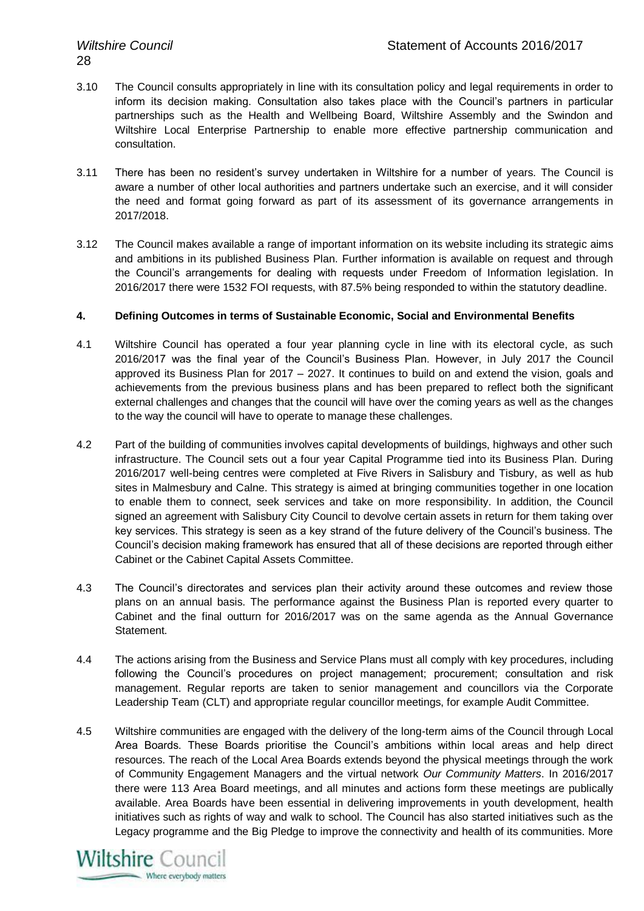3.10 The Council consults appropriately in line with its consultation policy and legal requirements in order to inform its decision making. Consultation also takes place with the Council's partners in particular partnerships such as the Health and Wellbeing Board, Wiltshire Assembly and the Swindon and Wiltshire Local Enterprise Partnership to enable more effective partnership communication and consultation.

3.11 There has been no resident's survey undertaken in Wiltshire for a number of years. The Council is aware a number of other local authorities and partners undertake such an exercise, and it will consider the need and format going forward as part of its assessment of its governance arrangements in 2017/2018.

3.12 The Council makes available a range of important information on its website including its strategic aims and ambitions in its published Business Plan. Further information is available on request and through the Council's arrangements for dealing with requests under Freedom of Information legislation. In 2016/2017 there were 1532 FOI requests, with 87.5% being responded to within the statutory deadline.

**4. Defining Outcomes in terms of Sustainable Economic, Social and Environmental Benefits**

4.1 Wiltshire Council has operated a four year planning cycle in line with its electoral cycle, as such 2016/2017 was the final year of the Council's Business Plan. However, in July 2017 the Council approved its Business Plan for 2017 – 2027. It continues to build on and extend the vision, goals and achievements from the previous business plans and has been prepared to reflect both the significant external challenges and changes that the council will have over the coming years as well as the changes to the way the council will have to operate to manage these challenges.

4.2 Part of the building of communities involves capital developments of buildings, highways and other such infrastructure. The Council sets out a four year Capital Programme tied into its Business Plan. During 2016/2017 well-being centres were completed at Five Rivers in Salisbury and Tisbury, as well as hub sites in Malmesbury and Calne. This strategy is aimed at bringing communities together in one location to enable them to connect, seek services and take on more responsibility. In addition, the Council signed an agreement with Salisbury City Council to devolve certain assets in return for them taking over key services. This strategy is seen as a key strand of the future delivery of the Council's business. The Council's decision making framework has ensured that all of these decisions are reported through either Cabinet or the Cabinet Capital Assets Committee.

4.3 The Council's directorates and services plan their activity around these outcomes and review those plans on an annual basis. The performance against the Business Plan is reported every quarter to Cabinet and the final outturn for 2016/2017 was on the same agenda as the Annual Governance Statement.

4.4 The actions arising from the Business and Service Plans must all comply with key procedures, including following the Council's procedures on project management; procurement; consultation and risk management. Regular reports are taken to senior management and councillors via the Corporate Leadership Team (CLT) and appropriate regular councillor meetings, for example Audit Committee.

4.5 Wiltshire communities are engaged with the delivery of the long-term aims of the Council through Local Area Boards. These Boards prioritise the Council's ambitions within local areas and help direct resources. The reach of the Local Area Boards extends beyond the physical meetings through the work of Community Engagement Managers and the virtual network *Our Community Matters*. In 2016/2017 there were 113 Area Board meetings, and all minutes and actions form these meetings are publically available. Area Boards have been essential in delivering improvements in youth development, health initiatives such as rights of way and walk to school. The Council has also started initiatives such as the Legacy programme and the Big Pledge to improve the connectivity and health of its communities. More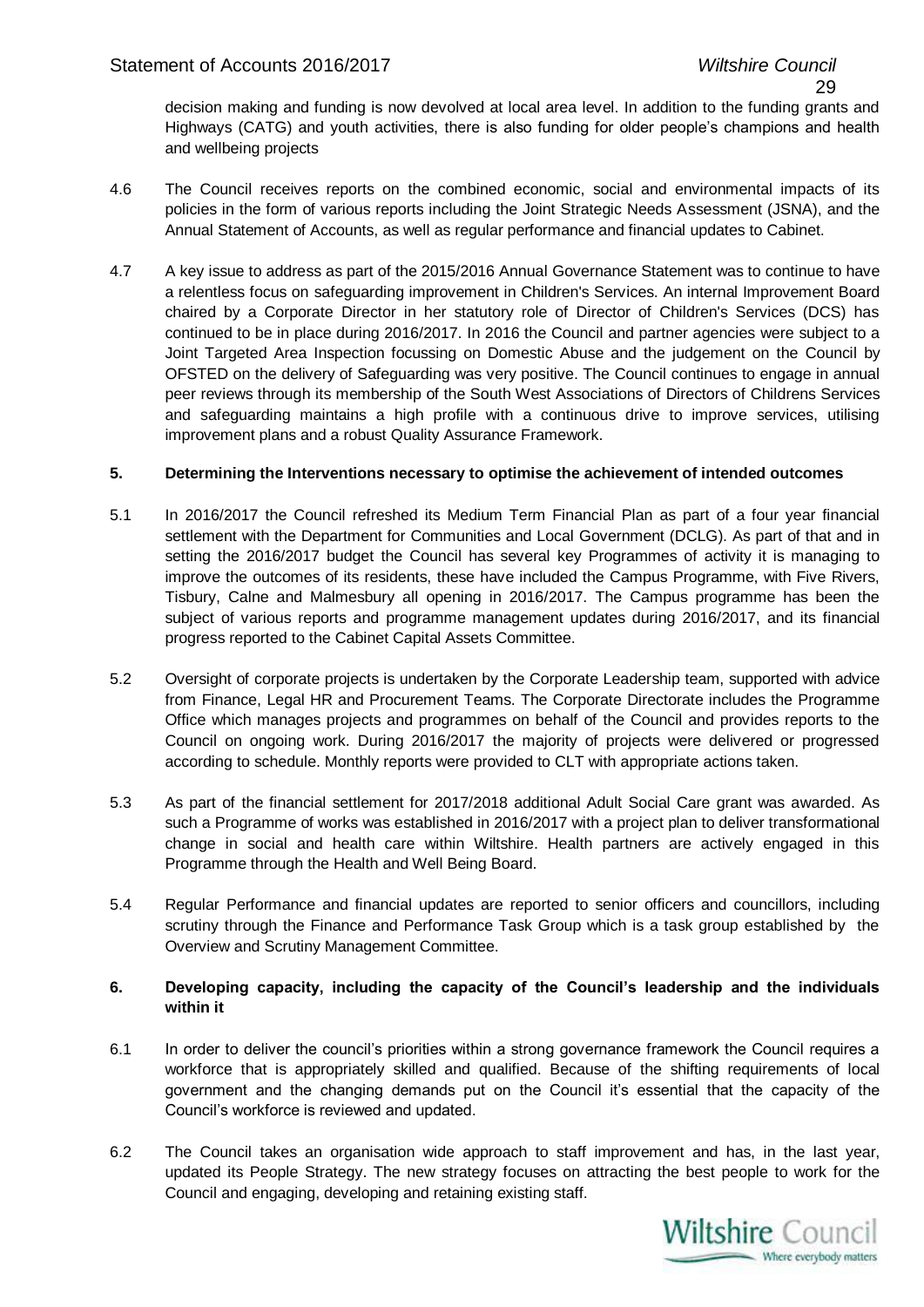decision making and funding is now devolved at local area level. In addition to the funding grants and Highways (CATG) and youth activities, there is also funding for older people's champions and health and wellbeing projects

4.6 The Council receives reports on the combined economic, social and environmental impacts of its policies in the form of various reports including the Joint Strategic Needs Assessment (JSNA), and the Annual Statement of Accounts, as well as regular performance and financial updates to Cabinet.

4.7 A key issue to address as part of the 2015/2016 Annual Governance Statement was to continue to have a relentless focus on safeguarding improvement in Children's Services. An internal Improvement Board chaired by a Corporate Director in her statutory role of Director of Children's Services (DCS) has continued to be in place during 2016/2017. In 2016 the Council and partner agencies were subject to a Joint Targeted Area Inspection focussing on Domestic Abuse and the judgement on the Council by OFSTED on the delivery of Safeguarding was very positive. The Council continues to engage in annual peer reviews through its membership of the South West Associations of Directors of Childrens Services and safeguarding maintains a high profile with a continuous drive to improve services, utilising improvement plans and a robust Quality Assurance Framework.

### 5. Determining the Interventions necessary to optimise the achievement of intended outcomes

5.1 In 2016/2017 the Council refreshed its Medium Term Financial Plan as part of a four year financial settlement with the Department for Communities and Local Government (DCLG). As part of that and in setting the 2016/2017 budget the Council has several key Programmes of activity it is managing to improve the outcomes of its residents, these have included the Campus Programme, with Five Rivers, Tisbury, Calne and Malmesbury all opening in 2016/2017. The Campus programme has been the subject of various reports and programme management updates during 2016/2017, and its financial progress reported to the Cabinet Capital Assets Committee.

5.2 Oversight of corporate projects is undertaken by the Corporate Leadership team, supported with advice from Finance, Legal HR and Procurement Teams. The Corporate Directorate includes the Programme Office which manages projects and programmes on behalf of the Council and provides reports to the Council on ongoing work. During 2016/2017 the majority of projects were delivered or progressed according to schedule. Monthly reports were provided to CLT with appropriate actions taken.

5.3 As part of the financial settlement for 2017/2018 additional Adult Social Care grant was awarded. As such a Programme of works was established in 2016/2017 with a project plan to deliver transformational change in social and health care within Wiltshire. Health partners are actively engaged in this Programme through the Health and Well Being Board.

5.4 Regular Performance and financial updates are reported to senior officers and councillors, including scrutiny through the Finance and Performance Task Group which is a task group established by the Overview and Scrutiny Management Committee.

### 6. Developing capacity, including the capacity of the Council's leadership and the individuals within it

6.1 In order to deliver the council's priorities within a strong governance framework the Council requires a workforce that is appropriately skilled and qualified. Because of the shifting requirements of local government and the changing demands put on the Council it's essential that the capacity of the Council's workforce is reviewed and updated.

6.2 The Council takes an organisation wide approach to staff improvement and has, in the last year, updated its People Strategy. The new strategy focuses on attracting the best people to work for the Council and engaging, developing and retaining existing staff.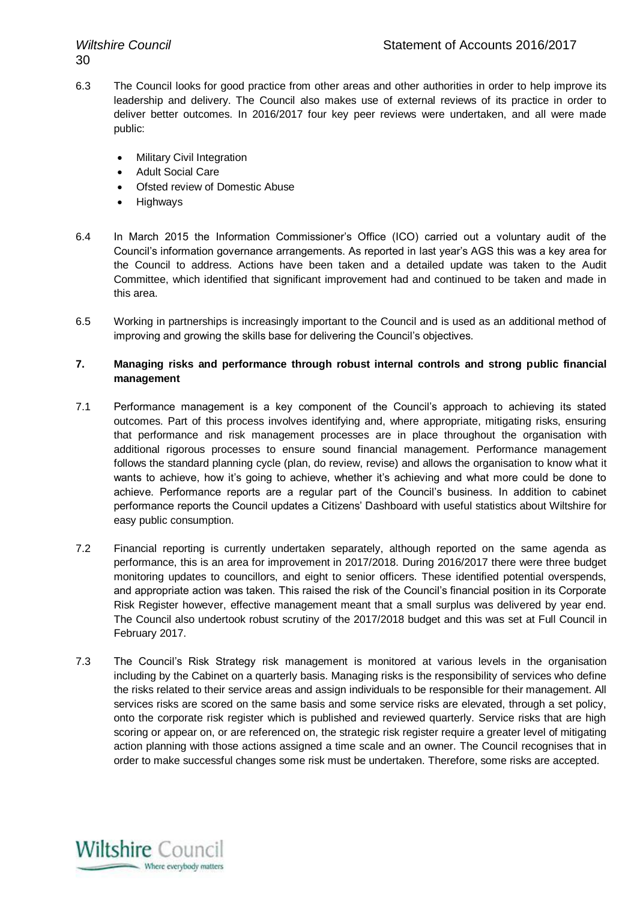6.3 The Council looks for good practice from other areas and other authorities in order to help improve its leadership and delivery. The Council also makes use of external reviews of its practice in order to deliver better outcomes. In 2016/2017 four key peer reviews were undertaken, and all were made public:

- Military Civil Integration
- Adult Social Care
- Ofsted review of Domestic Abuse
- Highways

6.4 In March 2015 the Information Commissioner's Office (ICO) carried out a voluntary audit of the Council's information governance arrangements. As reported in last year's AGS this was a key area for the Council to address. Actions have been taken and a detailed update was taken to the Audit Committee, which identified that significant improvement had and continued to be taken and made in this area.

6.5 Working in partnerships is increasingly important to the Council and is used as an additional method of improving and growing the skills base for delivering the Council's objectives.

## 7. Managing risks and performance through robust internal controls and strong public financial management

7.1 Performance management is a key component of the Council's approach to achieving its stated outcomes. Part of this process involves identifying and, where appropriate, mitigating risks, ensuring that performance and risk management processes are in place throughout the organisation with additional rigorous processes to ensure sound financial management. Performance management follows the standard planning cycle (plan, do review, revise) and allows the organisation to know what it wants to achieve, how it's going to achieve, whether it's achieving and what more could be done to achieve. Performance reports are a regular part of the Council's business. In addition to cabinet performance reports the Council updates a Citizens' Dashboard with useful statistics about Wiltshire for easy public consumption.

7.2 Financial reporting is currently undertaken separately, although reported on the same agenda as performance, this is an area for improvement in 2017/2018. During 2016/2017 there were three budget monitoring updates to councillors, and eight to senior officers. These identified potential overspends, and appropriate action was taken. This raised the risk of the Council's financial position in its Corporate Risk Register however, effective management meant that a small surplus was delivered by year end. The Council also undertook robust scrutiny of the 2017/2018 budget and this was set at Full Council in February 2017.

7.3 The Council's Risk Strategy risk management is monitored at various levels in the organisation including by the Cabinet on a quarterly basis. Managing risks is the responsibility of services who define the risks related to their service areas and assign individuals to be responsible for their management. All services risks are scored on the same basis and some service risks are elevated, through a set policy, onto the corporate risk register which is published and reviewed quarterly. Service risks that are high scoring or appear on, or are referenced on, the strategic risk register require a greater level of mitigating action planning with those actions assigned a time scale and an owner. The Council recognises that in order to make successful changes some risk must be undertaken. Therefore, some risks are accepted.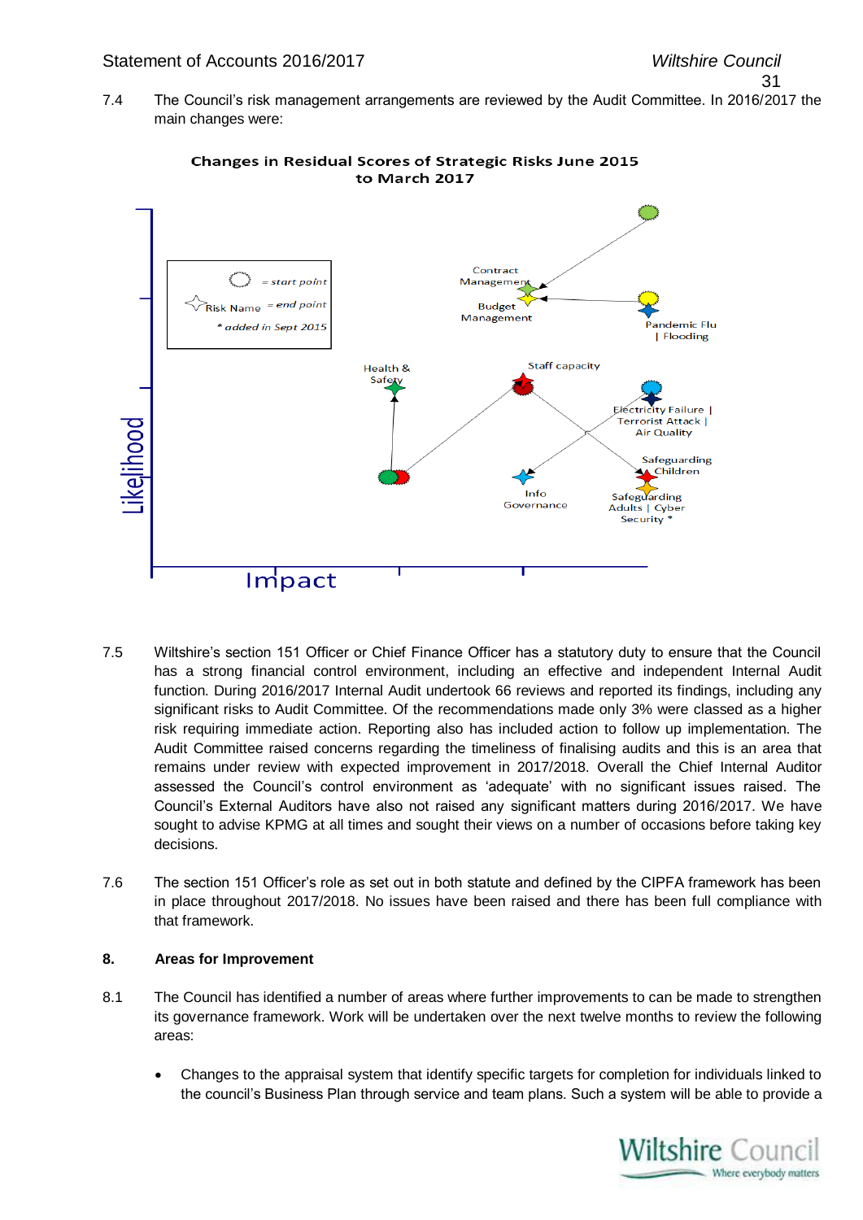7.4 The Council's risk management arrangements are reviewed by the Audit Committee. In 2016/2017 the main changes were:

**Changes in Residual Scores of Strategic Risks June 2015 to March 2017**

7.5 Wiltshire's section 151 Officer or Chief Finance Officer has a statutory duty to ensure that the Council has a strong financial control environment, including an effective and independent Internal Audit function. During 2016/2017 Internal Audit undertook 66 reviews and reported its findings, including any significant risks to Audit Committee. Of the recommendations made only 3% were classed as a higher risk requiring immediate action. Reporting also has included action to follow up implementation. The Audit Committee raised concerns regarding the timeliness of finalising audits and this is an area that remains under review with expected improvement in 2017/2018. Overall the Chief Internal Auditor assessed the Council's control environment as 'adequate' with no significant issues raised. The Council's External Auditors have also not raised any significant matters during 2016/2017. We have sought to advise KPMG at all times and sought their views on a number of occasions before taking key decisions.

7.6 The section 151 Officer's role as set out in both statute and defined by the CIPFA framework has been in place throughout 2017/2018. No issues have been raised and there has been full compliance with that framework.

## 8. Areas for Improvement

8.1 The Council has identified a number of areas where further improvements to can be made to strengthen its governance framework. Work will be undertaken over the next twelve months to review the following areas:

- Changes to the appraisal system that identify specific targets for completion for individuals linked to the council's Business Plan through service and team plans. Such a system will be able to provide a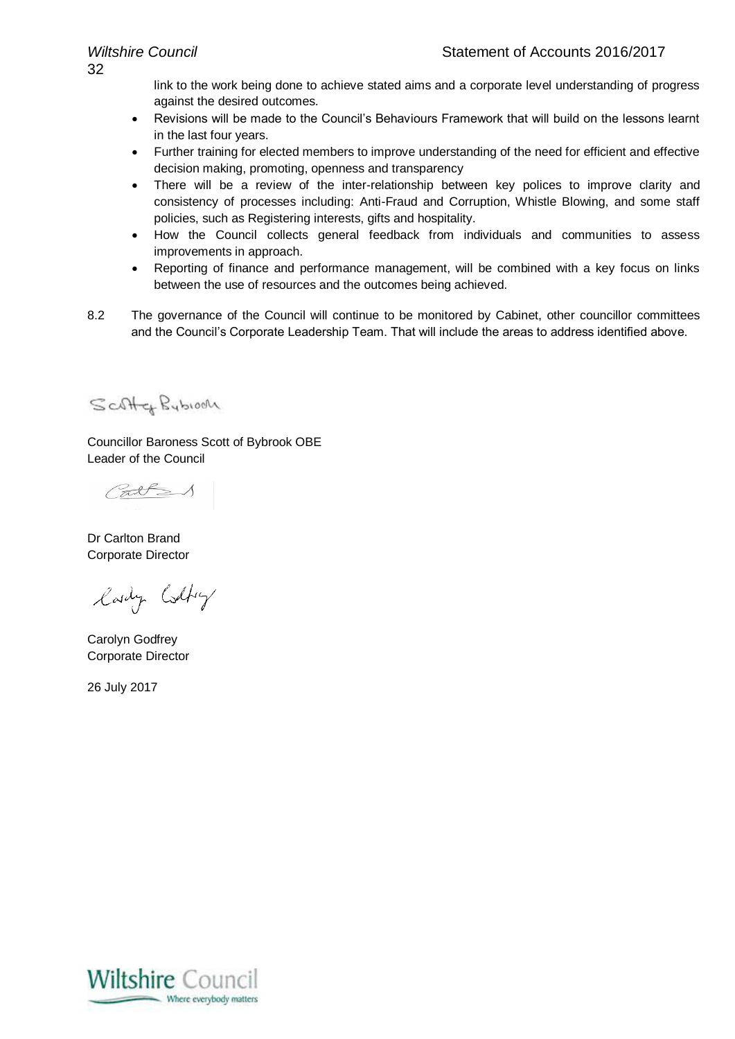link to the work being done to achieve stated aims and a corporate level understanding of progress against the desired outcomes.

- Revisions will be made to the Council's Behaviours Framework that will build on the lessons learnt in the last four years.
- Further training for elected members to improve understanding of the need for efficient and effective decision making, promoting, openness and transparency
- There will be a review of the inter-relationship between key polices to improve clarity and consistency of processes including: Anti-Fraud and Corruption, Whistle Blowing, and some staff policies, such as Registering interests, gifts and hospitality.
- How the Council collects general feedback from individuals and communities to assess improvements in approach.
- Reporting of finance and performance management, will be combined with a key focus on links between the use of resources and the outcomes being achieved.

8.2 The governance of the Council will continue to be monitored by Cabinet, other councillor committees and the Council's Corporate Leadership Team. That will include the areas to address identified above.

Councillor Baroness Scott of Bybrook OBE
Leader of the Council

Dr Carlton Brand
Corporate Director

Carolyn Godfrey
Corporate Director

26 July 2017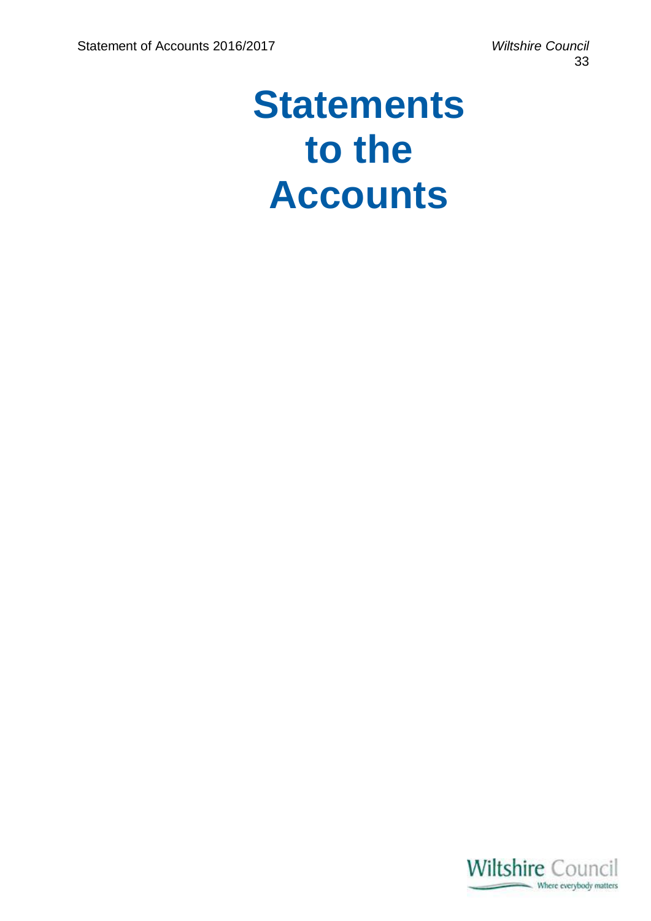# Statements to the Accounts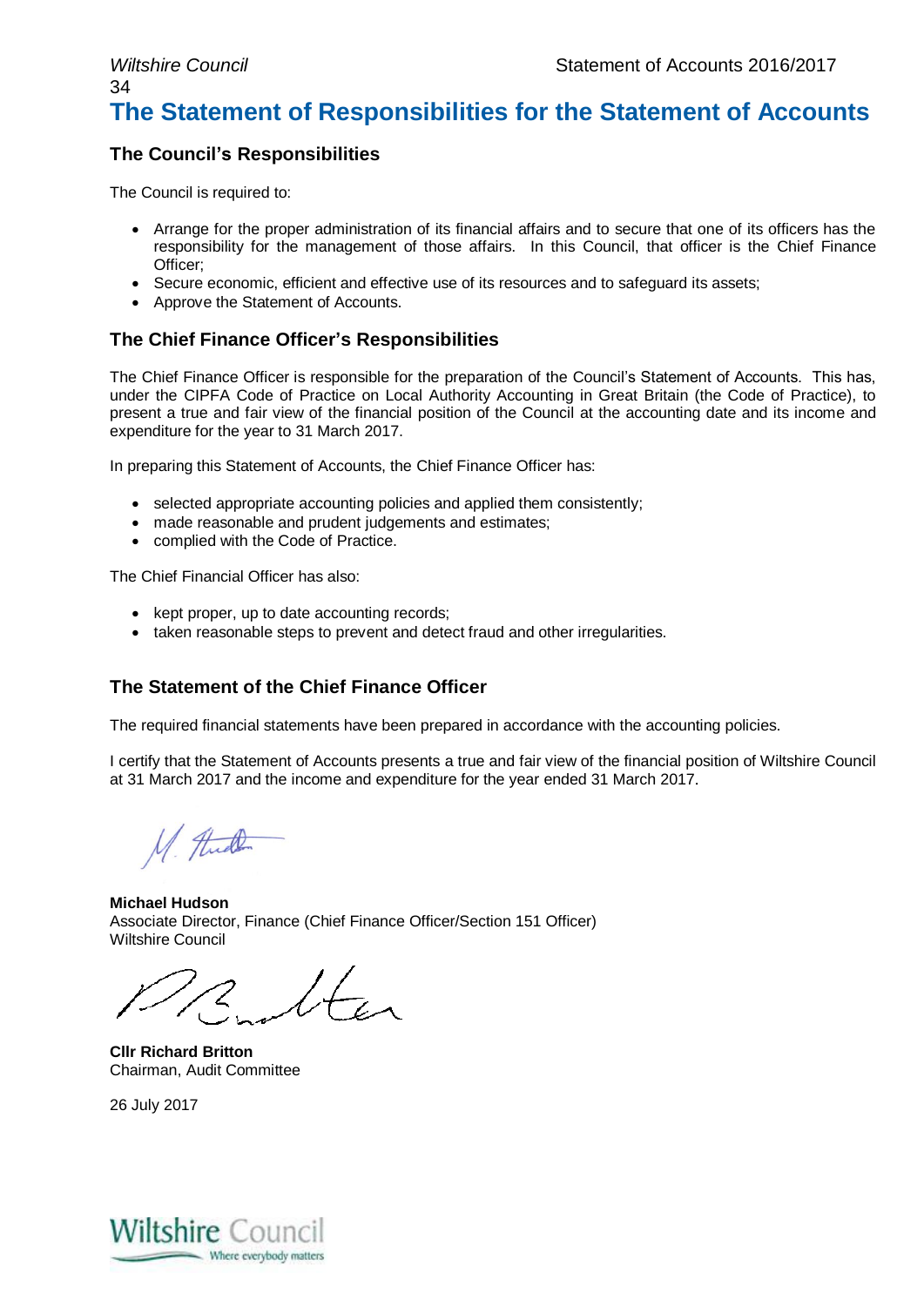# The Statement of Responsibilities for the Statement of Accounts

## The Council's Responsibilities

The Council is required to:

- Arrange for the proper administration of its financial affairs and to secure that one of its officers has the responsibility for the management of those affairs. In this Council, that officer is the Chief Finance Officer;
- Secure economic, efficient and effective use of its resources and to safeguard its assets;
- Approve the Statement of Accounts.

## The Chief Finance Officer's Responsibilities

The Chief Finance Officer is responsible for the preparation of the Council's Statement of Accounts. This has, under the CIPFA Code of Practice on Local Authority Accounting in Great Britain (the Code of Practice), to present a true and fair view of the financial position of the Council at the accounting date and its income and expenditure for the year to 31 March 2017.

In preparing this Statement of Accounts, the Chief Finance Officer has:

- selected appropriate accounting policies and applied them consistently;
- made reasonable and prudent judgements and estimates;
- complied with the Code of Practice.

The Chief Financial Officer has also:

- kept proper, up to date accounting records;
- taken reasonable steps to prevent and detect fraud and other irregularities.

## The Statement of the Chief Finance Officer

The required financial statements have been prepared in accordance with the accounting policies.

I certify that the Statement of Accounts presents a true and fair view of the financial position of Wiltshire Council at 31 March 2017 and the income and expenditure for the year ended 31 March 2017.

**Michael Hudson**
Associate Director, Finance (Chief Finance Officer/Section 151 Officer)
Wiltshire Council

**Cllr Richard Britton**
Chairman, Audit Committee

26 July 2017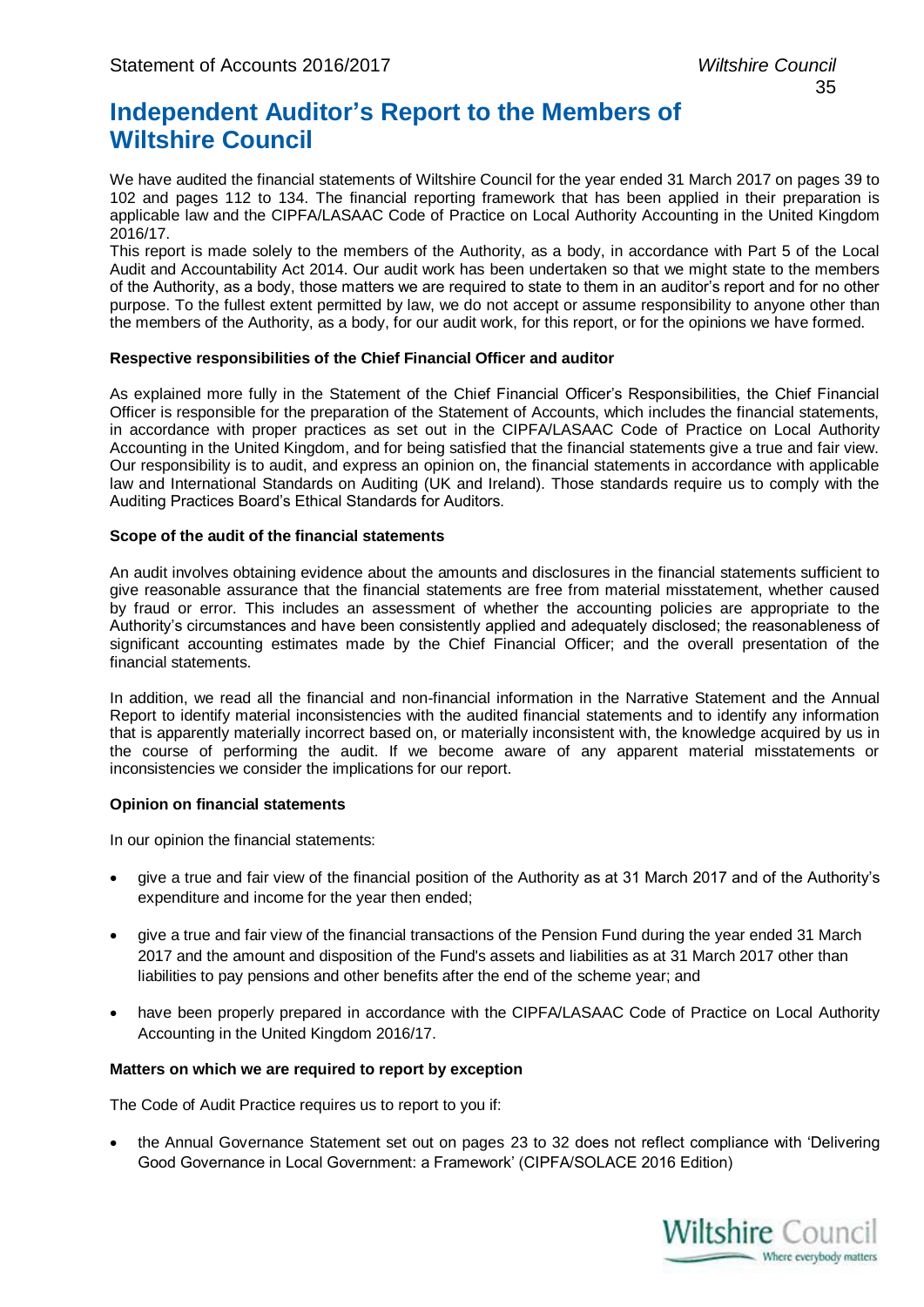# Independent Auditor's Report to the Members of Wiltshire Council

We have audited the financial statements of Wiltshire Council for the year ended 31 March 2017 on pages 39 to 102 and pages 112 to 134. The financial reporting framework that has been applied in their preparation is applicable law and the CIPFA/LASAAC Code of Practice on Local Authority Accounting in the United Kingdom 2016/17.

This report is made solely to the members of the Authority, as a body, in accordance with Part 5 of the Local Audit and Accountability Act 2014. Our audit work has been undertaken so that we might state to the members of the Authority, as a body, those matters we are required to state to them in an auditor's report and for no other purpose. To the fullest extent permitted by law, we do not accept or assume responsibility to anyone other than the members of the Authority, as a body, for our audit work, for this report, or for the opinions we have formed.

**Respective responsibilities of the Chief Financial Officer and auditor**

As explained more fully in the Statement of the Chief Financial Officer's Responsibilities, the Chief Financial Officer is responsible for the preparation of the Statement of Accounts, which includes the financial statements, in accordance with proper practices as set out in the CIPFA/LASAAC Code of Practice on Local Authority Accounting in the United Kingdom, and for being satisfied that the financial statements give a true and fair view. Our responsibility is to audit, and express an opinion on, the financial statements in accordance with applicable law and International Standards on Auditing (UK and Ireland). Those standards require us to comply with the Auditing Practices Board's Ethical Standards for Auditors.

**Scope of the audit of the financial statements**

An audit involves obtaining evidence about the amounts and disclosures in the financial statements sufficient to give reasonable assurance that the financial statements are free from material misstatement, whether caused by fraud or error. This includes an assessment of whether the accounting policies are appropriate to the Authority's circumstances and have been consistently applied and adequately disclosed; the reasonableness of significant accounting estimates made by the Chief Financial Officer; and the overall presentation of the financial statements.

In addition, we read all the financial and non-financial information in the Narrative Statement and the Annual Report to identify material inconsistencies with the audited financial statements and to identify any information that is apparently materially incorrect based on, or materially inconsistent with, the knowledge acquired by us in the course of performing the audit. If we become aware of any apparent material misstatements or inconsistencies we consider the implications for our report.

**Opinion on financial statements**

In our opinion the financial statements:

- give a true and fair view of the financial position of the Authority as at 31 March 2017 and of the Authority's expenditure and income for the year then ended;
- give a true and fair view of the financial transactions of the Pension Fund during the year ended 31 March 2017 and the amount and disposition of the Fund's assets and liabilities as at 31 March 2017 other than liabilities to pay pensions and other benefits after the end of the scheme year; and
- have been properly prepared in accordance with the CIPFA/LASAAC Code of Practice on Local Authority Accounting in the United Kingdom 2016/17.

**Matters on which we are required to report by exception**

The Code of Audit Practice requires us to report to you if:

- the Annual Governance Statement set out on pages 23 to 32 does not reflect compliance with 'Delivering Good Governance in Local Government: a Framework' (CIPFA/SOLACE 2016 Edition)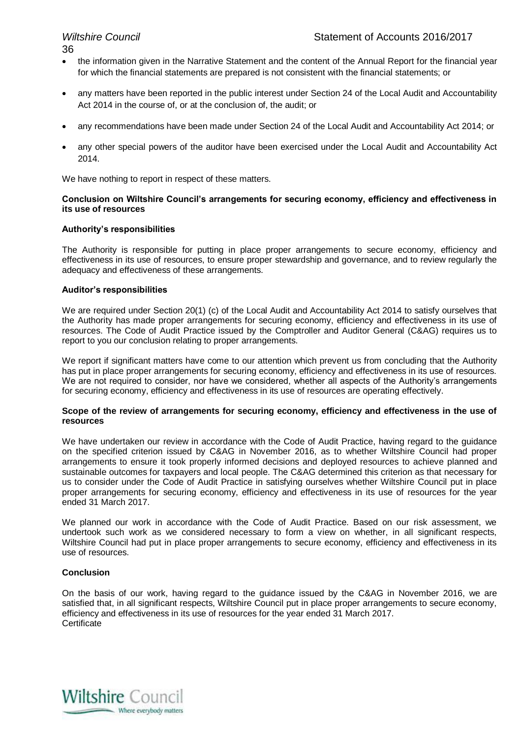- the information given in the Narrative Statement and the content of the Annual Report for the financial year for which the financial statements are prepared is not consistent with the financial statements; or

- any matters have been reported in the public interest under Section 24 of the Local Audit and Accountability Act 2014 in the course of, or at the conclusion of, the audit; or

- any recommendations have been made under Section 24 of the Local Audit and Accountability Act 2014; or

- any other special powers of the auditor have been exercised under the Local Audit and Accountability Act 2014.

We have nothing to report in respect of these matters.

**Conclusion on Wiltshire Council's arrangements for securing economy, efficiency and effectiveness in its use of resources**

**Authority's responsibilities**

The Authority is responsible for putting in place proper arrangements to secure economy, efficiency and effectiveness in its use of resources, to ensure proper stewardship and governance, and to review regularly the adequacy and effectiveness of these arrangements.

**Auditor's responsibilities**

We are required under Section 20(1) (c) of the Local Audit and Accountability Act 2014 to satisfy ourselves that the Authority has made proper arrangements for securing economy, efficiency and effectiveness in its use of resources. The Code of Audit Practice issued by the Comptroller and Auditor General (C&AG) requires us to report to you our conclusion relating to proper arrangements.

We report if significant matters have come to our attention which prevent us from concluding that the Authority has put in place proper arrangements for securing economy, efficiency and effectiveness in its use of resources. We are not required to consider, nor have we considered, whether all aspects of the Authority's arrangements for securing economy, efficiency and effectiveness in its use of resources are operating effectively.

**Scope of the review of arrangements for securing economy, efficiency and effectiveness in the use of resources**

We have undertaken our review in accordance with the Code of Audit Practice, having regard to the guidance on the specified criterion issued by C&AG in November 2016, as to whether Wiltshire Council had proper arrangements to ensure it took properly informed decisions and deployed resources to achieve planned and sustainable outcomes for taxpayers and local people. The C&AG determined this criterion as that necessary for us to consider under the Code of Audit Practice in satisfying ourselves whether Wiltshire Council put in place proper arrangements for securing economy, efficiency and effectiveness in its use of resources for the year ended 31 March 2017.

We planned our work in accordance with the Code of Audit Practice. Based on our risk assessment, we undertook such work as we considered necessary to form a view on whether, in all significant respects, Wiltshire Council had put in place proper arrangements to secure economy, efficiency and effectiveness in its use of resources.

**Conclusion**

On the basis of our work, having regard to the guidance issued by the C&AG in November 2016, we are satisfied that, in all significant respects, Wiltshire Council put in place proper arrangements to secure economy, efficiency and effectiveness in its use of resources for the year ended 31 March 2017.
Certificate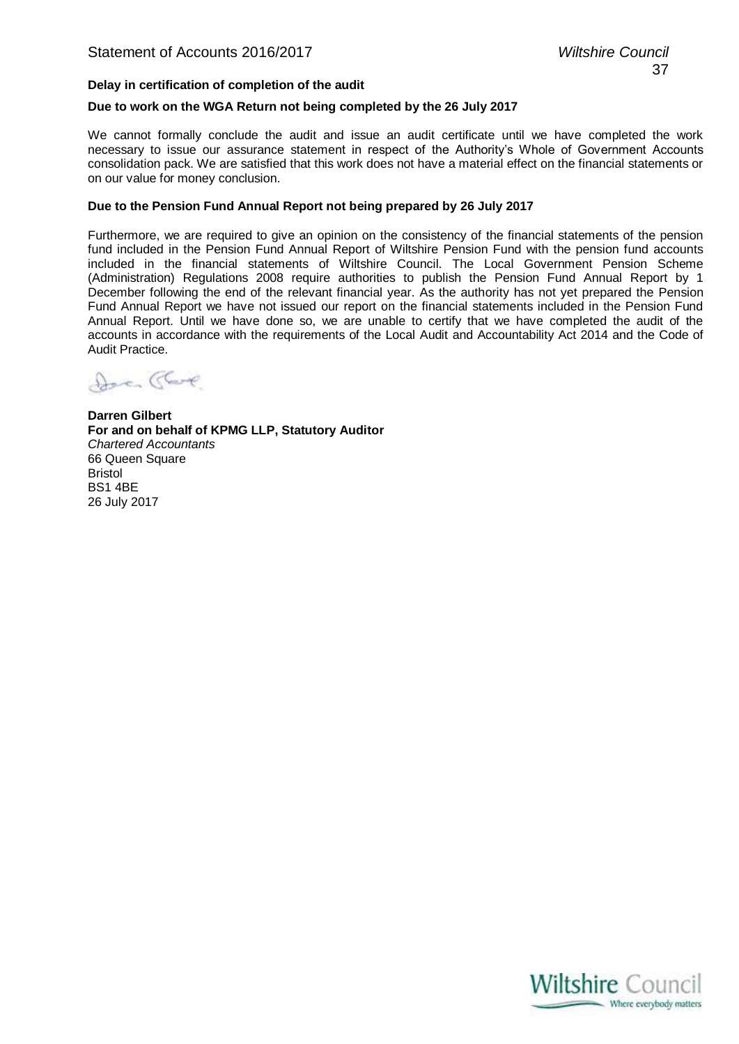**Delay in certification of completion of the audit**

**Due to work on the WGA Return not being completed by the 26 July 2017**

We cannot formally conclude the audit and issue an audit certificate until we have completed the work necessary to issue our assurance statement in respect of the Authority's Whole of Government Accounts consolidation pack. We are satisfied that this work does not have a material effect on the financial statements or on our value for money conclusion.

**Due to the Pension Fund Annual Report not being prepared by 26 July 2017**

Furthermore, we are required to give an opinion on the consistency of the financial statements of the pension fund included in the Pension Fund Annual Report of Wiltshire Pension Fund with the pension fund accounts included in the financial statements of Wiltshire Council. The Local Government Pension Scheme (Administration) Regulations 2008 require authorities to publish the Pension Fund Annual Report by 1 December following the end of the relevant financial year. As the authority has not yet prepared the Pension Fund Annual Report we have not issued our report on the financial statements included in the Pension Fund Annual Report. Until we have done so, we are unable to certify that we have completed the audit of the accounts in accordance with the requirements of the Local Audit and Accountability Act 2014 and the Code of Audit Practice.

**Darren Gilbert**
**For and on behalf of KPMG LLP, Statutory Auditor**
*Chartered Accountants*
66 Queen Square
Bristol
BS1 4BE
26 July 2017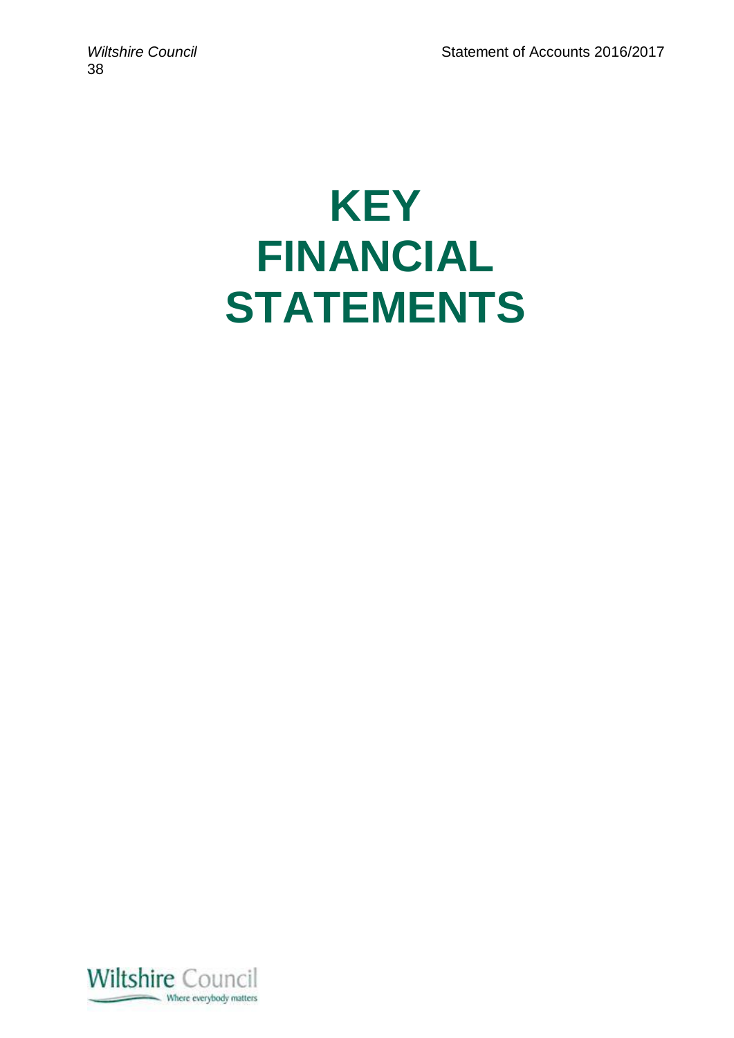# KEY FINANCIAL STATEMENTS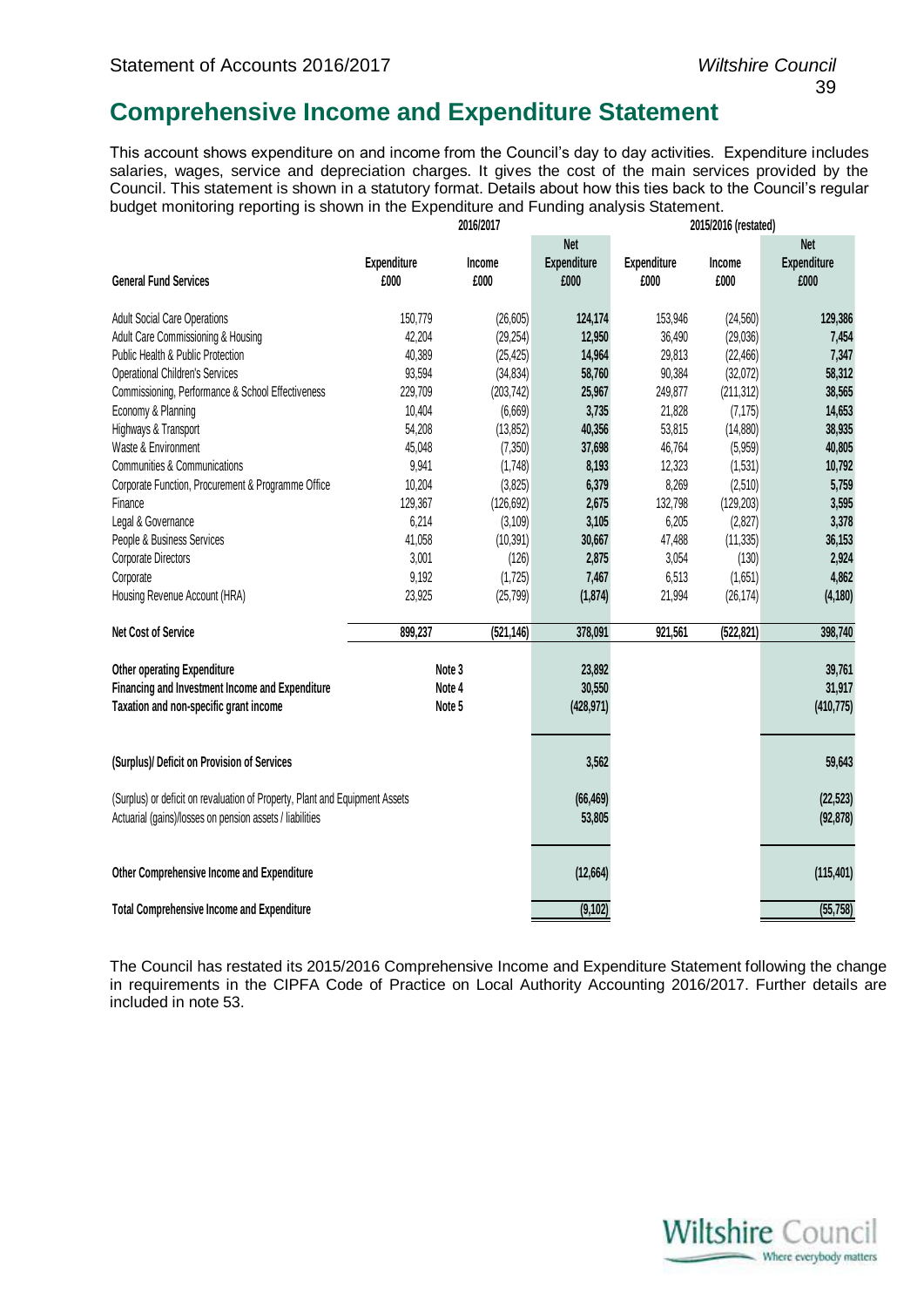# Comprehensive Income and Expenditure Statement

This account shows expenditure on and income from the Council's day to day activities. Expenditure includes salaries, wages, service and depreciation charges. It gives the cost of the main services provided by the Council. This statement is shown in a statutory format. Details about how this ties back to the Council's regular budget monitoring reporting is shown in the Expenditure and Funding analysis Statement.

| | 2016/2017 | | | 2015/2016 (restated) | | |
|---|---|---|---|---|---|---|
| **General Fund Services** | **Expenditure £000** | **Income £000** | **Net Expenditure £000** | **Expenditure £000** | **Income £000** | **Net Expenditure £000** |
| Adult Social Care Operations | 150,779 | (26,605) | **124,174** | 153,946 | (24,560) | **129,386** |
| Adult Care Commissioning & Housing | 42,204 | (29,254) | **12,950** | 36,490 | (29,036) | **7,454** |
| Public Health & Public Protection | 40,389 | (25,425) | **14,964** | 29,813 | (22,466) | **7,347** |
| Operational Children's Services | 93,594 | (34,834) | **58,760** | 90,384 | (32,072) | **58,312** |
| Commissioning, Performance & School Effectiveness | 229,709 | (203,742) | **25,967** | 249,877 | (211,312) | **38,565** |
| Economy & Planning | 10,404 | (6,669) | **3,735** | 21,828 | (7,175) | **14,653** |
| Highways & Transport | 54,208 | (13,852) | **40,356** | 53,815 | (14,880) | **38,935** |
| Waste & Environment | 45,048 | (7,350) | **37,698** | 46,764 | (5,959) | **40,805** |
| Communities & Communications | 9,941 | (1,748) | **8,193** | 12,323 | (1,531) | **10,792** |
| Corporate Function, Procurement & Programme Office | 10,204 | (3,825) | **6,379** | 8,269 | (2,510) | **5,759** |
| Finance | 129,367 | (126,692) | **2,675** | 132,798 | (129,203) | **3,595** |
| Legal & Governance | 6,214 | (3,109) | **3,105** | 6,205 | (2,827) | **3,378** |
| People & Business Services | 41,058 | (10,391) | **30,667** | 47,488 | (11,335) | **36,153** |
| Corporate Directors | 3,001 | (126) | **2,875** | 3,054 | (130) | **2,924** |
| Corporate | 9,192 | (1,725) | **7,467** | 6,513 | (1,651) | **4,862** |
| Housing Revenue Account (HRA) | 23,925 | (25,799) | **(1,874)** | 21,994 | (26,174) | **(4,180)** |
| **Net Cost of Service** | **899,237** | **(521,146)** | **378,091** | **921,561** | **(522,821)** | **398,740** |
| **Other operating Expenditure** | Note 3 | | **23,892** | | | **39,761** |
| **Financing and Investment Income and Expenditure** | Note 4 | | **30,550** | | | **31,917** |
| **Taxation and non-specific grant income** | Note 5 | | **(428,971)** | | | **(410,775)** |
| **(Surplus)/ Deficit on Provision of Services** | | | **3,562** | | | **59,643** |
| (Surplus) or deficit on revaluation of Property, Plant and Equipment Assets | | | **(66,469)** | | | **(22,523)** |
| Actuarial (gains)/losses on pension assets / liabilities | | | **53,805** | | | **(92,878)** |
| **Other Comprehensive Income and Expenditure** | | | **(12,664)** | | | **(115,401)** |
| **Total Comprehensive Income and Expenditure** | | | **(9,102)** | | | **(55,758)** |

The Council has restated its 2015/2016 Comprehensive Income and Expenditure Statement following the change in requirements in the CIPFA Code of Practice on Local Authority Accounting 2016/2017. Further details are included in note 53.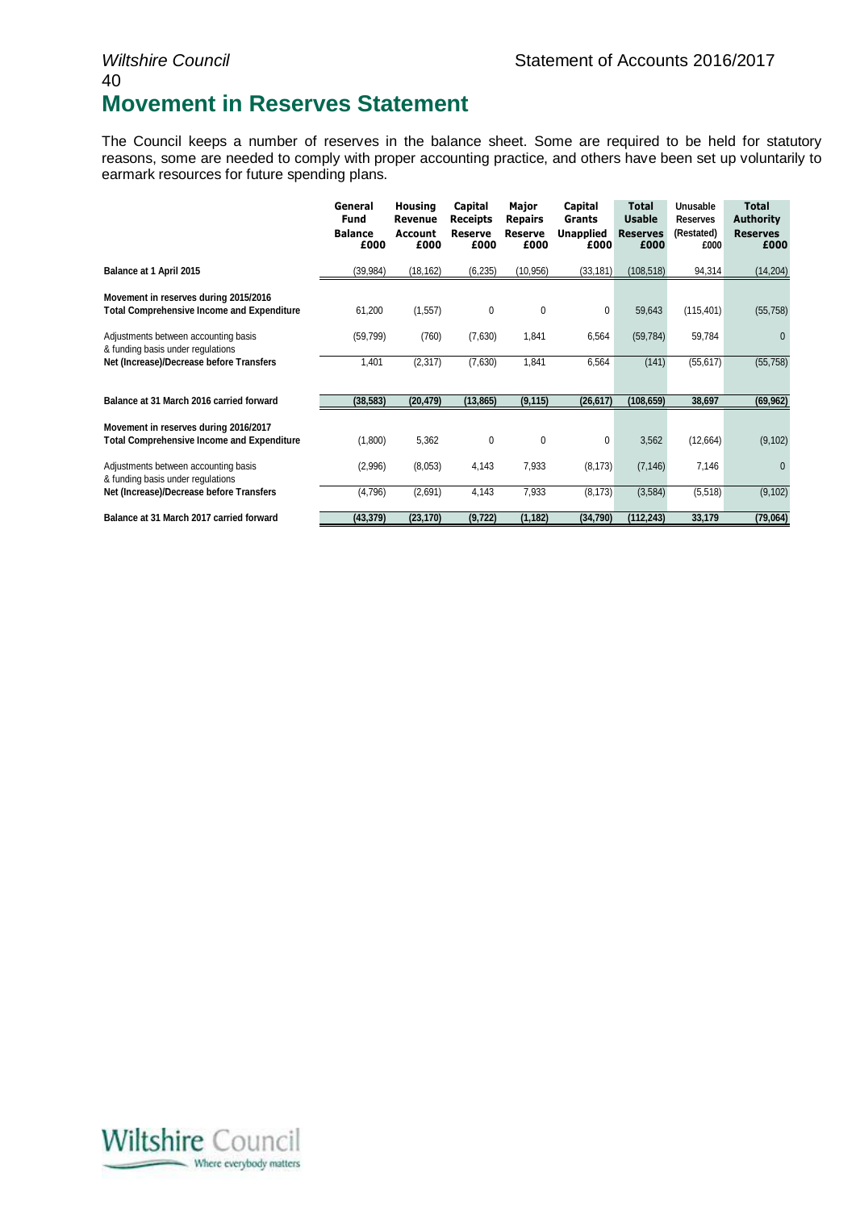# Movement in Reserves Statement

The Council keeps a number of reserves in the balance sheet. Some are required to be held for statutory reasons, some are needed to comply with proper accounting practice, and others have been set up voluntarily to earmark resources for future spending plans.

| | General Fund Balance £000 | Housing Revenue Account £000 | Capital Receipts Reserve £000 | Major Repairs Reserve £000 | Capital Grants Unapplied £000 | Total Usable Reserves £000 | Unusable Reserves (Restated) £000 | Total Authority Reserves £000 |
|---|---|---|---|---|---|---|---|---|
| **Balance at 1 April 2015** | (39,984) | (18,162) | (6,235) | (10,956) | (33,181) | (108,518) | 94,314 | (14,204) |
| **Movement in reserves during 2015/2016** | | | | | | | | |
| **Total Comprehensive Income and Expenditure** | 61,200 | (1,557) | 0 | 0 | 0 | 59,643 | (115,401) | (55,758) |
| Adjustments between accounting basis & funding basis under regulations | (59,799) | (760) | (7,630) | 1,841 | 6,564 | (59,784) | 59,784 | 0 |
| **Net (Increase)/Decrease before Transfers** | 1,401 | (2,317) | (7,630) | 1,841 | 6,564 | (141) | (55,617) | (55,758) |
| **Balance at 31 March 2016 carried forward** | (38,583) | (20,479) | (13,865) | (9,115) | (26,617) | (108,659) | 38,697 | (69,962) |
| **Movement in reserves during 2016/2017** | | | | | | | | |
| **Total Comprehensive Income and Expenditure** | (1,800) | 5,362 | 0 | 0 | 0 | 3,562 | (12,664) | (9,102) |
| Adjustments between accounting basis & funding basis under regulations | (2,996) | (8,053) | 4,143 | 7,933 | (8,173) | (7,146) | 7,146 | 0 |
| **Net (Increase)/Decrease before Transfers** | (4,796) | (2,691) | 4,143 | 7,933 | (8,173) | (3,584) | (5,518) | (9,102) |
| **Balance at 31 March 2017 carried forward** | (43,379) | (23,170) | (9,722) | (1,182) | (34,790) | (112,243) | 33,179 | (79,064) |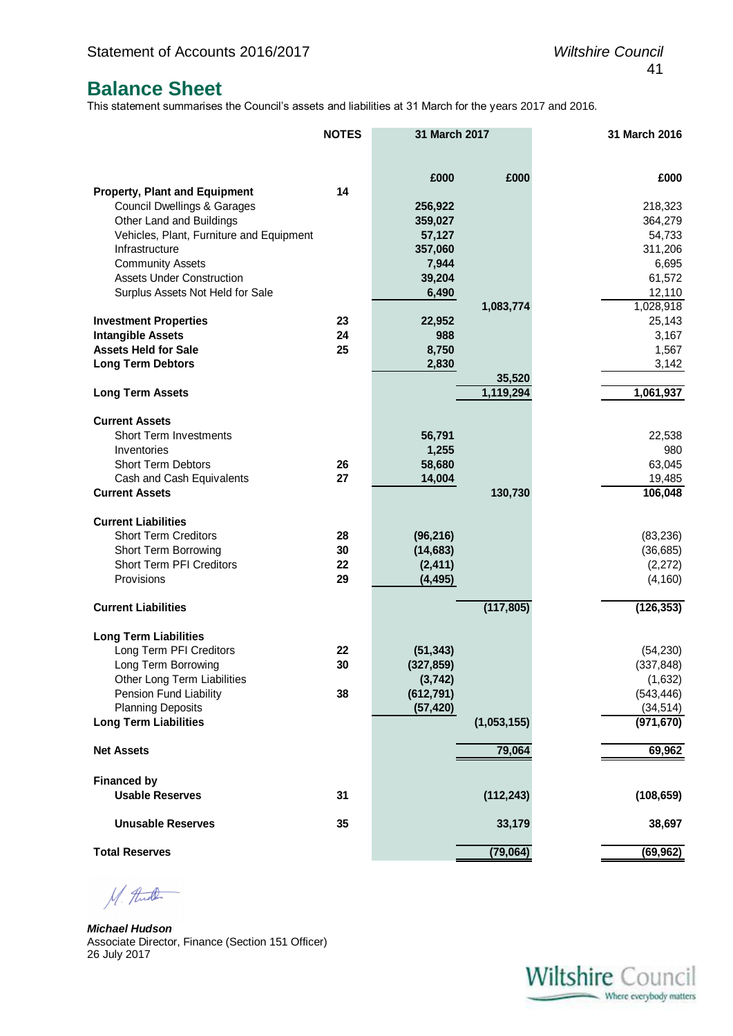## Balance Sheet

This statement summarises the Council's assets and liabilities at 31 March for the years 2017 and 2016.

| | NOTES | 31 March 2017 | | 31 March 2016 |
|---|---|---|---|---|
| | | £000 | £000 | £000 |
| **Property, Plant and Equipment** | **14** | | | |
| Council Dwellings & Garages | | 256,922 | | 218,323 |
| Other Land and Buildings | | 359,027 | | 364,279 |
| Vehicles, Plant, Furniture and Equipment | | 57,127 | | 54,733 |
| Infrastructure | | 357,060 | | 311,206 |
| Community Assets | | 7,944 | | 6,695 |
| Assets Under Construction | | 39,204 | | 61,572 |
| Surplus Assets Not Held for Sale | | 6,490 | | 12,110 |
| | | | 1,083,774 | 1,028,918 |
| **Investment Properties** | **23** | 22,952 | | 25,143 |
| **Intangible Assets** | **24** | 988 | | 3,167 |
| **Assets Held for Sale** | **25** | 8,750 | | 1,567 |
| **Long Term Debtors** | | 2,830 | | 3,142 |
| | | | 35,520 | |
| **Long Term Assets** | | | **1,119,294** | **1,061,937** |
| **Current Assets** | | | | |
| Short Term Investments | | 56,791 | | 22,538 |
| Inventories | | 1,255 | | 980 |
| Short Term Debtors | **26** | 58,680 | | 63,045 |
| Cash and Cash Equivalents | **27** | 14,004 | | 19,485 |
| **Current Assets** | | | **130,730** | **106,048** |
| **Current Liabilities** | | | | |
| Short Term Creditors | **28** | (96,216) | | (83,236) |
| Short Term Borrowing | **30** | (14,683) | | (36,685) |
| Short Term PFI Creditors | **22** | (2,411) | | (2,272) |
| Provisions | **29** | (4,495) | | (4,160) |
| **Current Liabilities** | | | **(117,805)** | **(126,353)** |
| **Long Term Liabilities** | | | | |
| Long Term PFI Creditors | **22** | (51,343) | | (54,230) |
| Long Term Borrowing | **30** | (327,859) | | (337,848) |
| Other Long Term Liabilities | | (3,742) | | (1,632) |
| Pension Fund Liability | **38** | (612,791) | | (543,446) |
| Planning Deposits | | (57,420) | | (34,514) |
| **Long Term Liabilities** | | | **(1,053,155)** | **(971,670)** |
| **Net Assets** | | | **79,064** | **69,962** |
| **Financed by** | | | | |
| **Usable Reserves** | **31** | | **(112,243)** | **(108,659)** |
| **Unusable Reserves** | **35** | | **33,179** | **38,697** |
| **Total Reserves** | | | **(79,064)** | **(69,962)** |

*Michael Hudson*
Associate Director, Finance (Section 151 Officer)
26 July 2017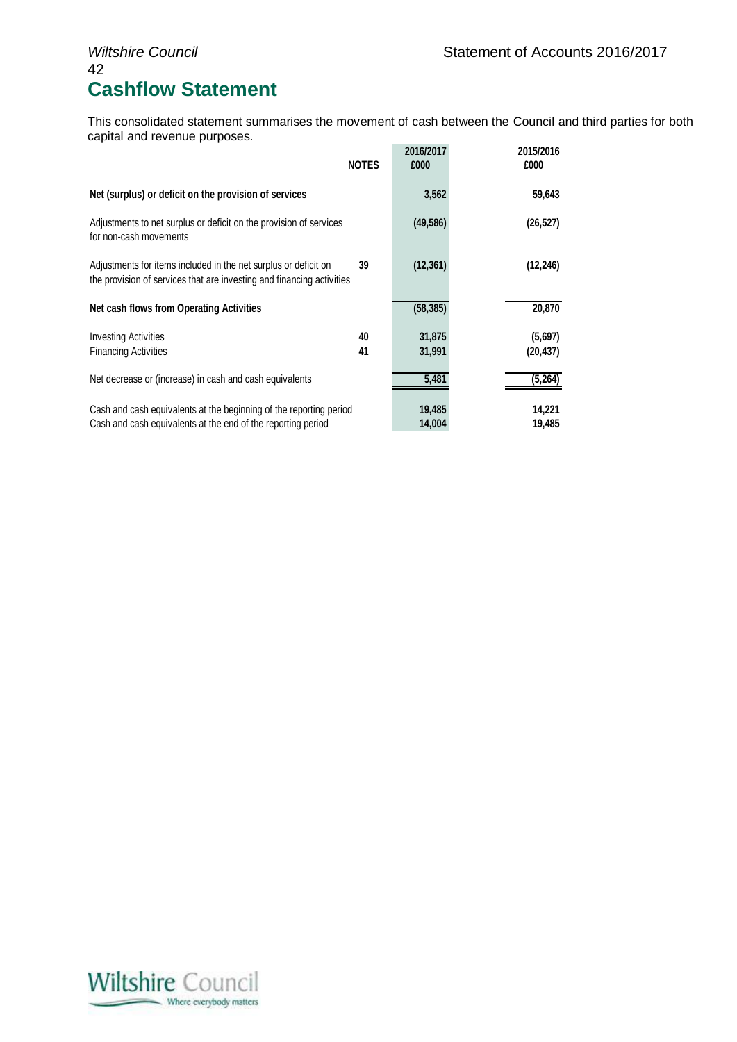# Cashflow Statement

This consolidated statement summarises the movement of cash between the Council and third parties for both capital and revenue purposes.

| | NOTES | 2016/2017 £000 | 2015/2016 £000 |
|---|---|---|---|
| **Net (surplus) or deficit on the provision of services** | | 3,562 | 59,643 |
| Adjustments to net surplus or deficit on the provision of services for non-cash movements | | (49,586) | (26,527) |
| Adjustments for items included in the net surplus or deficit on the provision of services that are investing and financing activities | 39 | (12,361) | (12,246) |
| **Net cash flows from Operating Activities** | | (58,385) | 20,870 |
| Investing Activities | 40 | 31,875 | (5,697) |
| Financing Activities | 41 | 31,991 | (20,437) |
| Net decrease or (increase) in cash and cash equivalents | | 5,481 | (5,264) |
| Cash and cash equivalents at the beginning of the reporting period | | 19,485 | 14,221 |
| Cash and cash equivalents at the end of the reporting period | | 14,004 | 19,485 |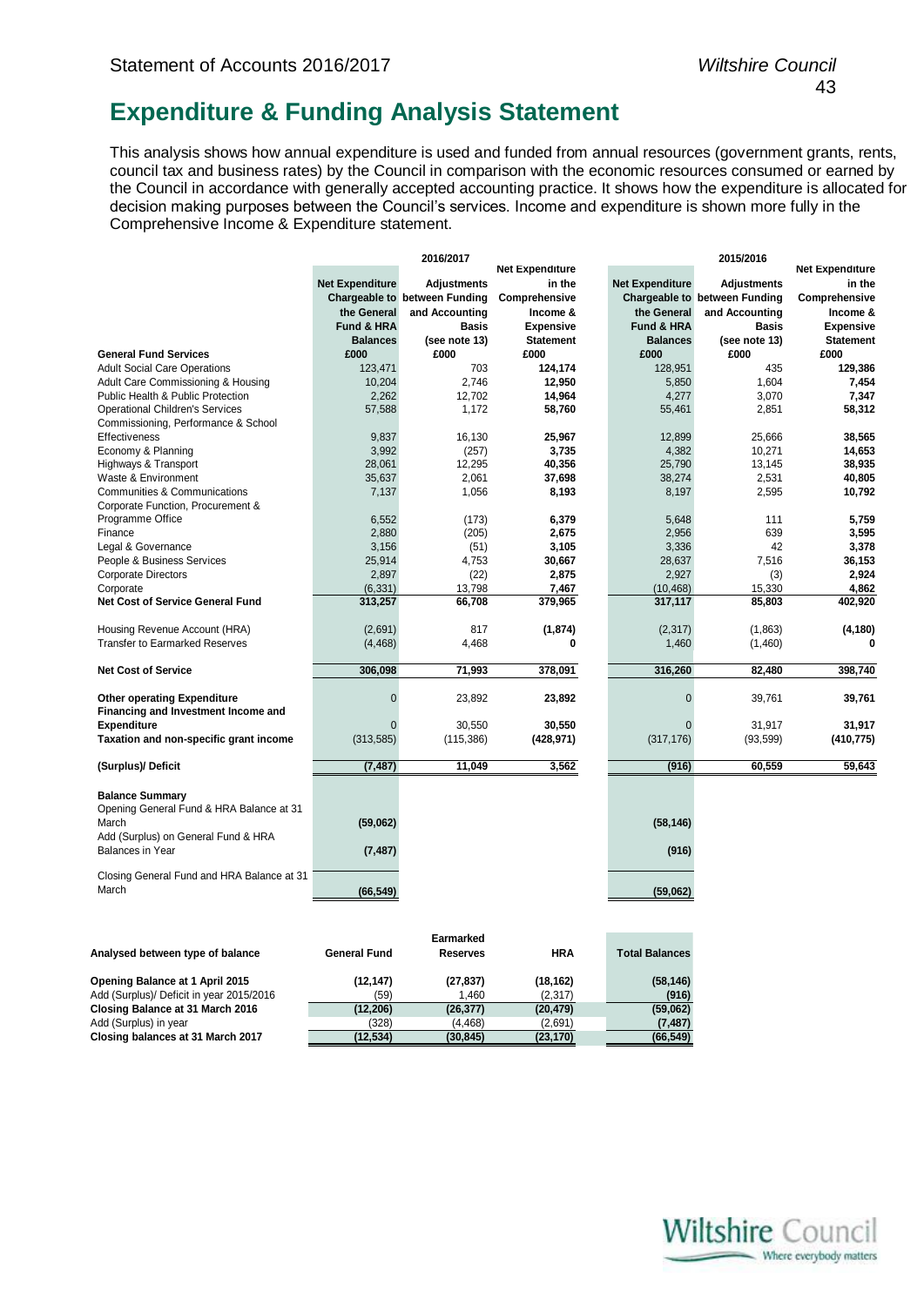# Expenditure & Funding Analysis Statement

This analysis shows how annual expenditure is used and funded from annual resources (government grants, rents, council tax and business rates) by the Council in comparison with the economic resources consumed or earned by the Council in accordance with generally accepted accounting practice. It shows how the expenditure is allocated for decision making purposes between the Council's services. Income and expenditure is shown more fully in the Comprehensive Income & Expenditure statement.

| | 2016/2017 | | | 2015/2016 | | |
|---|---|---|---|---|---|---|
| | Net Expenditure Chargeable to the General Fund & HRA Balances | Adjustments between Funding and Accounting Basis (see note 13) | Net Expenditure in the Comprehensive Income & Expensive Statement | Net Expenditure Chargeable to the General Fund & HRA Balances | Adjustments between Funding and Accounting Basis (see note 13) | Net Expenditure in the Comprehensive Income & Expensive Statement |
| **General Fund Services** | £000 | £000 | £000 | £000 | £000 | £000 |
| Adult Social Care Operations | 123,471 | 703 | **124,174** | 128,951 | 435 | **129,386** |
| Adult Care Commissioning & Housing | 10,204 | 2,746 | **12,950** | 5,850 | 1,604 | **7,454** |
| Public Health & Public Protection | 2,262 | 12,702 | **14,964** | 4,277 | 3,070 | **7,347** |
| Operational Children's Services | 57,588 | 1,172 | **58,760** | 55,461 | 2,851 | **58,312** |
| Commissioning, Performance & School Effectiveness | 9,837 | 16,130 | **25,967** | 12,899 | 25,666 | **38,565** |
| Economy & Planning | 3,992 | (257) | **3,735** | 4,382 | 10,271 | **14,653** |
| Highways & Transport | 28,061 | 12,295 | **40,356** | 25,790 | 13,145 | **38,935** |
| Waste & Environment | 35,637 | 2,061 | **37,698** | 38,274 | 2,531 | **40,805** |
| Communities & Communications | 7,137 | 1,056 | **8,193** | 8,197 | 2,595 | **10,792** |
| Corporate Function, Procurement & Programme Office | 6,552 | (173) | **6,379** | 5,648 | 111 | **5,759** |
| Finance | 2,880 | (205) | **2,675** | 2,956 | 639 | **3,595** |
| Legal & Governance | 3,156 | (51) | **3,105** | 3,336 | 42 | **3,378** |
| People & Business Services | 25,914 | 4,753 | **30,667** | 28,637 | 7,516 | **36,153** |
| Corporate Directors | 2,897 | (22) | **2,875** | 2,927 | (3) | **2,924** |
| Corporate | (6,331) | 13,798 | **7,467** | (10,468) | 15,330 | **4,862** |
| **Net Cost of Service General Fund** | **313,257** | **66,708** | **379,965** | **317,117** | **85,803** | **402,920** |
| Housing Revenue Account (HRA) | (2,691) | 817 | **(1,874)** | (2,317) | (1,863) | **(4,180)** |
| Transfer to Earmarked Reserves | (4,468) | 4,468 | **0** | 1,460 | (1,460) | **0** |
| **Net Cost of Service** | **306,098** | **71,993** | **378,091** | **316,260** | **82,480** | **398,740** |
| **Other operating Expenditure** | 0 | 23,892 | **23,892** | 0 | 39,761 | **39,761** |
| **Financing and Investment Income and Expenditure** | 0 | 30,550 | **30,550** | 0 | 31,917 | **31,917** |
| **Taxation and non-specific grant income** | (313,585) | (115,386) | **(428,971)** | (317,176) | (93,599) | **(410,775)** |
| **(Surplus)/ Deficit** | **(7,487)** | **11,049** | **3,562** | **(916)** | **60,559** | **59,643** |
| **Balance Summary** | | | | | | |
| Opening General Fund & HRA Balance at 31 March | **(59,062)** | | | **(58,146)** | | |
| Add (Surplus) on General Fund & HRA Balances in Year | **(7,487)** | | | **(916)** | | |
| Closing General Fund and HRA Balance at 31 March | **(66,549)** | | | **(59,062)** | | |

| Analysed between type of balance | General Fund | Earmarked Reserves | HRA | Total Balances |
|---|---|---|---|---|
| **Opening Balance at 1 April 2015** | **(12,147)** | **(27,837)** | **(18,162)** | **(58,146)** |
| Add (Surplus)/ Deficit in year 2015/2016 | (59) | 1,460 | (2,317) | **(916)** |
| **Closing Balance at 31 March 2016** | **(12,206)** | **(26,377)** | **(20,479)** | **(59,062)** |
| Add (Surplus) in year | (328) | (4,468) | (2,691) | **(7,487)** |
| **Closing balances at 31 March 2017** | **(12,534)** | **(30,845)** | **(23,170)** | **(66,549)** |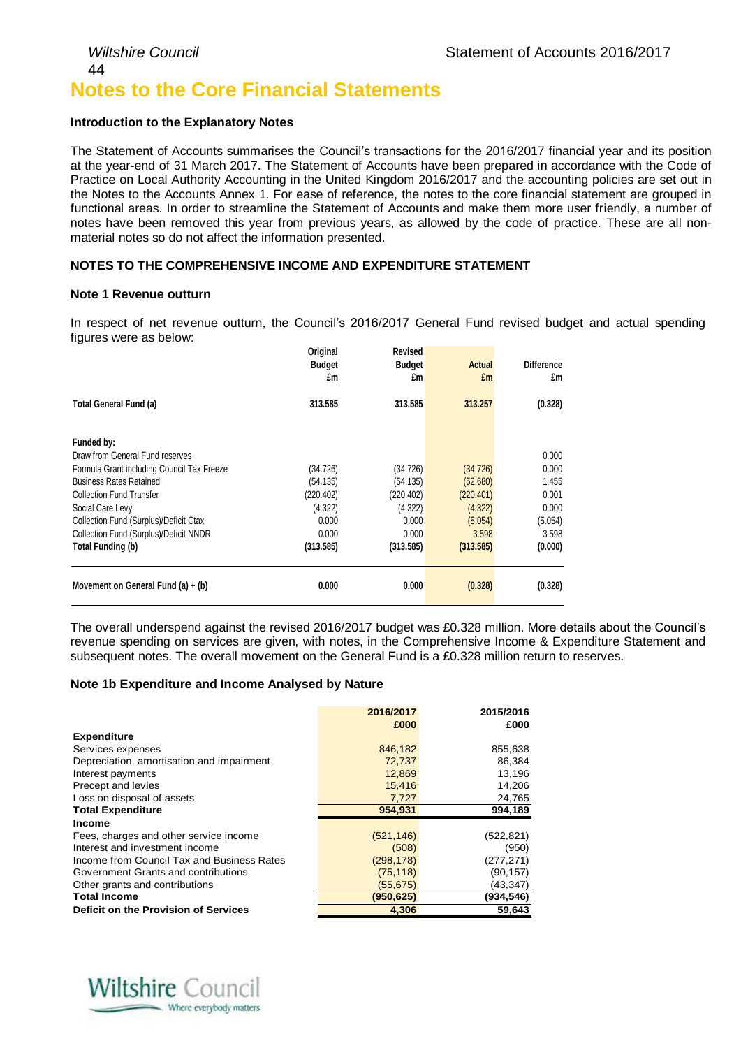# Notes to the Core Financial Statements

**Introduction to the Explanatory Notes**

The Statement of Accounts summarises the Council's transactions for the 2016/2017 financial year and its position at the year-end of 31 March 2017. The Statement of Accounts have been prepared in accordance with the Code of Practice on Local Authority Accounting in the United Kingdom 2016/2017 and the accounting policies are set out in the Notes to the Accounts Annex 1. For ease of reference, the notes to the core financial statement are grouped in functional areas. In order to streamline the Statement of Accounts and make them more user friendly, a number of notes have been removed this year from previous years, as allowed by the code of practice. These are all non-material notes so do not affect the information presented.

**NOTES TO THE COMPREHENSIVE INCOME AND EXPENDITURE STATEMENT**

**Note 1 Revenue outturn**

In respect of net revenue outturn, the Council's 2016/2017 General Fund revised budget and actual spending figures were as below:

| | Original Budget £m | Revised Budget £m | Actual £m | Difference £m |
|---|---|---|---|---|
| **Total General Fund (a)** | **313.585** | **313.585** | **313.257** | **(0.328)** |
| **Funded by:** | | | | |
| Draw from General Fund reserves | | | | 0.000 |
| Formula Grant including Council Tax Freeze | (34.726) | (34.726) | (34.726) | 0.000 |
| Business Rates Retained | (54.135) | (54.135) | (52.680) | 1.455 |
| Collection Fund Transfer | (220.402) | (220.402) | (220.401) | 0.001 |
| Social Care Levy | (4.322) | (4.322) | (4.322) | 0.000 |
| Collection Fund (Surplus)/Deficit Ctax | 0.000 | 0.000 | (5.054) | (5.054) |
| Collection Fund (Surplus)/Deficit NNDR | 0.000 | 0.000 | 3.598 | 3.598 |
| **Total Funding (b)** | **(313.585)** | **(313.585)** | **(313.585)** | **(0.000)** |
| **Movement on General Fund (a) + (b)** | **0.000** | **0.000** | **(0.328)** | **(0.328)** |

The overall underspend against the revised 2016/2017 budget was £0.328 million. More details about the Council's revenue spending on services are given, with notes, in the Comprehensive Income & Expenditure Statement and subsequent notes. The overall movement on the General Fund is a £0.328 million return to reserves.

**Note 1b Expenditure and Income Analysed by Nature**

| | 2016/2017 £000 | 2015/2016 £000 |
|---|---|---|
| **Expenditure** | | |
| Services expenses | 846,182 | 855,638 |
| Depreciation, amortisation and impairment | 72,737 | 86,384 |
| Interest payments | 12,869 | 13,196 |
| Precept and levies | 15,416 | 14,206 |
| Loss on disposal of assets | 7,727 | 24,765 |
| **Total Expenditure** | **954,931** | **994,189** |
| **Income** | | |
| Fees, charges and other service income | (521,146) | (522,821) |
| Interest and investment income | (508) | (950) |
| Income from Council Tax and Business Rates | (298,178) | (277,271) |
| Government Grants and contributions | (75,118) | (90,157) |
| Other grants and contributions | (55,675) | (43,347) |
| **Total Income** | **(950,625)** | **(934,546)** |
| **Deficit on the Provision of Services** | **4,306** | **59,643** |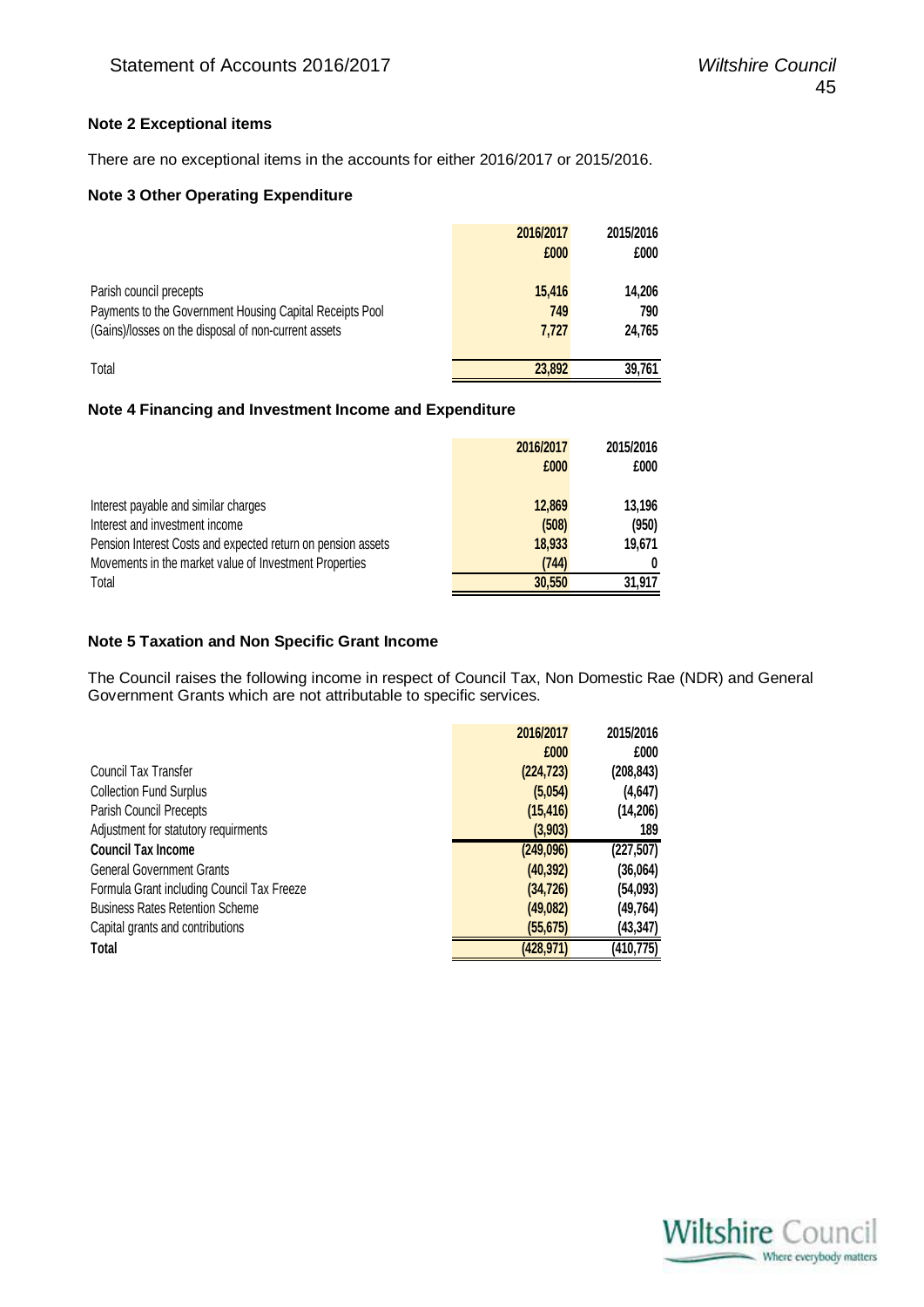### Note 2 Exceptional items

There are no exceptional items in the accounts for either 2016/2017 or 2015/2016.

### Note 3 Other Operating Expenditure

| | 2016/2017 £000 | 2015/2016 £000 |
|---|---|---|
| Parish council precepts | 15,416 | 14,206 |
| Payments to the Government Housing Capital Receipts Pool | 749 | 790 |
| (Gains)/losses on the disposal of non-current assets | 7,727 | 24,765 |
| Total | 23,892 | 39,761 |

### Note 4 Financing and Investment Income and Expenditure

| | 2016/2017 £000 | 2015/2016 £000 |
|---|---|---|
| Interest payable and similar charges | 12,869 | 13,196 |
| Interest and investment income | (508) | (950) |
| Pension Interest Costs and expected return on pension assets | 18,933 | 19,671 |
| Movements in the market value of Investment Properties | (744) | 0 |
| Total | 30,550 | 31,917 |

### Note 5 Taxation and Non Specific Grant Income

The Council raises the following income in respect of Council Tax, Non Domestic Rae (NDR) and General Government Grants which are not attributable to specific services.

| | 2016/2017 £000 | 2015/2016 £000 |
|---|---|---|
| Council Tax Transfer | (224,723) | (208,843) |
| Collection Fund Surplus | (5,054) | (4,647) |
| Parish Council Precepts | (15,416) | (14,206) |
| Adjustment for statutory requirments | (3,903) | 189 |
| **Council Tax Income** | **(249,096)** | **(227,507)** |
| General Government Grants | (40,392) | (36,064) |
| Formula Grant including Council Tax Freeze | (34,726) | (54,093) |
| Business Rates Retention Scheme | (49,082) | (49,764) |
| Capital grants and contributions | (55,675) | (43,347) |
| **Total** | **(428,971)** | **(410,775)** |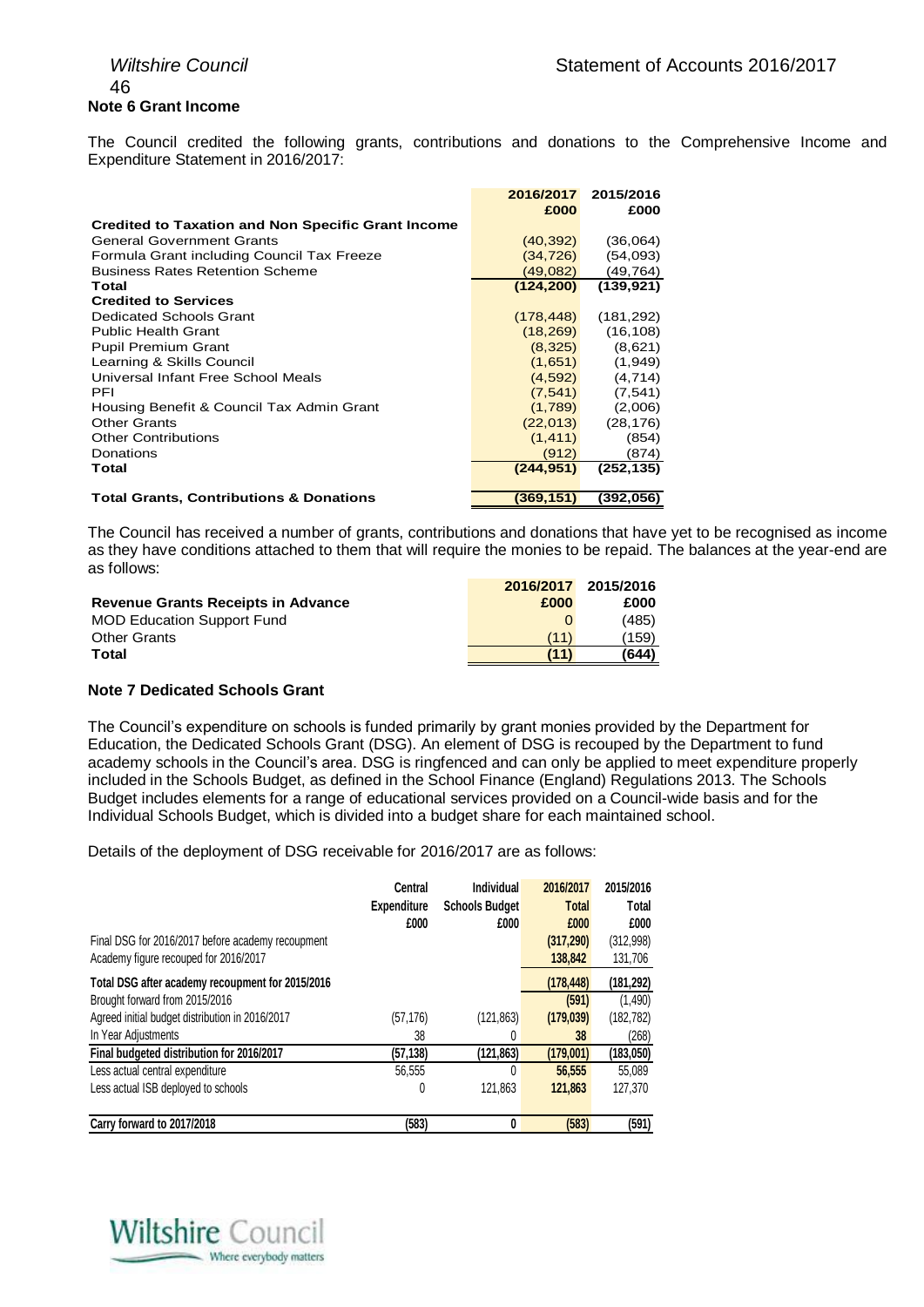## Note 6 Grant Income

The Council credited the following grants, contributions and donations to the Comprehensive Income and Expenditure Statement in 2016/2017:

| | 2016/2017 £000 | 2015/2016 £000 |
|---|---|---|
| **Credited to Taxation and Non Specific Grant Income** | | |
| General Government Grants | (40,392) | (36,064) |
| Formula Grant including Council Tax Freeze | (34,726) | (54,093) |
| Business Rates Retention Scheme | (49,082) | (49,764) |
| **Total** | **(124,200)** | **(139,921)** |
| **Credited to Services** | | |
| Dedicated Schools Grant | (178,448) | (181,292) |
| Public Health Grant | (18,269) | (16,108) |
| Pupil Premium Grant | (8,325) | (8,621) |
| Learning & Skills Council | (1,651) | (1,949) |
| Universal Infant Free School Meals | (4,592) | (4,714) |
| PFI | (7,541) | (7,541) |
| Housing Benefit & Council Tax Admin Grant | (1,789) | (2,006) |
| Other Grants | (22,013) | (28,176) |
| Other Contributions | (1,411) | (854) |
| Donations | (912) | (874) |
| **Total** | **(244,951)** | **(252,135)** |
| **Total Grants, Contributions & Donations** | **(369,151)** | **(392,056)** |

The Council has received a number of grants, contributions and donations that have yet to be recognised as income as they have conditions attached to them that will require the monies to be repaid. The balances at the year-end are as follows:

| Revenue Grants Receipts in Advance | 2016/2017 £000 | 2015/2016 £000 |
|---|---|---|
| MOD Education Support Fund | 0 | (485) |
| Other Grants | (11) | (159) |
| **Total** | **(11)** | **(644)** |

## Note 7 Dedicated Schools Grant

The Council's expenditure on schools is funded primarily by grant monies provided by the Department for Education, the Dedicated Schools Grant (DSG). An element of DSG is recouped by the Department to fund academy schools in the Council's area. DSG is ringfenced and can only be applied to meet expenditure properly included in the Schools Budget, as defined in the School Finance (England) Regulations 2013. The Schools Budget includes elements for a range of educational services provided on a Council-wide basis and for the Individual Schools Budget, which is divided into a budget share for each maintained school.

Details of the deployment of DSG receivable for 2016/2017 are as follows:

| | Central Expenditure £000 | Individual Schools Budget £000 | 2016/2017 Total £000 | 2015/2016 Total £000 |
|---|---|---|---|---|
| Final DSG for 2016/2017 before academy recoupment | | | (317,290) | (312,998) |
| Academy figure recouped for 2016/2017 | | | 138,842 | 131,706 |
| **Total DSG after academy recoupment for 2015/2016** | | | **(178,448)** | **(181,292)** |
| Brought forward from 2015/2016 | | | (591) | (1,490) |
| Agreed initial budget distribution in 2016/2017 | (57,176) | (121,863) | (179,039) | (182,782) |
| In Year Adjustments | 38 | 0 | 38 | (268) |
| **Final budgeted distribution for 2016/2017** | **(57,138)** | **(121,863)** | **(179,001)** | **(183,050)** |
| Less actual central expenditure | 56,555 | 0 | 56,555 | 55,089 |
| Less actual ISB deployed to schools | 0 | 121,863 | 121,863 | 127,370 |
| **Carry forward to 2017/2018** | **(583)** | **0** | **(583)** | **(591)** |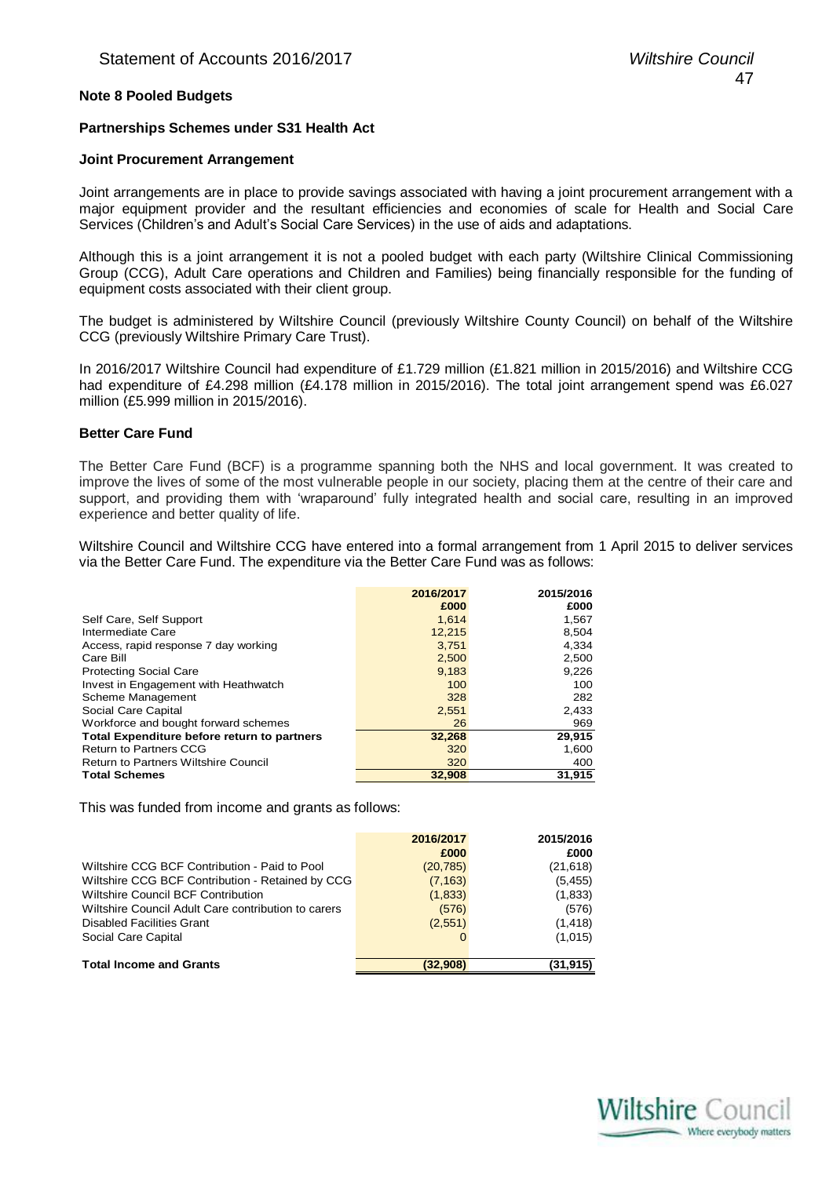## Note 8 Pooled Budgets

### Partnerships Schemes under S31 Health Act

### Joint Procurement Arrangement

Joint arrangements are in place to provide savings associated with having a joint procurement arrangement with a major equipment provider and the resultant efficiencies and economies of scale for Health and Social Care Services (Children's and Adult's Social Care Services) in the use of aids and adaptations.

Although this is a joint arrangement it is not a pooled budget with each party (Wiltshire Clinical Commissioning Group (CCG), Adult Care operations and Children and Families) being financially responsible for the funding of equipment costs associated with their client group.

The budget is administered by Wiltshire Council (previously Wiltshire County Council) on behalf of the Wiltshire CCG (previously Wiltshire Primary Care Trust).

In 2016/2017 Wiltshire Council had expenditure of £1.729 million (£1.821 million in 2015/2016) and Wiltshire CCG had expenditure of £4.298 million (£4.178 million in 2015/2016). The total joint arrangement spend was £6.027 million (£5.999 million in 2015/2016).

### Better Care Fund

The Better Care Fund (BCF) is a programme spanning both the NHS and local government. It was created to improve the lives of some of the most vulnerable people in our society, placing them at the centre of their care and support, and providing them with 'wraparound' fully integrated health and social care, resulting in an improved experience and better quality of life.

Wiltshire Council and Wiltshire CCG have entered into a formal arrangement from 1 April 2015 to deliver services via the Better Care Fund. The expenditure via the Better Care Fund was as follows:

| | 2016/2017<br>£000 | 2015/2016<br>£000 |
|---|---|---|
| Self Care, Self Support | 1,614 | 1,567 |
| Intermediate Care | 12,215 | 8,504 |
| Access, rapid response 7 day working | 3,751 | 4,334 |
| Care Bill | 2,500 | 2,500 |
| Protecting Social Care | 9,183 | 9,226 |
| Invest in Engagement with Heathwatch | 100 | 100 |
| Scheme Management | 328 | 282 |
| Social Care Capital | 2,551 | 2,433 |
| Workforce and bought forward schemes | 26 | 969 |
| **Total Expenditure before return to partners** | **32,268** | **29,915** |
| Return to Partners CCG | 320 | 1,600 |
| Return to Partners Wiltshire Council | 320 | 400 |
| **Total Schemes** | **32,908** | **31,915** |

This was funded from income and grants as follows:

| | 2016/2017<br>£000 | 2015/2016<br>£000 |
|---|---|---|
| Wiltshire CCG BCF Contribution - Paid to Pool | (20,785) | (21,618) |
| Wiltshire CCG BCF Contribution - Retained by CCG | (7,163) | (5,455) |
| Wiltshire Council BCF Contribution | (1,833) | (1,833) |
| Wiltshire Council Adult Care contribution to carers | (576) | (576) |
| Disabled Facilities Grant | (2,551) | (1,418) |
| Social Care Capital | 0 | (1,015) |
| **Total Income and Grants** | **(32,908)** | **(31,915)** |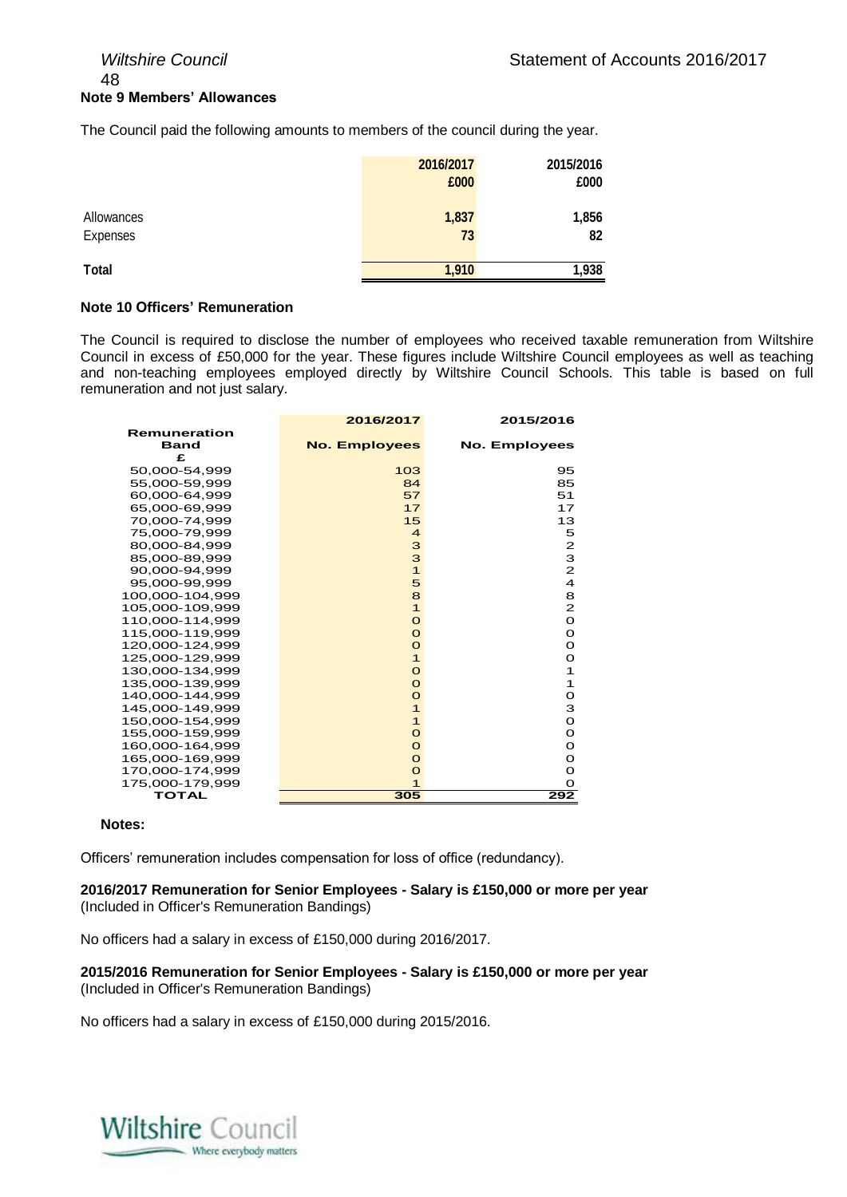## Note 9 Members' Allowances

The Council paid the following amounts to members of the council during the year.

| | 2016/2017<br>£000 | 2015/2016<br>£000 |
|---|---|---|
| Allowances | 1,837 | 1,856 |
| Expenses | 73 | 82 |
| **Total** | **1,910** | **1,938** |

## Note 10 Officers' Remuneration

The Council is required to disclose the number of employees who received taxable remuneration from Wiltshire Council in excess of £50,000 for the year. These figures include Wiltshire Council employees as well as teaching and non-teaching employees employed directly by Wiltshire Council Schools. This table is based on full remuneration and not just salary.

| Remuneration Band £ | 2016/2017 No. Employees | 2015/2016 No. Employees |
|---|---|---|
| 50,000-54,999 | 103 | 95 |
| 55,000-59,999 | 84 | 85 |
| 60,000-64,999 | 57 | 51 |
| 65,000-69,999 | 17 | 17 |
| 70,000-74,999 | 15 | 13 |
| 75,000-79,999 | 4 | 5 |
| 80,000-84,999 | 3 | 2 |
| 85,000-89,999 | 3 | 3 |
| 90,000-94,999 | 1 | 2 |
| 95,000-99,999 | 5 | 4 |
| 100,000-104,999 | 8 | 8 |
| 105,000-109,999 | 1 | 2 |
| 110,000-114,999 | 0 | 0 |
| 115,000-119,999 | 0 | 0 |
| 120,000-124,999 | 0 | 0 |
| 125,000-129,999 | 1 | 0 |
| 130,000-134,999 | 0 | 1 |
| 135,000-139,999 | 0 | 1 |
| 140,000-144,999 | 0 | 0 |
| 145,000-149,999 | 1 | 3 |
| 150,000-154,999 | 1 | 0 |
| 155,000-159,999 | 0 | 0 |
| 160,000-164,999 | 0 | 0 |
| 165,000-169,999 | 0 | 0 |
| 170,000-174,999 | 0 | 0 |
| 175,000-179,999 | 1 | 0 |
| **TOTAL** | **305** | **292** |

**Notes:**

Officers' remuneration includes compensation for loss of office (redundancy).

**2016/2017 Remuneration for Senior Employees - Salary is £150,000 or more per year**
(Included in Officer's Remuneration Bandings)

No officers had a salary in excess of £150,000 during 2016/2017.

**2015/2016 Remuneration for Senior Employees - Salary is £150,000 or more per year**
(Included in Officer's Remuneration Bandings)

No officers had a salary in excess of £150,000 during 2015/2016.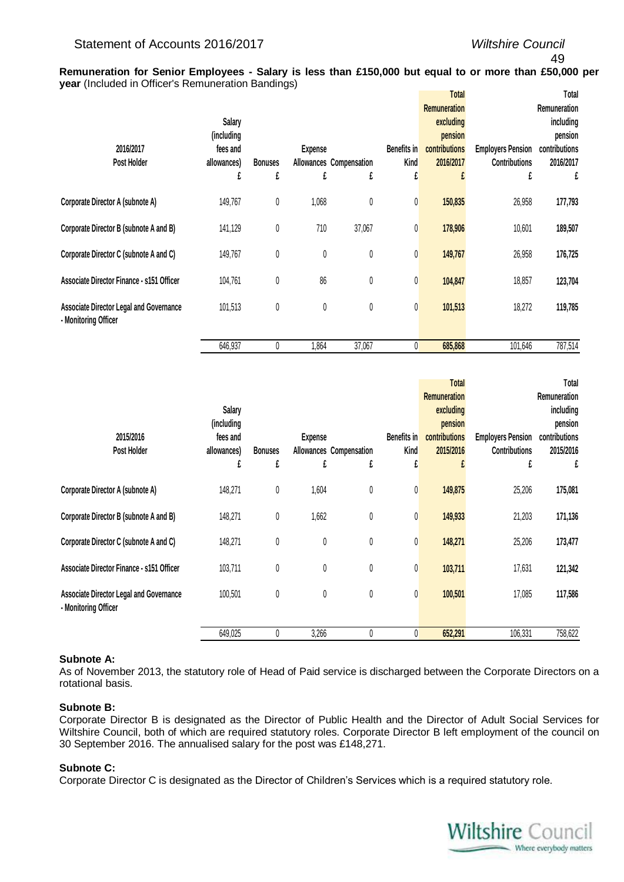**Remuneration for Senior Employees - Salary is less than £150,000 but equal to or more than £50,000 per year** (Included in Officer's Remuneration Bandings)

| 2016/2017 Post Holder | Salary (including fees and allowances) £ | Bonuses £ | Expense Allowances £ | Compensation £ | Benefits in Kind £ | Total Remuneration excluding pension contributions 2016/2017 £ | Employers Pension Contributions £ | Total Remuneration including pension contributions 2016/2017 £ |
|---|---|---|---|---|---|---|---|---|
| Corporate Director A (subnote A) | 149,767 | 0 | 1,068 | 0 | 0 | **150,835** | 26,958 | **177,793** |
| Corporate Director B (subnote A and B) | 141,129 | 0 | 710 | 37,067 | 0 | **178,906** | 10,601 | **189,507** |
| Corporate Director C (subnote A and C) | 149,767 | 0 | 0 | 0 | 0 | **149,767** | 26,958 | **176,725** |
| Associate Director Finance - s151 Officer | 104,761 | 0 | 86 | 0 | 0 | **104,847** | 18,857 | **123,704** |
| Associate Director Legal and Governance - Monitoring Officer | 101,513 | 0 | 0 | 0 | 0 | **101,513** | 18,272 | **119,785** |
| | 646,937 | 0 | 1,864 | 37,067 | 0 | **685,868** | 101,646 | 787,514 |

| 2015/2016 Post Holder | Salary (including fees and allowances) £ | Bonuses £ | Expense Allowances £ | Compensation £ | Benefits in Kind £ | Total Remuneration excluding pension contributions 2015/2016 £ | Employers Pension Contributions £ | Total Remuneration including pension contributions 2015/2016 £ |
|---|---|---|---|---|---|---|---|---|
| Corporate Director A (subnote A) | 148,271 | 0 | 1,604 | 0 | 0 | **149,875** | 25,206 | **175,081** |
| Corporate Director B (subnote A and B) | 148,271 | 0 | 1,662 | 0 | 0 | **149,933** | 21,203 | **171,136** |
| Corporate Director C (subnote A and C) | 148,271 | 0 | 0 | 0 | 0 | **148,271** | 25,206 | **173,477** |
| Associate Director Finance - s151 Officer | 103,711 | 0 | 0 | 0 | 0 | **103,711** | 17,631 | **121,342** |
| Associate Director Legal and Governance - Monitoring Officer | 100,501 | 0 | 0 | 0 | 0 | **100,501** | 17,085 | **117,586** |
| | 649,025 | 0 | 3,266 | 0 | 0 | **652,291** | 106,331 | 758,622 |

**Subnote A:**
As of November 2013, the statutory role of Head of Paid service is discharged between the Corporate Directors on a rotational basis.

**Subnote B:**
Corporate Director B is designated as the Director of Public Health and the Director of Adult Social Services for Wiltshire Council, both of which are required statutory roles. Corporate Director B left employment of the council on 30 September 2016. The annualised salary for the post was £148,271.

**Subnote C:**
Corporate Director C is designated as the Director of Children's Services which is a required statutory role.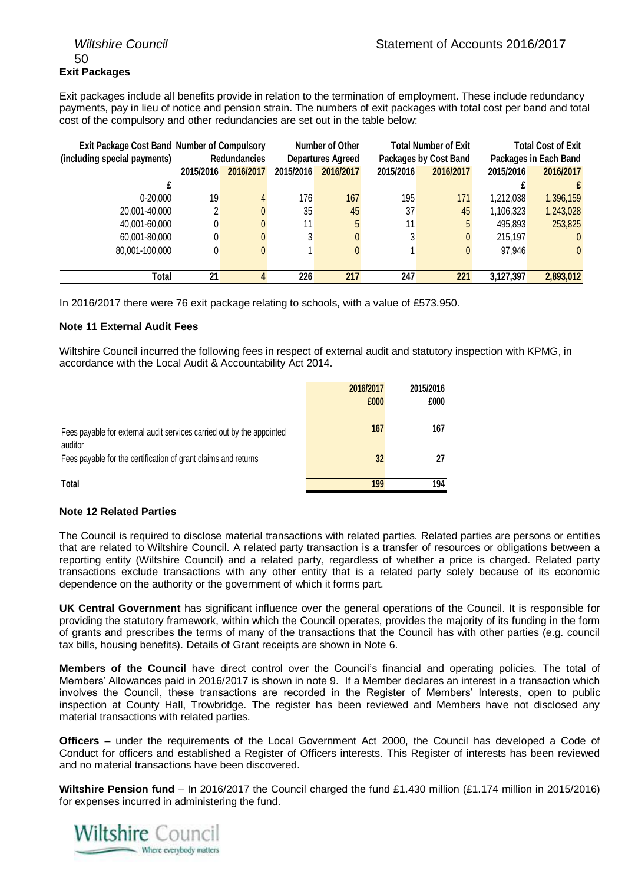### Exit Packages

Exit packages include all benefits provide in relation to the termination of employment. These include redundancy payments, pay in lieu of notice and pension strain. The numbers of exit packages with total cost per band and total cost of the compulsory and other redundancies are set out in the table below:

| Exit Package Cost Band (including special payments) | Number of Compulsory Redundancies | | Number of Other Departures Agreed | | Total Number of Exit Packages by Cost Band | | Total Cost of Exit Packages in Each Band | |
|---|---|---|---|---|---|---|---|---|
| | 2015/2016 | 2016/2017 | 2015/2016 | 2016/2017 | 2015/2016 | 2016/2017 | 2015/2016 | 2016/2017 |
| £ | | | | | | | £ | £ |
| 0-20,000 | 19 | 4 | 176 | 167 | 195 | 171 | 1,212,038 | 1,396,159 |
| 20,001-40,000 | 2 | 0 | 35 | 45 | 37 | 45 | 1,106,323 | 1,243,028 |
| 40,001-60,000 | 0 | 0 | 11 | 5 | 11 | 5 | 495,893 | 253,825 |
| 60,001-80,000 | 0 | 0 | 3 | 0 | 3 | 0 | 215,197 | 0 |
| 80,001-100,000 | 0 | 0 | 1 | 0 | 1 | 0 | 97,946 | 0 |
| **Total** | **21** | **4** | **226** | **217** | **247** | **221** | **3,127,397** | **2,893,012** |

In 2016/2017 there were 76 exit package relating to schools, with a value of £573.950.

### Note 11 External Audit Fees

Wiltshire Council incurred the following fees in respect of external audit and statutory inspection with KPMG, in accordance with the Local Audit & Accountability Act 2014.

| | 2016/2017 £000 | 2015/2016 £000 |
|---|---|---|
| Fees payable for external audit services carried out by the appointed auditor | 167 | 167 |
| Fees payable for the certification of grant claims and returns | 32 | 27 |
| **Total** | **199** | **194** |

### Note 12 Related Parties

The Council is required to disclose material transactions with related parties. Related parties are persons or entities that are related to Wiltshire Council. A related party transaction is a transfer of resources or obligations between a reporting entity (Wiltshire Council) and a related party, regardless of whether a price is charged. Related party transactions exclude transactions with any other entity that is a related party solely because of its economic dependence on the authority or the government of which it forms part.

**UK Central Government** has significant influence over the general operations of the Council. It is responsible for providing the statutory framework, within which the Council operates, provides the majority of its funding in the form of grants and prescribes the terms of many of the transactions that the Council has with other parties (e.g. council tax bills, housing benefits). Details of Grant receipts are shown in Note 6.

**Members of the Council** have direct control over the Council's financial and operating policies. The total of Members' Allowances paid in 2016/2017 is shown in note 9. If a Member declares an interest in a transaction which involves the Council, these transactions are recorded in the Register of Members' Interests, open to public inspection at County Hall, Trowbridge. The register has been reviewed and Members have not disclosed any material transactions with related parties.

**Officers –** under the requirements of the Local Government Act 2000, the Council has developed a Code of Conduct for officers and established a Register of Officers interests. This Register of interests has been reviewed and no material transactions have been discovered.

**Wiltshire Pension fund** – In 2016/2017 the Council charged the fund £1.430 million (£1.174 million in 2015/2016) for expenses incurred in administering the fund.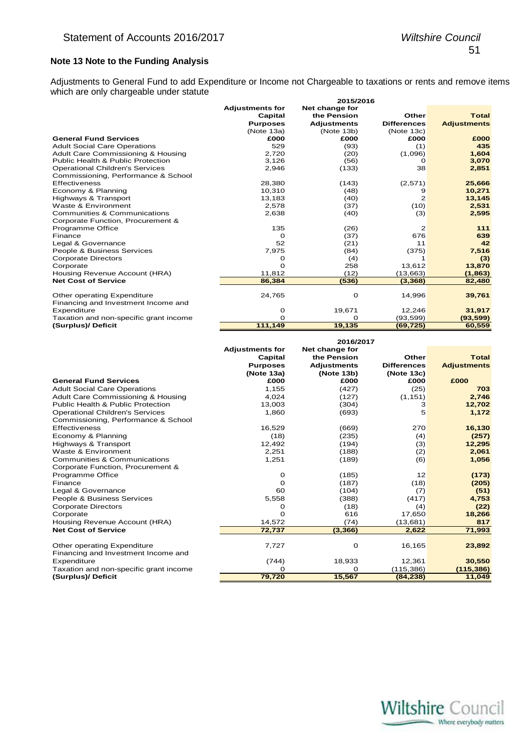## Note 13 Note to the Funding Analysis

Adjustments to General Fund to add Expenditure or Income not Chargeable to taxations or rents and remove items which are only chargeable under statute

| | 2015/2016 | | | |
|---|---|---|---|---|
| | Adjustments for Capital Purposes (Note 13a) | Net change for the Pension Adjustments (Note 13b) | Other Differences (Note 13c) | Total Adjustments |
| **General Fund Services** | **£000** | **£000** | **£000** | **£000** |
| Adult Social Care Operations | 529 | (93) | (1) | **435** |
| Adult Care Commissioning & Housing | 2,720 | (20) | (1,096) | **1,604** |
| Public Health & Public Protection | 3,126 | (56) | 0 | **3,070** |
| Operational Children's Services | 2,946 | (133) | 38 | **2,851** |
| Commissioning, Performance & School Effectiveness | 28,380 | (143) | (2,571) | **25,666** |
| Economy & Planning | 10,310 | (48) | 9 | **10,271** |
| Highways & Transport | 13,183 | (40) | 2 | **13,145** |
| Waste & Environment | 2,578 | (37) | (10) | **2,531** |
| Communities & Communications | 2,638 | (40) | (3) | **2,595** |
| Corporate Function, Procurement & Programme Office | 135 | (26) | 2 | **111** |
| Finance | 0 | (37) | 676 | **639** |
| Legal & Governance | 52 | (21) | 11 | **42** |
| People & Business Services | 7,975 | (84) | (375) | **7,516** |
| Corporate Directors | 0 | (4) | 1 | **(3)** |
| Corporate | 0 | 258 | 13,612 | **13,870** |
| Housing Revenue Account (HRA) | 11,812 | (12) | (13,663) | **(1,863)** |
| **Net Cost of Service** | **86,384** | **(536)** | **(3,368)** | **82,480** |
| Other operating Expenditure | 24,765 | 0 | 14,996 | **39,761** |
| Financing and Investment Income and Expenditure | 0 | 19,671 | 12,246 | **31,917** |
| Taxation and non-specific grant income | 0 | 0 | (93,599) | **(93,599)** |
| **(Surplus)/ Deficit** | **111,149** | **19,135** | **(69,725)** | **60,559** |

| | 2016/2017 | | | |
|---|---|---|---|---|
| | Adjustments for Capital Purposes (Note 13a) | Net change for the Pension Adjustments (Note 13b) | Other Differences (Note 13c) | Total Adjustments |
| **General Fund Services** | **£000** | **£000** | **£000** | **£000** |
| Adult Social Care Operations | 1,155 | (427) | (25) | **703** |
| Adult Care Commissioning & Housing | 4,024 | (127) | (1,151) | **2,746** |
| Public Health & Public Protection | 13,003 | (304) | 3 | **12,702** |
| Operational Children's Services | 1,860 | (693) | 5 | **1,172** |
| Commissioning, Performance & School Effectiveness | 16,529 | (669) | 270 | **16,130** |
| Economy & Planning | (18) | (235) | (4) | **(257)** |
| Highways & Transport | 12,492 | (194) | (3) | **12,295** |
| Waste & Environment | 2,251 | (188) | (2) | **2,061** |
| Communities & Communications | 1,251 | (189) | (6) | **1,056** |
| Corporate Function, Procurement & Programme Office | 0 | (185) | 12 | **(173)** |
| Finance | 0 | (187) | (18) | **(205)** |
| Legal & Governance | 60 | (104) | (7) | **(51)** |
| People & Business Services | 5,558 | (388) | (417) | **4,753** |
| Corporate Directors | 0 | (18) | (4) | **(22)** |
| Corporate | 0 | 616 | 17,650 | **18,266** |
| Housing Revenue Account (HRA) | 14,572 | (74) | (13,681) | **817** |
| **Net Cost of Service** | **72,737** | **(3,366)** | **2,622** | **71,993** |
| Other operating Expenditure | 7,727 | 0 | 16,165 | **23,892** |
| Financing and Investment Income and Expenditure | (744) | 18,933 | 12,361 | **30,550** |
| Taxation and non-specific grant income | 0 | 0 | (115,386) | **(115,386)** |
| **(Surplus)/ Deficit** | **79,720** | **15,567** | **(84,238)** | **11,049** |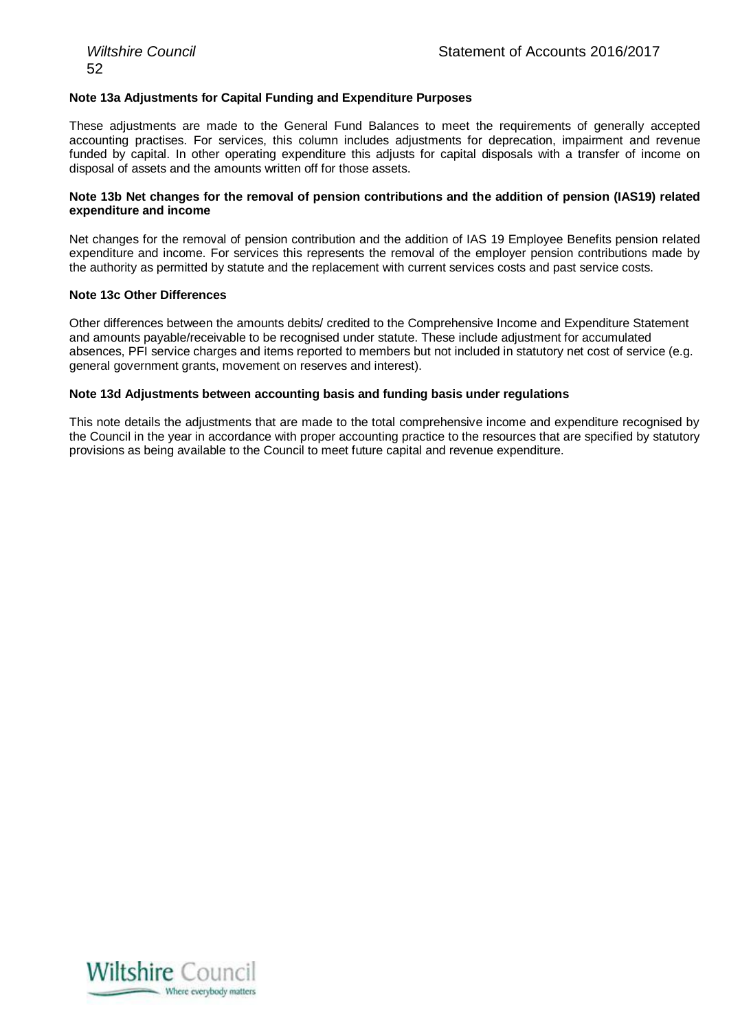**Note 13a Adjustments for Capital Funding and Expenditure Purposes**

These adjustments are made to the General Fund Balances to meet the requirements of generally accepted accounting practises. For services, this column includes adjustments for deprecation, impairment and revenue funded by capital. In other operating expenditure this adjusts for capital disposals with a transfer of income on disposal of assets and the amounts written off for those assets.

**Note 13b Net changes for the removal of pension contributions and the addition of pension (IAS19) related expenditure and income**

Net changes for the removal of pension contribution and the addition of IAS 19 Employee Benefits pension related expenditure and income. For services this represents the removal of the employer pension contributions made by the authority as permitted by statute and the replacement with current services costs and past service costs.

**Note 13c Other Differences**

Other differences between the amounts debits/ credited to the Comprehensive Income and Expenditure Statement and amounts payable/receivable to be recognised under statute. These include adjustment for accumulated absences, PFI service charges and items reported to members but not included in statutory net cost of service (e.g. general government grants, movement on reserves and interest).

**Note 13d Adjustments between accounting basis and funding basis under regulations**

This note details the adjustments that are made to the total comprehensive income and expenditure recognised by the Council in the year in accordance with proper accounting practice to the resources that are specified by statutory provisions as being available to the Council to meet future capital and revenue expenditure.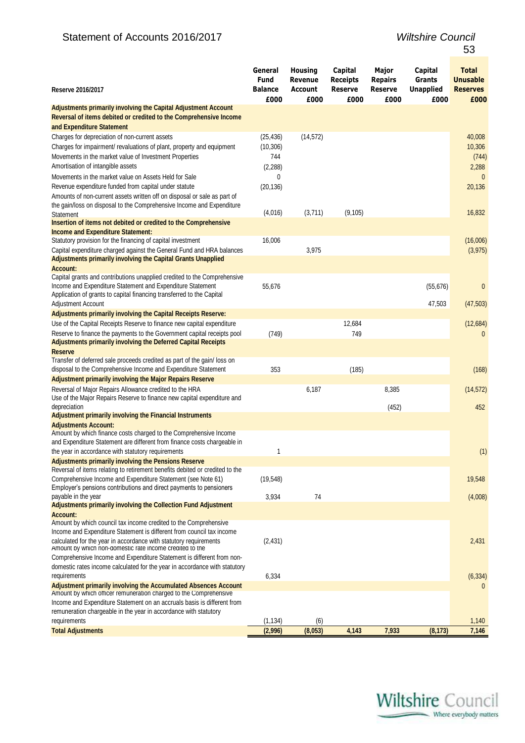| Reserve 2016/2017 | General Fund Balance £000 | Housing Revenue Account £000 | Capital Receipts Reserve £000 | Major Repairs Reserve £000 | Capital Grants Unapplied £000 | Total Unusable Reserves £000 |
|---|---|---|---|---|---|---|
| **Adjustments primarily involving the Capital Adjustment Account** | | | | | | |
| **Reversal of items debited or credited to the Comprehensive Income and Expenditure Statement** | | | | | | |
| Charges for depreciation of non-current assets | (25,436) | (14,572) | | | | 40,008 |
| Charges for impairment/ revaluations of plant, property and equipment | (10,306) | | | | | 10,306 |
| Movements in the market value of Investment Properties | 744 | | | | | (744) |
| Amortisation of intangible assets | (2,288) | | | | | 2,288 |
| Movements in the market value on Assets Held for Sale | 0 | | | | | 0 |
| Revenue expenditure funded from capital under statute | (20,136) | | | | | 20,136 |
| Amounts of non-current assets written off on disposal or sale as part of the gain/loss on disposal to the Comprehensive Income and Expenditure Statement | (4,016) | (3,711) | (9,105) | | | 16,832 |
| **Insertion of items not debited or credited to the Comprehensive Income and Expenditure Statement:** | | | | | | |
| Statutory provision for the financing of capital investment | 16,006 | | | | | (16,006) |
| Capital expenditure charged against the General Fund and HRA balances | | 3,975 | | | | (3,975) |
| **Adjustments primarily involving the Capital Grants Unapplied Account:** | | | | | | |
| Capital grants and contributions unapplied credited to the Comprehensive Income and Expenditure Statement and Expenditure Statement | 55,676 | | | | (55,676) | 0 |
| Application of grants to capital financing transferred to the Capital Adjustment Account | | | | | 47,503 | (47,503) |
| **Adjustments primarily involving the Capital Receipts Reserve:** | | | | | | |
| Use of the Capital Receipts Reserve to finance new capital expenditure | | | 12,684 | | | (12,684) |
| Reserve to finance the payments to the Government capital receipts pool | (749) | | 749 | | | 0 |
| **Adjustments primarily involving the Deferred Capital Receipts Reserve** | | | | | | |
| Transfer of deferred sale proceeds credited as part of the gain/ loss on disposal to the Comprehensive Income and Expenditure Statement | 353 | | (185) | | | (168) |
| **Adjustment primarily involving the Major Repairs Reserve** | | | | | | |
| Reversal of Major Repairs Allowance credited to the HRA | | 6,187 | | 8,385 | | (14,572) |
| Use of the Major Repairs Reserve to finance new capital expenditure and depreciation | | | | (452) | | 452 |
| **Adjustment primarily involving the Financial Instruments Adjustments Account:** | | | | | | |
| Amount by which finance costs charged to the Comprehensive Income and Expenditure Statement are different from finance costs chargeable in the year in accordance with statutory requirements | 1 | | | | | (1) |
| **Adjustments primarily involving the Pensions Reserve** | | | | | | |
| Reversal of items relating to retirement benefits debited or credited to the Comprehensive Income and Expenditure Statement (see Note 61) | (19,548) | | | | | 19,548 |
| Employer's pensions contributions and direct payments to pensioners payable in the year | 3,934 | 74 | | | | (4,008) |
| **Adjustments primarily involving the Collection Fund Adjustment Account:** | | | | | | |
| Amount by which council tax income credited to the Comprehensive Income and Expenditure Statement is different from council tax income calculated for the year in accordance with statutory requirements | (2,431) | | | | | 2,431 |
| Amount by which non-domestic rate income credited to the Comprehensive Income and Expenditure Statement is different from non-domestic rates income calculated for the year in accordance with statutory requirements | 6,334 | | | | | (6,334) |
| **Adjustment primarily involving the Accumulated Absences Account** | | | | | | 0 |
| Amount by which officer remuneration charged to the Comprehensive Income and Expenditure Statement on an accruals basis is different from remuneration chargeable in the year in accordance with statutory requirements | (1,134) | (6) | | | | 1,140 |
| **Total Adjustments** | **(2,996)** | **(8,053)** | **4,143** | **7,933** | **(8,173)** | **7,146** |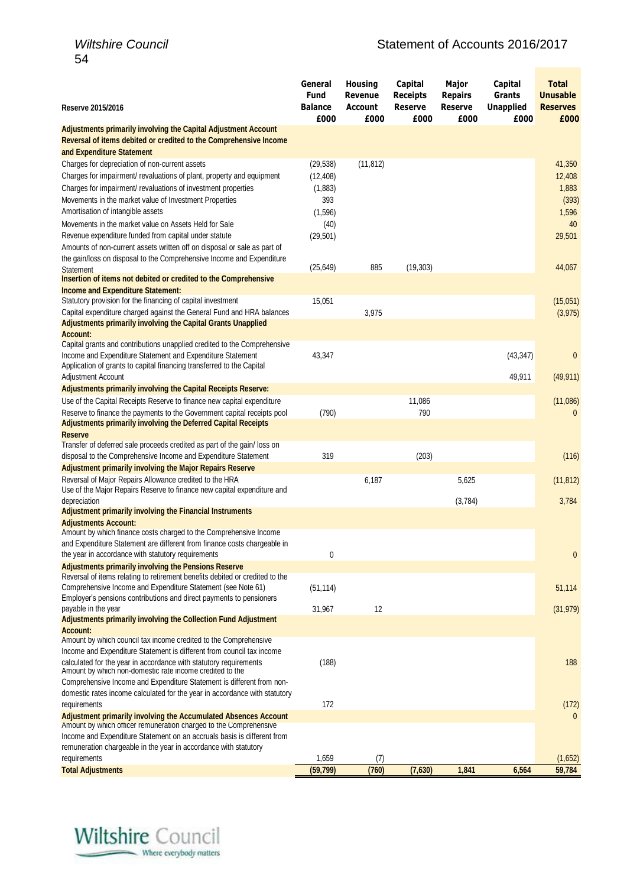| Reserve 2015/2016 | General Fund Balance £000 | Housing Revenue Account £000 | Capital Receipts Reserve £000 | Major Repairs Reserve £000 | Capital Grants Unapplied £000 | Total Unusable Reserves £000 |
|---|---|---|---|---|---|---|
| **Adjustments primarily involving the Capital Adjustment Account** | | | | | | |
| **Reversal of items debited or credited to the Comprehensive Income and Expenditure Statement** | | | | | | |
| Charges for depreciation of non-current assets | (29,538) | (11,812) | | | | 41,350 |
| Charges for impairment/ revaluations of plant, property and equipment | (12,408) | | | | | 12,408 |
| Charges for impairment/ revaluations of investment properties | (1,883) | | | | | 1,883 |
| Movements in the market value of Investment Properties | 393 | | | | | (393) |
| Amortisation of intangible assets | (1,596) | | | | | 1,596 |
| Movements in the market value on Assets Held for Sale | (40) | | | | | 40 |
| Revenue expenditure funded from capital under statute | (29,501) | | | | | 29,501 |
| Amounts of non-current assets written off on disposal or sale as part of the gain/loss on disposal to the Comprehensive Income and Expenditure Statement | (25,649) | 885 | (19,303) | | | 44,067 |
| **Insertion of items not debited or credited to the Comprehensive Income and Expenditure Statement:** | | | | | | |
| Statutory provision for the financing of capital investment | 15,051 | | | | | (15,051) |
| Capital expenditure charged against the General Fund and HRA balances | | 3,975 | | | | (3,975) |
| **Adjustments primarily involving the Capital Grants Unapplied Account:** | | | | | | |
| Capital grants and contributions unapplied credited to the Comprehensive Income and Expenditure Statement and Expenditure Statement | 43,347 | | | | (43,347) | 0 |
| Application of grants to capital financing transferred to the Capital Adjustment Account | | | | | 49,911 | (49,911) |
| **Adjustments primarily involving the Capital Receipts Reserve:** | | | | | | |
| Use of the Capital Receipts Reserve to finance new capital expenditure | | | 11,086 | | | (11,086) |
| Reserve to finance the payments to the Government capital receipts pool | (790) | | 790 | | | 0 |
| **Adjustments primarily involving the Deferred Capital Receipts Reserve** | | | | | | |
| Transfer of deferred sale proceeds credited as part of the gain/ loss on disposal to the Comprehensive Income and Expenditure Statement | 319 | | (203) | | | (116) |
| **Adjustment primarily involving the Major Repairs Reserve** | | | | | | |
| Reversal of Major Repairs Allowance credited to the HRA | | 6,187 | | 5,625 | | (11,812) |
| Use of the Major Repairs Reserve to finance new capital expenditure and depreciation | | | | (3,784) | | 3,784 |
| **Adjustment primarily involving the Financial Instruments Adjustments Account:** | | | | | | |
| Amount by which finance costs charged to the Comprehensive Income and Expenditure Statement are different from finance costs chargeable in the year in accordance with statutory requirements | 0 | | | | | 0 |
| **Adjustments primarily involving the Pensions Reserve** | | | | | | |
| Reversal of items relating to retirement benefits debited or credited to the Comprehensive Income and Expenditure Statement (see Note 61) | (51,114) | | | | | 51,114 |
| Employer's pensions contributions and direct payments to pensioners payable in the year | 31,967 | 12 | | | | (31,979) |
| **Adjustments primarily involving the Collection Fund Adjustment Account:** | | | | | | |
| Amount by which council tax income credited to the Comprehensive Income and Expenditure Statement is different from council tax income calculated for the year in accordance with statutory requirements | (188) | | | | | 188 |
| Amount by which non-domestic rate income credited to the Comprehensive Income and Expenditure Statement is different from non-domestic rates income calculated for the year in accordance with statutory requirements | 172 | | | | | (172) |
| **Adjustment primarily involving the Accumulated Absences Account** | | | | | | 0 |
| Amount by which officer remuneration charged to the Comprehensive Income and Expenditure Statement on an accruals basis is different from remuneration chargeable in the year in accordance with statutory requirements | 1,659 | (7) | | | | (1,652) |
| **Total Adjustments** | **(59,799)** | **(760)** | **(7,630)** | **1,841** | **6,564** | **59,784** |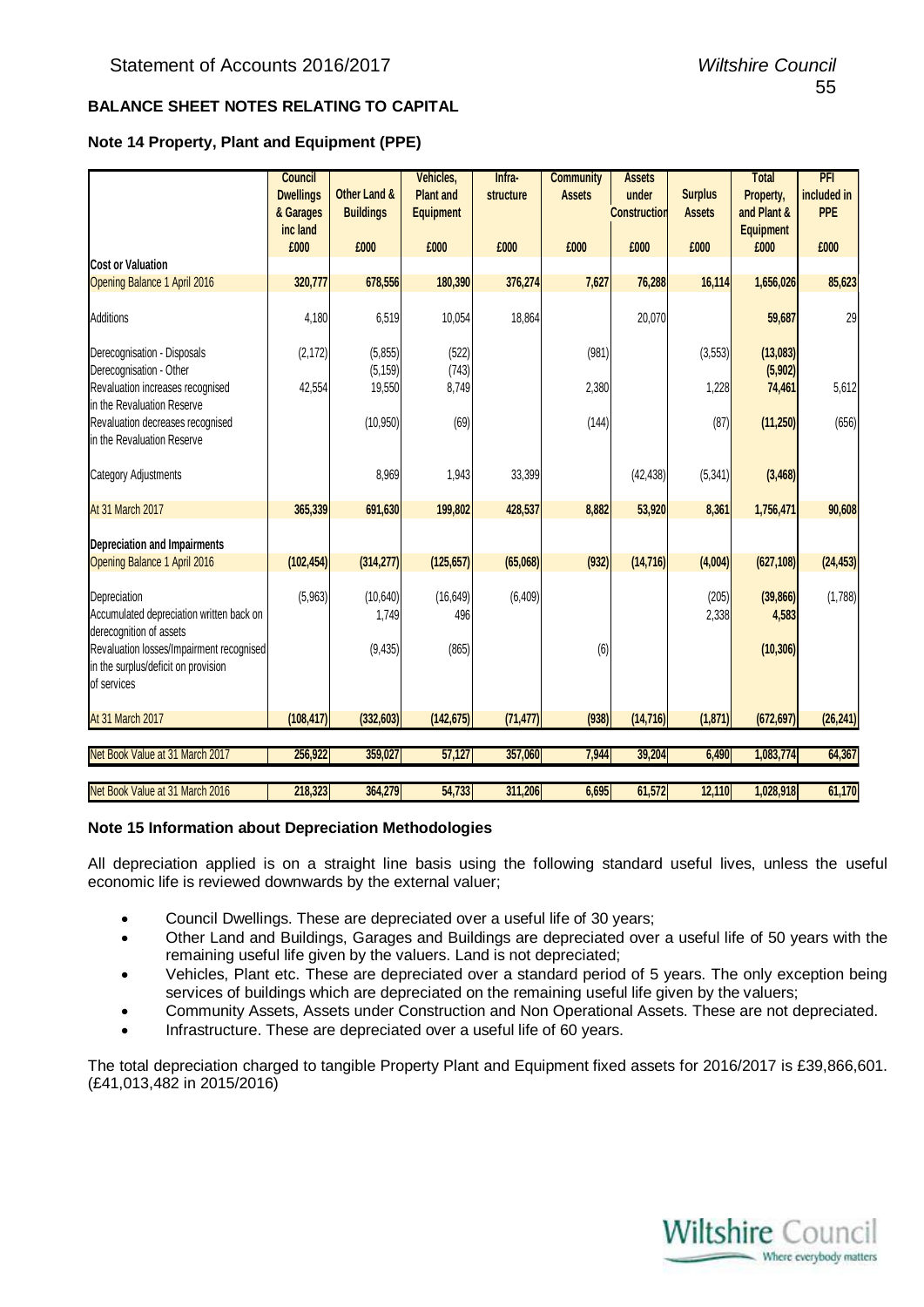## BALANCE SHEET NOTES RELATING TO CAPITAL

### Note 14 Property, Plant and Equipment (PPE)

| | Council Dwellings & Garages inc land | Other Land & Buildings | Vehicles, Plant and Equipment | Infra-structure | Community Assets | Assets under Construction | Surplus Assets | Total Property, Plant & Equipment | PFI included in PPE |
|---|---|---|---|---|---|---|---|---|---|
| | £000 | £000 | £000 | £000 | £000 | £000 | £000 | £000 | £000 |
| **Cost or Valuation** | | | | | | | | | |
| Opening Balance 1 April 2016 | 320,777 | 678,556 | 180,390 | 376,274 | 7,627 | 76,288 | 16,114 | 1,656,026 | 85,623 |
| Additions | 4,180 | 6,519 | 10,054 | 18,864 | | 20,070 | | 59,687 | 29 |
| Derecognisation - Disposals | (2,172) | (5,855) | (522) | | (981) | | (3,553) | (13,083) | |
| Derecognisation - Other | | (5,159) | (743) | | | | | (5,902) | |
| Revaluation increases recognised in the Revaluation Reserve | 42,554 | 19,550 | 8,749 | | 2,380 | | 1,228 | 74,461 | 5,612 |
| Revaluation decreases recognised in the Revaluation Reserve | | (10,950) | (69) | | (144) | | (87) | (11,250) | (656) |
| Category Adjustments | | 8,969 | 1,943 | 33,399 | | (42,438) | (5,341) | (3,468) | |
| At 31 March 2017 | 365,339 | 691,630 | 199,802 | 428,537 | 8,882 | 53,920 | 8,361 | 1,756,471 | 90,608 |
| **Depreciation and Impairments** | | | | | | | | | |
| Opening Balance 1 April 2016 | (102,454) | (314,277) | (125,657) | (65,068) | (932) | (14,716) | (4,004) | (627,108) | (24,453) |
| Depreciation | (5,963) | (10,640) | (16,649) | (6,409) | | | (205) | (39,866) | (1,788) |
| Accumulated depreciation written back on derecognition of assets | | 1,749 | 496 | | | | 2,338 | 4,583 | |
| Revaluation losses/Impairment recognised in the surplus/deficit on provision of services | | (9,435) | (865) | | (6) | | | (10,306) | |
| At 31 March 2017 | (108,417) | (332,603) | (142,675) | (71,477) | (938) | (14,716) | (1,871) | (672,697) | (26,241) |
| Net Book Value at 31 March 2017 | 256,922 | 359,027 | 57,127 | 357,060 | 7,944 | 39,204 | 6,490 | 1,083,774 | 64,367 |
| Net Book Value at 31 March 2016 | 218,323 | 364,279 | 54,733 | 311,206 | 6,695 | 61,572 | 12,110 | 1,028,918 | 61,170 |

### Note 15 Information about Depreciation Methodologies

All depreciation applied is on a straight line basis using the following standard useful lives, unless the useful economic life is reviewed downwards by the external valuer;

- Council Dwellings. These are depreciated over a useful life of 30 years;
- Other Land and Buildings, Garages and Buildings are depreciated over a useful life of 50 years with the remaining useful life given by the valuers. Land is not depreciated;
- Vehicles, Plant etc. These are depreciated over a standard period of 5 years. The only exception being services of buildings which are depreciated on the remaining useful life given by the valuers;
- Community Assets, Assets under Construction and Non Operational Assets. These are not depreciated.
- Infrastructure. These are depreciated over a useful life of 60 years.

The total depreciation charged to tangible Property Plant and Equipment fixed assets for 2016/2017 is £39,866,601. (£41,013,482 in 2015/2016)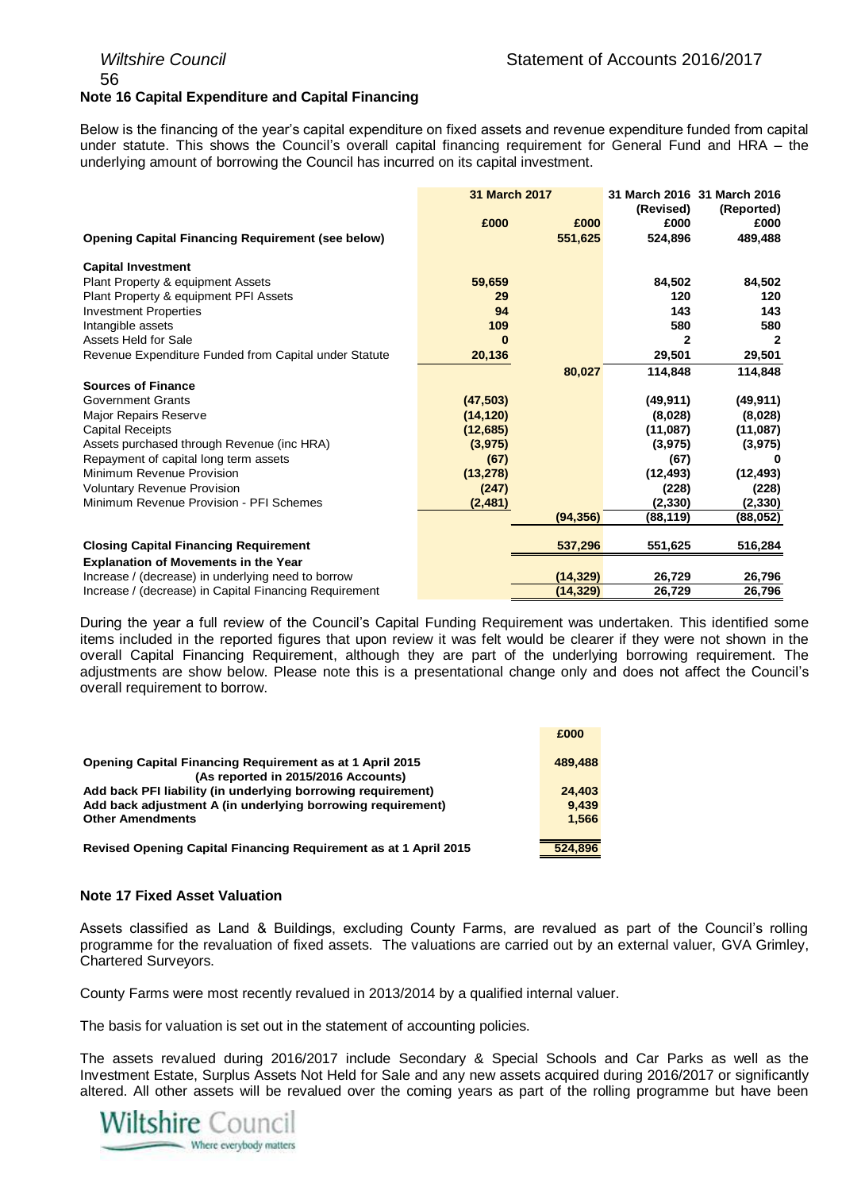## Note 16 Capital Expenditure and Capital Financing

Below is the financing of the year's capital expenditure on fixed assets and revenue expenditure funded from capital under statute. This shows the Council's overall capital financing requirement for General Fund and HRA – the underlying amount of borrowing the Council has incurred on its capital investment.

| | 31 March 2017 | | 31 March 2016 (Revised) | 31 March 2016 (Reported) |
|---|---|---|---|---|
| | £000 | £000 | £000 | £000 |
| **Opening Capital Financing Requirement (see below)** | | **551,625** | **524,896** | **489,488** |
| **Capital Investment** | | | | |
| Plant Property & equipment Assets | **59,659** | | **84,502** | **84,502** |
| Plant Property & equipment PFI Assets | **29** | | **120** | **120** |
| Investment Properties | **94** | | **143** | **143** |
| Intangible assets | **109** | | **580** | **580** |
| Assets Held for Sale | **0** | | **2** | **2** |
| Revenue Expenditure Funded from Capital under Statute | **20,136** | | **29,501** | **29,501** |
| | | **80,027** | **114,848** | **114,848** |
| **Sources of Finance** | | | | |
| Government Grants | **(47,503)** | | **(49,911)** | **(49,911)** |
| Major Repairs Reserve | **(14,120)** | | **(8,028)** | **(8,028)** |
| Capital Receipts | **(12,685)** | | **(11,087)** | **(11,087)** |
| Assets purchased through Revenue (inc HRA) | **(3,975)** | | **(3,975)** | **(3,975)** |
| Repayment of capital long term assets | **(67)** | | **(67)** | **0** |
| Minimum Revenue Provision | **(13,278)** | | **(12,493)** | **(12,493)** |
| Voluntary Revenue Provision | **(247)** | | **(228)** | **(228)** |
| Minimum Revenue Provision - PFI Schemes | **(2,481)** | | **(2,330)** | **(2,330)** |
| | | **(94,356)** | **(88,119)** | **(88,052)** |
| **Closing Capital Financing Requirement** | | **537,296** | **551,625** | **516,284** |
| **Explanation of Movements in the Year** | | | | |
| Increase / (decrease) in underlying need to borrow | | **(14,329)** | **26,729** | **26,796** |
| Increase / (decrease) in Capital Financing Requirement | | **(14,329)** | **26,729** | **26,796** |

During the year a full review of the Council's Capital Funding Requirement was undertaken. This identified some items included in the reported figures that upon review it was felt would be clearer if they were not shown in the overall Capital Financing Requirement, although they are part of the underlying borrowing requirement. The adjustments are show below. Please note this is a presentational change only and does not affect the Council's overall requirement to borrow.

| | £000 |
|---|---|
| **Opening Capital Financing Requirement as at 1 April 2015 (As reported in 2015/2016 Accounts)** | **489,488** |
| **Add back PFI liability (in underlying borrowing requirement)** | **24,403** |
| **Add back adjustment A (in underlying borrowing requirement)** | **9,439** |
| **Other Amendments** | **1,566** |
| **Revised Opening Capital Financing Requirement as at 1 April 2015** | **524,896** |

## Note 17 Fixed Asset Valuation

Assets classified as Land & Buildings, excluding County Farms, are revalued as part of the Council's rolling programme for the revaluation of fixed assets. The valuations are carried out by an external valuer, GVA Grimley, Chartered Surveyors.

County Farms were most recently revalued in 2013/2014 by a qualified internal valuer.

The basis for valuation is set out in the statement of accounting policies.

The assets revalued during 2016/2017 include Secondary & Special Schools and Car Parks as well as the Investment Estate, Surplus Assets Not Held for Sale and any new assets acquired during 2016/2017 or significantly altered. All other assets will be revalued over the coming years as part of the rolling programme but have been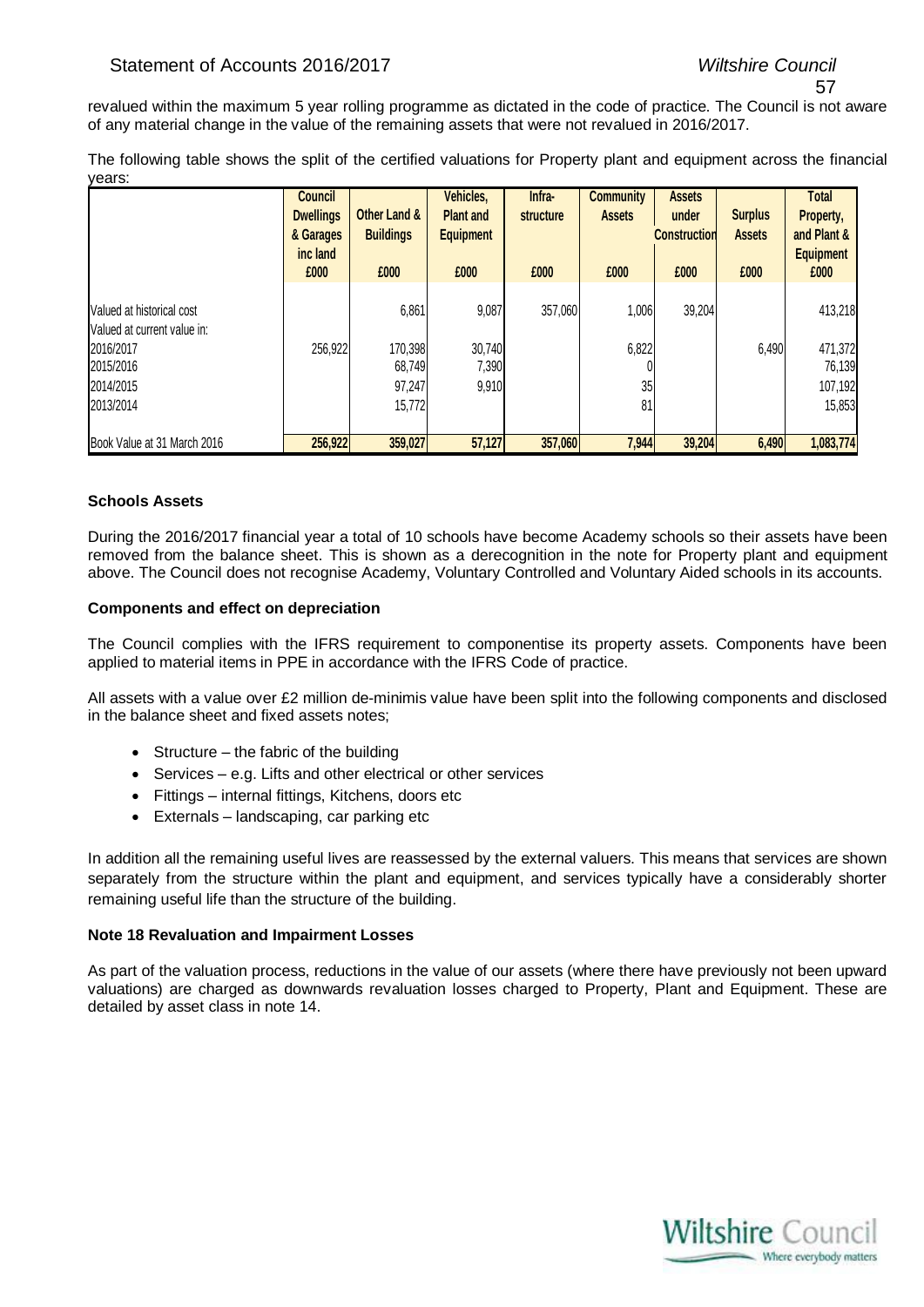revalued within the maximum 5 year rolling programme as dictated in the code of practice. The Council is not aware of any material change in the value of the remaining assets that were not revalued in 2016/2017.

The following table shows the split of the certified valuations for Property plant and equipment across the financial years:

| | Council Dwellings & Garages inc land £000 | Other Land & Buildings £000 | Vehicles, Plant and Equipment £000 | Infra-structure £000 | Community Assets £000 | Assets under Construction £000 | Surplus Assets £000 | Total Property, and Plant & Equipment £000 |
|---|---|---|---|---|---|---|---|---|
| Valued at historical cost | | 6,861 | 9,087 | 357,060 | 1,006 | 39,204 | | 413,218 |
| Valued at current value in: | | | | | | | | |
| 2016/2017 | 256,922 | 170,398 | 30,740 | | 6,822 | | 6,490 | 471,372 |
| 2015/2016 | | 68,749 | 7,390 | | 0 | | | 76,139 |
| 2014/2015 | | 97,247 | 9,910 | | 35 | | | 107,192 |
| 2013/2014 | | 15,772 | | | 81 | | | 15,853 |
| Book Value at 31 March 2016 | **256,922** | **359,027** | **57,127** | **357,060** | **7,944** | **39,204** | **6,490** | **1,083,774** |

**Schools Assets**

During the 2016/2017 financial year a total of 10 schools have become Academy schools so their assets have been removed from the balance sheet. This is shown as a derecognition in the note for Property plant and equipment above. The Council does not recognise Academy, Voluntary Controlled and Voluntary Aided schools in its accounts.

**Components and effect on depreciation**

The Council complies with the IFRS requirement to componentise its property assets. Components have been applied to material items in PPE in accordance with the IFRS Code of practice.

All assets with a value over £2 million de-minimis value have been split into the following components and disclosed in the balance sheet and fixed assets notes;

- Structure – the fabric of the building
- Services – e.g. Lifts and other electrical or other services
- Fittings – internal fittings, Kitchens, doors etc
- Externals – landscaping, car parking etc

In addition all the remaining useful lives are reassessed by the external valuers. This means that services are shown separately from the structure within the plant and equipment, and services typically have a considerably shorter remaining useful life than the structure of the building.

**Note 18 Revaluation and Impairment Losses**

As part of the valuation process, reductions in the value of our assets (where there have previously not been upward valuations) are charged as downwards revaluation losses charged to Property, Plant and Equipment. These are detailed by asset class in note 14.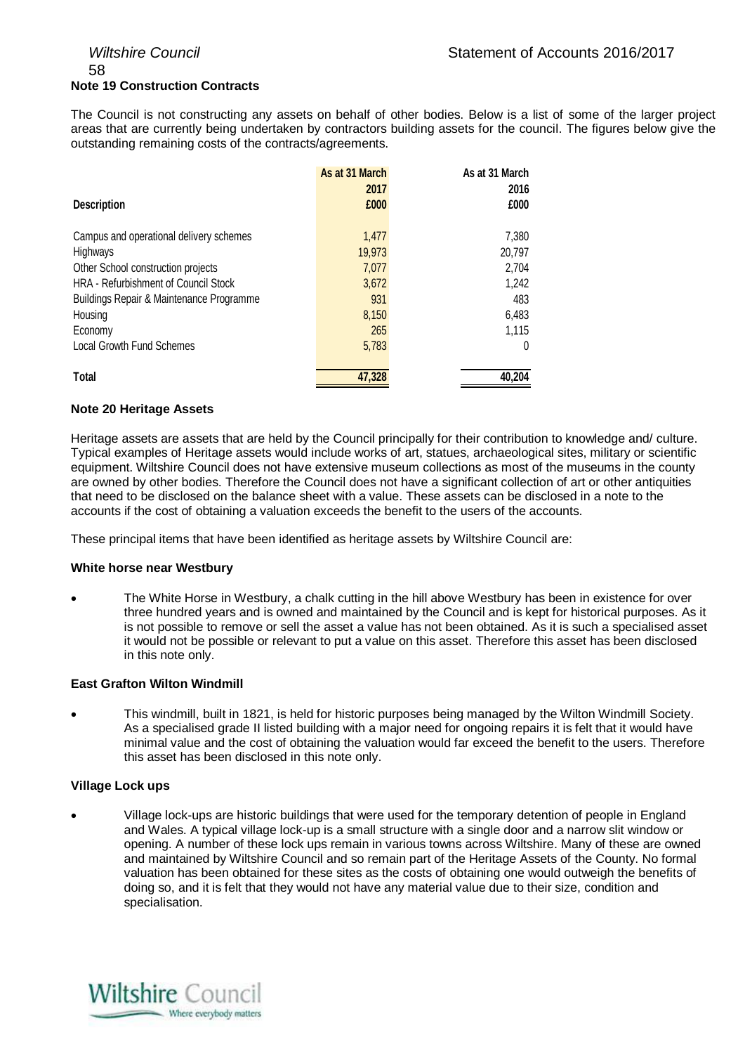## Note 19 Construction Contracts

The Council is not constructing any assets on behalf of other bodies. Below is a list of some of the larger project areas that are currently being undertaken by contractors building assets for the council. The figures below give the outstanding remaining costs of the contracts/agreements.

| Description | As at 31 March 2017 £000 | As at 31 March 2016 £000 |
|---|---|---|
| Campus and operational delivery schemes | 1,477 | 7,380 |
| Highways | 19,973 | 20,797 |
| Other School construction projects | 7,077 | 2,704 |
| HRA - Refurbishment of Council Stock | 3,672 | 1,242 |
| Buildings Repair & Maintenance Programme | 931 | 483 |
| Housing | 8,150 | 6,483 |
| Economy | 265 | 1,115 |
| Local Growth Fund Schemes | 5,783 | 0 |
| **Total** | **47,328** | **40,204** |

## Note 20 Heritage Assets

Heritage assets are assets that are held by the Council principally for their contribution to knowledge and/ culture. Typical examples of Heritage assets would include works of art, statues, archaeological sites, military or scientific equipment. Wiltshire Council does not have extensive museum collections as most of the museums in the county are owned by other bodies. Therefore the Council does not have a significant collection of art or other antiquities that need to be disclosed on the balance sheet with a value. These assets can be disclosed in a note to the accounts if the cost of obtaining a valuation exceeds the benefit to the users of the accounts.

These principal items that have been identified as heritage assets by Wiltshire Council are:

### White horse near Westbury

- The White Horse in Westbury, a chalk cutting in the hill above Westbury has been in existence for over three hundred years and is owned and maintained by the Council and is kept for historical purposes. As it is not possible to remove or sell the asset a value has not been obtained. As it is such a specialised asset it would not be possible or relevant to put a value on this asset. Therefore this asset has been disclosed in this note only.

### East Grafton Wilton Windmill

- This windmill, built in 1821, is held for historic purposes being managed by the Wilton Windmill Society. As a specialised grade II listed building with a major need for ongoing repairs it is felt that it would have minimal value and the cost of obtaining the valuation would far exceed the benefit to the users. Therefore this asset has been disclosed in this note only.

### Village Lock ups

- Village lock-ups are historic buildings that were used for the temporary detention of people in England and Wales. A typical village lock-up is a small structure with a single door and a narrow slit window or opening. A number of these lock ups remain in various towns across Wiltshire. Many of these are owned and maintained by Wiltshire Council and so remain part of the Heritage Assets of the County. No formal valuation has been obtained for these sites as the costs of obtaining one would outweigh the benefits of doing so, and it is felt that they would not have any material value due to their size, condition and specialisation.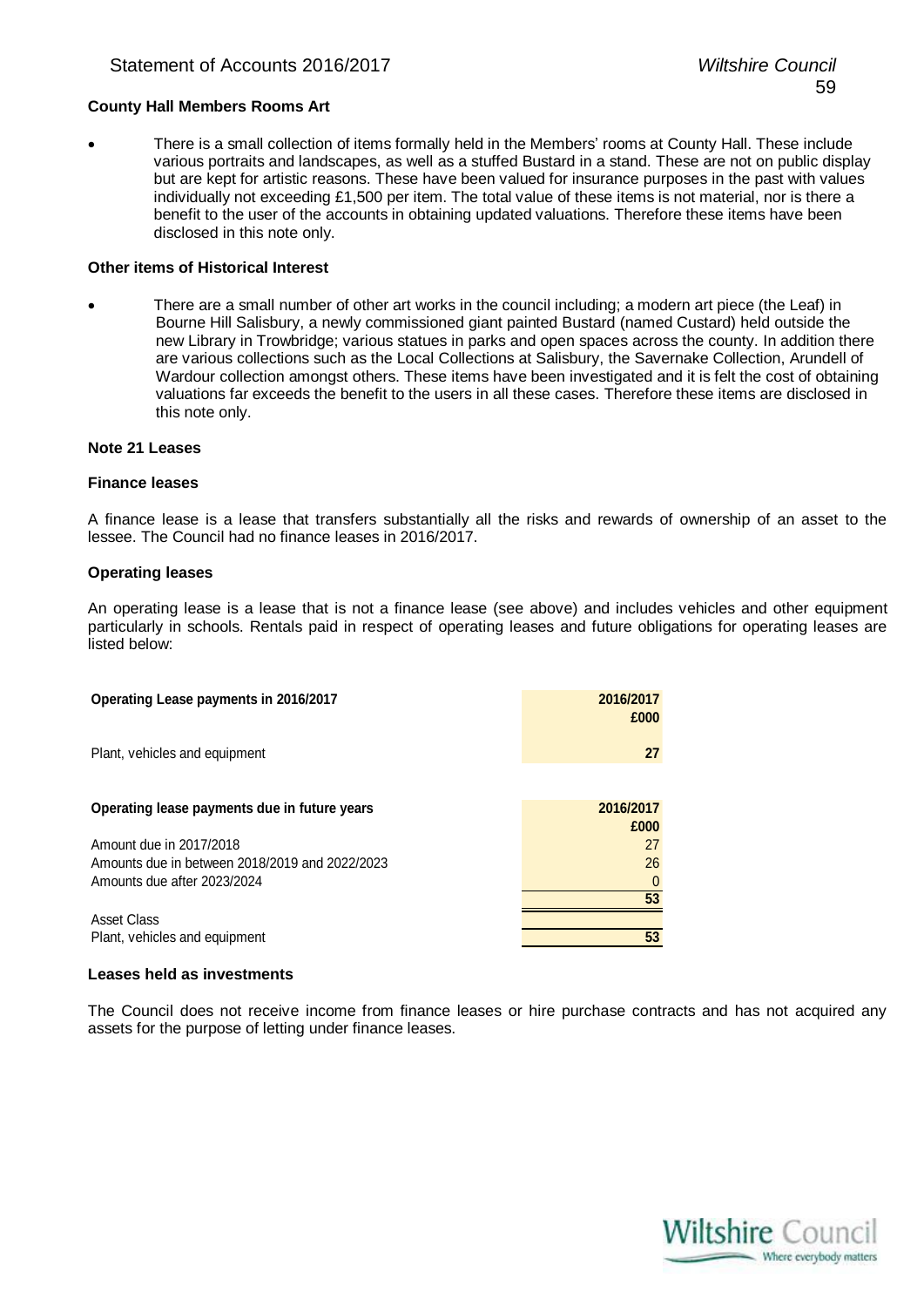**County Hall Members Rooms Art**

- There is a small collection of items formally held in the Members' rooms at County Hall. These include various portraits and landscapes, as well as a stuffed Bustard in a stand. These are not on public display but are kept for artistic reasons. These have been valued for insurance purposes in the past with values individually not exceeding £1,500 per item. The total value of these items is not material, nor is there a benefit to the user of the accounts in obtaining updated valuations. Therefore these items have been disclosed in this note only.

**Other items of Historical Interest**

- There are a small number of other art works in the council including; a modern art piece (the Leaf) in Bourne Hill Salisbury, a newly commissioned giant painted Bustard (named Custard) held outside the new Library in Trowbridge; various statues in parks and open spaces across the county. In addition there are various collections such as the Local Collections at Salisbury, the Savernake Collection, Arundell of Wardour collection amongst others. These items have been investigated and it is felt the cost of obtaining valuations far exceeds the benefit to the users in all these cases. Therefore these items are disclosed in this note only.

## Note 21 Leases

**Finance leases**

A finance lease is a lease that transfers substantially all the risks and rewards of ownership of an asset to the lessee. The Council had no finance leases in 2016/2017.

**Operating leases**

An operating lease is a lease that is not a finance lease (see above) and includes vehicles and other equipment particularly in schools. Rentals paid in respect of operating leases and future obligations for operating leases are listed below:

| **Operating Lease payments in 2016/2017** | **2016/2017 £000** |
|---|---|
| Plant, vehicles and equipment | **27** |

| **Operating lease payments due in future years** | **2016/2017 £000** |
|---|---|
| Amount due in 2017/2018 | 27 |
| Amounts due in between 2018/2019 and 2022/2023 | 26 |
| Amounts due after 2023/2024 | 0 |
| | **53** |
| Asset Class | |
| Plant, vehicles and equipment | **53** |

**Leases held as investments**

The Council does not receive income from finance leases or hire purchase contracts and has not acquired any assets for the purpose of letting under finance leases.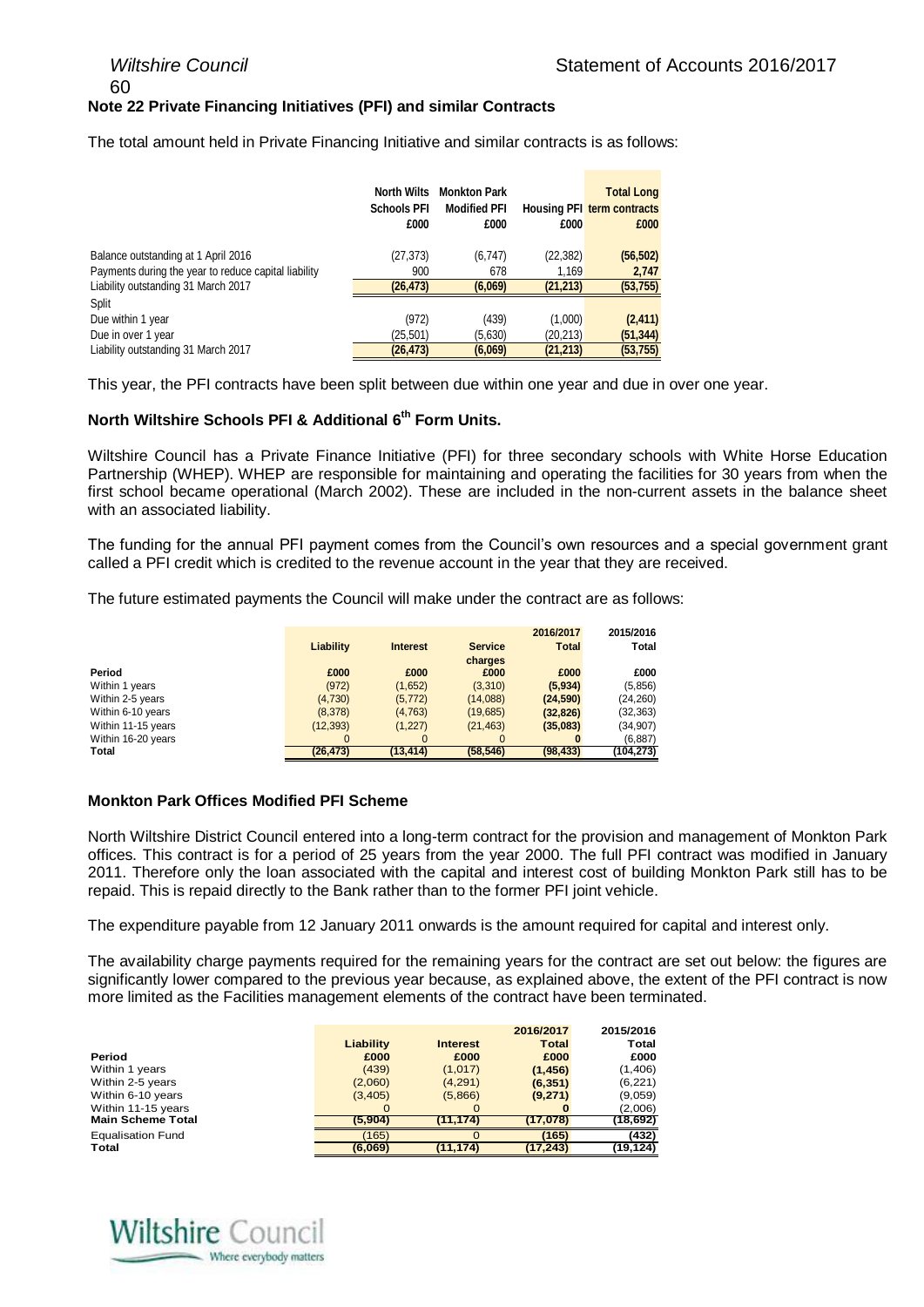## Note 22 Private Financing Initiatives (PFI) and similar Contracts

The total amount held in Private Financing Initiative and similar contracts is as follows:

| | North Wilts Schools PFI £000 | Monkton Park Modified PFI £000 | Housing PFI £000 | Total Long term contracts £000 |
|---|---|---|---|---|
| Balance outstanding at 1 April 2016 | (27,373) | (6,747) | (22,382) | **(56,502)** |
| Payments during the year to reduce capital liability | 900 | 678 | 1,169 | **2,747** |
| Liability outstanding 31 March 2017 | **(26,473)** | **(6,069)** | **(21,213)** | **(53,755)** |
| Split | | | | |
| Due within 1 year | (972) | (439) | (1,000) | **(2,411)** |
| Due in over 1 year | (25,501) | (5,630) | (20,213) | **(51,344)** |
| Liability outstanding 31 March 2017 | **(26,473)** | **(6,069)** | **(21,213)** | **(53,755)** |

This year, the PFI contracts have been split between due within one year and due in over one year.

### North Wiltshire Schools PFI & Additional 6th Form Units.

Wiltshire Council has a Private Finance Initiative (PFI) for three secondary schools with White Horse Education Partnership (WHEP). WHEP are responsible for maintaining and operating the facilities for 30 years from when the first school became operational (March 2002). These are included in the non-current assets in the balance sheet with an associated liability.

The funding for the annual PFI payment comes from the Council's own resources and a special government grant called a PFI credit which is credited to the revenue account in the year that they are received.

The future estimated payments the Council will make under the contract are as follows:

| Period | Liability £000 | Interest £000 | Service charges £000 | 2016/2017 Total £000 | 2015/2016 Total £000 |
|---|---|---|---|---|---|
| Within 1 years | (972) | (1,652) | (3,310) | **(5,934)** | (5,856) |
| Within 2-5 years | (4,730) | (5,772) | (14,088) | **(24,590)** | (24,260) |
| Within 6-10 years | (8,378) | (4,763) | (19,685) | **(32,826)** | (32,363) |
| Within 11-15 years | (12,393) | (1,227) | (21,463) | **(35,083)** | (34,907) |
| Within 16-20 years | 0 | 0 | 0 | **0** | (6,887) |
| **Total** | **(26,473)** | **(13,414)** | **(58,546)** | **(98,433)** | **(104,273)** |

### Monkton Park Offices Modified PFI Scheme

North Wiltshire District Council entered into a long-term contract for the provision and management of Monkton Park offices. This contract is for a period of 25 years from the year 2000. The full PFI contract was modified in January 2011. Therefore only the loan associated with the capital and interest cost of building Monkton Park still has to be repaid. This is repaid directly to the Bank rather than to the former PFI joint vehicle.

The expenditure payable from 12 January 2011 onwards is the amount required for capital and interest only.

The availability charge payments required for the remaining years for the contract are set out below: the figures are significantly lower compared to the previous year because, as explained above, the extent of the PFI contract is now more limited as the Facilities management elements of the contract have been terminated.

| Period | Liability £000 | Interest £000 | 2016/2017 Total £000 | 2015/2016 Total £000 |
|---|---|---|---|---|
| Within 1 years | (439) | (1,017) | **(1,456)** | (1,406) |
| Within 2-5 years | (2,060) | (4,291) | **(6,351)** | (6,221) |
| Within 6-10 years | (3,405) | (5,866) | **(9,271)** | (9,059) |
| Within 11-15 years | 0 | 0 | **0** | (2,006) |
| **Main Scheme Total** | **(5,904)** | **(11,174)** | **(17,078)** | **(18,692)** |
| Equalisation Fund | (165) | 0 | **(165)** | **(432)** |
| **Total** | **(6,069)** | **(11,174)** | **(17,243)** | **(19,124)** |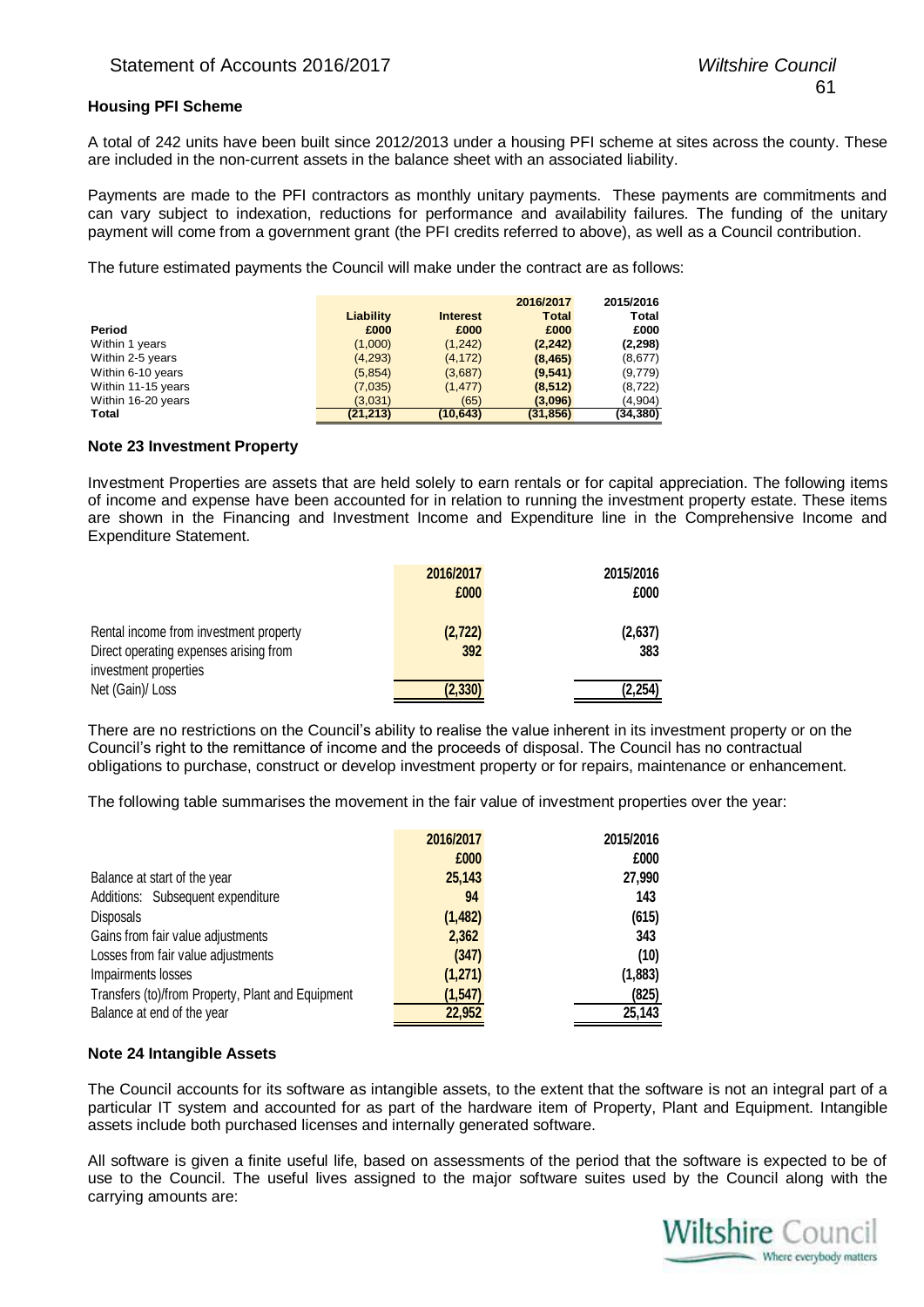### Housing PFI Scheme

A total of 242 units have been built since 2012/2013 under a housing PFI scheme at sites across the county. These are included in the non-current assets in the balance sheet with an associated liability.

Payments are made to the PFI contractors as monthly unitary payments. These payments are commitments and can vary subject to indexation, reductions for performance and availability failures. The funding of the unitary payment will come from a government grant (the PFI credits referred to above), as well as a Council contribution.

The future estimated payments the Council will make under the contract are as follows:

| Period | Liability £000 | Interest £000 | 2016/2017 Total £000 | 2015/2016 Total £000 |
|---|---|---|---|---|
| Within 1 years | (1,000) | (1,242) | **(2,242)** | **(2,298)** |
| Within 2-5 years | (4,293) | (4,172) | **(8,465)** | (8,677) |
| Within 6-10 years | (5,854) | (3,687) | **(9,541)** | (9,779) |
| Within 11-15 years | (7,035) | (1,477) | **(8,512)** | (8,722) |
| Within 16-20 years | (3,031) | (65) | **(3,096)** | (4,904) |
| **Total** | **(21,213)** | **(10,643)** | **(31,856)** | **(34,380)** |

### Note 23 Investment Property

Investment Properties are assets that are held solely to earn rentals or for capital appreciation. The following items of income and expense have been accounted for in relation to running the investment property estate. These items are shown in the Financing and Investment Income and Expenditure line in the Comprehensive Income and Expenditure Statement.

| | 2016/2017 £000 | 2015/2016 £000 |
|---|---|---|
| Rental income from investment property | (2,722) | (2,637) |
| Direct operating expenses arising from investment properties | 392 | 383 |
| Net (Gain)/ Loss | (2,330) | (2,254) |

There are no restrictions on the Council's ability to realise the value inherent in its investment property or on the Council's right to the remittance of income and the proceeds of disposal. The Council has no contractual obligations to purchase, construct or develop investment property or for repairs, maintenance or enhancement.

The following table summarises the movement in the fair value of investment properties over the year:

| | 2016/2017 £000 | 2015/2016 £000 |
|---|---|---|
| Balance at start of the year | 25,143 | 27,990 |
| Additions: Subsequent expenditure | 94 | 143 |
| Disposals | (1,482) | (615) |
| Gains from fair value adjustments | 2,362 | 343 |
| Losses from fair value adjustments | (347) | (10) |
| Impairments losses | (1,271) | (1,883) |
| Transfers (to)/from Property, Plant and Equipment | (1,547) | (825) |
| Balance at end of the year | 22,952 | 25,143 |

### Note 24 Intangible Assets

The Council accounts for its software as intangible assets, to the extent that the software is not an integral part of a particular IT system and accounted for as part of the hardware item of Property, Plant and Equipment. Intangible assets include both purchased licenses and internally generated software.

All software is given a finite useful life, based on assessments of the period that the software is expected to be of use to the Council. The useful lives assigned to the major software suites used by the Council along with the carrying amounts are: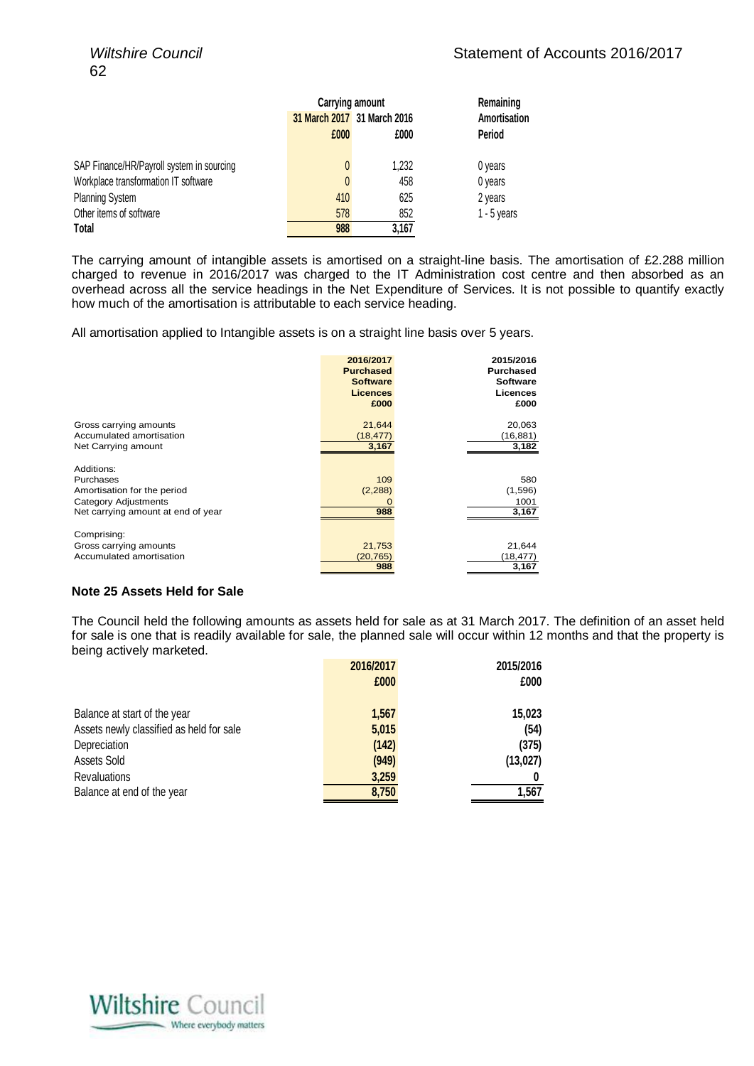| | Carrying amount | | Remaining Amortisation |
|---|---|---|---|
| | 31 March 2017 | 31 March 2016 | Period |
| | £000 | £000 | |
| SAP Finance/HR/Payroll system in sourcing | 0 | 1,232 | 0 years |
| Workplace transformation IT software | 0 | 458 | 0 years |
| Planning System | 410 | 625 | 2 years |
| Other items of software | 578 | 852 | 1 - 5 years |
| **Total** | **988** | **3,167** | |

The carrying amount of intangible assets is amortised on a straight-line basis. The amortisation of £2.288 million charged to revenue in 2016/2017 was charged to the IT Administration cost centre and then absorbed as an overhead across all the service headings in the Net Expenditure of Services. It is not possible to quantify exactly how much of the amortisation is attributable to each service heading.

All amortisation applied to Intangible assets is on a straight line basis over 5 years.

| | 2016/2017 Purchased Software Licences £000 | 2015/2016 Purchased Software Licences £000 |
|---|---|---|
| Gross carrying amounts | 21,644 | 20,063 |
| Accumulated amortisation | (18,477) | (16,881) |
| Net Carrying amount | 3,167 | 3,182 |
| Additions: | | |
| Purchases | 109 | 580 |
| Amortisation for the period | (2,288) | (1,596) |
| Category Adjustments | 0 | 1001 |
| Net carrying amount at end of year | 988 | 3,167 |
| Comprising: | | |
| Gross carrying amounts | 21,753 | 21,644 |
| Accumulated amortisation | (20,765) | (18,477) |
| | 988 | 3,167 |

**Note 25 Assets Held for Sale**

The Council held the following amounts as assets held for sale as at 31 March 2017. The definition of an asset held for sale is one that is readily available for sale, the planned sale will occur within 12 months and that the property is being actively marketed.

| | 2016/2017 £000 | 2015/2016 £000 |
|---|---|---|
| Balance at start of the year | 1,567 | 15,023 |
| Assets newly classified as held for sale | 5,015 | (54) |
| Depreciation | (142) | (375) |
| Assets Sold | (949) | (13,027) |
| Revaluations | 3,259 | 0 |
| Balance at end of the year | 8,750 | 1,567 |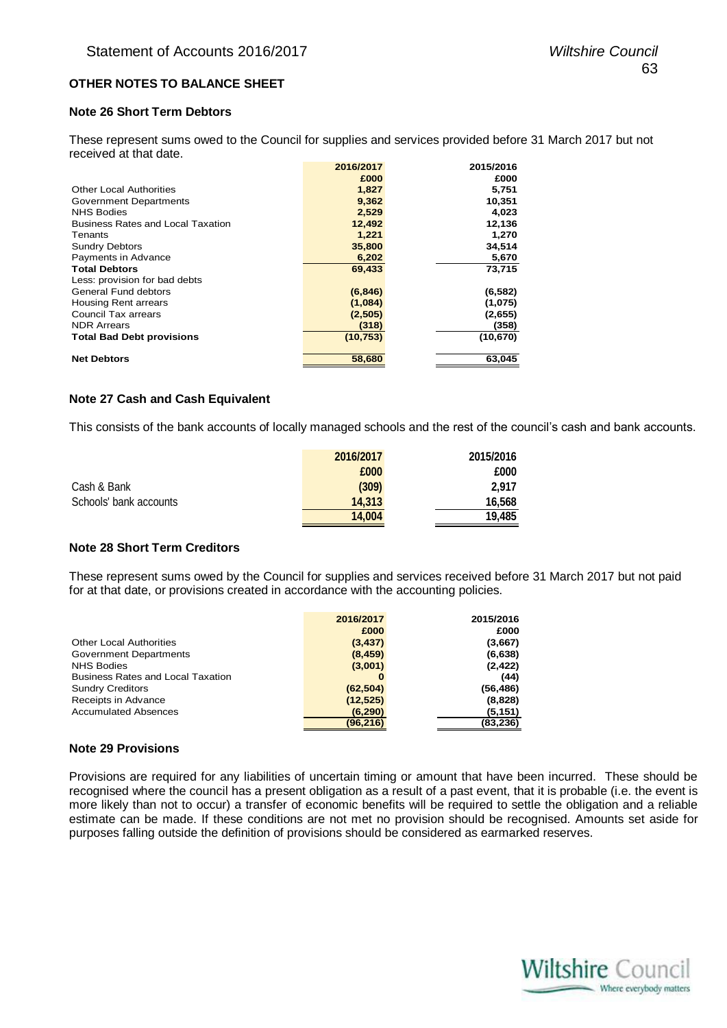## OTHER NOTES TO BALANCE SHEET

### Note 26 Short Term Debtors

These represent sums owed to the Council for supplies and services provided before 31 March 2017 but not received at that date.

| | 2016/2017 | 2015/2016 |
|---|---|---|
| | £000 | £000 |
| Other Local Authorities | 1,827 | 5,751 |
| Government Departments | 9,362 | 10,351 |
| NHS Bodies | 2,529 | 4,023 |
| Business Rates and Local Taxation | 12,492 | 12,136 |
| Tenants | 1,221 | 1,270 |
| Sundry Debtors | 35,800 | 34,514 |
| Payments in Advance | 6,202 | 5,670 |
| **Total Debtors** | **69,433** | **73,715** |
| Less: provision for bad debts | | |
| General Fund debtors | (6,846) | (6,582) |
| Housing Rent arrears | (1,084) | (1,075) |
| Council Tax arrears | (2,505) | (2,655) |
| NDR Arrears | (318) | (358) |
| **Total Bad Debt provisions** | **(10,753)** | **(10,670)** |
| **Net Debtors** | **58,680** | **63,045** |

### Note 27 Cash and Cash Equivalent

This consists of the bank accounts of locally managed schools and the rest of the council's cash and bank accounts.

| | 2016/2017 | 2015/2016 |
|---|---|---|
| | £000 | £000 |
| Cash & Bank | (309) | 2,917 |
| Schools' bank accounts | 14,313 | 16,568 |
| | 14,004 | 19,485 |

### Note 28 Short Term Creditors

These represent sums owed by the Council for supplies and services received before 31 March 2017 but not paid for at that date, or provisions created in accordance with the accounting policies.

| | 2016/2017 | 2015/2016 |
|---|---|---|
| | £000 | £000 |
| Other Local Authorities | (3,437) | (3,667) |
| Government Departments | (8,459) | (6,638) |
| NHS Bodies | (3,001) | (2,422) |
| Business Rates and Local Taxation | 0 | (44) |
| Sundry Creditors | (62,504) | (56,486) |
| Receipts in Advance | (12,525) | (8,828) |
| Accumulated Absences | (6,290) | (5,151) |
| | (96,216) | (83,236) |

### Note 29 Provisions

Provisions are required for any liabilities of uncertain timing or amount that have been incurred. These should be recognised where the council has a present obligation as a result of a past event, that it is probable (i.e. the event is more likely than not to occur) a transfer of economic benefits will be required to settle the obligation and a reliable estimate can be made. If these conditions are not met no provision should be recognised. Amounts set aside for purposes falling outside the definition of provisions should be considered as earmarked reserves.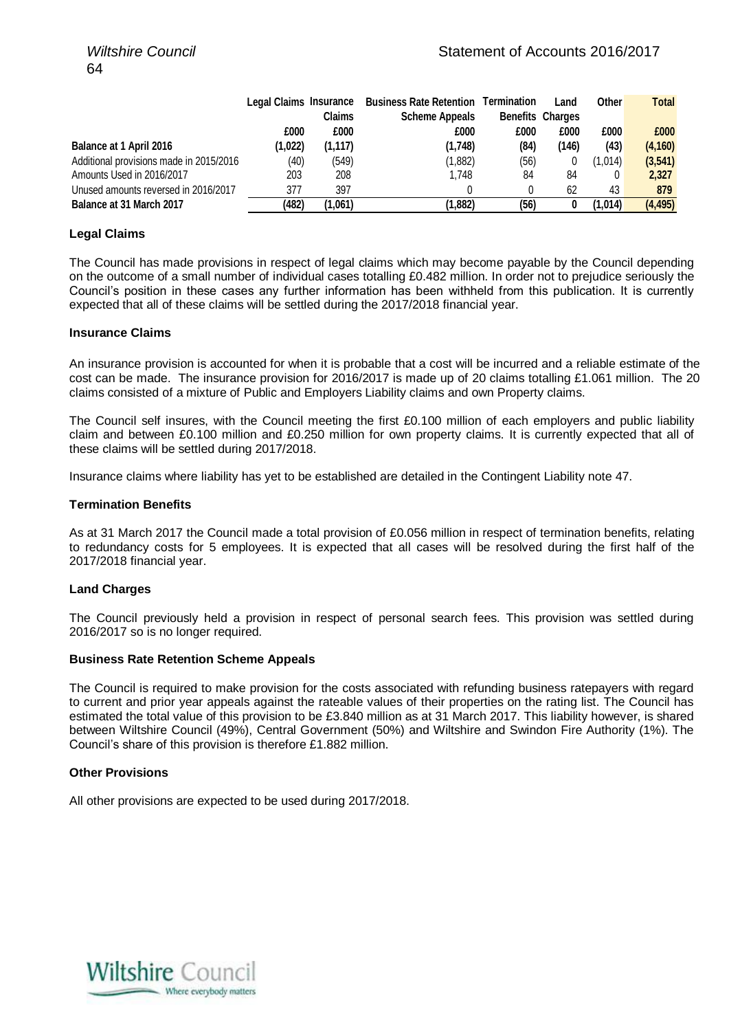| | Legal Claims | Insurance Claims | Business Rate Retention Scheme Appeals | Termination Benefits | Land Charges | Other | Total |
|---|---|---|---|---|---|---|---|
| | £000 | £000 | £000 | £000 | £000 | £000 | £000 |
| **Balance at 1 April 2016** | **(1,022)** | **(1,117)** | **(1,748)** | **(84)** | **(146)** | **(43)** | **(4,160)** |
| Additional provisions made in 2015/2016 | (40) | (549) | (1,882) | (56) | 0 | (1,014) | **(3,541)** |
| Amounts Used in 2016/2017 | 203 | 208 | 1,748 | 84 | 84 | 0 | **2,327** |
| Unused amounts reversed in 2016/2017 | 377 | 397 | 0 | 0 | 62 | 43 | **879** |
| **Balance at 31 March 2017** | **(482)** | **(1,061)** | **(1,882)** | **(56)** | **0** | **(1,014)** | **(4,495)** |

#### Legal Claims

The Council has made provisions in respect of legal claims which may become payable by the Council depending on the outcome of a small number of individual cases totalling £0.482 million. In order not to prejudice seriously the Council's position in these cases any further information has been withheld from this publication. It is currently expected that all of these claims will be settled during the 2017/2018 financial year.

#### Insurance Claims

An insurance provision is accounted for when it is probable that a cost will be incurred and a reliable estimate of the cost can be made. The insurance provision for 2016/2017 is made up of 20 claims totalling £1.061 million. The 20 claims consisted of a mixture of Public and Employers Liability claims and own Property claims.

The Council self insures, with the Council meeting the first £0.100 million of each employers and public liability claim and between £0.100 million and £0.250 million for own property claims. It is currently expected that all of these claims will be settled during 2017/2018.

Insurance claims where liability has yet to be established are detailed in the Contingent Liability note 47.

#### Termination Benefits

As at 31 March 2017 the Council made a total provision of £0.056 million in respect of termination benefits, relating to redundancy costs for 5 employees. It is expected that all cases will be resolved during the first half of the 2017/2018 financial year.

#### Land Charges

The Council previously held a provision in respect of personal search fees. This provision was settled during 2016/2017 so is no longer required.

#### Business Rate Retention Scheme Appeals

The Council is required to make provision for the costs associated with refunding business ratepayers with regard to current and prior year appeals against the rateable values of their properties on the rating list. The Council has estimated the total value of this provision to be £3.840 million as at 31 March 2017. This liability however, is shared between Wiltshire Council (49%), Central Government (50%) and Wiltshire and Swindon Fire Authority (1%). The Council's share of this provision is therefore £1.882 million.

#### Other Provisions

All other provisions are expected to be used during 2017/2018.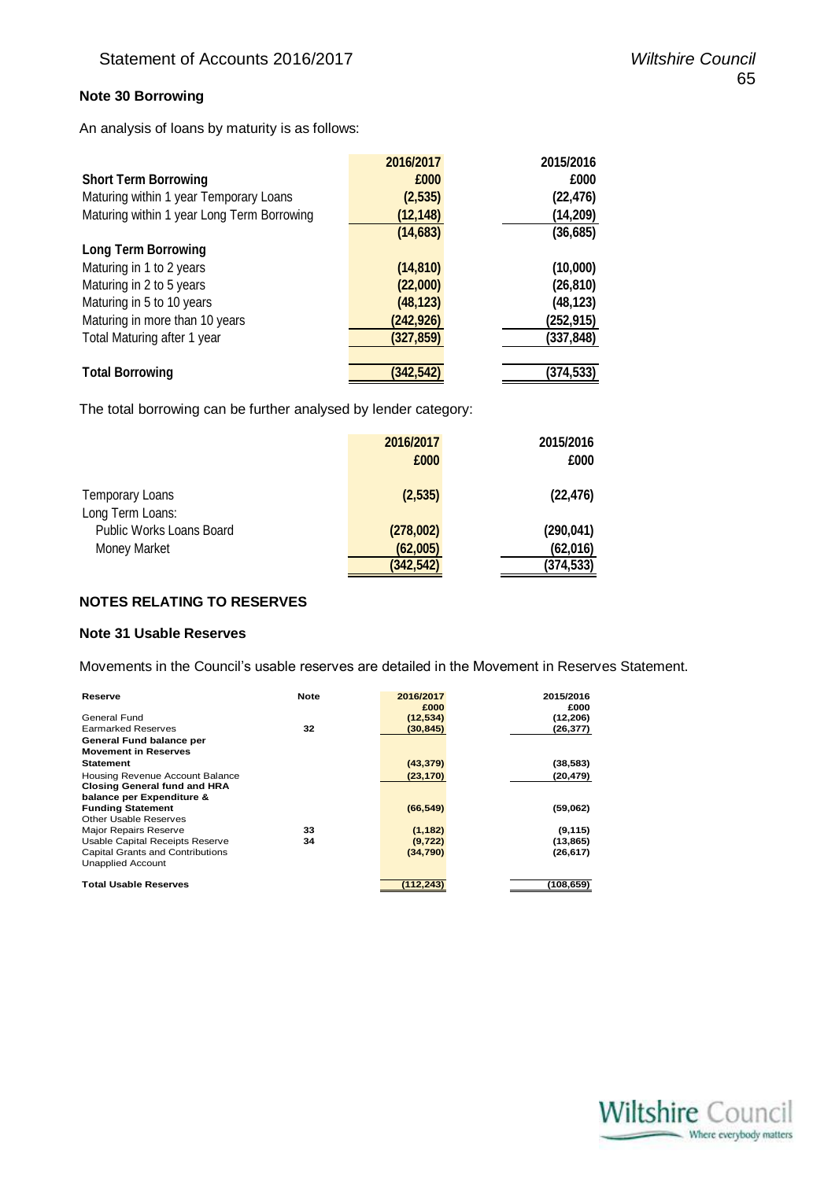### Note 30 Borrowing

An analysis of loans by maturity is as follows:

| | 2016/2017 | 2015/2016 |
|---|---|---|
| **Short Term Borrowing** | £000 | £000 |
| Maturing within 1 year Temporary Loans | (2,535) | (22,476) |
| Maturing within 1 year Long Term Borrowing | (12,148) | (14,209) |
| | (14,683) | (36,685) |
| **Long Term Borrowing** | | |
| Maturing in 1 to 2 years | (14,810) | (10,000) |
| Maturing in 2 to 5 years | (22,000) | (26,810) |
| Maturing in 5 to 10 years | (48,123) | (48,123) |
| Maturing in more than 10 years | (242,926) | (252,915) |
| Total Maturing after 1 year | (327,859) | (337,848) |
| | | |
| **Total Borrowing** | (342,542) | (374,533) |

The total borrowing can be further analysed by lender category:

| | 2016/2017 £000 | 2015/2016 £000 |
|---|---|---|
| Temporary Loans | (2,535) | (22,476) |
| Long Term Loans: | | |
| Public Works Loans Board | (278,002) | (290,041) |
| Money Market | (62,005) | (62,016) |
| | (342,542) | (374,533) |

## NOTES RELATING TO RESERVES

### Note 31 Usable Reserves

Movements in the Council's usable reserves are detailed in the Movement in Reserves Statement.

| Reserve | Note | 2016/2017 £000 | 2015/2016 £000 |
|---|---|---|---|
| General Fund | | (12,534) | (12,206) |
| Earmarked Reserves | 32 | (30,845) | (26,377) |
| **General Fund balance per Movement in Reserves Statement** | | (43,379) | (38,583) |
| Housing Revenue Account Balance | | (23,170) | (20,479) |
| **Closing General fund and HRA balance per Expenditure & Funding Statement** | | (66,549) | (59,062) |
| Other Usable Reserves | | | |
| Major Repairs Reserve | 33 | (1,182) | (9,115) |
| Usable Capital Receipts Reserve | 34 | (9,722) | (13,865) |
| Capital Grants and Contributions Unapplied Account | | (34,790) | (26,617) |
| | | | |
| **Total Usable Reserves** | | (112,243) | (108,659) |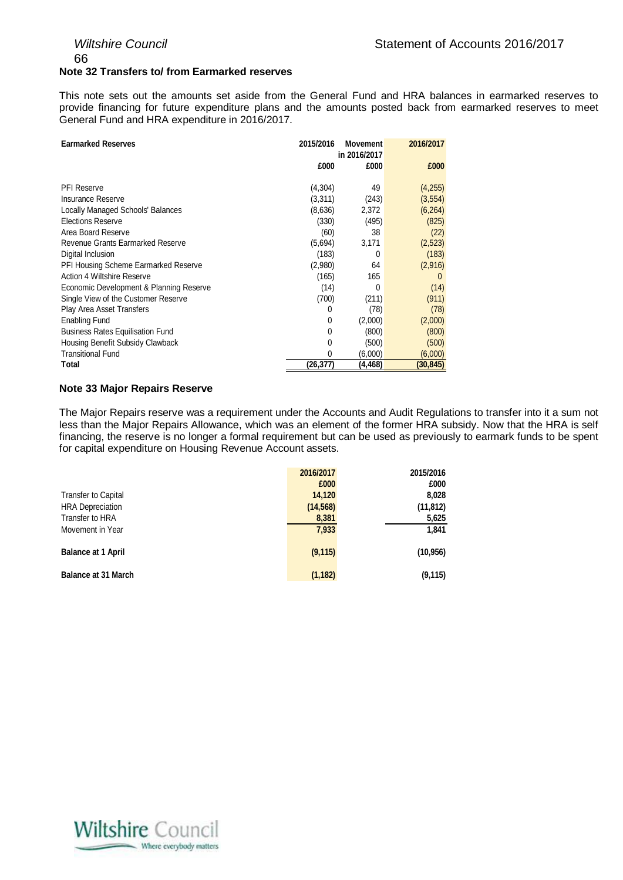## Note 32 Transfers to/ from Earmarked reserves

This note sets out the amounts set aside from the General Fund and HRA balances in earmarked reserves to provide financing for future expenditure plans and the amounts posted back from earmarked reserves to meet General Fund and HRA expenditure in 2016/2017.

| Earmarked Reserves | 2015/2016 | Movement in 2016/2017 | 2016/2017 |
|---|---|---|---|
| | £000 | £000 | £000 |
| PFI Reserve | (4,304) | 49 | (4,255) |
| Insurance Reserve | (3,311) | (243) | (3,554) |
| Locally Managed Schools' Balances | (8,636) | 2,372 | (6,264) |
| Elections Reserve | (330) | (495) | (825) |
| Area Board Reserve | (60) | 38 | (22) |
| Revenue Grants Earmarked Reserve | (5,694) | 3,171 | (2,523) |
| Digital Inclusion | (183) | 0 | (183) |
| PFI Housing Scheme Earmarked Reserve | (2,980) | 64 | (2,916) |
| Action 4 Wiltshire Reserve | (165) | 165 | 0 |
| Economic Development & Planning Reserve | (14) | 0 | (14) |
| Single View of the Customer Reserve | (700) | (211) | (911) |
| Play Area Asset Transfers | 0 | (78) | (78) |
| Enabling Fund | 0 | (2,000) | (2,000) |
| Business Rates Equilisation Fund | 0 | (800) | (800) |
| Housing Benefit Subsidy Clawback | 0 | (500) | (500) |
| Transitional Fund | 0 | (6,000) | (6,000) |
| **Total** | **(26,377)** | **(4,468)** | **(30,845)** |

## Note 33 Major Repairs Reserve

The Major Repairs reserve was a requirement under the Accounts and Audit Regulations to transfer into it a sum not less than the Major Repairs Allowance, which was an element of the former HRA subsidy. Now that the HRA is self financing, the reserve is no longer a formal requirement but can be used as previously to earmark funds to be spent for capital expenditure on Housing Revenue Account assets.

| | 2016/2017 | 2015/2016 |
|---|---|---|
| | £000 | £000 |
| Transfer to Capital | 14,120 | 8,028 |
| HRA Depreciation | (14,568) | (11,812) |
| Transfer to HRA | 8,381 | 5,625 |
| Movement in Year | 7,933 | 1,841 |
| **Balance at 1 April** | (9,115) | (10,956) |
| **Balance at 31 March** | (1,182) | (9,115) |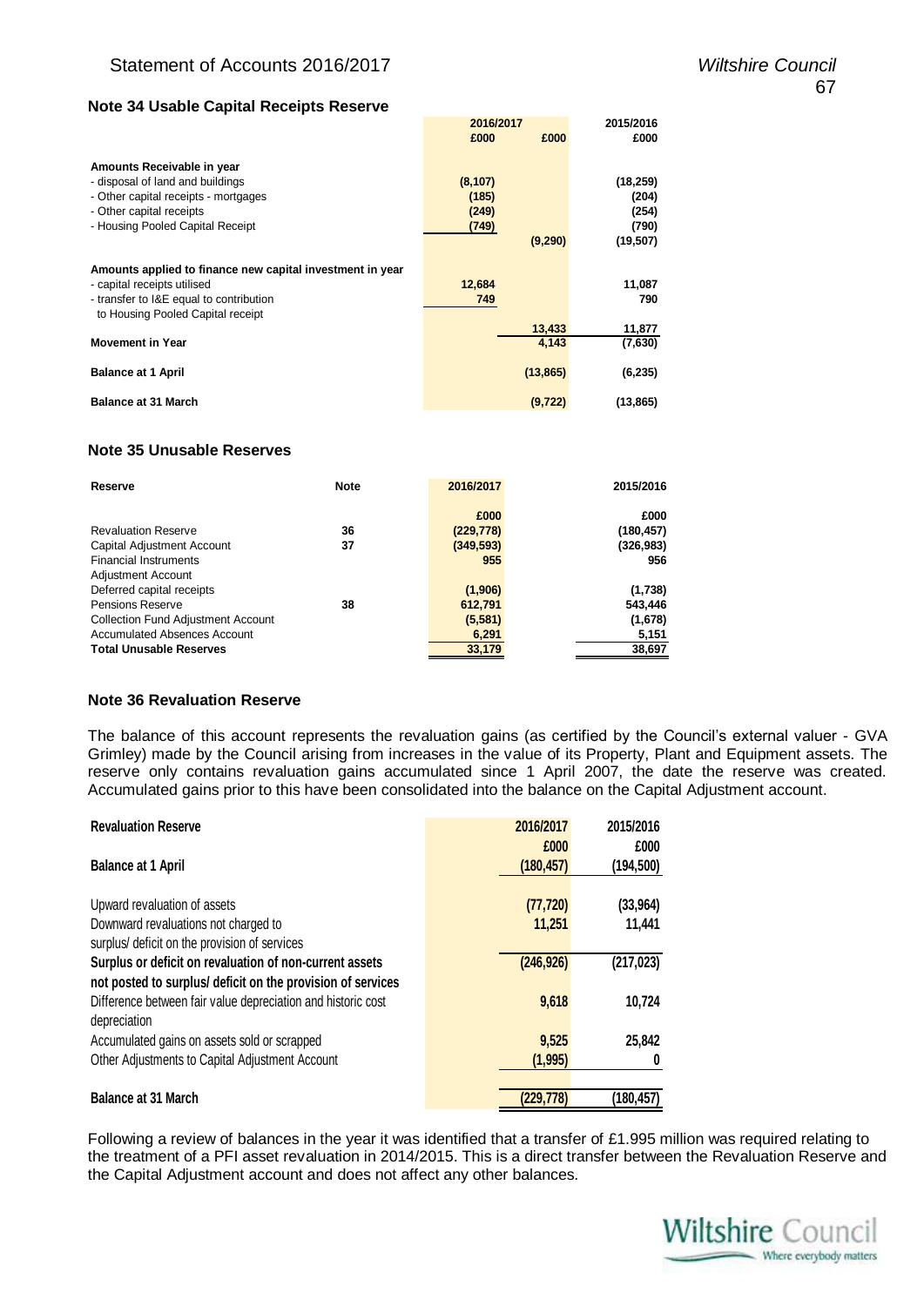## Note 34 Usable Capital Receipts Reserve

| | 2016/2017 | | 2015/2016 |
|---|---|---|---|
| | £000 | £000 | £000 |
| **Amounts Receivable in year** | | | |
| - disposal of land and buildings | (8,107) | | (18,259) |
| - Other capital receipts - mortgages | (185) | | (204) |
| - Other capital receipts | (249) | | (254) |
| - Housing Pooled Capital Receipt | (749) | | (790) |
| | | (9,290) | (19,507) |
| **Amounts applied to finance new capital investment in year** | | | |
| - capital receipts utilised | 12,684 | | 11,087 |
| - transfer to I&E equal to contribution to Housing Pooled Capital receipt | 749 | | 790 |
| | | 13,433 | 11,877 |
| **Movement in Year** | | 4,143 | (7,630) |
| **Balance at 1 April** | | (13,865) | (6,235) |
| **Balance at 31 March** | | (9,722) | (13,865) |

## Note 35 Unusable Reserves

| Reserve | Note | 2016/2017 | 2015/2016 |
|---|---|---|---|
| | | £000 | £000 |
| Revaluation Reserve | 36 | (229,778) | (180,457) |
| Capital Adjustment Account | 37 | (349,593) | (326,983) |
| Financial Instruments Adjustment Account | | 955 | 956 |
| Deferred capital receipts | | (1,906) | (1,738) |
| Pensions Reserve | 38 | 612,791 | 543,446 |
| Collection Fund Adjustment Account | | (5,581) | (1,678) |
| Accumulated Absences Account | | 6,291 | 5,151 |
| **Total Unusable Reserves** | | 33,179 | 38,697 |

## Note 36 Revaluation Reserve

The balance of this account represents the revaluation gains (as certified by the Council's external valuer - GVA Grimley) made by the Council arising from increases in the value of its Property, Plant and Equipment assets. The reserve only contains revaluation gains accumulated since 1 April 2007, the date the reserve was created. Accumulated gains prior to this have been consolidated into the balance on the Capital Adjustment account.

| **Revaluation Reserve** | 2016/2017 | 2015/2016 |
|---|---|---|
| | £000 | £000 |
| **Balance at 1 April** | (180,457) | (194,500) |
| Upward revaluation of assets | (77,720) | (33,964) |
| Downward revaluations not charged to surplus/ deficit on the provision of services | 11,251 | 11,441 |
| **Surplus or deficit on revaluation of non-current assets not posted to surplus/ deficit on the provision of services** | (246,926) | (217,023) |
| Difference between fair value depreciation and historic cost depreciation | 9,618 | 10,724 |
| Accumulated gains on assets sold or scrapped | 9,525 | 25,842 |
| Other Adjustments to Capital Adjustment Account | (1,995) | 0 |
| **Balance at 31 March** | (229,778) | (180,457) |

Following a review of balances in the year it was identified that a transfer of £1.995 million was required relating to the treatment of a PFI asset revaluation in 2014/2015. This is a direct transfer between the Revaluation Reserve and the Capital Adjustment account and does not affect any other balances.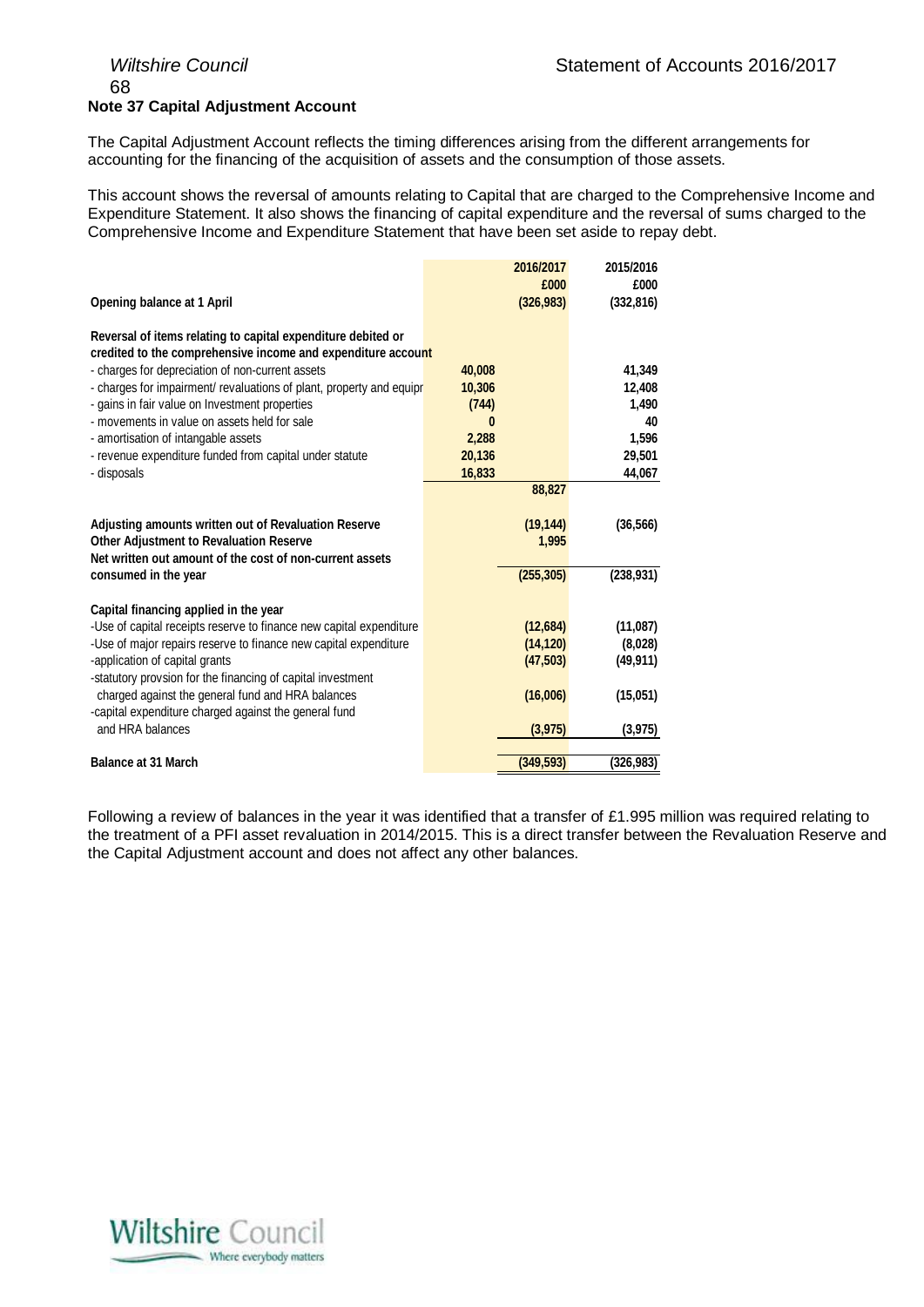## Note 37 Capital Adjustment Account

The Capital Adjustment Account reflects the timing differences arising from the different arrangements for accounting for the financing of the acquisition of assets and the consumption of those assets.

This account shows the reversal of amounts relating to Capital that are charged to the Comprehensive Income and Expenditure Statement. It also shows the financing of capital expenditure and the reversal of sums charged to the Comprehensive Income and Expenditure Statement that have been set aside to repay debt.

| | | 2016/2017 £000 | 2015/2016 £000 |
|---|---|---|---|
| **Opening balance at 1 April** | | **(326,983)** | **(332,816)** |
| **Reversal of items relating to capital expenditure debited or credited to the comprehensive income and expenditure account** | | | |
| - charges for depreciation of non-current assets | 40,008 | | 41,349 |
| - charges for impairment/ revaluations of plant, property and equipr | 10,306 | | 12,408 |
| - gains in fair value on Investment properties | (744) | | 1,490 |
| - movements in value on assets held for sale | 0 | | 40 |
| - amortisation of intangable assets | 2,288 | | 1,596 |
| - revenue expenditure funded from capital under statute | 20,136 | | 29,501 |
| - disposals | 16,833 | | 44,067 |
| | | 88,827 | |
| **Adjusting amounts written out of Revaluation Reserve** | | (19,144) | (36,566) |
| **Other Adjustment to Revaluation Reserve** | | 1,995 | |
| **Net written out amount of the cost of non-current assets consumed in the year** | | (255,305) | (238,931) |
| **Capital financing applied in the year** | | | |
| -Use of capital receipts reserve to finance new capital expenditure | | (12,684) | (11,087) |
| -Use of major repairs reserve to finance new capital expenditure | | (14,120) | (8,028) |
| -application of capital grants | | (47,503) | (49,911) |
| -statutory provsion for the financing of capital investment charged against the general fund and HRA balances | | (16,006) | (15,051) |
| -capital expenditure charged against the general fund and HRA balances | | (3,975) | (3,975) |
| **Balance at 31 March** | | **(349,593)** | **(326,983)** |

Following a review of balances in the year it was identified that a transfer of £1.995 million was required relating to the treatment of a PFI asset revaluation in 2014/2015. This is a direct transfer between the Revaluation Reserve and the Capital Adjustment account and does not affect any other balances.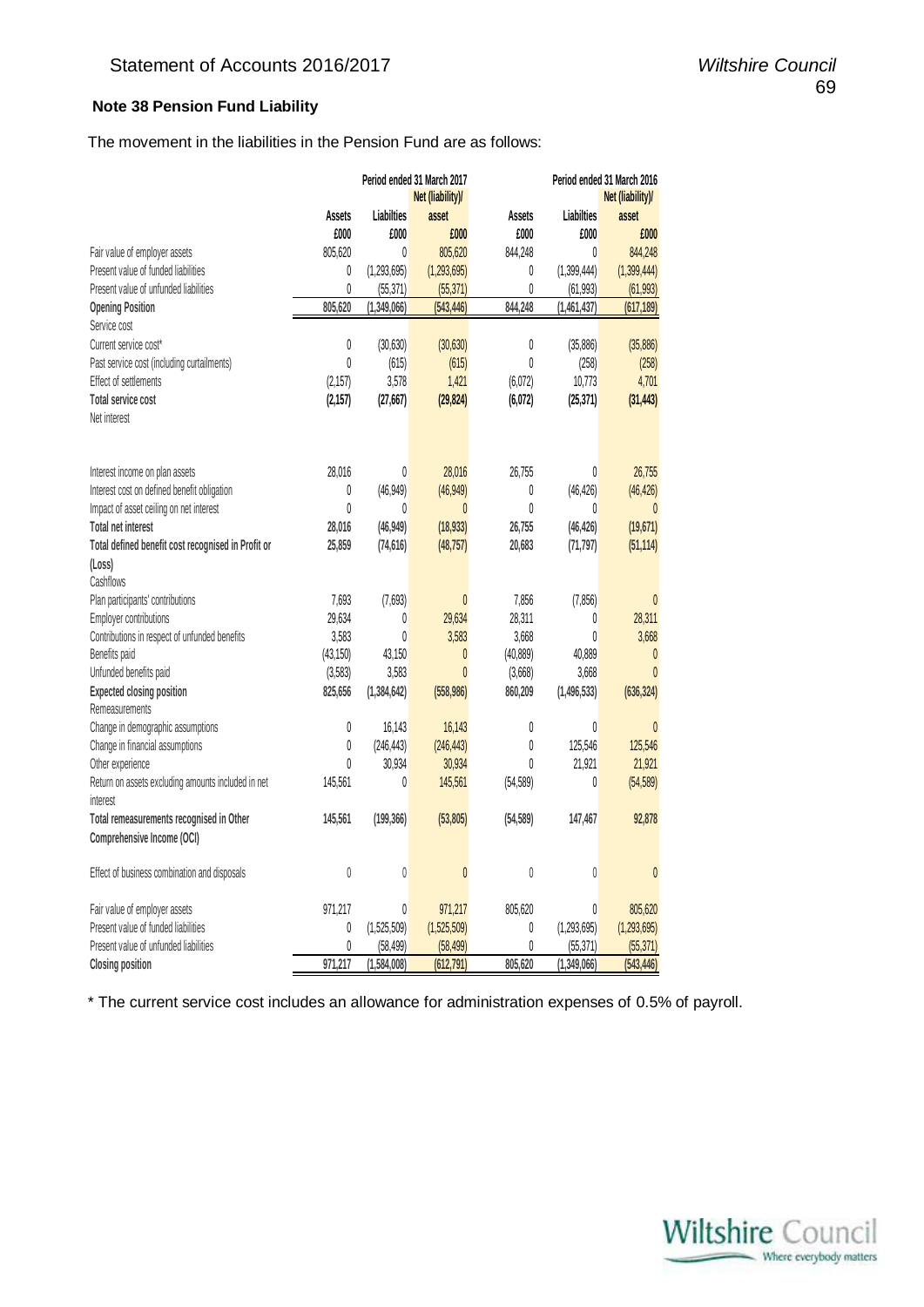## Note 38 Pension Fund Liability

The movement in the liabilities in the Pension Fund are as follows:

| | Period ended 31 March 2017 | | | Period ended 31 March 2016 | | |
|---|---|---|---|---|---|---|
| | Assets | Liabilties | Net (liability)/ asset | Assets | Liabilties | Net (liability)/ asset |
| | £000 | £000 | £000 | £000 | £000 | £000 |
| Fair value of employer assets | 805,620 | 0 | 805,620 | 844,248 | 0 | 844,248 |
| Present value of funded liabilities | 0 | (1,293,695) | (1,293,695) | 0 | (1,399,444) | (1,399,444) |
| Present value of unfunded liabilities | 0 | (55,371) | (55,371) | 0 | (61,993) | (61,993) |
| **Opening Position** | 805,620 | (1,349,066) | (543,446) | 844,248 | (1,461,437) | (617,189) |
| Service cost | | | | | | |
| Current service cost* | 0 | (30,630) | (30,630) | 0 | (35,886) | (35,886) |
| Past service cost (including curtailments) | 0 | (615) | (615) | 0 | (258) | (258) |
| Effect of settlements | (2,157) | 3,578 | 1,421 | (6,072) | 10,773 | 4,701 |
| **Total service cost** | **(2,157)** | **(27,667)** | **(29,824)** | **(6,072)** | **(25,371)** | **(31,443)** |
| Net interest | | | | | | |
| Interest income on plan assets | 28,016 | 0 | 28,016 | 26,755 | 0 | 26,755 |
| Interest cost on defined benefit obligation | 0 | (46,949) | (46,949) | 0 | (46,426) | (46,426) |
| Impact of asset ceiling on net interest | 0 | 0 | 0 | 0 | 0 | 0 |
| **Total net interest** | **28,016** | **(46,949)** | **(18,933)** | **26,755** | **(46,426)** | **(19,671)** |
| **Total defined benefit cost recognised in Profit or (Loss)** | **25,859** | **(74,616)** | **(48,757)** | **20,683** | **(71,797)** | **(51,114)** |
| Cashflows | | | | | | |
| Plan participants' contributions | 7,693 | (7,693) | 0 | 7,856 | (7,856) | 0 |
| Employer contributions | 29,634 | 0 | 29,634 | 28,311 | 0 | 28,311 |
| Contributions in respect of unfunded benefits | 3,583 | 0 | 3,583 | 3,668 | 0 | 3,668 |
| Benefits paid | (43,150) | 43,150 | 0 | (40,889) | 40,889 | 0 |
| Unfunded benefits paid | (3,583) | 3,583 | 0 | (3,668) | 3,668 | 0 |
| **Expected closing position** | **825,656** | **(1,384,642)** | **(558,986)** | **860,209** | **(1,496,533)** | **(636,324)** |
| Remeasurements | | | | | | |
| Change in demographic assumptions | 0 | 16,143 | 16,143 | 0 | 0 | 0 |
| Change in financial assumptions | 0 | (246,443) | (246,443) | 0 | 125,546 | 125,546 |
| Other experience | 0 | 30,934 | 30,934 | 0 | 21,921 | 21,921 |
| Return on assets excluding amounts included in net interest | 145,561 | 0 | 145,561 | (54,589) | 0 | (54,589) |
| **Total remeasurements recognised in Other Comprehensive Income (OCI)** | **145,561** | **(199,366)** | **(53,805)** | **(54,589)** | **147,467** | **92,878** |
| Effect of business combination and disposals | 0 | 0 | 0 | 0 | 0 | 0 |
| Fair value of employer assets | 971,217 | 0 | 971,217 | 805,620 | 0 | 805,620 |
| Present value of funded liabilities | 0 | (1,525,509) | (1,525,509) | 0 | (1,293,695) | (1,293,695) |
| Present value of unfunded liabilities | 0 | (58,499) | (58,499) | 0 | (55,371) | (55,371) |
| **Closing position** | 971,217 | (1,584,008) | (612,791) | 805,620 | (1,349,066) | (543,446) |

* The current service cost includes an allowance for administration expenses of 0.5% of payroll.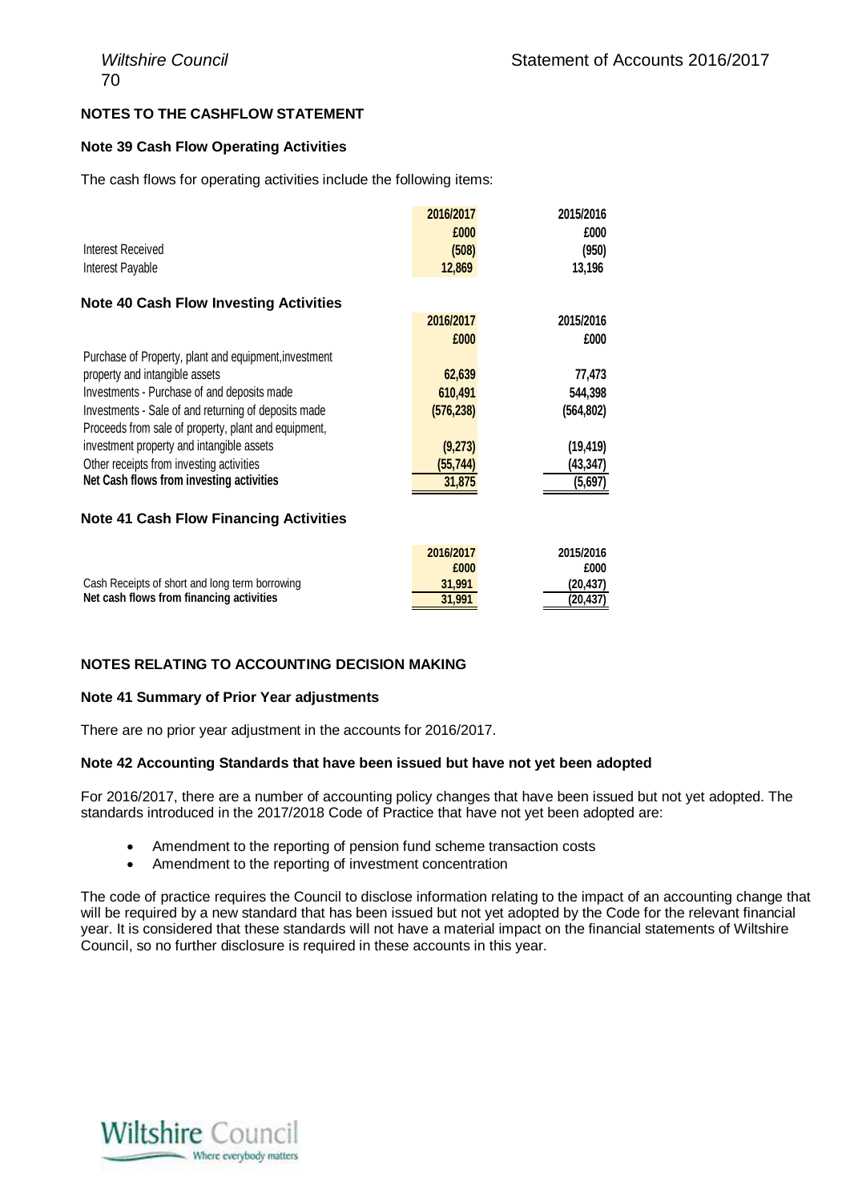## NOTES TO THE CASHFLOW STATEMENT

### Note 39 Cash Flow Operating Activities

The cash flows for operating activities include the following items:

| | 2016/2017 | 2015/2016 |
|---|---|---|
| | £000 | £000 |
| Interest Received | (508) | (950) |
| Interest Payable | 12,869 | 13,196 |

### Note 40 Cash Flow Investing Activities

| | 2016/2017 | 2015/2016 |
|---|---|---|
| | £000 | £000 |
| Purchase of Property, plant and equipment,investment property and intangible assets | 62,639 | 77,473 |
| Investments - Purchase of and deposits made | 610,491 | 544,398 |
| Investments - Sale of and returning of deposits made | (576,238) | (564,802) |
| Proceeds from sale of property, plant and equipment, investment property and intangible assets | (9,273) | (19,419) |
| Other receipts from investing activities | (55,744) | (43,347) |
| **Net Cash flows from investing activities** | **31,875** | **(5,697)** |

### Note 41 Cash Flow Financing Activities

| | 2016/2017 | 2015/2016 |
|---|---|---|
| | £000 | £000 |
| Cash Receipts of short and long term borrowing | 31,991 | (20,437) |
| **Net cash flows from financing activities** | **31,991** | **(20,437)** |

## NOTES RELATING TO ACCOUNTING DECISION MAKING

### Note 41 Summary of Prior Year adjustments

There are no prior year adjustment in the accounts for 2016/2017.

### Note 42 Accounting Standards that have been issued but have not yet been adopted

For 2016/2017, there are a number of accounting policy changes that have been issued but not yet adopted. The standards introduced in the 2017/2018 Code of Practice that have not yet been adopted are:

- Amendment to the reporting of pension fund scheme transaction costs
- Amendment to the reporting of investment concentration

The code of practice requires the Council to disclose information relating to the impact of an accounting change that will be required by a new standard that has been issued but not yet adopted by the Code for the relevant financial year. It is considered that these standards will not have a material impact on the financial statements of Wiltshire Council, so no further disclosure is required in these accounts in this year.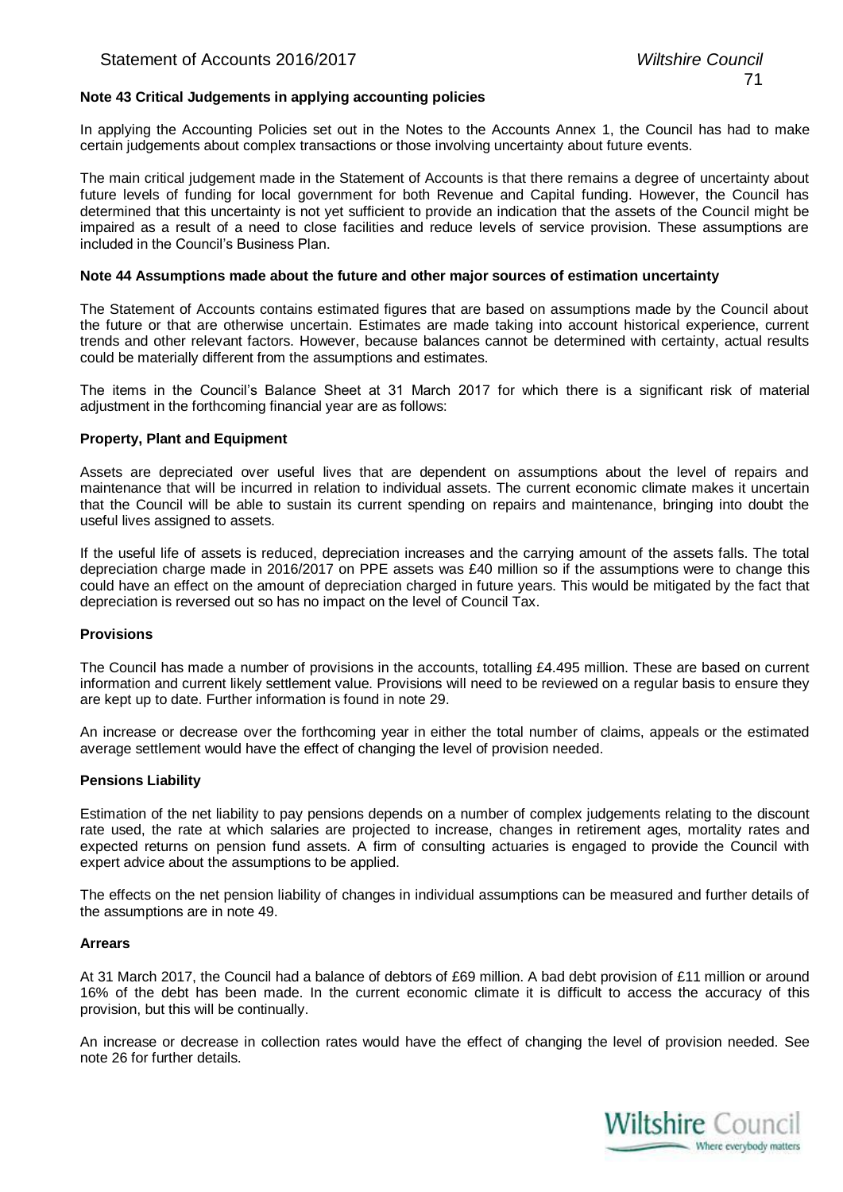### Note 43 Critical Judgements in applying accounting policies

In applying the Accounting Policies set out in the Notes to the Accounts Annex 1, the Council has had to make certain judgements about complex transactions or those involving uncertainty about future events.

The main critical judgement made in the Statement of Accounts is that there remains a degree of uncertainty about future levels of funding for local government for both Revenue and Capital funding. However, the Council has determined that this uncertainty is not yet sufficient to provide an indication that the assets of the Council might be impaired as a result of a need to close facilities and reduce levels of service provision. These assumptions are included in the Council's Business Plan.

### Note 44 Assumptions made about the future and other major sources of estimation uncertainty

The Statement of Accounts contains estimated figures that are based on assumptions made by the Council about the future or that are otherwise uncertain. Estimates are made taking into account historical experience, current trends and other relevant factors. However, because balances cannot be determined with certainty, actual results could be materially different from the assumptions and estimates.

The items in the Council's Balance Sheet at 31 March 2017 for which there is a significant risk of material adjustment in the forthcoming financial year are as follows:

**Property, Plant and Equipment**

Assets are depreciated over useful lives that are dependent on assumptions about the level of repairs and maintenance that will be incurred in relation to individual assets. The current economic climate makes it uncertain that the Council will be able to sustain its current spending on repairs and maintenance, bringing into doubt the useful lives assigned to assets.

If the useful life of assets is reduced, depreciation increases and the carrying amount of the assets falls. The total depreciation charge made in 2016/2017 on PPE assets was £40 million so if the assumptions were to change this could have an effect on the amount of depreciation charged in future years. This would be mitigated by the fact that depreciation is reversed out so has no impact on the level of Council Tax.

**Provisions**

The Council has made a number of provisions in the accounts, totalling £4.495 million. These are based on current information and current likely settlement value. Provisions will need to be reviewed on a regular basis to ensure they are kept up to date. Further information is found in note 29.

An increase or decrease over the forthcoming year in either the total number of claims, appeals or the estimated average settlement would have the effect of changing the level of provision needed.

**Pensions Liability**

Estimation of the net liability to pay pensions depends on a number of complex judgements relating to the discount rate used, the rate at which salaries are projected to increase, changes in retirement ages, mortality rates and expected returns on pension fund assets. A firm of consulting actuaries is engaged to provide the Council with expert advice about the assumptions to be applied.

The effects on the net pension liability of changes in individual assumptions can be measured and further details of the assumptions are in note 49.

**Arrears**

At 31 March 2017, the Council had a balance of debtors of £69 million. A bad debt provision of £11 million or around 16% of the debt has been made. In the current economic climate it is difficult to access the accuracy of this provision, but this will be continually.

An increase or decrease in collection rates would have the effect of changing the level of provision needed. See note 26 for further details.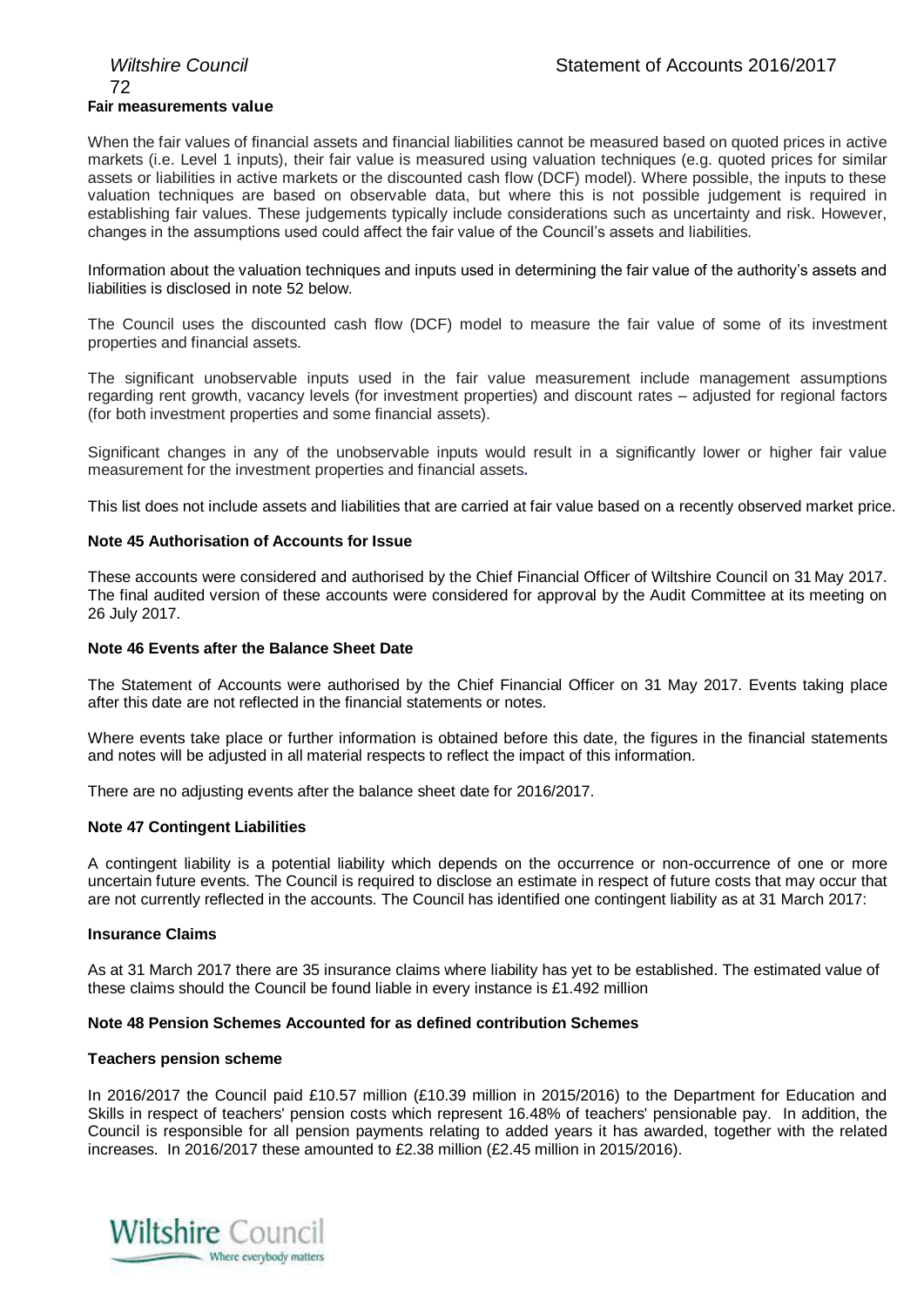**Fair measurements value**

When the fair values of financial assets and financial liabilities cannot be measured based on quoted prices in active markets (i.e. Level 1 inputs), their fair value is measured using valuation techniques (e.g. quoted prices for similar assets or liabilities in active markets or the discounted cash flow (DCF) model). Where possible, the inputs to these valuation techniques are based on observable data, but where this is not possible judgement is required in establishing fair values. These judgements typically include considerations such as uncertainty and risk. However, changes in the assumptions used could affect the fair value of the Council's assets and liabilities.

Information about the valuation techniques and inputs used in determining the fair value of the authority's assets and liabilities is disclosed in note 52 below.

The Council uses the discounted cash flow (DCF) model to measure the fair value of some of its investment properties and financial assets.

The significant unobservable inputs used in the fair value measurement include management assumptions regarding rent growth, vacancy levels (for investment properties) and discount rates – adjusted for regional factors (for both investment properties and some financial assets).

Significant changes in any of the unobservable inputs would result in a significantly lower or higher fair value measurement for the investment properties and financial assets.

This list does not include assets and liabilities that are carried at fair value based on a recently observed market price.

**Note 45 Authorisation of Accounts for Issue**

These accounts were considered and authorised by the Chief Financial Officer of Wiltshire Council on 31 May 2017. The final audited version of these accounts were considered for approval by the Audit Committee at its meeting on 26 July 2017.

**Note 46 Events after the Balance Sheet Date**

The Statement of Accounts were authorised by the Chief Financial Officer on 31 May 2017. Events taking place after this date are not reflected in the financial statements or notes.

Where events take place or further information is obtained before this date, the figures in the financial statements and notes will be adjusted in all material respects to reflect the impact of this information.

There are no adjusting events after the balance sheet date for 2016/2017.

**Note 47 Contingent Liabilities**

A contingent liability is a potential liability which depends on the occurrence or non-occurrence of one or more uncertain future events. The Council is required to disclose an estimate in respect of future costs that may occur that are not currently reflected in the accounts. The Council has identified one contingent liability as at 31 March 2017:

**Insurance Claims**

As at 31 March 2017 there are 35 insurance claims where liability has yet to be established. The estimated value of these claims should the Council be found liable in every instance is £1.492 million

**Note 48 Pension Schemes Accounted for as defined contribution Schemes**

**Teachers pension scheme**

In 2016/2017 the Council paid £10.57 million (£10.39 million in 2015/2016) to the Department for Education and Skills in respect of teachers' pension costs which represent 16.48% of teachers' pensionable pay. In addition, the Council is responsible for all pension payments relating to added years it has awarded, together with the related increases. In 2016/2017 these amounted to £2.38 million (£2.45 million in 2015/2016).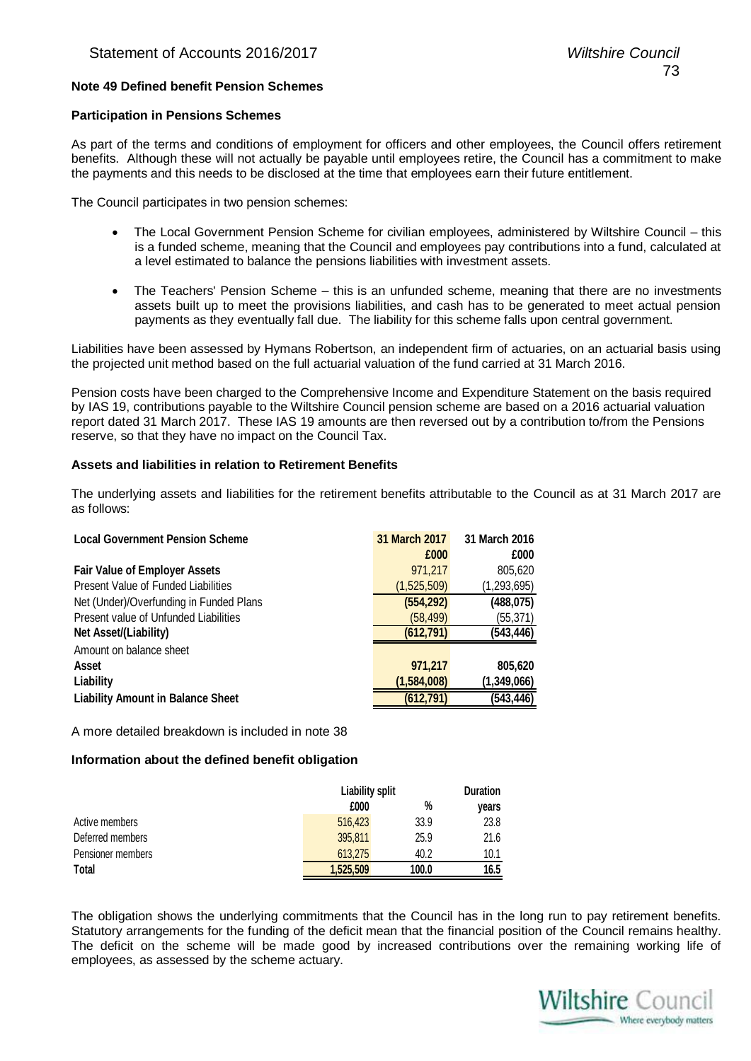### Note 49 Defined benefit Pension Schemes

#### Participation in Pensions Schemes

As part of the terms and conditions of employment for officers and other employees, the Council offers retirement benefits. Although these will not actually be payable until employees retire, the Council has a commitment to make the payments and this needs to be disclosed at the time that employees earn their future entitlement.

The Council participates in two pension schemes:

- The Local Government Pension Scheme for civilian employees, administered by Wiltshire Council – this is a funded scheme, meaning that the Council and employees pay contributions into a fund, calculated at a level estimated to balance the pensions liabilities with investment assets.
- The Teachers' Pension Scheme – this is an unfunded scheme, meaning that there are no investments assets built up to meet the provisions liabilities, and cash has to be generated to meet actual pension payments as they eventually fall due. The liability for this scheme falls upon central government.

Liabilities have been assessed by Hymans Robertson, an independent firm of actuaries, on an actuarial basis using the projected unit method based on the full actuarial valuation of the fund carried at 31 March 2016.

Pension costs have been charged to the Comprehensive Income and Expenditure Statement on the basis required by IAS 19, contributions payable to the Wiltshire Council pension scheme are based on a 2016 actuarial valuation report dated 31 March 2017. These IAS 19 amounts are then reversed out by a contribution to/from the Pensions reserve, so that they have no impact on the Council Tax.

#### Assets and liabilities in relation to Retirement Benefits

The underlying assets and liabilities for the retirement benefits attributable to the Council as at 31 March 2017 are as follows:

| Local Government Pension Scheme | 31 March 2017 | 31 March 2016 |
|---|---|---|
| | £000 | £000 |
| **Fair Value of Employer Assets** | 971,217 | 805,620 |
| Present Value of Funded Liabilities | (1,525,509) | (1,293,695) |
| Net (Under)/Overfunding in Funded Plans | **(554,292)** | **(488,075)** |
| Present value of Unfunded Liabilities | (58,499) | (55,371) |
| **Net Asset/(Liability)** | **(612,791)** | **(543,446)** |
| Amount on balance sheet | | |
| **Asset** | **971,217** | **805,620** |
| **Liability** | **(1,584,008)** | **(1,349,066)** |
| **Liability Amount in Balance Sheet** | **(612,791)** | **(543,446)** |

A more detailed breakdown is included in note 38

#### Information about the defined benefit obligation

| | Liability split | | Duration |
|---|---|---|---|
| | £000 | % | years |
| Active members | 516,423 | 33.9 | 23.8 |
| Deferred members | 395,811 | 25.9 | 21.6 |
| Pensioner members | 613,275 | 40.2 | 10.1 |
| **Total** | **1,525,509** | **100.0** | **16.5** |

The obligation shows the underlying commitments that the Council has in the long run to pay retirement benefits. Statutory arrangements for the funding of the deficit mean that the financial position of the Council remains healthy. The deficit on the scheme will be made good by increased contributions over the remaining working life of employees, as assessed by the scheme actuary.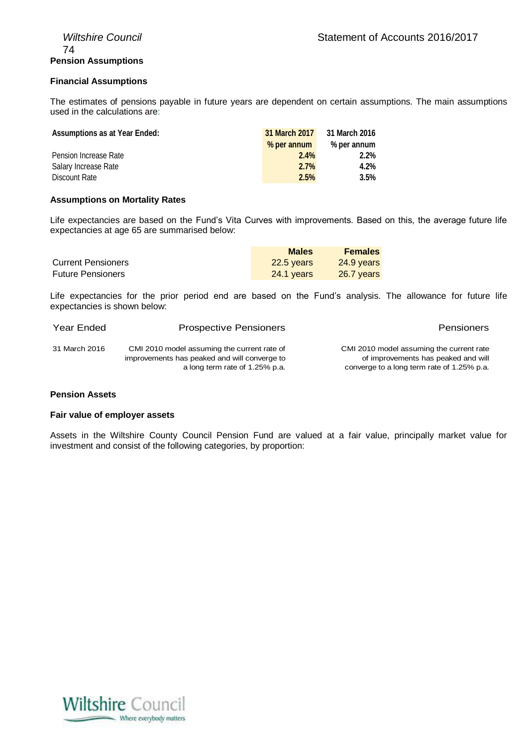## Pension Assumptions

### Financial Assumptions

The estimates of pensions payable in future years are dependent on certain assumptions. The main assumptions used in the calculations are:

| Assumptions as at Year Ended: | 31 March 2017 | 31 March 2016 |
|---|---|---|
| | % per annum | % per annum |
| Pension Increase Rate | 2.4% | 2.2% |
| Salary Increase Rate | 2.7% | 4.2% |
| Discount Rate | 2.5% | 3.5% |

### Assumptions on Mortality Rates

Life expectancies are based on the Fund's Vita Curves with improvements. Based on this, the average future life expectancies at age 65 are summarised below:

| | Males | Females |
|---|---|---|
| Current Pensioners | 22.5 years | 24.9 years |
| Future Pensioners | 24.1 years | 26.7 years |

Life expectancies for the prior period end are based on the Fund's analysis. The allowance for future life expectancies is shown below:

| Year Ended | Prospective Pensioners | Pensioners |
|---|---|---|
| 31 March 2016 | CMI 2010 model assuming the current rate of improvements has peaked and will converge to a long term rate of 1.25% p.a. | CMI 2010 model assuming the current rate of improvements has peaked and will converge to a long term rate of 1.25% p.a. |

### Pension Assets

### Fair value of employer assets

Assets in the Wiltshire County Council Pension Fund are valued at a fair value, principally market value for investment and consist of the following categories, by proportion: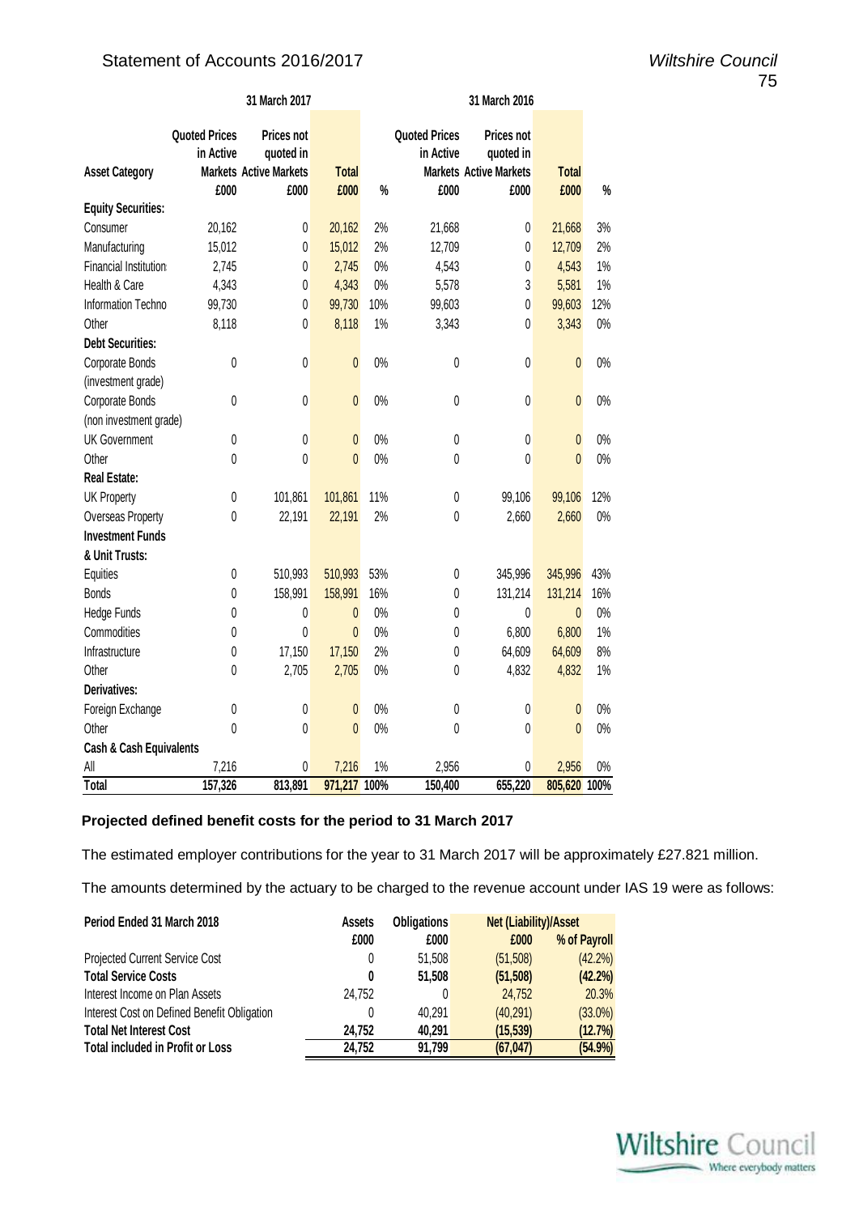| Asset Category | 31 March 2017 | | | | 31 March 2016 | | | |
|---|---|---|---|---|---|---|---|---|
| | Quoted Prices in Active Markets | Prices not quoted in Active Markets | Total | % | Quoted Prices in Active Markets | Prices not quoted in Active Markets | Total | % |
| | £000 | £000 | £000 | | £000 | £000 | £000 | |
| **Equity Securities:** | | | | | | | | |
| Consumer | 20,162 | 0 | 20,162 | 2% | 21,668 | 0 | 21,668 | 3% |
| Manufacturing | 15,012 | 0 | 15,012 | 2% | 12,709 | 0 | 12,709 | 2% |
| Financial Institution | 2,745 | 0 | 2,745 | 0% | 4,543 | 0 | 4,543 | 1% |
| Health & Care | 4,343 | 0 | 4,343 | 0% | 5,578 | 3 | 5,581 | 1% |
| Information Techno | 99,730 | 0 | 99,730 | 10% | 99,603 | 0 | 99,603 | 12% |
| Other | 8,118 | 0 | 8,118 | 1% | 3,343 | 0 | 3,343 | 0% |
| **Debt Securities:** | | | | | | | | |
| Corporate Bonds (investment grade) | 0 | 0 | 0 | 0% | 0 | 0 | 0 | 0% |
| Corporate Bonds (non investment grade) | 0 | 0 | 0 | 0% | 0 | 0 | 0 | 0% |
| UK Government | 0 | 0 | 0 | 0% | 0 | 0 | 0 | 0% |
| Other | 0 | 0 | 0 | 0% | 0 | 0 | 0 | 0% |
| **Real Estate:** | | | | | | | | |
| UK Property | 0 | 101,861 | 101,861 | 11% | 0 | 99,106 | 99,106 | 12% |
| Overseas Property | 0 | 22,191 | 22,191 | 2% | 0 | 2,660 | 2,660 | 0% |
| **Investment Funds & Unit Trusts:** | | | | | | | | |
| Equities | 0 | 510,993 | 510,993 | 53% | 0 | 345,996 | 345,996 | 43% |
| Bonds | 0 | 158,991 | 158,991 | 16% | 0 | 131,214 | 131,214 | 16% |
| Hedge Funds | 0 | 0 | 0 | 0% | 0 | 0 | 0 | 0% |
| Commodities | 0 | 0 | 0 | 0% | 0 | 6,800 | 6,800 | 1% |
| Infrastructure | 0 | 17,150 | 17,150 | 2% | 0 | 64,609 | 64,609 | 8% |
| Other | 0 | 2,705 | 2,705 | 0% | 0 | 4,832 | 4,832 | 1% |
| **Derivatives:** | | | | | | | | |
| Foreign Exchange | 0 | 0 | 0 | 0% | 0 | 0 | 0 | 0% |
| Other | 0 | 0 | 0 | 0% | 0 | 0 | 0 | 0% |
| **Cash & Cash Equivalents** | | | | | | | | |
| All | 7,216 | 0 | 7,216 | 1% | 2,956 | 0 | 2,956 | 0% |
| **Total** | **157,326** | **813,891** | **971,217** | **100%** | **150,400** | **655,220** | **805,620** | **100%** |

### Projected defined benefit costs for the period to 31 March 2017

The estimated employer contributions for the year to 31 March 2017 will be approximately £27.821 million.

The amounts determined by the actuary to be charged to the revenue account under IAS 19 were as follows:

| Period Ended 31 March 2018 | Assets | Obligations | Net (Liability)/Asset | |
|---|---|---|---|---|
| | £000 | £000 | £000 | % of Payroll |
| Projected Current Service Cost | 0 | 51,508 | (51,508) | (42.2%) |
| **Total Service Costs** | **0** | **51,508** | **(51,508)** | **(42.2%)** |
| Interest Income on Plan Assets | 24,752 | 0 | 24,752 | 20.3% |
| Interest Cost on Defined Benefit Obligation | 0 | 40,291 | (40,291) | (33.0%) |
| **Total Net Interest Cost** | **24,752** | **40,291** | **(15,539)** | **(12.7%)** |
| **Total included in Profit or Loss** | **24,752** | **91,799** | **(67,047)** | **(54.9%)** |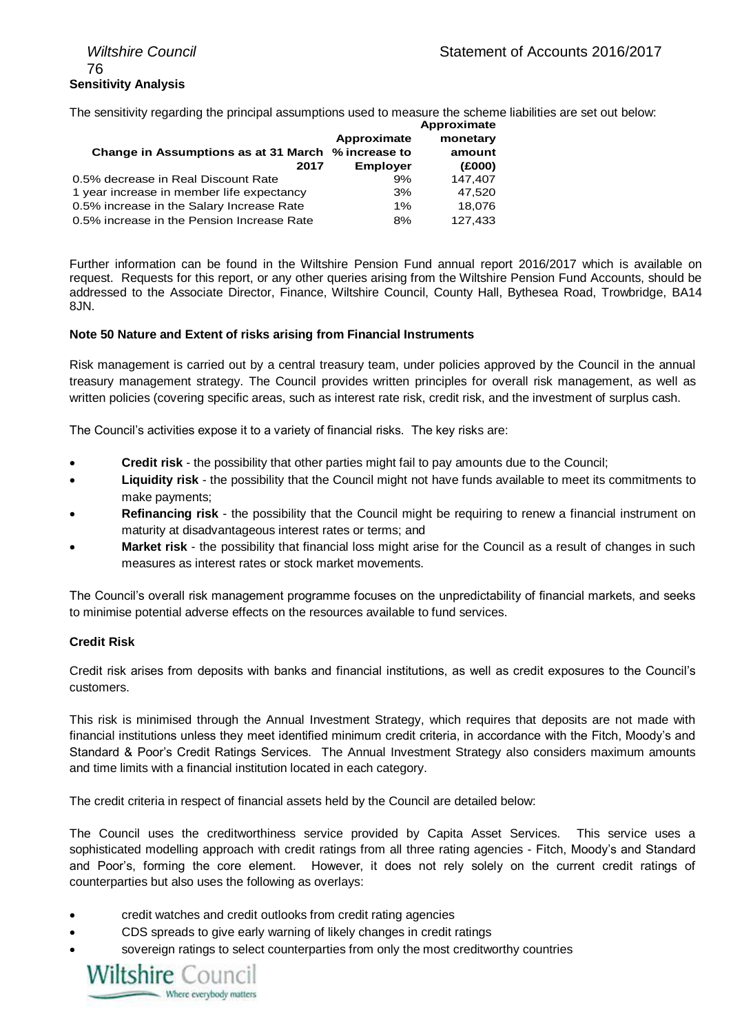## Sensitivity Analysis

The sensitivity regarding the principal assumptions used to measure the scheme liabilities are set out below:

| Change in Assumptions as at 31 March 2017 | Approximate % increase to Employer | Approximate monetary amount (£000) |
|---|---|---|
| 0.5% decrease in Real Discount Rate | 9% | 147,407 |
| 1 year increase in member life expectancy | 3% | 47,520 |
| 0.5% increase in the Salary Increase Rate | 1% | 18,076 |
| 0.5% increase in the Pension Increase Rate | 8% | 127,433 |

Further information can be found in the Wiltshire Pension Fund annual report 2016/2017 which is available on request. Requests for this report, or any other queries arising from the Wiltshire Pension Fund Accounts, should be addressed to the Associate Director, Finance, Wiltshire Council, County Hall, Bythesea Road, Trowbridge, BA14 8JN.

### Note 50 Nature and Extent of risks arising from Financial Instruments

Risk management is carried out by a central treasury team, under policies approved by the Council in the annual treasury management strategy. The Council provides written principles for overall risk management, as well as written policies (covering specific areas, such as interest rate risk, credit risk, and the investment of surplus cash.

The Council's activities expose it to a variety of financial risks. The key risks are:

- **Credit risk** - the possibility that other parties might fail to pay amounts due to the Council;
- **Liquidity risk** - the possibility that the Council might not have funds available to meet its commitments to make payments;
- **Refinancing risk** - the possibility that the Council might be requiring to renew a financial instrument on maturity at disadvantageous interest rates or terms; and
- **Market risk** - the possibility that financial loss might arise for the Council as a result of changes in such measures as interest rates or stock market movements.

The Council's overall risk management programme focuses on the unpredictability of financial markets, and seeks to minimise potential adverse effects on the resources available to fund services.

### Credit Risk

Credit risk arises from deposits with banks and financial institutions, as well as credit exposures to the Council's customers.

This risk is minimised through the Annual Investment Strategy, which requires that deposits are not made with financial institutions unless they meet identified minimum credit criteria, in accordance with the Fitch, Moody's and Standard & Poor's Credit Ratings Services. The Annual Investment Strategy also considers maximum amounts and time limits with a financial institution located in each category.

The credit criteria in respect of financial assets held by the Council are detailed below:

The Council uses the creditworthiness service provided by Capita Asset Services. This service uses a sophisticated modelling approach with credit ratings from all three rating agencies - Fitch, Moody's and Standard and Poor's, forming the core element. However, it does not rely solely on the current credit ratings of counterparties but also uses the following as overlays:

- credit watches and credit outlooks from credit rating agencies
- CDS spreads to give early warning of likely changes in credit ratings
- sovereign ratings to select counterparties from only the most creditworthy countries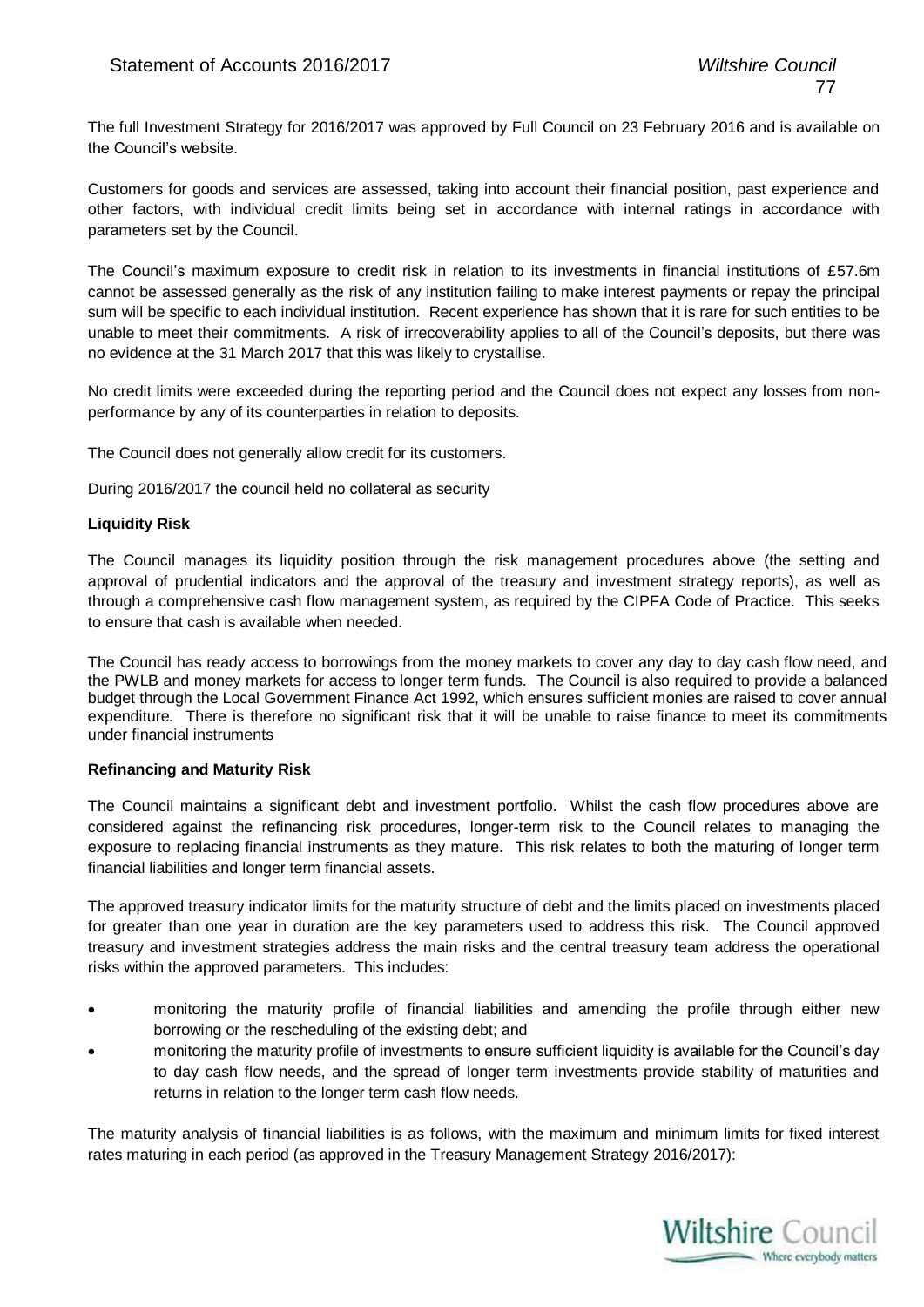The full Investment Strategy for 2016/2017 was approved by Full Council on 23 February 2016 and is available on the Council's website.

Customers for goods and services are assessed, taking into account their financial position, past experience and other factors, with individual credit limits being set in accordance with internal ratings in accordance with parameters set by the Council.

The Council's maximum exposure to credit risk in relation to its investments in financial institutions of £57.6m cannot be assessed generally as the risk of any institution failing to make interest payments or repay the principal sum will be specific to each individual institution. Recent experience has shown that it is rare for such entities to be unable to meet their commitments. A risk of irrecoverability applies to all of the Council's deposits, but there was no evidence at the 31 March 2017 that this was likely to crystallise.

No credit limits were exceeded during the reporting period and the Council does not expect any losses from non-performance by any of its counterparties in relation to deposits.

The Council does not generally allow credit for its customers.

During 2016/2017 the council held no collateral as security

**Liquidity Risk**

The Council manages its liquidity position through the risk management procedures above (the setting and approval of prudential indicators and the approval of the treasury and investment strategy reports), as well as through a comprehensive cash flow management system, as required by the CIPFA Code of Practice. This seeks to ensure that cash is available when needed.

The Council has ready access to borrowings from the money markets to cover any day to day cash flow need, and the PWLB and money markets for access to longer term funds. The Council is also required to provide a balanced budget through the Local Government Finance Act 1992, which ensures sufficient monies are raised to cover annual expenditure. There is therefore no significant risk that it will be unable to raise finance to meet its commitments under financial instruments

**Refinancing and Maturity Risk**

The Council maintains a significant debt and investment portfolio. Whilst the cash flow procedures above are considered against the refinancing risk procedures, longer-term risk to the Council relates to managing the exposure to replacing financial instruments as they mature. This risk relates to both the maturing of longer term financial liabilities and longer term financial assets.

The approved treasury indicator limits for the maturity structure of debt and the limits placed on investments placed for greater than one year in duration are the key parameters used to address this risk. The Council approved treasury and investment strategies address the main risks and the central treasury team address the operational risks within the approved parameters. This includes:

- monitoring the maturity profile of financial liabilities and amending the profile through either new borrowing or the rescheduling of the existing debt; and
- monitoring the maturity profile of investments to ensure sufficient liquidity is available for the Council's day to day cash flow needs, and the spread of longer term investments provide stability of maturities and returns in relation to the longer term cash flow needs.

The maturity analysis of financial liabilities is as follows, with the maximum and minimum limits for fixed interest rates maturing in each period (as approved in the Treasury Management Strategy 2016/2017):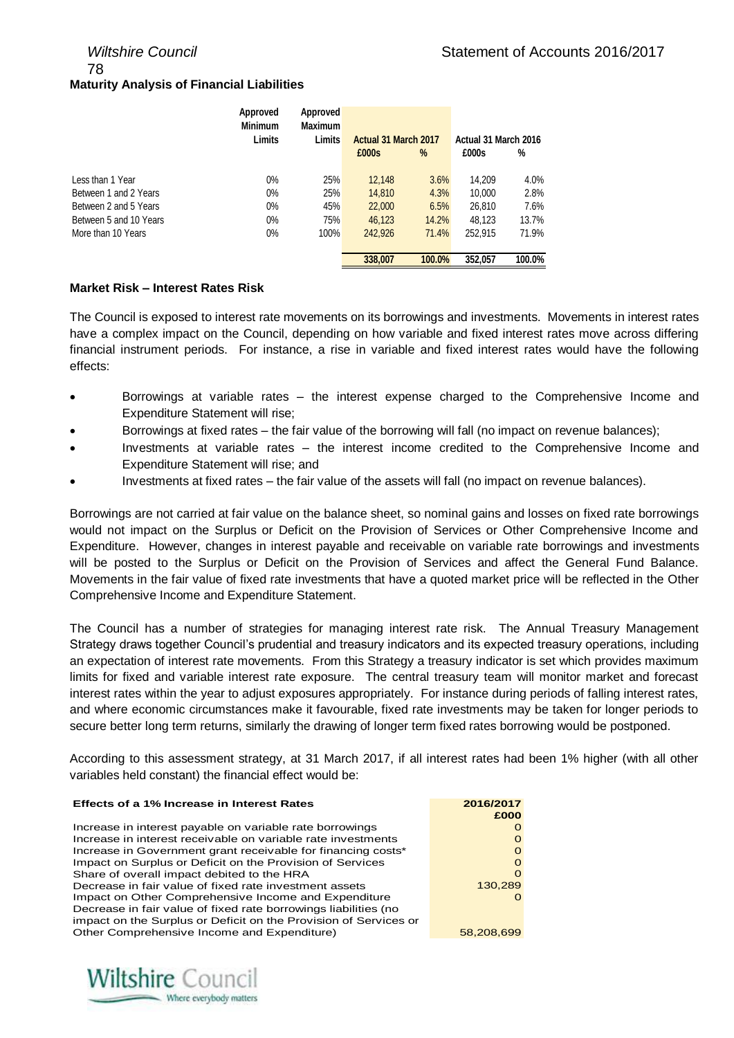## Maturity Analysis of Financial Liabilities

| | Approved Minimum Limits | Approved Maximum Limits | Actual 31 March 2017 £000s | Actual 31 March 2017 % | Actual 31 March 2016 £000s | Actual 31 March 2016 % |
|---|---|---|---|---|---|---|
| Less than 1 Year | 0% | 25% | 12,148 | 3.6% | 14,209 | 4.0% |
| Between 1 and 2 Years | 0% | 25% | 14,810 | 4.3% | 10,000 | 2.8% |
| Between 2 and 5 Years | 0% | 45% | 22,000 | 6.5% | 26,810 | 7.6% |
| Between 5 and 10 Years | 0% | 75% | 46,123 | 14.2% | 48,123 | 13.7% |
| More than 10 Years | 0% | 100% | 242,926 | 71.4% | 252,915 | 71.9% |
| | | | **338,007** | **100.0%** | **352,057** | **100.0%** |

### Market Risk – Interest Rates Risk

The Council is exposed to interest rate movements on its borrowings and investments. Movements in interest rates have a complex impact on the Council, depending on how variable and fixed interest rates move across differing financial instrument periods. For instance, a rise in variable and fixed interest rates would have the following effects:

- Borrowings at variable rates – the interest expense charged to the Comprehensive Income and Expenditure Statement will rise;
- Borrowings at fixed rates – the fair value of the borrowing will fall (no impact on revenue balances);
- Investments at variable rates – the interest income credited to the Comprehensive Income and Expenditure Statement will rise; and
- Investments at fixed rates – the fair value of the assets will fall (no impact on revenue balances).

Borrowings are not carried at fair value on the balance sheet, so nominal gains and losses on fixed rate borrowings would not impact on the Surplus or Deficit on the Provision of Services or Other Comprehensive Income and Expenditure. However, changes in interest payable and receivable on variable rate borrowings and investments will be posted to the Surplus or Deficit on the Provision of Services and affect the General Fund Balance. Movements in the fair value of fixed rate investments that have a quoted market price will be reflected in the Other Comprehensive Income and Expenditure Statement.

The Council has a number of strategies for managing interest rate risk. The Annual Treasury Management Strategy draws together Council's prudential and treasury indicators and its expected treasury operations, including an expectation of interest rate movements. From this Strategy a treasury indicator is set which provides maximum limits for fixed and variable interest rate exposure. The central treasury team will monitor market and forecast interest rates within the year to adjust exposures appropriately. For instance during periods of falling interest rates, and where economic circumstances make it favourable, fixed rate investments may be taken for longer periods to secure better long term returns, similarly the drawing of longer term fixed rates borrowing would be postponed.

According to this assessment strategy, at 31 March 2017, if all interest rates had been 1% higher (with all other variables held constant) the financial effect would be:

| Effects of a 1% Increase in Interest Rates | 2016/2017 £000 |
|---|---|
| Increase in interest payable on variable rate borrowings | 0 |
| Increase in interest receivable on variable rate investments | 0 |
| Increase in Government grant receivable for financing costs* | 0 |
| Impact on Surplus or Deficit on the Provision of Services | 0 |
| Share of overall impact debited to the HRA | 0 |
| Decrease in fair value of fixed rate investment assets | 130,289 |
| Impact on Other Comprehensive Income and Expenditure | 0 |
| Decrease in fair value of fixed rate borrowings liabilities (no impact on the Surplus or Deficit on the Provision of Services or Other Comprehensive Income and Expenditure) | 58,208,699 |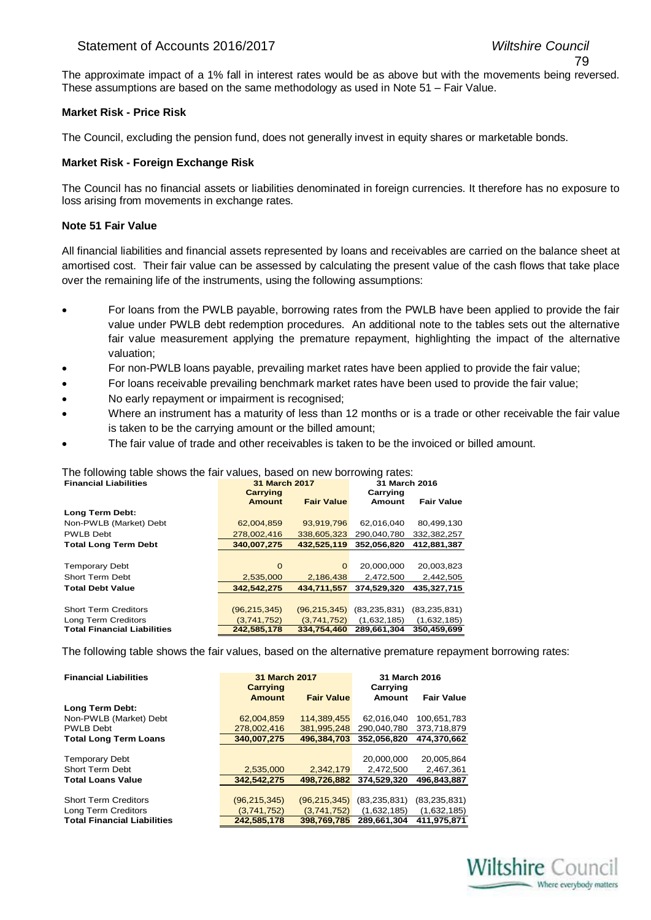The approximate impact of a 1% fall in interest rates would be as above but with the movements being reversed. These assumptions are based on the same methodology as used in Note 51 – Fair Value.

**Market Risk - Price Risk**

The Council, excluding the pension fund, does not generally invest in equity shares or marketable bonds.

**Market Risk - Foreign Exchange Risk**

The Council has no financial assets or liabilities denominated in foreign currencies. It therefore has no exposure to loss arising from movements in exchange rates.

**Note 51 Fair Value**

All financial liabilities and financial assets represented by loans and receivables are carried on the balance sheet at amortised cost. Their fair value can be assessed by calculating the present value of the cash flows that take place over the remaining life of the instruments, using the following assumptions:

- For loans from the PWLB payable, borrowing rates from the PWLB have been applied to provide the fair value under PWLB debt redemption procedures. An additional note to the tables sets out the alternative fair value measurement applying the premature repayment, highlighting the impact of the alternative valuation;
- For non-PWLB loans payable, prevailing market rates have been applied to provide the fair value;
- For loans receivable prevailing benchmark market rates have been used to provide the fair value;
- No early repayment or impairment is recognised;
- Where an instrument has a maturity of less than 12 months or is a trade or other receivable the fair value is taken to be the carrying amount or the billed amount;
- The fair value of trade and other receivables is taken to be the invoiced or billed amount.

The following table shows the fair values, based on new borrowing rates:

| Financial Liabilities | 31 March 2017 | | 31 March 2016 | |
|---|---|---|---|---|
| | Carrying Amount | Fair Value | Carrying Amount | Fair Value |
| **Long Term Debt:** | | | | |
| Non-PWLB (Market) Debt | 62,004,859 | 93,919,796 | 62,016,040 | 80,499,130 |
| PWLB Debt | 278,002,416 | 338,605,323 | 290,040,780 | 332,382,257 |
| **Total Long Term Debt** | **340,007,275** | **432,525,119** | **352,056,820** | **412,881,387** |
| Temporary Debt | 0 | 0 | 20,000,000 | 20,003,823 |
| Short Term Debt | 2,535,000 | 2,186,438 | 2,472,500 | 2,442,505 |
| **Total Debt Value** | **342,542,275** | **434,711,557** | **374,529,320** | **435,327,715** |
| Short Term Creditors | (96,215,345) | (96,215,345) | (83,235,831) | (83,235,831) |
| Long Term Creditors | (3,741,752) | (3,741,752) | (1,632,185) | (1,632,185) |
| **Total Financial Liabilities** | **242,585,178** | **334,754,460** | **289,661,304** | **350,459,699** |

The following table shows the fair values, based on the alternative premature repayment borrowing rates:

| Financial Liabilities | 31 March 2017 | | 31 March 2016 | |
|---|---|---|---|---|
| | Carrying Amount | Fair Value | Carrying Amount | Fair Value |
| **Long Term Debt:** | | | | |
| Non-PWLB (Market) Debt | 62,004,859 | 114,389,455 | 62,016,040 | 100,651,783 |
| PWLB Debt | 278,002,416 | 381,995,248 | 290,040,780 | 373,718,879 |
| **Total Long Term Loans** | **340,007,275** | **496,384,703** | **352,056,820** | **474,370,662** |
| Temporary Debt | | | 20,000,000 | 20,005,864 |
| Short Term Debt | 2,535,000 | 2,342,179 | 2,472,500 | 2,467,361 |
| **Total Loans Value** | **342,542,275** | **498,726,882** | **374,529,320** | **496,843,887** |
| Short Term Creditors | (96,215,345) | (96,215,345) | (83,235,831) | (83,235,831) |
| Long Term Creditors | (3,741,752) | (3,741,752) | (1,632,185) | (1,632,185) |
| **Total Financial Liabilities** | **242,585,178** | **398,769,785** | **289,661,304** | **411,975,871** |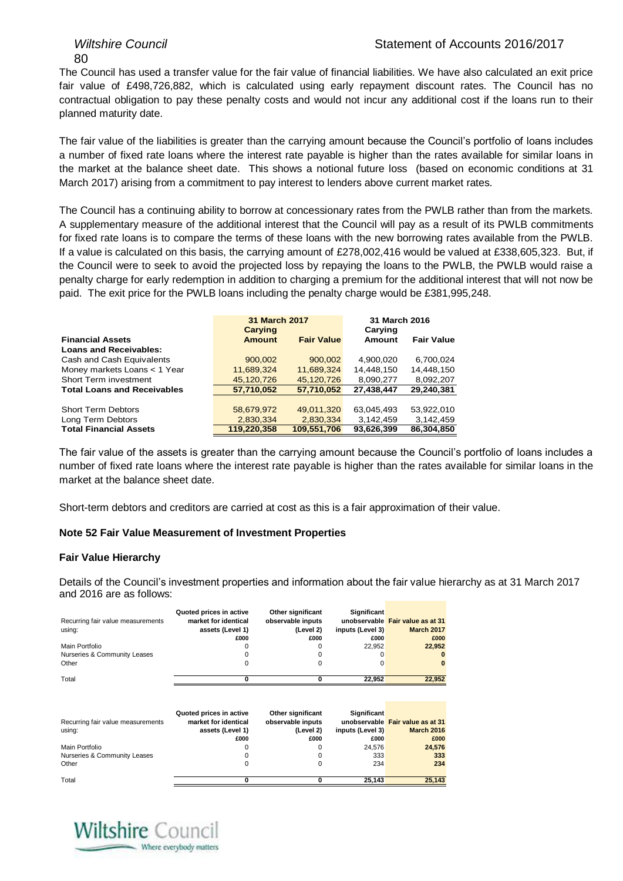The Council has used a transfer value for the fair value of financial liabilities. We have also calculated an exit price fair value of £498,726,882, which is calculated using early repayment discount rates. The Council has no contractual obligation to pay these penalty costs and would not incur any additional cost if the loans run to their planned maturity date.

The fair value of the liabilities is greater than the carrying amount because the Council's portfolio of loans includes a number of fixed rate loans where the interest rate payable is higher than the rates available for similar loans in the market at the balance sheet date. This shows a notional future loss (based on economic conditions at 31 March 2017) arising from a commitment to pay interest to lenders above current market rates.

The Council has a continuing ability to borrow at concessionary rates from the PWLB rather than from the markets. A supplementary measure of the additional interest that the Council will pay as a result of its PWLB commitments for fixed rate loans is to compare the terms of these loans with the new borrowing rates available from the PWLB. If a value is calculated on this basis, the carrying amount of £278,002,416 would be valued at £338,605,323. But, if the Council were to seek to avoid the projected loss by repaying the loans to the PWLB, the PWLB would raise a penalty charge for early redemption in addition to charging a premium for the additional interest that will not now be paid. The exit price for the PWLB loans including the penalty charge would be £381,995,248.

| | 31 March 2017 | | 31 March 2016 | |
|---|---|---|---|---|
| **Financial Assets** | **Carying Amount** | **Fair Value** | **Carying Amount** | **Fair Value** |
| **Loans and Receivables:** | | | | |
| Cash and Cash Equivalents | 900,002 | 900,002 | 4,900,020 | 6,700,024 |
| Money markets Loans < 1 Year | 11,689,324 | 11,689,324 | 14,448,150 | 14,448,150 |
| Short Term investment | 45,120,726 | 45,120,726 | 8,090,277 | 8,092,207 |
| **Total Loans and Receivables** | **57,710,052** | **57,710,052** | **27,438,447** | **29,240,381** |
| | | | | |
| Short Term Debtors | 58,679,972 | 49,011,320 | 63,045,493 | 53,922,010 |
| Long Term Debtors | 2,830,334 | 2,830,334 | 3,142,459 | 3,142,459 |
| **Total Financial Assets** | **119,220,358** | **109,551,706** | **93,626,399** | **86,304,850** |

The fair value of the assets is greater than the carrying amount because the Council's portfolio of loans includes a number of fixed rate loans where the interest rate payable is higher than the rates available for similar loans in the market at the balance sheet date.

Short-term debtors and creditors are carried at cost as this is a fair approximation of their value.

### Note 52 Fair Value Measurement of Investment Properties

#### Fair Value Hierarchy

Details of the Council's investment properties and information about the fair value hierarchy as at 31 March 2017 and 2016 are as follows:

| Recurring fair value measurements using: | Quoted prices in active market for identical assets (Level 1) | Other significant observable inputs (Level 2) | Significant unobservable inputs (Level 3) | Fair value as at 31 March 2017 |
|---|---|---|---|---|
| | £000 | £000 | £000 | £000 |
| Main Portfolio | 0 | 0 | 22,952 | **22,952** |
| Nurseries & Community Leases | 0 | 0 | 0 | **0** |
| Other | 0 | 0 | 0 | **0** |
| Total | **0** | **0** | **22,952** | **22,952** |

| Recurring fair value measurements using: | Quoted prices in active market for identical assets (Level 1) | Other significant observable inputs (Level 2) | Significant unobservable inputs (Level 3) | Fair value as at 31 March 2016 |
|---|---|---|---|---|
| | £000 | £000 | £000 | £000 |
| Main Portfolio | 0 | 0 | 24,576 | **24,576** |
| Nurseries & Community Leases | 0 | 0 | 333 | **333** |
| Other | 0 | 0 | 234 | **234** |
| Total | **0** | **0** | **25,143** | **25,143** |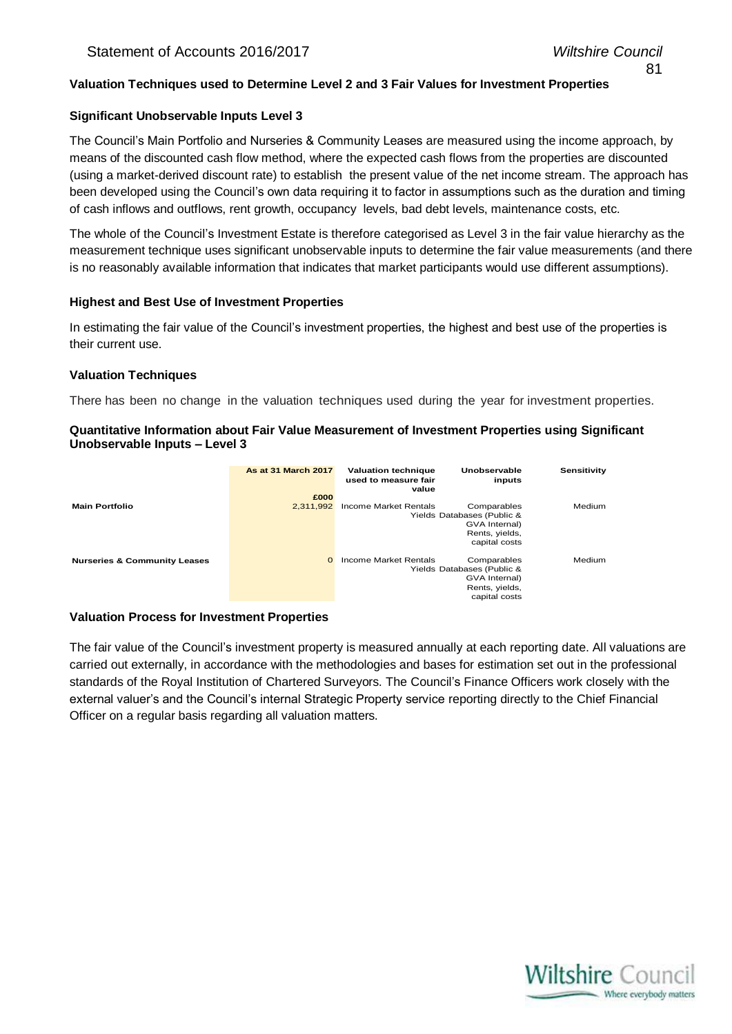### Valuation Techniques used to Determine Level 2 and 3 Fair Values for Investment Properties

#### Significant Unobservable Inputs Level 3

The Council's Main Portfolio and Nurseries & Community Leases are measured using the income approach, by means of the discounted cash flow method, where the expected cash flows from the properties are discounted (using a market-derived discount rate) to establish the present value of the net income stream. The approach has been developed using the Council's own data requiring it to factor in assumptions such as the duration and timing of cash inflows and outflows, rent growth, occupancy levels, bad debt levels, maintenance costs, etc.

The whole of the Council's Investment Estate is therefore categorised as Level 3 in the fair value hierarchy as the measurement technique uses significant unobservable inputs to determine the fair value measurements (and there is no reasonably available information that indicates that market participants would use different assumptions).

#### Highest and Best Use of Investment Properties

In estimating the fair value of the Council's investment properties, the highest and best use of the properties is their current use.

#### Valuation Techniques

There has been no change in the valuation techniques used during the year for investment properties.

#### Quantitative Information about Fair Value Measurement of Investment Properties using Significant Unobservable Inputs – Level 3

| | As at 31 March 2017 | Valuation technique used to measure fair value | Unobservable inputs | Sensitivity |
|---|---|---|---|---|
| | £000 | | | |
| **Main Portfolio** | 2,311,992 | Income Market Rentals Yields | Comparables Databases (Public & GVA Internal) Rents, yields, capital costs | Medium |
| **Nurseries & Community Leases** | 0 | Income Market Rentals Yields | Comparables Databases (Public & GVA Internal) Rents, yields, capital costs | Medium |

#### Valuation Process for Investment Properties

The fair value of the Council's investment property is measured annually at each reporting date. All valuations are carried out externally, in accordance with the methodologies and bases for estimation set out in the professional standards of the Royal Institution of Chartered Surveyors. The Council's Finance Officers work closely with the external valuer's and the Council's internal Strategic Property service reporting directly to the Chief Financial Officer on a regular basis regarding all valuation matters.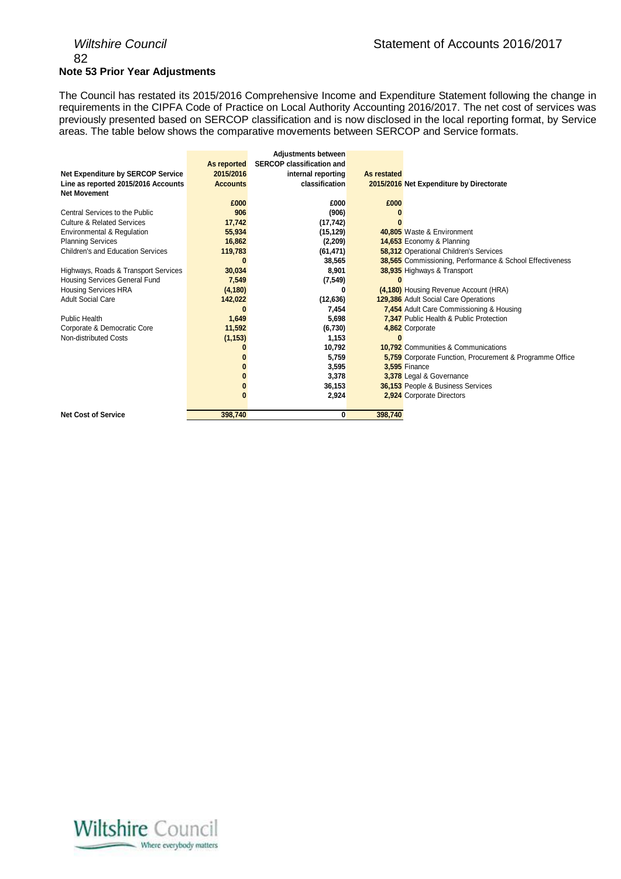## Note 53 Prior Year Adjustments

The Council has restated its 2015/2016 Comprehensive Income and Expenditure Statement following the change in requirements in the CIPFA Code of Practice on Local Authority Accounting 2016/2017. The net cost of services was previously presented based on SERCOP classification and is now disclosed in the local reporting format, by Service areas. The table below shows the comparative movements between SERCOP and Service formats.

| Net Expenditure by SERCOP Service Line as reported 2015/2016 Accounts Net Movement | As reported 2015/2016 Accounts | Adjustments between SERCOP classification and internal reporting classification | As restated 2015/2016 | Net Expenditure by Directorate |
|---|---|---|---|---|
| | £000 | £000 | £000 | |
| Central Services to the Public | 906 | (906) | 0 | |
| Culture & Related Services | 17,742 | (17,742) | 0 | |
| Environmental & Regulation | 55,934 | (15,129) | 40,805 | Waste & Environment |
| Planning Services | 16,862 | (2,209) | 14,653 | Economy & Planning |
| Children's and Education Services | 119,783 | (61,471) | 58,312 | Operational Children's Services |
| | 0 | 38,565 | 38,565 | Commissioning, Performance & School Effectiveness |
| Highways, Roads & Transport Services | 30,034 | 8,901 | 38,935 | Highways & Transport |
| Housing Services General Fund | 7,549 | (7,549) | 0 | |
| Housing Services HRA | (4,180) | 0 | (4,180) | Housing Revenue Account (HRA) |
| Adult Social Care | 142,022 | (12,636) | 129,386 | Adult Social Care Operations |
| | 0 | 7,454 | 7,454 | Adult Care Commissioning & Housing |
| Public Health | 1,649 | 5,698 | 7,347 | Public Health & Public Protection |
| Corporate & Democratic Core | 11,592 | (6,730) | 4,862 | Corporate |
| Non-distributed Costs | (1,153) | 1,153 | 0 | |
| | 0 | 10,792 | 10,792 | Communities & Communications |
| | 0 | 5,759 | 5,759 | Corporate Function, Procurement & Programme Office |
| | 0 | 3,595 | 3,595 | Finance |
| | 0 | 3,378 | 3,378 | Legal & Governance |
| | 0 | 36,153 | 36,153 | People & Business Services |
| | 0 | 2,924 | 2,924 | Corporate Directors |
| **Net Cost of Service** | 398,740 | 0 | 398,740 | |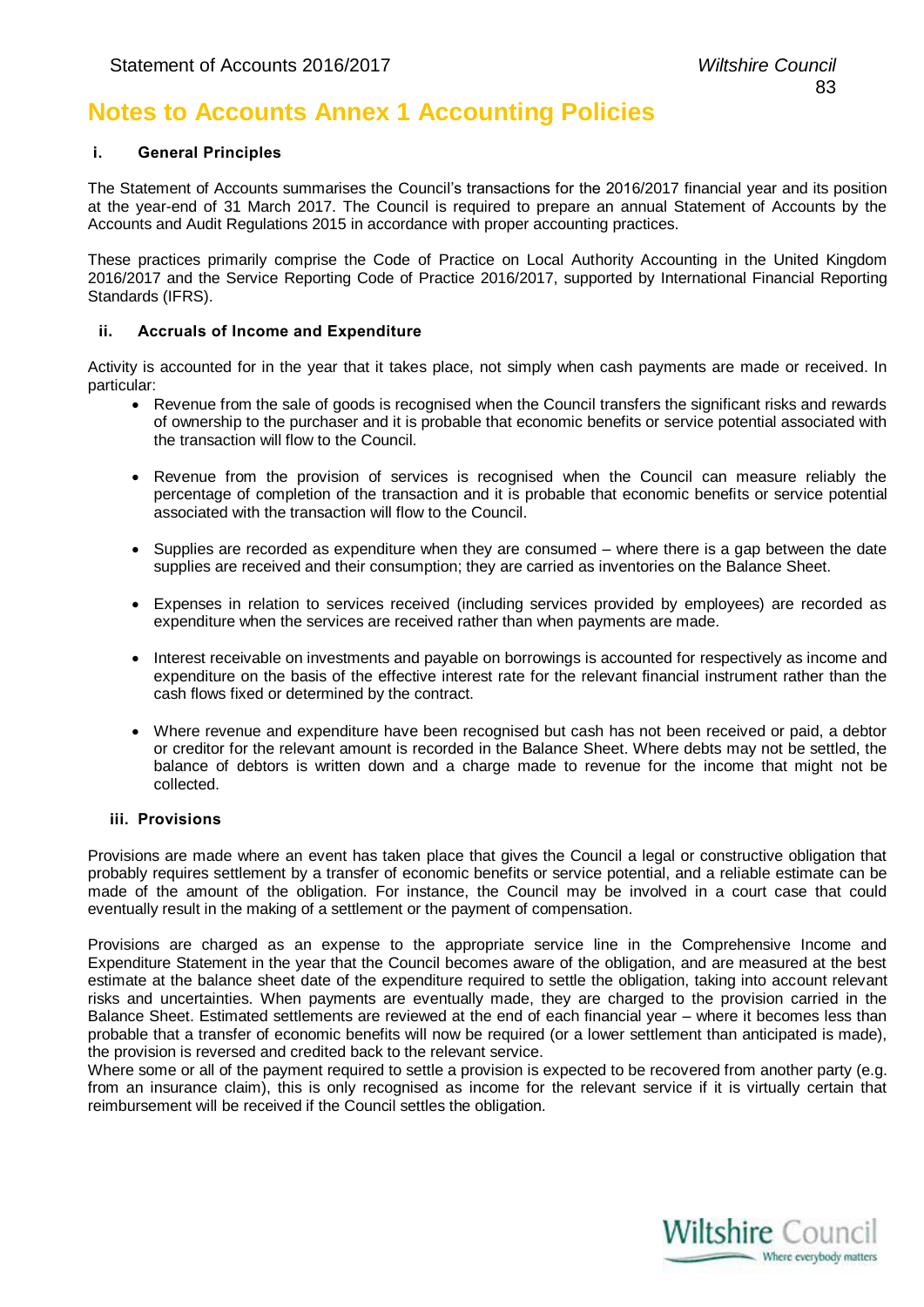# Notes to Accounts Annex 1 Accounting Policies

### i. General Principles

The Statement of Accounts summarises the Council's transactions for the 2016/2017 financial year and its position at the year-end of 31 March 2017. The Council is required to prepare an annual Statement of Accounts by the Accounts and Audit Regulations 2015 in accordance with proper accounting practices.

These practices primarily comprise the Code of Practice on Local Authority Accounting in the United Kingdom 2016/2017 and the Service Reporting Code of Practice 2016/2017, supported by International Financial Reporting Standards (IFRS).

### ii. Accruals of Income and Expenditure

Activity is accounted for in the year that it takes place, not simply when cash payments are made or received. In particular:

- Revenue from the sale of goods is recognised when the Council transfers the significant risks and rewards of ownership to the purchaser and it is probable that economic benefits or service potential associated with the transaction will flow to the Council.
- Revenue from the provision of services is recognised when the Council can measure reliably the percentage of completion of the transaction and it is probable that economic benefits or service potential associated with the transaction will flow to the Council.
- Supplies are recorded as expenditure when they are consumed – where there is a gap between the date supplies are received and their consumption; they are carried as inventories on the Balance Sheet.
- Expenses in relation to services received (including services provided by employees) are recorded as expenditure when the services are received rather than when payments are made.
- Interest receivable on investments and payable on borrowings is accounted for respectively as income and expenditure on the basis of the effective interest rate for the relevant financial instrument rather than the cash flows fixed or determined by the contract.
- Where revenue and expenditure have been recognised but cash has not been received or paid, a debtor or creditor for the relevant amount is recorded in the Balance Sheet. Where debts may not be settled, the balance of debtors is written down and a charge made to revenue for the income that might not be collected.

### iii. Provisions

Provisions are made where an event has taken place that gives the Council a legal or constructive obligation that probably requires settlement by a transfer of economic benefits or service potential, and a reliable estimate can be made of the amount of the obligation. For instance, the Council may be involved in a court case that could eventually result in the making of a settlement or the payment of compensation.

Provisions are charged as an expense to the appropriate service line in the Comprehensive Income and Expenditure Statement in the year that the Council becomes aware of the obligation, and are measured at the best estimate at the balance sheet date of the expenditure required to settle the obligation, taking into account relevant risks and uncertainties. When payments are eventually made, they are charged to the provision carried in the Balance Sheet. Estimated settlements are reviewed at the end of each financial year – where it becomes less than probable that a transfer of economic benefits will now be required (or a lower settlement than anticipated is made), the provision is reversed and credited back to the relevant service.

Where some or all of the payment required to settle a provision is expected to be recovered from another party (e.g. from an insurance claim), this is only recognised as income for the relevant service if it is virtually certain that reimbursement will be received if the Council settles the obligation.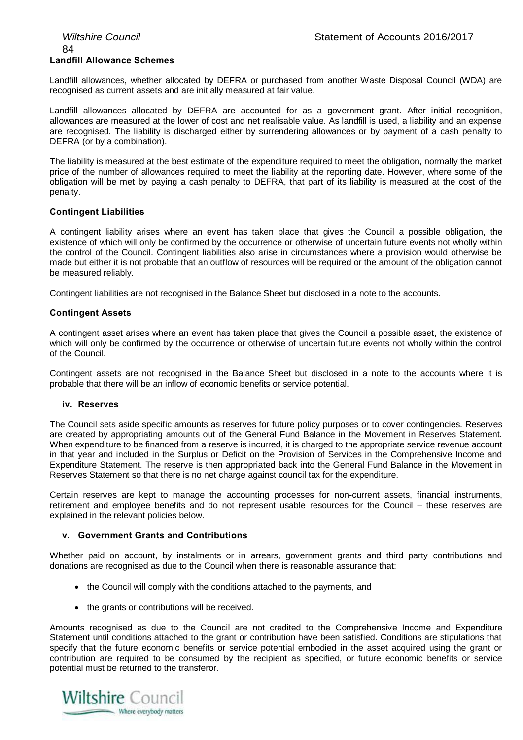**Landfill Allowance Schemes**

Landfill allowances, whether allocated by DEFRA or purchased from another Waste Disposal Council (WDA) are recognised as current assets and are initially measured at fair value.

Landfill allowances allocated by DEFRA are accounted for as a government grant. After initial recognition, allowances are measured at the lower of cost and net realisable value. As landfill is used, a liability and an expense are recognised. The liability is discharged either by surrendering allowances or by payment of a cash penalty to DEFRA (or by a combination).

The liability is measured at the best estimate of the expenditure required to meet the obligation, normally the market price of the number of allowances required to meet the liability at the reporting date. However, where some of the obligation will be met by paying a cash penalty to DEFRA, that part of its liability is measured at the cost of the penalty.

**Contingent Liabilities**

A contingent liability arises where an event has taken place that gives the Council a possible obligation, the existence of which will only be confirmed by the occurrence or otherwise of uncertain future events not wholly within the control of the Council. Contingent liabilities also arise in circumstances where a provision would otherwise be made but either it is not probable that an outflow of resources will be required or the amount of the obligation cannot be measured reliably.

Contingent liabilities are not recognised in the Balance Sheet but disclosed in a note to the accounts.

**Contingent Assets**

A contingent asset arises where an event has taken place that gives the Council a possible asset, the existence of which will only be confirmed by the occurrence or otherwise of uncertain future events not wholly within the control of the Council.

Contingent assets are not recognised in the Balance Sheet but disclosed in a note to the accounts where it is probable that there will be an inflow of economic benefits or service potential.

**iv. Reserves**

The Council sets aside specific amounts as reserves for future policy purposes or to cover contingencies. Reserves are created by appropriating amounts out of the General Fund Balance in the Movement in Reserves Statement. When expenditure to be financed from a reserve is incurred, it is charged to the appropriate service revenue account in that year and included in the Surplus or Deficit on the Provision of Services in the Comprehensive Income and Expenditure Statement. The reserve is then appropriated back into the General Fund Balance in the Movement in Reserves Statement so that there is no net charge against council tax for the expenditure.

Certain reserves are kept to manage the accounting processes for non-current assets, financial instruments, retirement and employee benefits and do not represent usable resources for the Council – these reserves are explained in the relevant policies below.

**v. Government Grants and Contributions**

Whether paid on account, by instalments or in arrears, government grants and third party contributions and donations are recognised as due to the Council when there is reasonable assurance that:

- the Council will comply with the conditions attached to the payments, and
- the grants or contributions will be received.

Amounts recognised as due to the Council are not credited to the Comprehensive Income and Expenditure Statement until conditions attached to the grant or contribution have been satisfied. Conditions are stipulations that specify that the future economic benefits or service potential embodied in the asset acquired using the grant or contribution are required to be consumed by the recipient as specified, or future economic benefits or service potential must be returned to the transferor.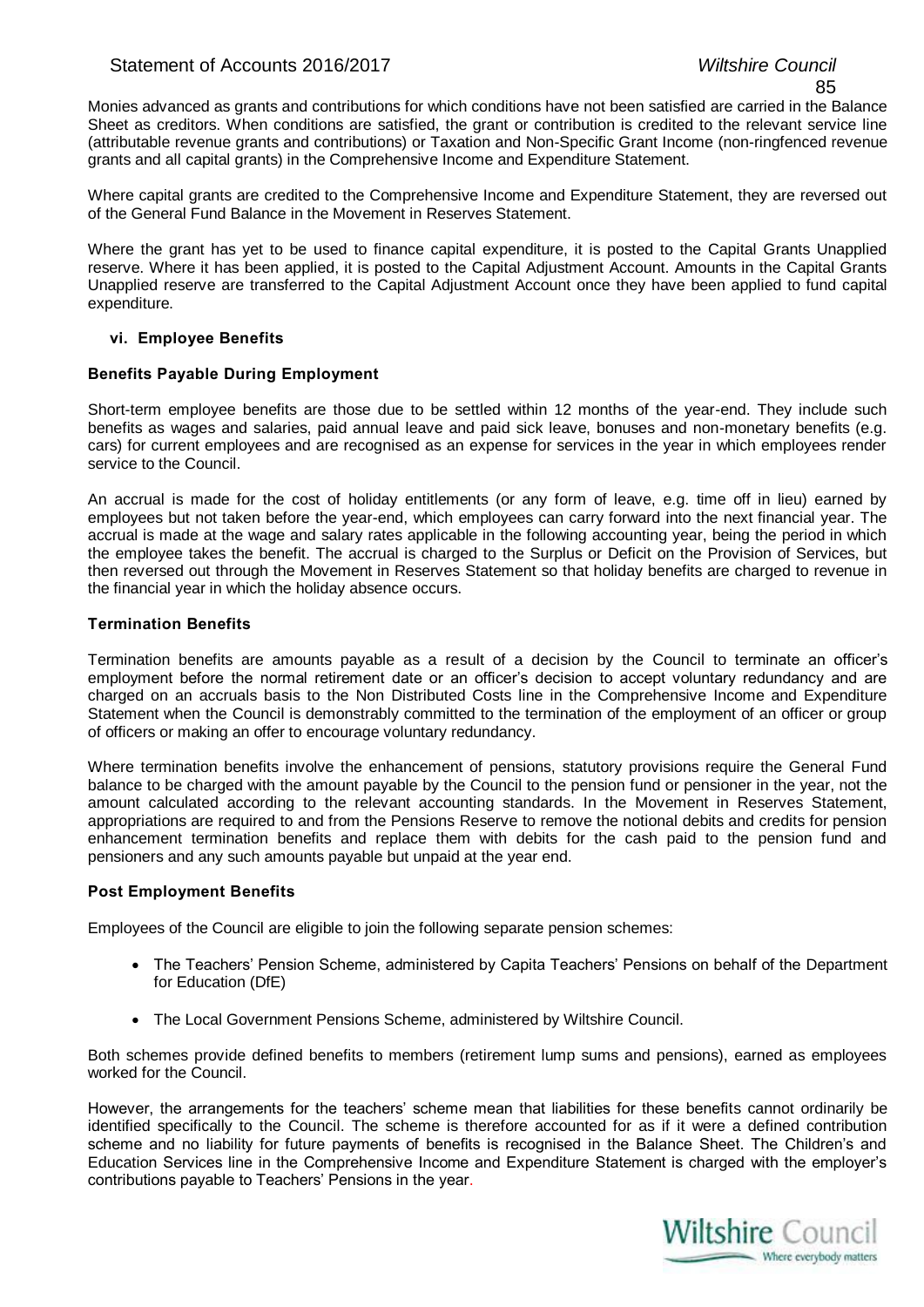Monies advanced as grants and contributions for which conditions have not been satisfied are carried in the Balance Sheet as creditors. When conditions are satisfied, the grant or contribution is credited to the relevant service line (attributable revenue grants and contributions) or Taxation and Non-Specific Grant Income (non-ringfenced revenue grants and all capital grants) in the Comprehensive Income and Expenditure Statement.

Where capital grants are credited to the Comprehensive Income and Expenditure Statement, they are reversed out of the General Fund Balance in the Movement in Reserves Statement.

Where the grant has yet to be used to finance capital expenditure, it is posted to the Capital Grants Unapplied reserve. Where it has been applied, it is posted to the Capital Adjustment Account. Amounts in the Capital Grants Unapplied reserve are transferred to the Capital Adjustment Account once they have been applied to fund capital expenditure.

### vi. Employee Benefits

#### Benefits Payable During Employment

Short-term employee benefits are those due to be settled within 12 months of the year-end. They include such benefits as wages and salaries, paid annual leave and paid sick leave, bonuses and non-monetary benefits (e.g. cars) for current employees and are recognised as an expense for services in the year in which employees render service to the Council.

An accrual is made for the cost of holiday entitlements (or any form of leave, e.g. time off in lieu) earned by employees but not taken before the year-end, which employees can carry forward into the next financial year. The accrual is made at the wage and salary rates applicable in the following accounting year, being the period in which the employee takes the benefit. The accrual is charged to the Surplus or Deficit on the Provision of Services, but then reversed out through the Movement in Reserves Statement so that holiday benefits are charged to revenue in the financial year in which the holiday absence occurs.

#### Termination Benefits

Termination benefits are amounts payable as a result of a decision by the Council to terminate an officer's employment before the normal retirement date or an officer's decision to accept voluntary redundancy and are charged on an accruals basis to the Non Distributed Costs line in the Comprehensive Income and Expenditure Statement when the Council is demonstrably committed to the termination of the employment of an officer or group of officers or making an offer to encourage voluntary redundancy.

Where termination benefits involve the enhancement of pensions, statutory provisions require the General Fund balance to be charged with the amount payable by the Council to the pension fund or pensioner in the year, not the amount calculated according to the relevant accounting standards. In the Movement in Reserves Statement, appropriations are required to and from the Pensions Reserve to remove the notional debits and credits for pension enhancement termination benefits and replace them with debits for the cash paid to the pension fund and pensioners and any such amounts payable but unpaid at the year end.

#### Post Employment Benefits

Employees of the Council are eligible to join the following separate pension schemes:

- The Teachers' Pension Scheme, administered by Capita Teachers' Pensions on behalf of the Department for Education (DfE)
- The Local Government Pensions Scheme, administered by Wiltshire Council.

Both schemes provide defined benefits to members (retirement lump sums and pensions), earned as employees worked for the Council.

However, the arrangements for the teachers' scheme mean that liabilities for these benefits cannot ordinarily be identified specifically to the Council. The scheme is therefore accounted for as if it were a defined contribution scheme and no liability for future payments of benefits is recognised in the Balance Sheet. The Children's and Education Services line in the Comprehensive Income and Expenditure Statement is charged with the employer's contributions payable to Teachers' Pensions in the year.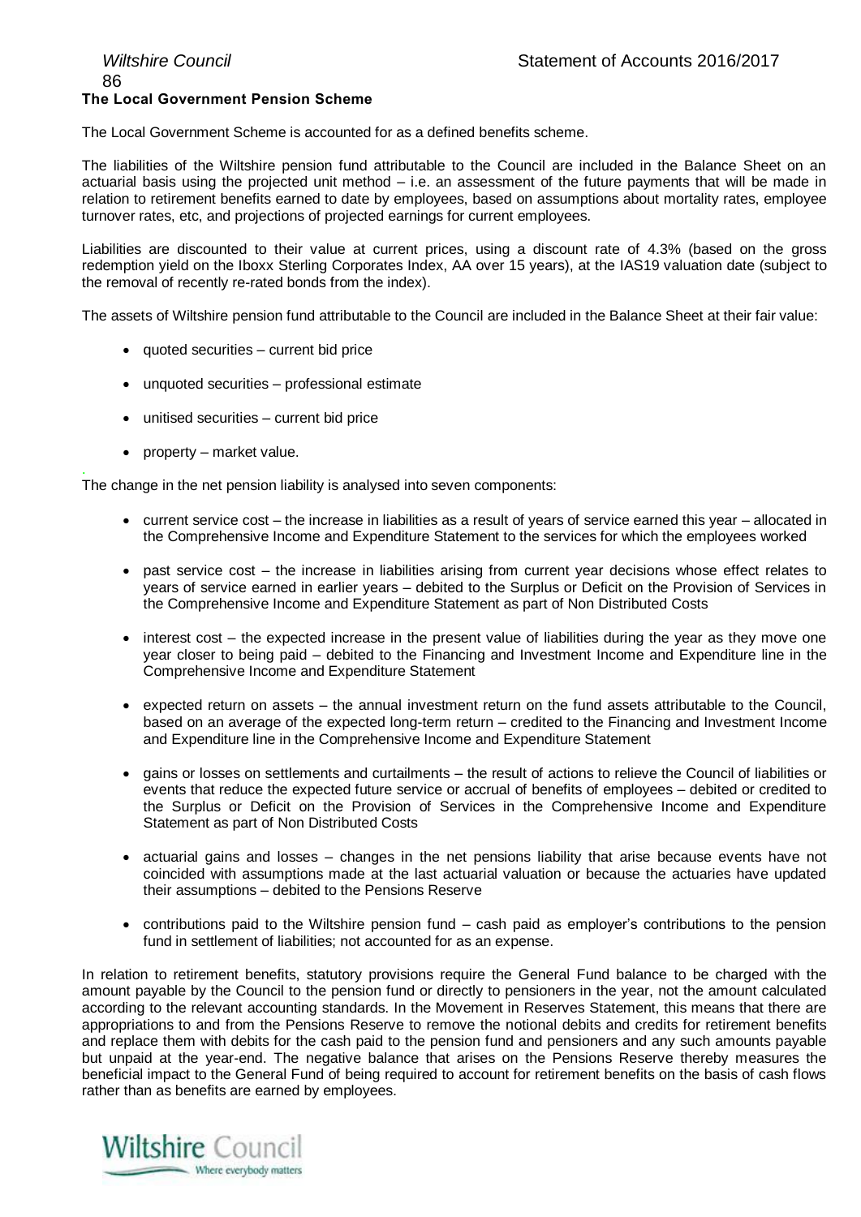### The Local Government Pension Scheme

The Local Government Scheme is accounted for as a defined benefits scheme.

The liabilities of the Wiltshire pension fund attributable to the Council are included in the Balance Sheet on an actuarial basis using the projected unit method – i.e. an assessment of the future payments that will be made in relation to retirement benefits earned to date by employees, based on assumptions about mortality rates, employee turnover rates, etc, and projections of projected earnings for current employees.

Liabilities are discounted to their value at current prices, using a discount rate of 4.3% (based on the gross redemption yield on the Iboxx Sterling Corporates Index, AA over 15 years), at the IAS19 valuation date (subject to the removal of recently re-rated bonds from the index).

The assets of Wiltshire pension fund attributable to the Council are included in the Balance Sheet at their fair value:

- quoted securities – current bid price
- unquoted securities – professional estimate
- unitised securities – current bid price
- property – market value.

The change in the net pension liability is analysed into seven components:

- current service cost – the increase in liabilities as a result of years of service earned this year – allocated in the Comprehensive Income and Expenditure Statement to the services for which the employees worked
- past service cost – the increase in liabilities arising from current year decisions whose effect relates to years of service earned in earlier years – debited to the Surplus or Deficit on the Provision of Services in the Comprehensive Income and Expenditure Statement as part of Non Distributed Costs
- interest cost – the expected increase in the present value of liabilities during the year as they move one year closer to being paid – debited to the Financing and Investment Income and Expenditure line in the Comprehensive Income and Expenditure Statement
- expected return on assets – the annual investment return on the fund assets attributable to the Council, based on an average of the expected long-term return – credited to the Financing and Investment Income and Expenditure line in the Comprehensive Income and Expenditure Statement
- gains or losses on settlements and curtailments – the result of actions to relieve the Council of liabilities or events that reduce the expected future service or accrual of benefits of employees – debited or credited to the Surplus or Deficit on the Provision of Services in the Comprehensive Income and Expenditure Statement as part of Non Distributed Costs
- actuarial gains and losses – changes in the net pensions liability that arise because events have not coincided with assumptions made at the last actuarial valuation or because the actuaries have updated their assumptions – debited to the Pensions Reserve
- contributions paid to the Wiltshire pension fund – cash paid as employer's contributions to the pension fund in settlement of liabilities; not accounted for as an expense.

In relation to retirement benefits, statutory provisions require the General Fund balance to be charged with the amount payable by the Council to the pension fund or directly to pensioners in the year, not the amount calculated according to the relevant accounting standards. In the Movement in Reserves Statement, this means that there are appropriations to and from the Pensions Reserve to remove the notional debits and credits for retirement benefits and replace them with debits for the cash paid to the pension fund and pensioners and any such amounts payable but unpaid at the year-end. The negative balance that arises on the Pensions Reserve thereby measures the beneficial impact to the General Fund of being required to account for retirement benefits on the basis of cash flows rather than as benefits are earned by employees.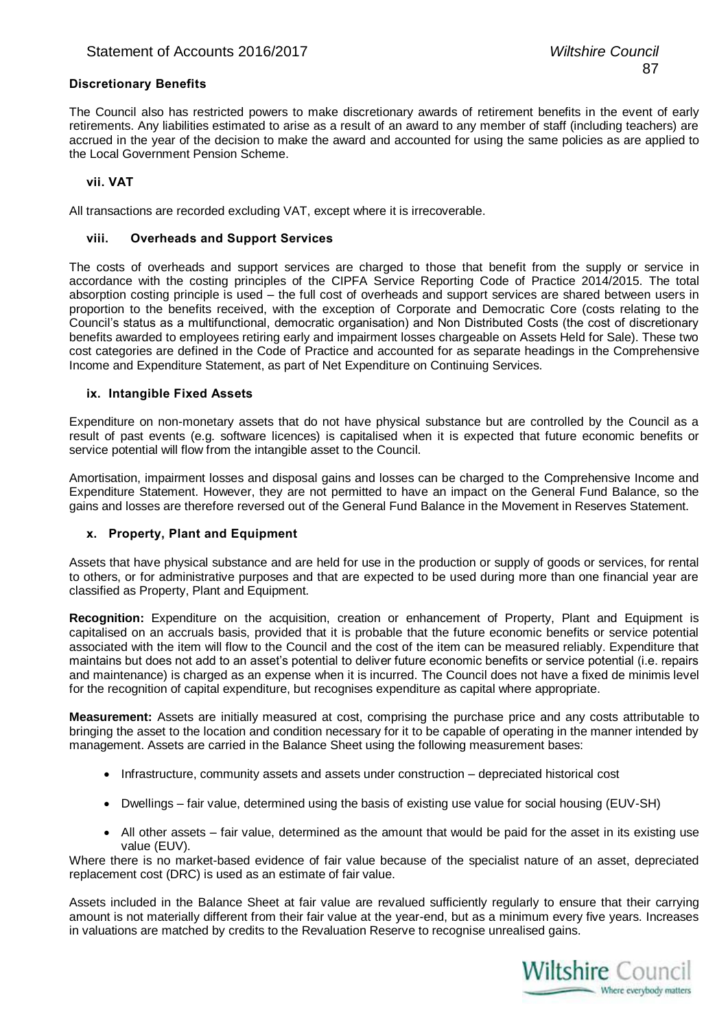### Discretionary Benefits

The Council also has restricted powers to make discretionary awards of retirement benefits in the event of early retirements. Any liabilities estimated to arise as a result of an award to any member of staff (including teachers) are accrued in the year of the decision to make the award and accounted for using the same policies as are applied to the Local Government Pension Scheme.

### vii. VAT

All transactions are recorded excluding VAT, except where it is irrecoverable.

### viii. Overheads and Support Services

The costs of overheads and support services are charged to those that benefit from the supply or service in accordance with the costing principles of the CIPFA Service Reporting Code of Practice 2014/2015. The total absorption costing principle is used – the full cost of overheads and support services are shared between users in proportion to the benefits received, with the exception of Corporate and Democratic Core (costs relating to the Council's status as a multifunctional, democratic organisation) and Non Distributed Costs (the cost of discretionary benefits awarded to employees retiring early and impairment losses chargeable on Assets Held for Sale). These two cost categories are defined in the Code of Practice and accounted for as separate headings in the Comprehensive Income and Expenditure Statement, as part of Net Expenditure on Continuing Services.

### ix. Intangible Fixed Assets

Expenditure on non-monetary assets that do not have physical substance but are controlled by the Council as a result of past events (e.g. software licences) is capitalised when it is expected that future economic benefits or service potential will flow from the intangible asset to the Council.

Amortisation, impairment losses and disposal gains and losses can be charged to the Comprehensive Income and Expenditure Statement. However, they are not permitted to have an impact on the General Fund Balance, so the gains and losses are therefore reversed out of the General Fund Balance in the Movement in Reserves Statement.

### x. Property, Plant and Equipment

Assets that have physical substance and are held for use in the production or supply of goods or services, for rental to others, or for administrative purposes and that are expected to be used during more than one financial year are classified as Property, Plant and Equipment.

**Recognition:** Expenditure on the acquisition, creation or enhancement of Property, Plant and Equipment is capitalised on an accruals basis, provided that it is probable that the future economic benefits or service potential associated with the item will flow to the Council and the cost of the item can be measured reliably. Expenditure that maintains but does not add to an asset's potential to deliver future economic benefits or service potential (i.e. repairs and maintenance) is charged as an expense when it is incurred. The Council does not have a fixed de minimis level for the recognition of capital expenditure, but recognises expenditure as capital where appropriate.

**Measurement:** Assets are initially measured at cost, comprising the purchase price and any costs attributable to bringing the asset to the location and condition necessary for it to be capable of operating in the manner intended by management. Assets are carried in the Balance Sheet using the following measurement bases:

- Infrastructure, community assets and assets under construction – depreciated historical cost
- Dwellings – fair value, determined using the basis of existing use value for social housing (EUV-SH)
- All other assets – fair value, determined as the amount that would be paid for the asset in its existing use value (EUV).

Where there is no market-based evidence of fair value because of the specialist nature of an asset, depreciated replacement cost (DRC) is used as an estimate of fair value.

Assets included in the Balance Sheet at fair value are revalued sufficiently regularly to ensure that their carrying amount is not materially different from their fair value at the year-end, but as a minimum every five years. Increases in valuations are matched by credits to the Revaluation Reserve to recognise unrealised gains.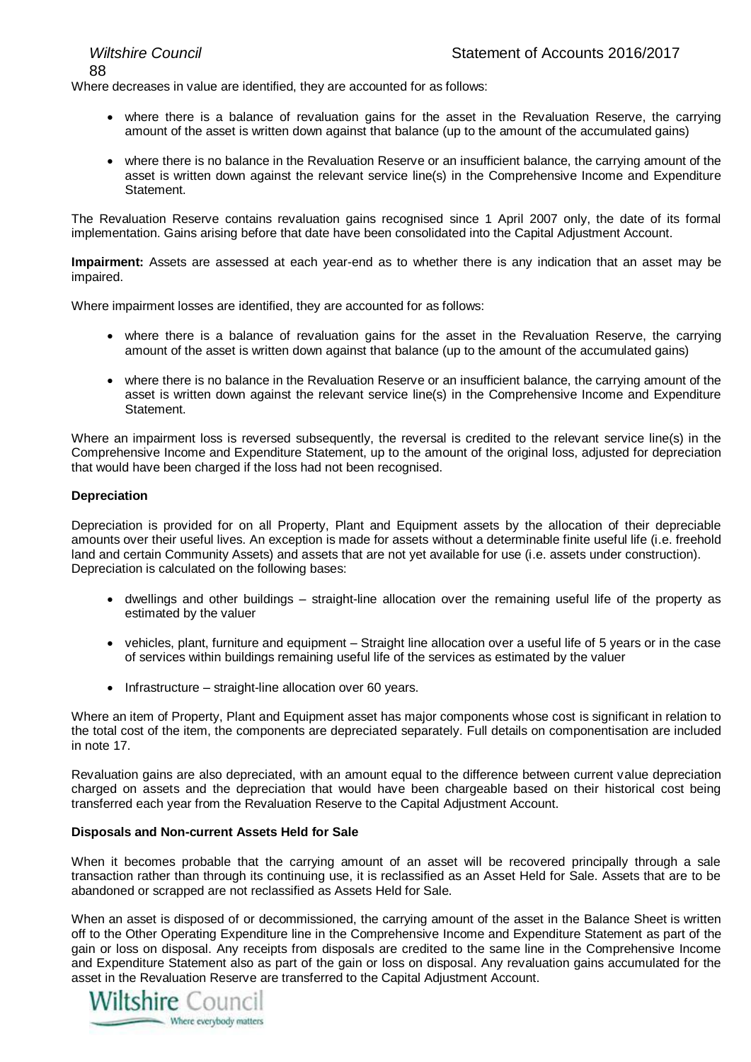Where decreases in value are identified, they are accounted for as follows:

- where there is a balance of revaluation gains for the asset in the Revaluation Reserve, the carrying amount of the asset is written down against that balance (up to the amount of the accumulated gains)
- where there is no balance in the Revaluation Reserve or an insufficient balance, the carrying amount of the asset is written down against the relevant service line(s) in the Comprehensive Income and Expenditure Statement.

The Revaluation Reserve contains revaluation gains recognised since 1 April 2007 only, the date of its formal implementation. Gains arising before that date have been consolidated into the Capital Adjustment Account.

**Impairment:** Assets are assessed at each year-end as to whether there is any indication that an asset may be impaired.

Where impairment losses are identified, they are accounted for as follows:

- where there is a balance of revaluation gains for the asset in the Revaluation Reserve, the carrying amount of the asset is written down against that balance (up to the amount of the accumulated gains)
- where there is no balance in the Revaluation Reserve or an insufficient balance, the carrying amount of the asset is written down against the relevant service line(s) in the Comprehensive Income and Expenditure Statement.

Where an impairment loss is reversed subsequently, the reversal is credited to the relevant service line(s) in the Comprehensive Income and Expenditure Statement, up to the amount of the original loss, adjusted for depreciation that would have been charged if the loss had not been recognised.

**Depreciation**

Depreciation is provided for on all Property, Plant and Equipment assets by the allocation of their depreciable amounts over their useful lives. An exception is made for assets without a determinable finite useful life (i.e. freehold land and certain Community Assets) and assets that are not yet available for use (i.e. assets under construction). Depreciation is calculated on the following bases:

- dwellings and other buildings – straight-line allocation over the remaining useful life of the property as estimated by the valuer
- vehicles, plant, furniture and equipment – Straight line allocation over a useful life of 5 years or in the case of services within buildings remaining useful life of the services as estimated by the valuer
- Infrastructure – straight-line allocation over 60 years.

Where an item of Property, Plant and Equipment asset has major components whose cost is significant in relation to the total cost of the item, the components are depreciated separately. Full details on componentisation are included in note 17.

Revaluation gains are also depreciated, with an amount equal to the difference between current value depreciation charged on assets and the depreciation that would have been chargeable based on their historical cost being transferred each year from the Revaluation Reserve to the Capital Adjustment Account.

**Disposals and Non-current Assets Held for Sale**

When it becomes probable that the carrying amount of an asset will be recovered principally through a sale transaction rather than through its continuing use, it is reclassified as an Asset Held for Sale. Assets that are to be abandoned or scrapped are not reclassified as Assets Held for Sale.

When an asset is disposed of or decommissioned, the carrying amount of the asset in the Balance Sheet is written off to the Other Operating Expenditure line in the Comprehensive Income and Expenditure Statement as part of the gain or loss on disposal. Any receipts from disposals are credited to the same line in the Comprehensive Income and Expenditure Statement also as part of the gain or loss on disposal. Any revaluation gains accumulated for the asset in the Revaluation Reserve are transferred to the Capital Adjustment Account.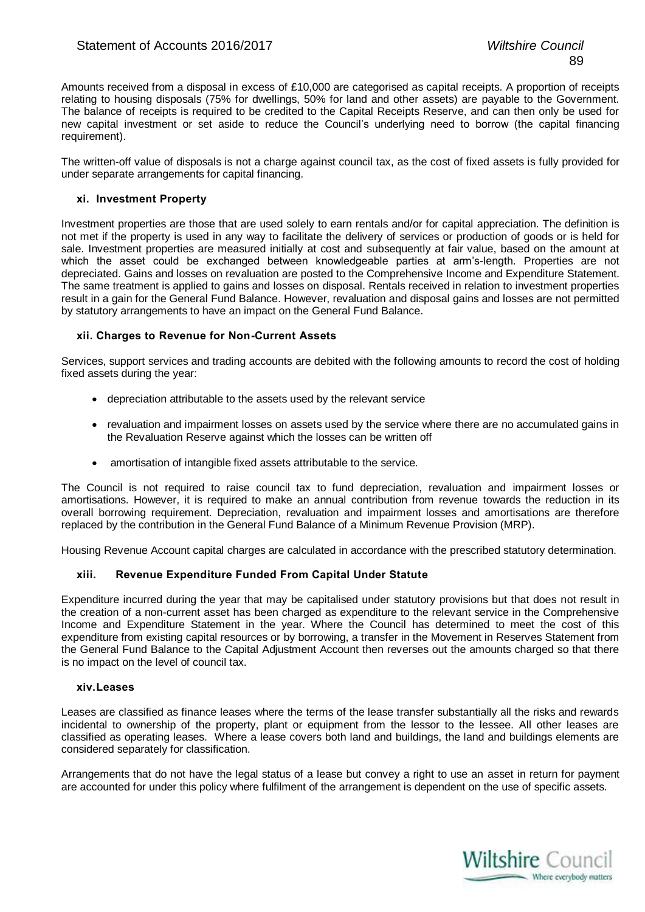Amounts received from a disposal in excess of £10,000 are categorised as capital receipts. A proportion of receipts relating to housing disposals (75% for dwellings, 50% for land and other assets) are payable to the Government. The balance of receipts is required to be credited to the Capital Receipts Reserve, and can then only be used for new capital investment or set aside to reduce the Council's underlying need to borrow (the capital financing requirement).

The written-off value of disposals is not a charge against council tax, as the cost of fixed assets is fully provided for under separate arrangements for capital financing.

#### xi. Investment Property

Investment properties are those that are used solely to earn rentals and/or for capital appreciation. The definition is not met if the property is used in any way to facilitate the delivery of services or production of goods or is held for sale. Investment properties are measured initially at cost and subsequently at fair value, based on the amount at which the asset could be exchanged between knowledgeable parties at arm's-length. Properties are not depreciated. Gains and losses on revaluation are posted to the Comprehensive Income and Expenditure Statement. The same treatment is applied to gains and losses on disposal. Rentals received in relation to investment properties result in a gain for the General Fund Balance. However, revaluation and disposal gains and losses are not permitted by statutory arrangements to have an impact on the General Fund Balance.

#### xii. Charges to Revenue for Non-Current Assets

Services, support services and trading accounts are debited with the following amounts to record the cost of holding fixed assets during the year:

- depreciation attributable to the assets used by the relevant service
- revaluation and impairment losses on assets used by the service where there are no accumulated gains in the Revaluation Reserve against which the losses can be written off
- amortisation of intangible fixed assets attributable to the service.

The Council is not required to raise council tax to fund depreciation, revaluation and impairment losses or amortisations. However, it is required to make an annual contribution from revenue towards the reduction in its overall borrowing requirement. Depreciation, revaluation and impairment losses and amortisations are therefore replaced by the contribution in the General Fund Balance of a Minimum Revenue Provision (MRP).

Housing Revenue Account capital charges are calculated in accordance with the prescribed statutory determination.

#### xiii. Revenue Expenditure Funded From Capital Under Statute

Expenditure incurred during the year that may be capitalised under statutory provisions but that does not result in the creation of a non-current asset has been charged as expenditure to the relevant service in the Comprehensive Income and Expenditure Statement in the year. Where the Council has determined to meet the cost of this expenditure from existing capital resources or by borrowing, a transfer in the Movement in Reserves Statement from the General Fund Balance to the Capital Adjustment Account then reverses out the amounts charged so that there is no impact on the level of council tax.

#### xiv. Leases

Leases are classified as finance leases where the terms of the lease transfer substantially all the risks and rewards incidental to ownership of the property, plant or equipment from the lessor to the lessee. All other leases are classified as operating leases. Where a lease covers both land and buildings, the land and buildings elements are considered separately for classification.

Arrangements that do not have the legal status of a lease but convey a right to use an asset in return for payment are accounted for under this policy where fulfilment of the arrangement is dependent on the use of specific assets.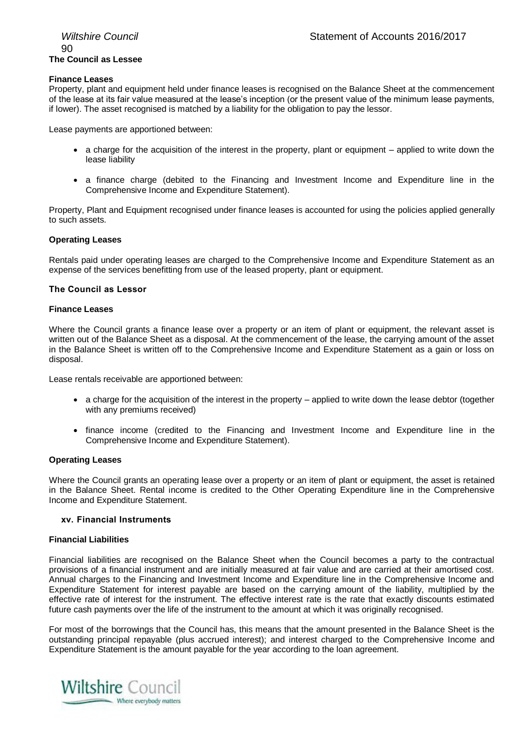**The Council as Lessee**

**Finance Leases**

Property, plant and equipment held under finance leases is recognised on the Balance Sheet at the commencement of the lease at its fair value measured at the lease's inception (or the present value of the minimum lease payments, if lower). The asset recognised is matched by a liability for the obligation to pay the lessor.

Lease payments are apportioned between:

- a charge for the acquisition of the interest in the property, plant or equipment – applied to write down the lease liability
- a finance charge (debited to the Financing and Investment Income and Expenditure line in the Comprehensive Income and Expenditure Statement).

Property, Plant and Equipment recognised under finance leases is accounted for using the policies applied generally to such assets.

**Operating Leases**

Rentals paid under operating leases are charged to the Comprehensive Income and Expenditure Statement as an expense of the services benefitting from use of the leased property, plant or equipment.

**The Council as Lessor**

**Finance Leases**

Where the Council grants a finance lease over a property or an item of plant or equipment, the relevant asset is written out of the Balance Sheet as a disposal. At the commencement of the lease, the carrying amount of the asset in the Balance Sheet is written off to the Comprehensive Income and Expenditure Statement as a gain or loss on disposal.

Lease rentals receivable are apportioned between:

- a charge for the acquisition of the interest in the property – applied to write down the lease debtor (together with any premiums received)
- finance income (credited to the Financing and Investment Income and Expenditure line in the Comprehensive Income and Expenditure Statement).

**Operating Leases**

Where the Council grants an operating lease over a property or an item of plant or equipment, the asset is retained in the Balance Sheet. Rental income is credited to the Other Operating Expenditure line in the Comprehensive Income and Expenditure Statement.

**xv. Financial Instruments**

**Financial Liabilities**

Financial liabilities are recognised on the Balance Sheet when the Council becomes a party to the contractual provisions of a financial instrument and are initially measured at fair value and are carried at their amortised cost. Annual charges to the Financing and Investment Income and Expenditure line in the Comprehensive Income and Expenditure Statement for interest payable are based on the carrying amount of the liability, multiplied by the effective rate of interest for the instrument. The effective interest rate is the rate that exactly discounts estimated future cash payments over the life of the instrument to the amount at which it was originally recognised.

For most of the borrowings that the Council has, this means that the amount presented in the Balance Sheet is the outstanding principal repayable (plus accrued interest); and interest charged to the Comprehensive Income and Expenditure Statement is the amount payable for the year according to the loan agreement.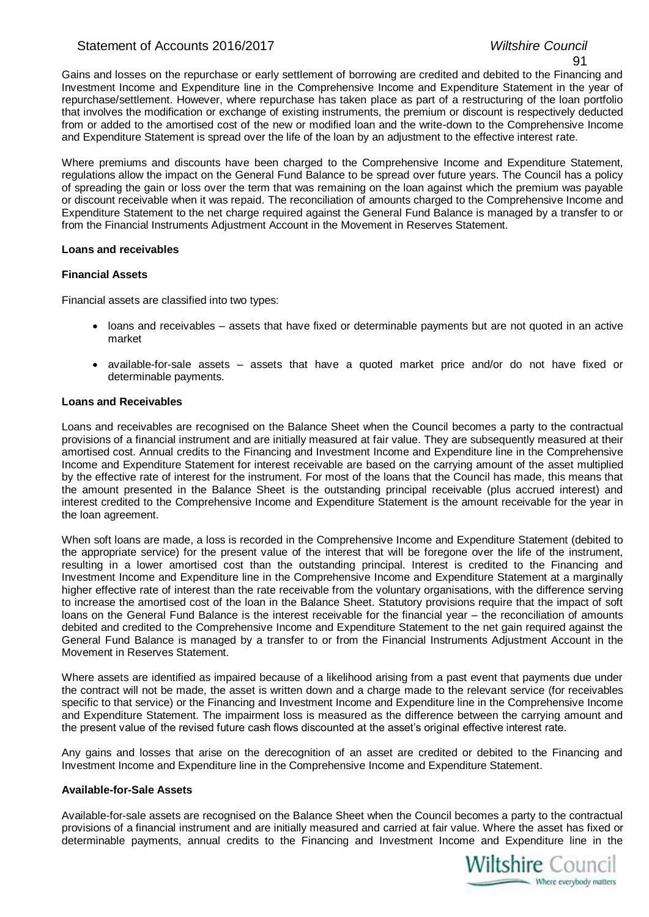Gains and losses on the repurchase or early settlement of borrowing are credited and debited to the Financing and Investment Income and Expenditure line in the Comprehensive Income and Expenditure Statement in the year of repurchase/settlement. However, where repurchase has taken place as part of a restructuring of the loan portfolio that involves the modification or exchange of existing instruments, the premium or discount is respectively deducted from or added to the amortised cost of the new or modified loan and the write-down to the Comprehensive Income and Expenditure Statement is spread over the life of the loan by an adjustment to the effective interest rate.

Where premiums and discounts have been charged to the Comprehensive Income and Expenditure Statement, regulations allow the impact on the General Fund Balance to be spread over future years. The Council has a policy of spreading the gain or loss over the term that was remaining on the loan against which the premium was payable or discount receivable when it was repaid. The reconciliation of amounts charged to the Comprehensive Income and Expenditure Statement to the net charge required against the General Fund Balance is managed by a transfer to or from the Financial Instruments Adjustment Account in the Movement in Reserves Statement.

**Loans and receivables**

**Financial Assets**

Financial assets are classified into two types:

- loans and receivables – assets that have fixed or determinable payments but are not quoted in an active market
- available-for-sale assets – assets that have a quoted market price and/or do not have fixed or determinable payments.

**Loans and Receivables**

Loans and receivables are recognised on the Balance Sheet when the Council becomes a party to the contractual provisions of a financial instrument and are initially measured at fair value. They are subsequently measured at their amortised cost. Annual credits to the Financing and Investment Income and Expenditure line in the Comprehensive Income and Expenditure Statement for interest receivable are based on the carrying amount of the asset multiplied by the effective rate of interest for the instrument. For most of the loans that the Council has made, this means that the amount presented in the Balance Sheet is the outstanding principal receivable (plus accrued interest) and interest credited to the Comprehensive Income and Expenditure Statement is the amount receivable for the year in the loan agreement.

When soft loans are made, a loss is recorded in the Comprehensive Income and Expenditure Statement (debited to the appropriate service) for the present value of the interest that will be foregone over the life of the instrument, resulting in a lower amortised cost than the outstanding principal. Interest is credited to the Financing and Investment Income and Expenditure line in the Comprehensive Income and Expenditure Statement at a marginally higher effective rate of interest than the rate receivable from the voluntary organisations, with the difference serving to increase the amortised cost of the loan in the Balance Sheet. Statutory provisions require that the impact of soft loans on the General Fund Balance is the interest receivable for the financial year – the reconciliation of amounts debited and credited to the Comprehensive Income and Expenditure Statement to the net gain required against the General Fund Balance is managed by a transfer to or from the Financial Instruments Adjustment Account in the Movement in Reserves Statement.

Where assets are identified as impaired because of a likelihood arising from a past event that payments due under the contract will not be made, the asset is written down and a charge made to the relevant service (for receivables specific to that service) or the Financing and Investment Income and Expenditure line in the Comprehensive Income and Expenditure Statement. The impairment loss is measured as the difference between the carrying amount and the present value of the revised future cash flows discounted at the asset's original effective interest rate.

Any gains and losses that arise on the derecognition of an asset are credited or debited to the Financing and Investment Income and Expenditure line in the Comprehensive Income and Expenditure Statement.

**Available-for-Sale Assets**

Available-for-sale assets are recognised on the Balance Sheet when the Council becomes a party to the contractual provisions of a financial instrument and are initially measured and carried at fair value. Where the asset has fixed or determinable payments, annual credits to the Financing and Investment Income and Expenditure line in the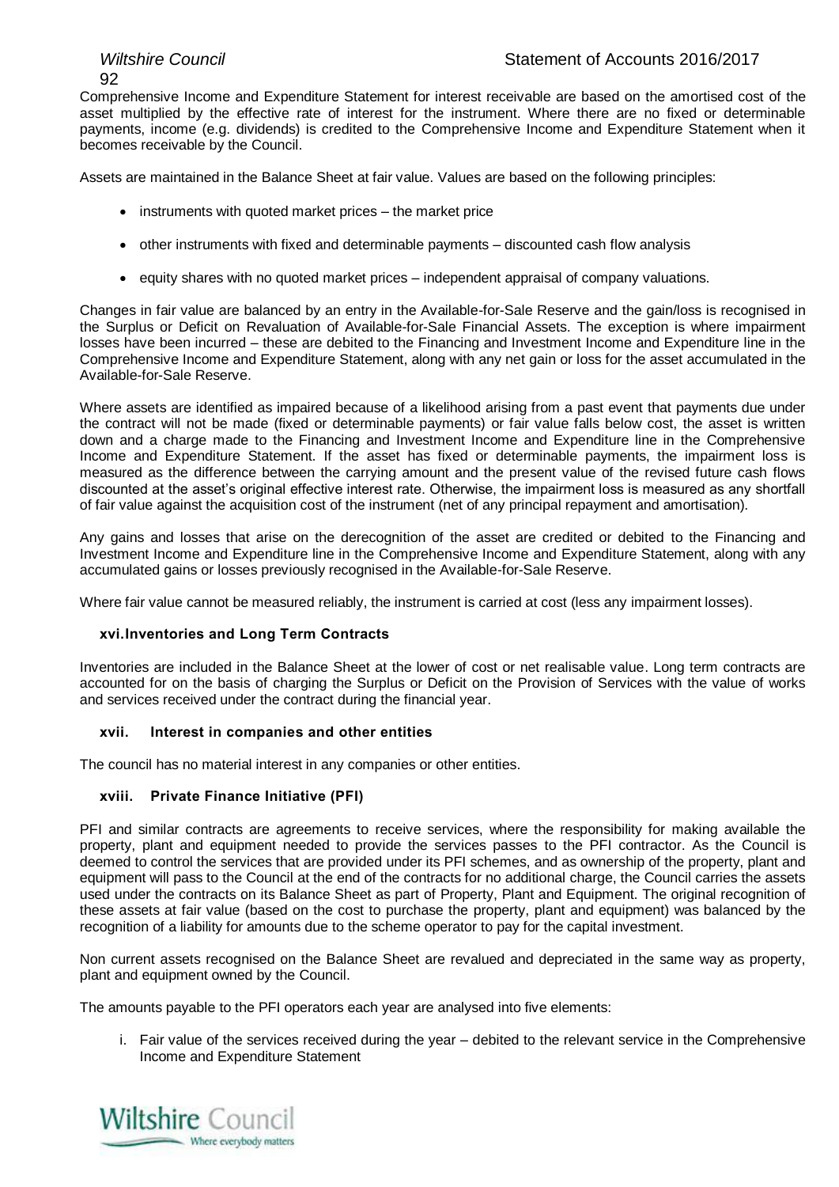Comprehensive Income and Expenditure Statement for interest receivable are based on the amortised cost of the asset multiplied by the effective rate of interest for the instrument. Where there are no fixed or determinable payments, income (e.g. dividends) is credited to the Comprehensive Income and Expenditure Statement when it becomes receivable by the Council.

Assets are maintained in the Balance Sheet at fair value. Values are based on the following principles:

- instruments with quoted market prices – the market price
- other instruments with fixed and determinable payments – discounted cash flow analysis
- equity shares with no quoted market prices – independent appraisal of company valuations.

Changes in fair value are balanced by an entry in the Available-for-Sale Reserve and the gain/loss is recognised in the Surplus or Deficit on Revaluation of Available-for-Sale Financial Assets. The exception is where impairment losses have been incurred – these are debited to the Financing and Investment Income and Expenditure line in the Comprehensive Income and Expenditure Statement, along with any net gain or loss for the asset accumulated in the Available-for-Sale Reserve.

Where assets are identified as impaired because of a likelihood arising from a past event that payments due under the contract will not be made (fixed or determinable payments) or fair value falls below cost, the asset is written down and a charge made to the Financing and Investment Income and Expenditure line in the Comprehensive Income and Expenditure Statement. If the asset has fixed or determinable payments, the impairment loss is measured as the difference between the carrying amount and the present value of the revised future cash flows discounted at the asset's original effective interest rate. Otherwise, the impairment loss is measured as any shortfall of fair value against the acquisition cost of the instrument (net of any principal repayment and amortisation).

Any gains and losses that arise on the derecognition of the asset are credited or debited to the Financing and Investment Income and Expenditure line in the Comprehensive Income and Expenditure Statement, along with any accumulated gains or losses previously recognised in the Available-for-Sale Reserve.

Where fair value cannot be measured reliably, the instrument is carried at cost (less any impairment losses).

### xvi. Inventories and Long Term Contracts

Inventories are included in the Balance Sheet at the lower of cost or net realisable value. Long term contracts are accounted for on the basis of charging the Surplus or Deficit on the Provision of Services with the value of works and services received under the contract during the financial year.

### xvii. Interest in companies and other entities

The council has no material interest in any companies or other entities.

### xviii. Private Finance Initiative (PFI)

PFI and similar contracts are agreements to receive services, where the responsibility for making available the property, plant and equipment needed to provide the services passes to the PFI contractor. As the Council is deemed to control the services that are provided under its PFI schemes, and as ownership of the property, plant and equipment will pass to the Council at the end of the contracts for no additional charge, the Council carries the assets used under the contracts on its Balance Sheet as part of Property, Plant and Equipment. The original recognition of these assets at fair value (based on the cost to purchase the property, plant and equipment) was balanced by the recognition of a liability for amounts due to the scheme operator to pay for the capital investment.

Non current assets recognised on the Balance Sheet are revalued and depreciated in the same way as property, plant and equipment owned by the Council.

The amounts payable to the PFI operators each year are analysed into five elements:

i. Fair value of the services received during the year – debited to the relevant service in the Comprehensive Income and Expenditure Statement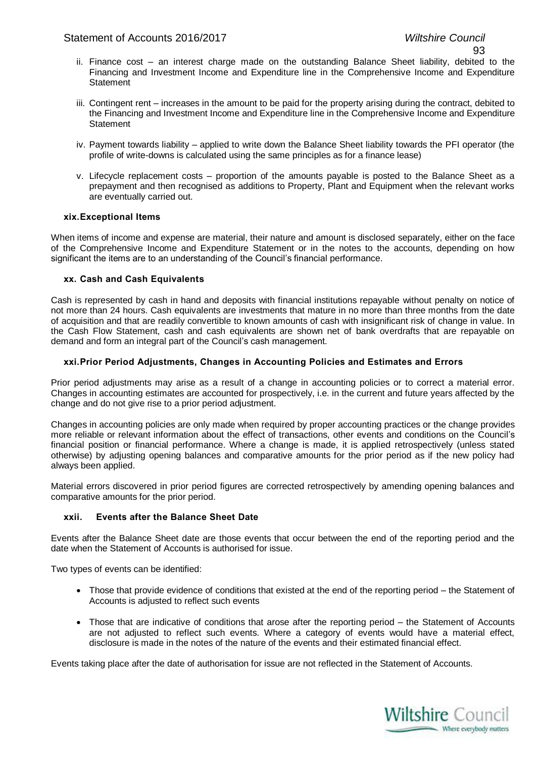ii. Finance cost – an interest charge made on the outstanding Balance Sheet liability, debited to the Financing and Investment Income and Expenditure line in the Comprehensive Income and Expenditure Statement

iii. Contingent rent – increases in the amount to be paid for the property arising during the contract, debited to the Financing and Investment Income and Expenditure line in the Comprehensive Income and Expenditure Statement

iv. Payment towards liability – applied to write down the Balance Sheet liability towards the PFI operator (the profile of write-downs is calculated using the same principles as for a finance lease)

v. Lifecycle replacement costs – proportion of the amounts payable is posted to the Balance Sheet as a prepayment and then recognised as additions to Property, Plant and Equipment when the relevant works are eventually carried out.

### xix. Exceptional Items

When items of income and expense are material, their nature and amount is disclosed separately, either on the face of the Comprehensive Income and Expenditure Statement or in the notes to the accounts, depending on how significant the items are to an understanding of the Council's financial performance.

### xx. Cash and Cash Equivalents

Cash is represented by cash in hand and deposits with financial institutions repayable without penalty on notice of not more than 24 hours. Cash equivalents are investments that mature in no more than three months from the date of acquisition and that are readily convertible to known amounts of cash with insignificant risk of change in value. In the Cash Flow Statement, cash and cash equivalents are shown net of bank overdrafts that are repayable on demand and form an integral part of the Council's cash management.

### xxi. Prior Period Adjustments, Changes in Accounting Policies and Estimates and Errors

Prior period adjustments may arise as a result of a change in accounting policies or to correct a material error. Changes in accounting estimates are accounted for prospectively, i.e. in the current and future years affected by the change and do not give rise to a prior period adjustment.

Changes in accounting policies are only made when required by proper accounting practices or the change provides more reliable or relevant information about the effect of transactions, other events and conditions on the Council's financial position or financial performance. Where a change is made, it is applied retrospectively (unless stated otherwise) by adjusting opening balances and comparative amounts for the prior period as if the new policy had always been applied.

Material errors discovered in prior period figures are corrected retrospectively by amending opening balances and comparative amounts for the prior period.

### xxii. Events after the Balance Sheet Date

Events after the Balance Sheet date are those events that occur between the end of the reporting period and the date when the Statement of Accounts is authorised for issue.

Two types of events can be identified:

- Those that provide evidence of conditions that existed at the end of the reporting period – the Statement of Accounts is adjusted to reflect such events
- Those that are indicative of conditions that arose after the reporting period – the Statement of Accounts are not adjusted to reflect such events. Where a category of events would have a material effect, disclosure is made in the notes of the nature of the events and their estimated financial effect.

Events taking place after the date of authorisation for issue are not reflected in the Statement of Accounts.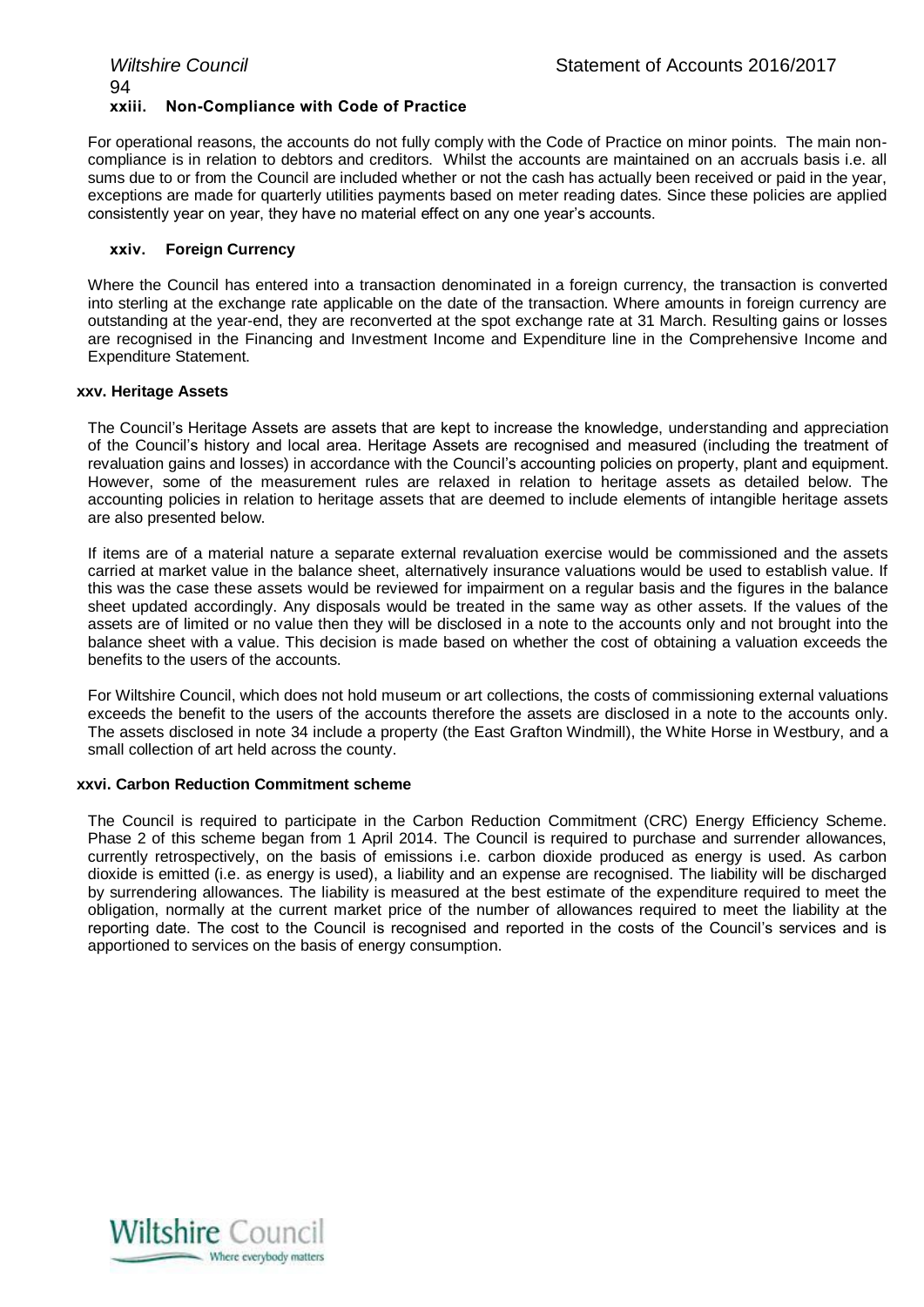### xxiii. Non-Compliance with Code of Practice

For operational reasons, the accounts do not fully comply with the Code of Practice on minor points. The main non-compliance is in relation to debtors and creditors. Whilst the accounts are maintained on an accruals basis i.e. all sums due to or from the Council are included whether or not the cash has actually been received or paid in the year, exceptions are made for quarterly utilities payments based on meter reading dates. Since these policies are applied consistently year on year, they have no material effect on any one year's accounts.

### xxiv. Foreign Currency

Where the Council has entered into a transaction denominated in a foreign currency, the transaction is converted into sterling at the exchange rate applicable on the date of the transaction. Where amounts in foreign currency are outstanding at the year-end, they are reconverted at the spot exchange rate at 31 March. Resulting gains or losses are recognised in the Financing and Investment Income and Expenditure line in the Comprehensive Income and Expenditure Statement.

### xxv. Heritage Assets

The Council's Heritage Assets are assets that are kept to increase the knowledge, understanding and appreciation of the Council's history and local area. Heritage Assets are recognised and measured (including the treatment of revaluation gains and losses) in accordance with the Council's accounting policies on property, plant and equipment. However, some of the measurement rules are relaxed in relation to heritage assets as detailed below. The accounting policies in relation to heritage assets that are deemed to include elements of intangible heritage assets are also presented below.

If items are of a material nature a separate external revaluation exercise would be commissioned and the assets carried at market value in the balance sheet, alternatively insurance valuations would be used to establish value. If this was the case these assets would be reviewed for impairment on a regular basis and the figures in the balance sheet updated accordingly. Any disposals would be treated in the same way as other assets. If the values of the assets are of limited or no value then they will be disclosed in a note to the accounts only and not brought into the balance sheet with a value. This decision is made based on whether the cost of obtaining a valuation exceeds the benefits to the users of the accounts.

For Wiltshire Council, which does not hold museum or art collections, the costs of commissioning external valuations exceeds the benefit to the users of the accounts therefore the assets are disclosed in a note to the accounts only. The assets disclosed in note 34 include a property (the East Grafton Windmill), the White Horse in Westbury, and a small collection of art held across the county.

### xxvi. Carbon Reduction Commitment scheme

The Council is required to participate in the Carbon Reduction Commitment (CRC) Energy Efficiency Scheme. Phase 2 of this scheme began from 1 April 2014. The Council is required to purchase and surrender allowances, currently retrospectively, on the basis of emissions i.e. carbon dioxide produced as energy is used. As carbon dioxide is emitted (i.e. as energy is used), a liability and an expense are recognised. The liability will be discharged by surrendering allowances. The liability is measured at the best estimate of the expenditure required to meet the obligation, normally at the current market price of the number of allowances required to meet the liability at the reporting date. The cost to the Council is recognised and reported in the costs of the Council's services and is apportioned to services on the basis of energy consumption.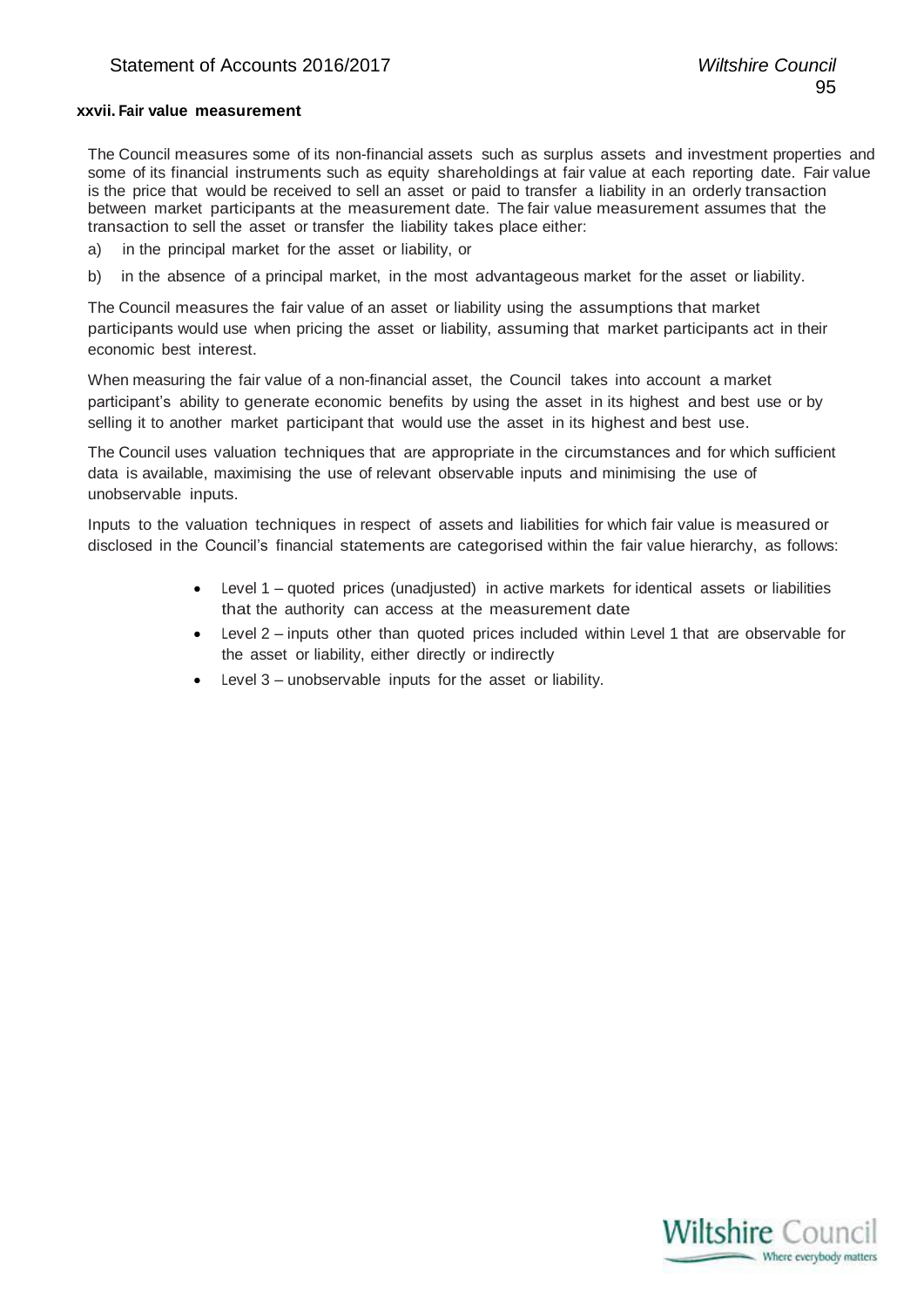#### xxvii. Fair value measurement

The Council measures some of its non-financial assets such as surplus assets and investment properties and some of its financial instruments such as equity shareholdings at fair value at each reporting date. Fair value is the price that would be received to sell an asset or paid to transfer a liability in an orderly transaction between market participants at the measurement date. The fair value measurement assumes that the transaction to sell the asset or transfer the liability takes place either:

a) in the principal market for the asset or liability, or

b) in the absence of a principal market, in the most advantageous market for the asset or liability.

The Council measures the fair value of an asset or liability using the assumptions that market participants would use when pricing the asset or liability, assuming that market participants act in their economic best interest.

When measuring the fair value of a non-financial asset, the Council takes into account a market participant's ability to generate economic benefits by using the asset in its highest and best use or by selling it to another market participant that would use the asset in its highest and best use.

The Council uses valuation techniques that are appropriate in the circumstances and for which sufficient data is available, maximising the use of relevant observable inputs and minimising the use of unobservable inputs.

Inputs to the valuation techniques in respect of assets and liabilities for which fair value is measured or disclosed in the Council's financial statements are categorised within the fair value hierarchy, as follows:

- Level 1 – quoted prices (unadjusted) in active markets for identical assets or liabilities that the authority can access at the measurement date
- Level 2 – inputs other than quoted prices included within Level 1 that are observable for the asset or liability, either directly or indirectly
- Level 3 – unobservable inputs for the asset or liability.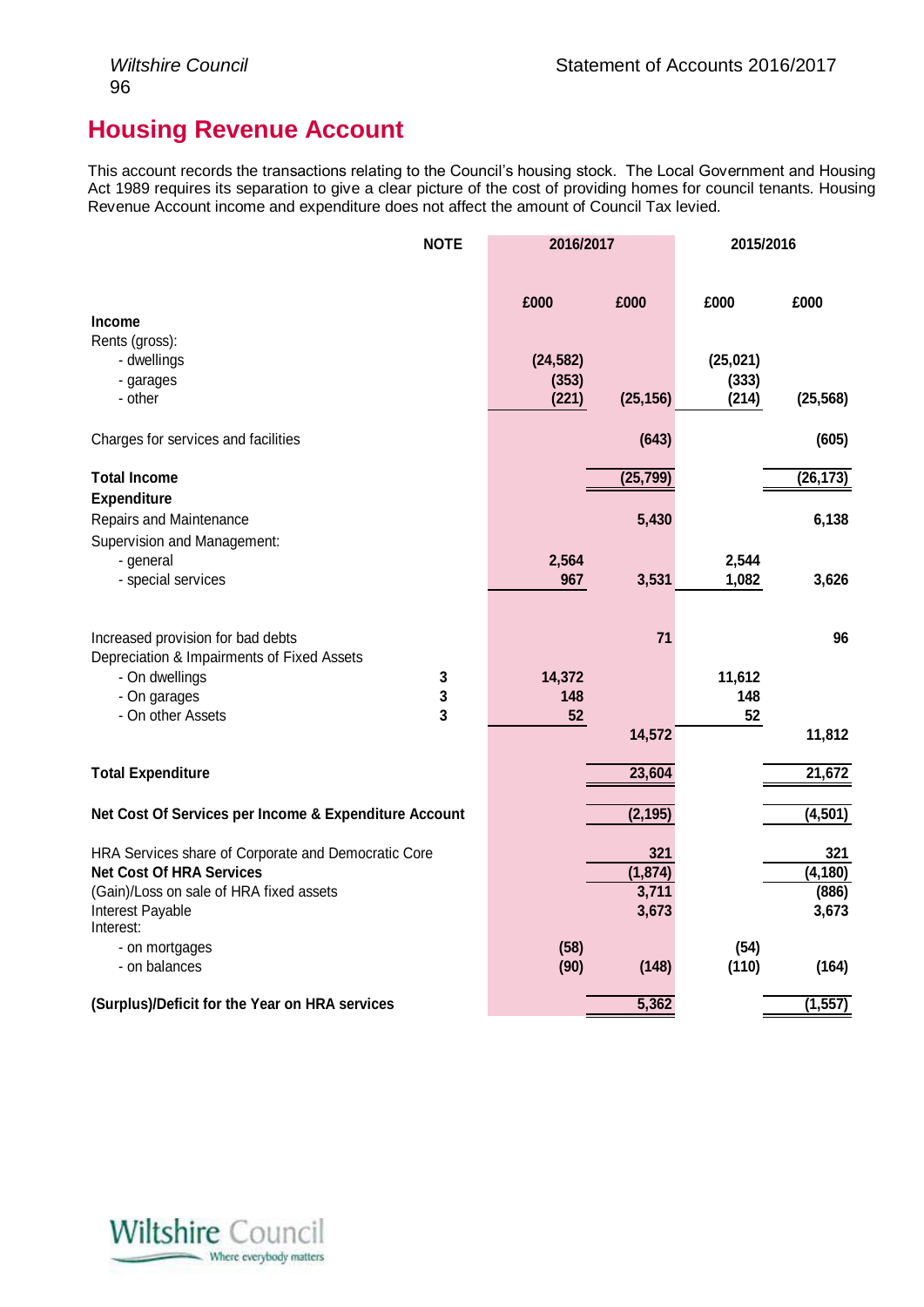## Housing Revenue Account

This account records the transactions relating to the Council's housing stock. The Local Government and Housing Act 1989 requires its separation to give a clear picture of the cost of providing homes for council tenants. Housing Revenue Account income and expenditure does not affect the amount of Council Tax levied.

| | NOTE | 2016/2017 | | 2015/2016 | |
|---|---|---|---|---|---|
| | | £000 | £000 | £000 | £000 |
| **Income** | | | | | |
| Rents (gross): | | | | | |
| - dwellings | | (24,582) | | (25,021) | |
| - garages | | (353) | | (333) | |
| - other | | (221) | (25,156) | (214) | (25,568) |
| Charges for services and facilities | | | (643) | | (605) |
| **Total Income** | | | (25,799) | | (26,173) |
| **Expenditure** | | | | | |
| Repairs and Maintenance | | | 5,430 | | 6,138 |
| Supervision and Management: | | | | | |
| - general | | 2,564 | | 2,544 | |
| - special services | | 967 | 3,531 | 1,082 | 3,626 |
| Increased provision for bad debts | | | 71 | | 96 |
| Depreciation & Impairments of Fixed Assets | | | | | |
| - On dwellings | 3 | 14,372 | | 11,612 | |
| - On garages | 3 | 148 | | 148 | |
| - On other Assets | 3 | 52 | | 52 | |
| | | | 14,572 | | 11,812 |
| **Total Expenditure** | | | 23,604 | | 21,672 |
| **Net Cost Of Services per Income & Expenditure Account** | | | (2,195) | | (4,501) |
| HRA Services share of Corporate and Democratic Core | | | 321 | | 321 |
| **Net Cost Of HRA Services** | | | (1,874) | | (4,180) |
| (Gain)/Loss on sale of HRA fixed assets | | | 3,711 | | (886) |
| Interest Payable | | | 3,673 | | 3,673 |
| Interest: | | | | | |
| - on mortgages | | (58) | | (54) | |
| - on balances | | (90) | (148) | (110) | (164) |
| **(Surplus)/Deficit for the Year on HRA services** | | | 5,362 | | (1,557) |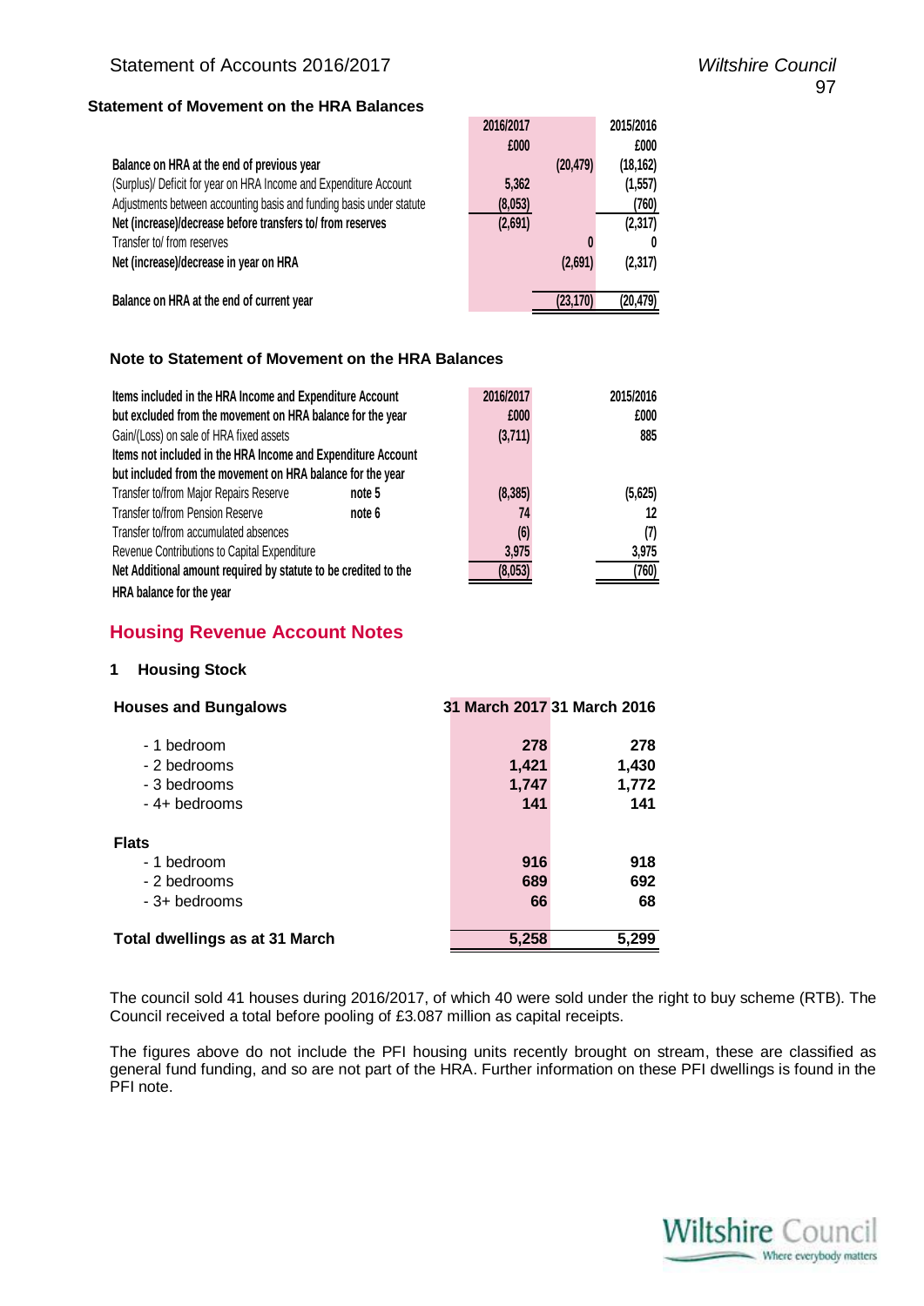### Statement of Movement on the HRA Balances

| | 2016/2017 | | 2015/2016 |
|---|---|---|---|
| | £000 | | £000 |
| **Balance on HRA at the end of previous year** | | (20,479) | (18,162) |
| (Surplus)/ Deficit for year on HRA Income and Expenditure Account | 5,362 | | (1,557) |
| Adjustments between accounting basis and funding basis under statute | (8,053) | | (760) |
| **Net (increase)/decrease before transfers to/ from reserves** | (2,691) | | (2,317) |
| Transfer to/ from reserves | | 0 | 0 |
| **Net (increase)/decrease in year on HRA** | | (2,691) | (2,317) |
| **Balance on HRA at the end of current year** | | (23,170) | (20,479) |

### Note to Statement of Movement on the HRA Balances

| | | 2016/2017 | 2015/2016 |
|---|---|---|---|
| **Items included in the HRA Income and Expenditure Account but excluded from the movement on HRA balance for the year** | | £000 | £000 |
| Gain/(Loss) on sale of HRA fixed assets | | (3,711) | 885 |
| **Items not included in the HRA Income and Expenditure Account but included from the movement on HRA balance for the year** | | | |
| Transfer to/from Major Repairs Reserve | note 5 | (8,385) | (5,625) |
| Transfer to/from Pension Reserve | note 6 | 74 | 12 |
| Transfer to/from accumulated absences | | (6) | (7) |
| Revenue Contributions to Capital Expenditure | | 3,975 | 3,975 |
| **Net Additional amount required by statute to be credited to the HRA balance for the year** | | (8,053) | (760) |

## Housing Revenue Account Notes

### 1 Housing Stock

| **Houses and Bungalows** | **31 March 2017** | **31 March 2016** |
|---|---|---|
| - 1 bedroom | **278** | **278** |
| - 2 bedrooms | **1,421** | **1,430** |
| - 3 bedrooms | **1,747** | **1,772** |
| - 4+ bedrooms | **141** | **141** |
| **Flats** | | |
| - 1 bedroom | **916** | **918** |
| - 2 bedrooms | **689** | **692** |
| - 3+ bedrooms | **66** | **68** |
| **Total dwellings as at 31 March** | **5,258** | **5,299** |

The council sold 41 houses during 2016/2017, of which 40 were sold under the right to buy scheme (RTB). The Council received a total before pooling of £3.087 million as capital receipts.

The figures above do not include the PFI housing units recently brought on stream, these are classified as general fund funding, and so are not part of the HRA. Further information on these PFI dwellings is found in the PFI note.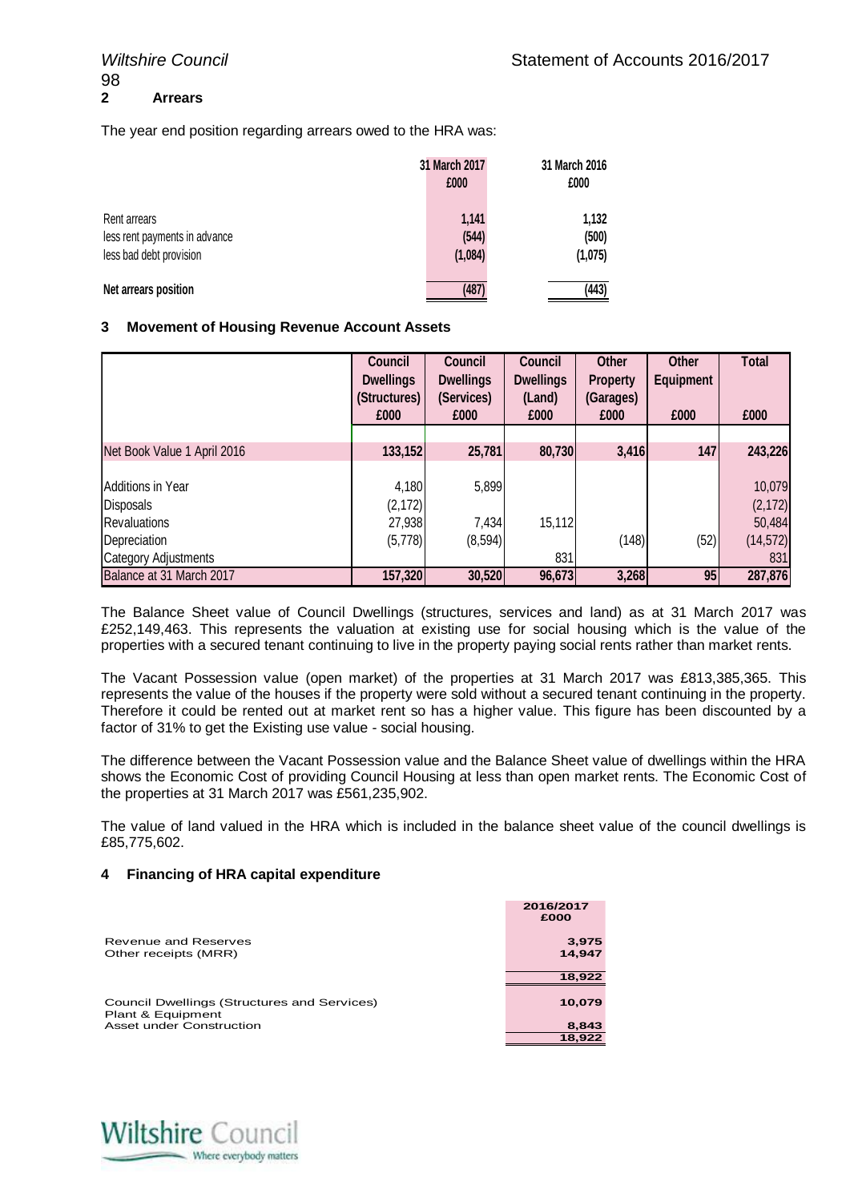## 2 Arrears

The year end position regarding arrears owed to the HRA was:

| | 31 March 2017 £000 | 31 March 2016 £000 |
|---|---|---|
| Rent arrears | 1,141 | 1,132 |
| less rent payments in advance | (544) | (500) |
| less bad debt provision | (1,084) | (1,075) |
| **Net arrears position** | **(487)** | **(443)** |

## 3 Movement of Housing Revenue Account Assets

| | Council Dwellings (Structures) £000 | Council Dwellings (Services) £000 | Council Dwellings (Land) £000 | Other Property (Garages) £000 | Other Equipment £000 | Total £000 |
|---|---|---|---|---|---|---|
| Net Book Value 1 April 2016 | 133,152 | 25,781 | 80,730 | 3,416 | 147 | 243,226 |
| Additions in Year | 4,180 | 5,899 | | | | 10,079 |
| Disposals | (2,172) | | | | | (2,172) |
| Revaluations | 27,938 | 7,434 | 15,112 | | | 50,484 |
| Depreciation | (5,778) | (8,594) | | (148) | (52) | (14,572) |
| Category Adjustments | | | 831 | | | 831 |
| Balance at 31 March 2017 | 157,320 | 30,520 | 96,673 | 3,268 | 95 | 287,876 |

The Balance Sheet value of Council Dwellings (structures, services and land) as at 31 March 2017 was £252,149,463. This represents the valuation at existing use for social housing which is the value of the properties with a secured tenant continuing to live in the property paying social rents rather than market rents.

The Vacant Possession value (open market) of the properties at 31 March 2017 was £813,385,365. This represents the value of the houses if the property were sold without a secured tenant continuing in the property. Therefore it could be rented out at market rent so has a higher value. This figure has been discounted by a factor of 31% to get the Existing use value - social housing.

The difference between the Vacant Possession value and the Balance Sheet value of dwellings within the HRA shows the Economic Cost of providing Council Housing at less than open market rents. The Economic Cost of the properties at 31 March 2017 was £561,235,902.

The value of land valued in the HRA which is included in the balance sheet value of the council dwellings is £85,775,602.

## 4 Financing of HRA capital expenditure

| | 2016/2017 £000 |
|---|---|
| Revenue and Reserves | 3,975 |
| Other receipts (MRR) | 14,947 |
| | 18,922 |
| Council Dwellings (Structures and Services) | 10,079 |
| Plant & Equipment | |
| Asset under Construction | 8,843 |
| | 18,922 |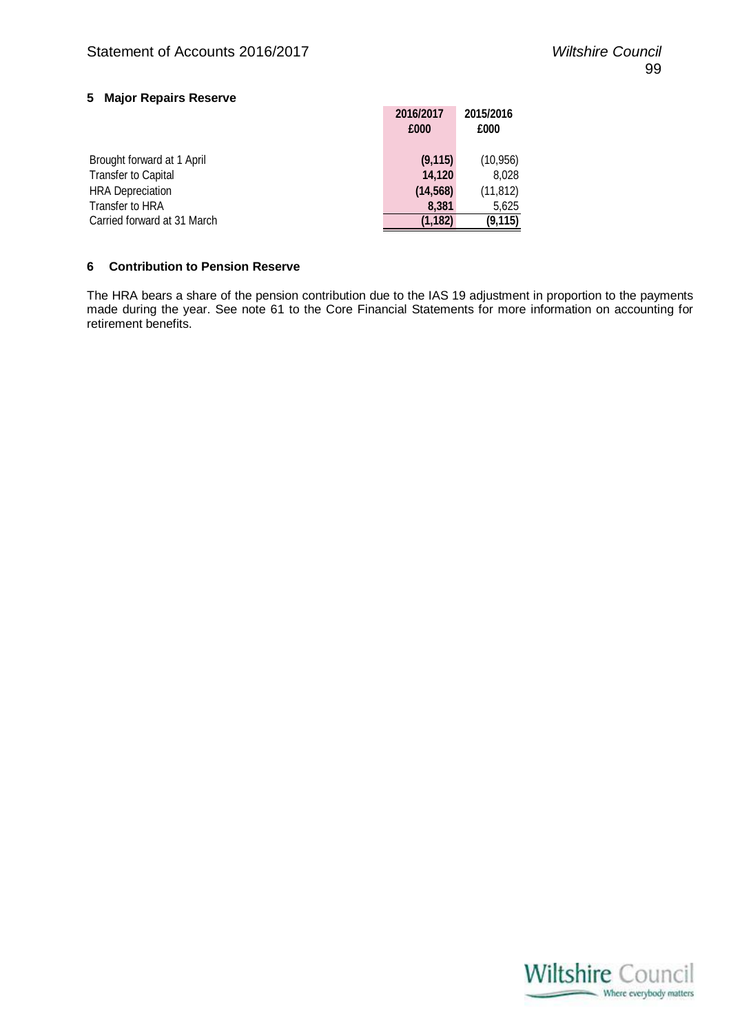## 5 Major Repairs Reserve

| | 2016/2017 £000 | 2015/2016 £000 |
|---|---|---|
| Brought forward at 1 April | **(9,115)** | (10,956) |
| Transfer to Capital | **14,120** | 8,028 |
| HRA Depreciation | **(14,568)** | (11,812) |
| Transfer to HRA | **8,381** | 5,625 |
| Carried forward at 31 March | **(1,182)** | **(9,115)** |

## 6 Contribution to Pension Reserve

The HRA bears a share of the pension contribution due to the IAS 19 adjustment in proportion to the payments made during the year. See note 61 to the Core Financial Statements for more information on accounting for retirement benefits.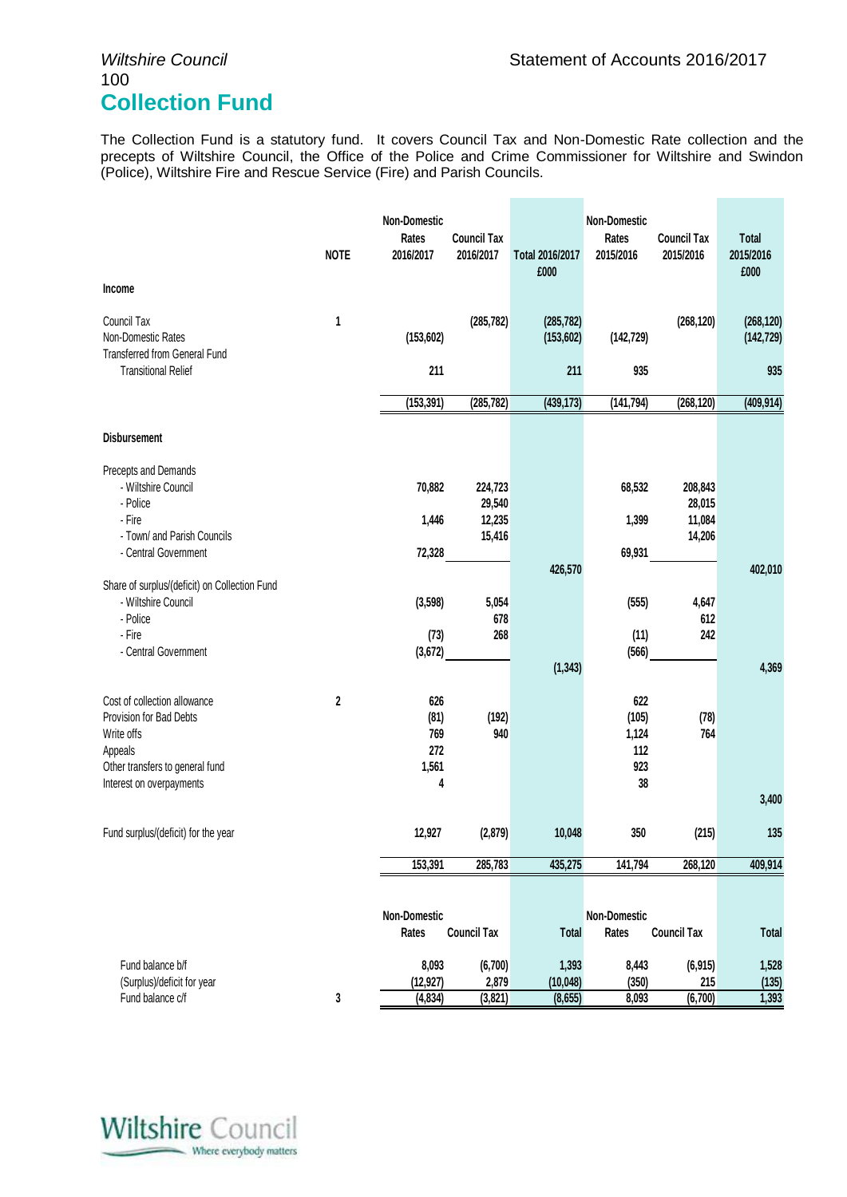## Collection Fund

The Collection Fund is a statutory fund. It covers Council Tax and Non-Domestic Rate collection and the precepts of Wiltshire Council, the Office of the Police and Crime Commissioner for Wiltshire and Swindon (Police), Wiltshire Fire and Rescue Service (Fire) and Parish Councils.

| | NOTE | Non-Domestic Rates 2016/2017 | Council Tax 2016/2017 | Total 2016/2017 £000 | Non-Domestic Rates 2015/2016 | Council Tax 2015/2016 | Total 2015/2016 £000 |
|---|---|---|---|---|---|---|---|
| **Income** | | | | | | | |
| Council Tax | 1 | | (285,782) | (285,782) | | (268,120) | (268,120) |
| Non-Domestic Rates | | (153,602) | | (153,602) | (142,729) | | (142,729) |
| Transferred from General Fund | | | | | | | |
| Transitional Relief | | 211 | | 211 | 935 | | 935 |
| | | (153,391) | (285,782) | (439,173) | (141,794) | (268,120) | (409,914) |
| **Disbursement** | | | | | | | |
| Precepts and Demands | | | | | | | |
| - Wiltshire Council | | 70,882 | 224,723 | | 68,532 | 208,843 | |
| - Police | | | 29,540 | | | 28,015 | |
| - Fire | | 1,446 | 12,235 | | 1,399 | 11,084 | |
| - Town/ and Parish Councils | | | 15,416 | | | 14,206 | |
| - Central Government | | 72,328 | | | 69,931 | | |
| | | | | 426,570 | | | 402,010 |
| Share of surplus/(deficit) on Collection Fund | | | | | | | |
| - Wiltshire Council | | (3,598) | 5,054 | | (555) | 4,647 | |
| - Police | | | 678 | | | 612 | |
| - Fire | | (73) | 268 | | (11) | 242 | |
| - Central Government | | (3,672) | | | (566) | | |
| | | | | (1,343) | | | 4,369 |
| Cost of collection allowance | 2 | 626 | | | 622 | | |
| Provision for Bad Debts | | (81) | (192) | | (105) | (78) | |
| Write offs | | 769 | 940 | | 1,124 | 764 | |
| Appeals | | 272 | | | 112 | | |
| Other transfers to general fund | | 1,561 | | | 923 | | |
| Interest on overpayments | | 4 | | | 38 | | |
| | | | | | | | 3,400 |
| Fund surplus/(deficit) for the year | | 12,927 | (2,879) | 10,048 | 350 | (215) | 135 |
| | | 153,391 | 285,783 | 435,275 | 141,794 | 268,120 | 409,914 |

| | | Non-Domestic Rates | Council Tax | Total | Non-Domestic Rates | Council Tax | Total |
|---|---|---|---|---|---|---|---|
| Fund balance b/f | | 8,093 | (6,700) | 1,393 | 8,443 | (6,915) | 1,528 |
| (Surplus)/deficit for year | | (12,927) | 2,879 | (10,048) | (350) | 215 | (135) |
| Fund balance c/f | 3 | (4,834) | (3,821) | (8,655) | 8,093 | (6,700) | 1,393 |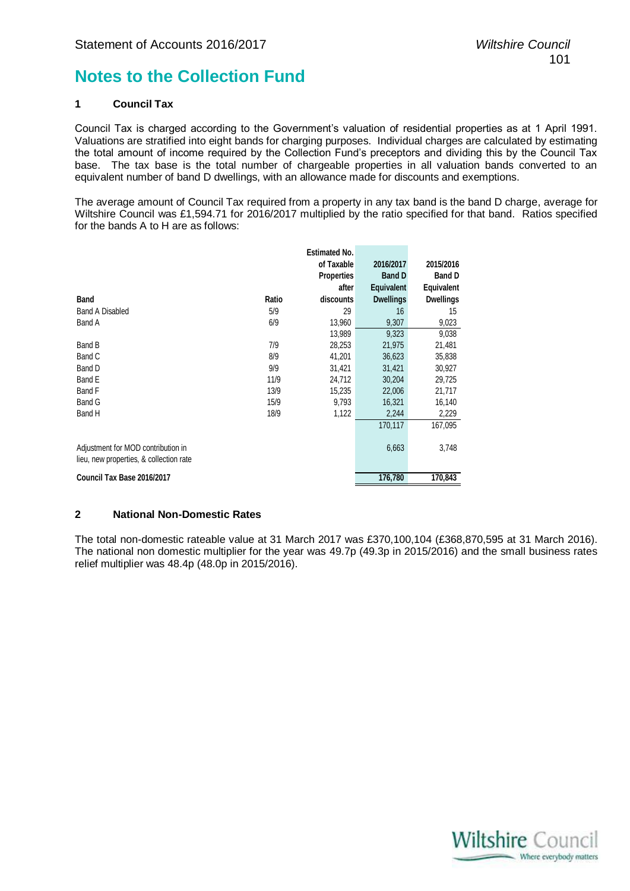# Notes to the Collection Fund

## 1 Council Tax

Council Tax is charged according to the Government's valuation of residential properties as at 1 April 1991. Valuations are stratified into eight bands for charging purposes. Individual charges are calculated by estimating the total amount of income required by the Collection Fund's preceptors and dividing this by the Council Tax base. The tax base is the total number of chargeable properties in all valuation bands converted to an equivalent number of band D dwellings, with an allowance made for discounts and exemptions.

The average amount of Council Tax required from a property in any tax band is the band D charge, average for Wiltshire Council was £1,594.71 for 2016/2017 multiplied by the ratio specified for that band. Ratios specified for the bands A to H are as follows:

| Band | Ratio | Estimated No. of Taxable Properties after discounts | 2016/2017 Band D Equivalent Dwellings | 2015/2016 Band D Equivalent Dwellings |
|---|---|---|---|---|
| Band A Disabled | 5/9 | 29 | 16 | 15 |
| Band A | 6/9 | 13,960 | 9,307 | 9,023 |
| | | 13,989 | 9,323 | 9,038 |
| Band B | 7/9 | 28,253 | 21,975 | 21,481 |
| Band C | 8/9 | 41,201 | 36,623 | 35,838 |
| Band D | 9/9 | 31,421 | 31,421 | 30,927 |
| Band E | 11/9 | 24,712 | 30,204 | 29,725 |
| Band F | 13/9 | 15,235 | 22,006 | 21,717 |
| Band G | 15/9 | 9,793 | 16,321 | 16,140 |
| Band H | 18/9 | 1,122 | 2,244 | 2,229 |
| | | | 170,117 | 167,095 |
| Adjustment for MOD contribution in lieu, new properties, & collection rate | | | 6,663 | 3,748 |
| **Council Tax Base 2016/2017** | | | **176,780** | **170,843** |

## 2 National Non-Domestic Rates

The total non-domestic rateable value at 31 March 2017 was £370,100,104 (£368,870,595 at 31 March 2016). The national non domestic multiplier for the year was 49.7p (49.3p in 2015/2016) and the small business rates relief multiplier was 48.4p (48.0p in 2015/2016).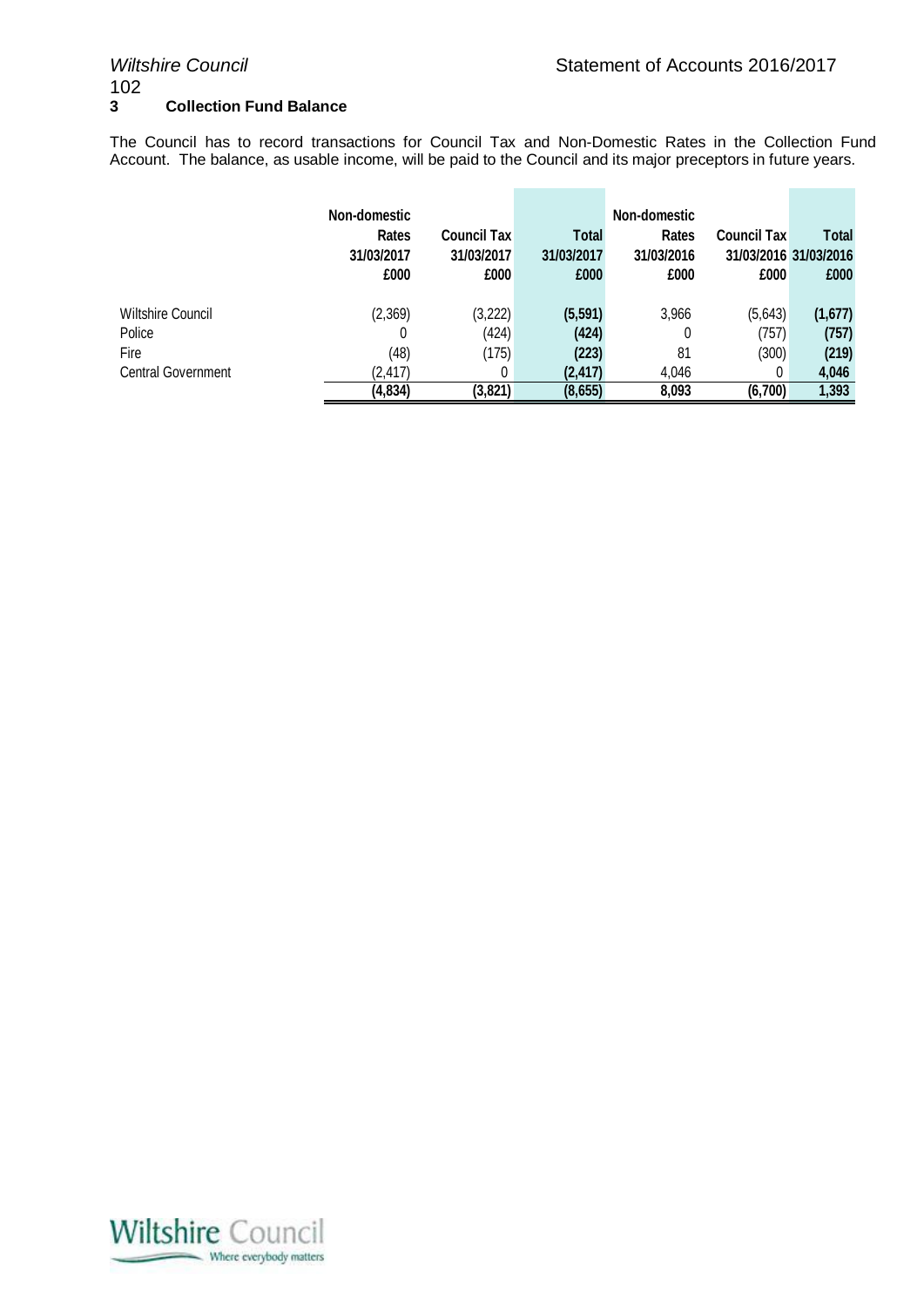### 3 Collection Fund Balance

The Council has to record transactions for Council Tax and Non-Domestic Rates in the Collection Fund Account. The balance, as usable income, will be paid to the Council and its major preceptors in future years.

| | Non-domestic Rates 31/03/2017 £000 | Council Tax 31/03/2017 £000 | Total 31/03/2017 £000 | Non-domestic Rates 31/03/2016 £000 | Council Tax 31/03/2016 £000 | Total 31/03/2016 £000 |
|---|---|---|---|---|---|---|
| Wiltshire Council | (2,369) | (3,222) | **(5,591)** | 3,966 | (5,643) | **(1,677)** |
| Police | 0 | (424) | **(424)** | 0 | (757) | **(757)** |
| Fire | (48) | (175) | **(223)** | 81 | (300) | **(219)** |
| Central Government | (2,417) | 0 | **(2,417)** | 4,046 | 0 | **4,046** |
| | **(4,834)** | **(3,821)** | **(8,655)** | **8,093** | **(6,700)** | **1,393** |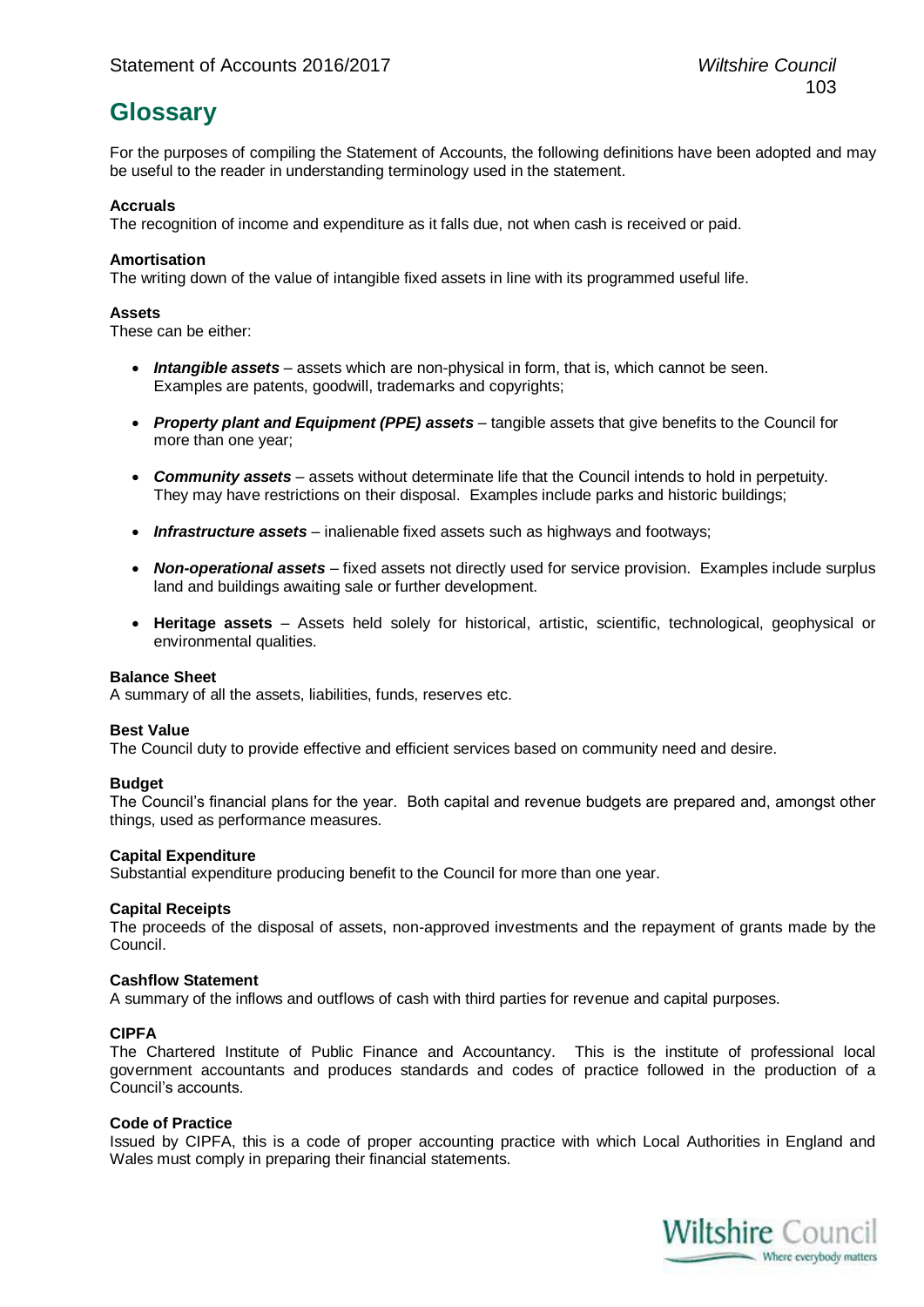# Glossary

For the purposes of compiling the Statement of Accounts, the following definitions have been adopted and may be useful to the reader in understanding terminology used in the statement.

**Accruals**
The recognition of income and expenditure as it falls due, not when cash is received or paid.

**Amortisation**
The writing down of the value of intangible fixed assets in line with its programmed useful life.

**Assets**
These can be either:

- ***Intangible assets*** – assets which are non-physical in form, that is, which cannot be seen. Examples are patents, goodwill, trademarks and copyrights;
- ***Property plant and Equipment (PPE) assets*** – tangible assets that give benefits to the Council for more than one year;
- ***Community assets*** – assets without determinate life that the Council intends to hold in perpetuity. They may have restrictions on their disposal. Examples include parks and historic buildings;
- ***Infrastructure assets*** – inalienable fixed assets such as highways and footways;
- ***Non-operational assets*** – fixed assets not directly used for service provision. Examples include surplus land and buildings awaiting sale or further development.
- **Heritage assets** – Assets held solely for historical, artistic, scientific, technological, geophysical or environmental qualities.

**Balance Sheet**
A summary of all the assets, liabilities, funds, reserves etc.

**Best Value**
The Council duty to provide effective and efficient services based on community need and desire.

**Budget**
The Council's financial plans for the year. Both capital and revenue budgets are prepared and, amongst other things, used as performance measures.

**Capital Expenditure**
Substantial expenditure producing benefit to the Council for more than one year.

**Capital Receipts**
The proceeds of the disposal of assets, non-approved investments and the repayment of grants made by the Council.

**Cashflow Statement**
A summary of the inflows and outflows of cash with third parties for revenue and capital purposes.

**CIPFA**
The Chartered Institute of Public Finance and Accountancy. This is the institute of professional local government accountants and produces standards and codes of practice followed in the production of a Council's accounts.

**Code of Practice**
Issued by CIPFA, this is a code of proper accounting practice with which Local Authorities in England and Wales must comply in preparing their financial statements.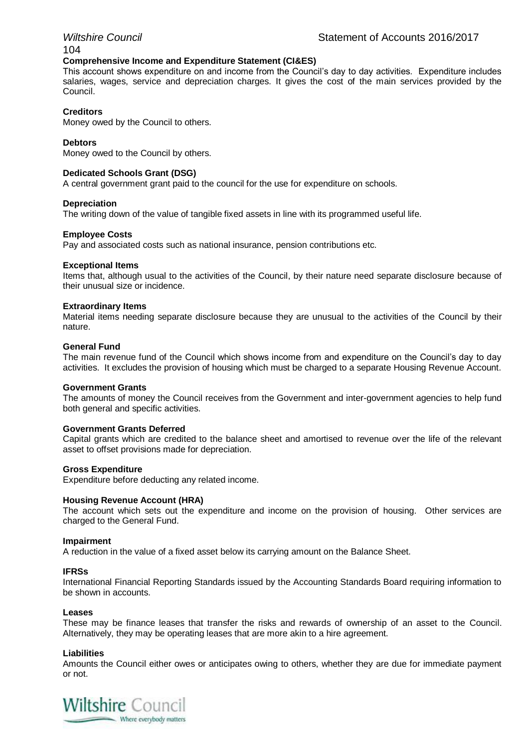**Comprehensive Income and Expenditure Statement (CI&ES)**
This account shows expenditure on and income from the Council's day to day activities. Expenditure includes salaries, wages, service and depreciation charges. It gives the cost of the main services provided by the Council.

**Creditors**
Money owed by the Council to others.

**Debtors**
Money owed to the Council by others.

**Dedicated Schools Grant (DSG)**
A central government grant paid to the council for the use for expenditure on schools.

**Depreciation**
The writing down of the value of tangible fixed assets in line with its programmed useful life.

**Employee Costs**
Pay and associated costs such as national insurance, pension contributions etc.

**Exceptional Items**
Items that, although usual to the activities of the Council, by their nature need separate disclosure because of their unusual size or incidence.

**Extraordinary Items**
Material items needing separate disclosure because they are unusual to the activities of the Council by their nature.

**General Fund**
The main revenue fund of the Council which shows income from and expenditure on the Council's day to day activities. It excludes the provision of housing which must be charged to a separate Housing Revenue Account.

**Government Grants**
The amounts of money the Council receives from the Government and inter-government agencies to help fund both general and specific activities.

**Government Grants Deferred**
Capital grants which are credited to the balance sheet and amortised to revenue over the life of the relevant asset to offset provisions made for depreciation.

**Gross Expenditure**
Expenditure before deducting any related income.

**Housing Revenue Account (HRA)**
The account which sets out the expenditure and income on the provision of housing. Other services are charged to the General Fund.

**Impairment**
A reduction in the value of a fixed asset below its carrying amount on the Balance Sheet.

**IFRSs**
International Financial Reporting Standards issued by the Accounting Standards Board requiring information to be shown in accounts.

**Leases**
These may be finance leases that transfer the risks and rewards of ownership of an asset to the Council. Alternatively, they may be operating leases that are more akin to a hire agreement.

**Liabilities**
Amounts the Council either owes or anticipates owing to others, whether they are due for immediate payment or not.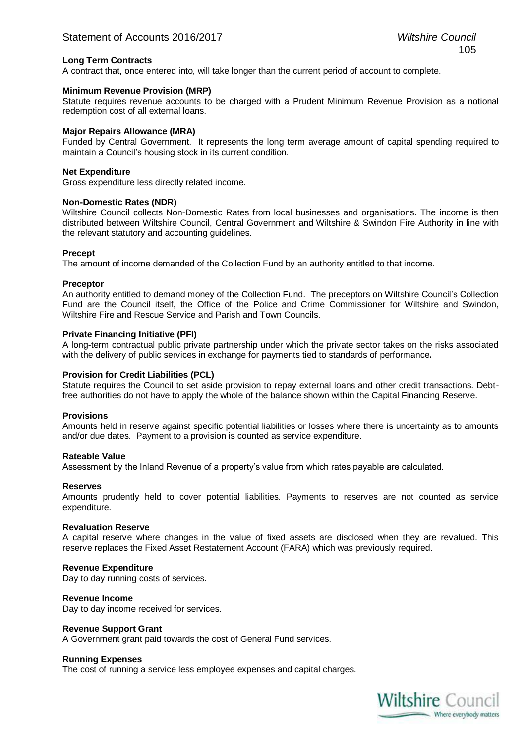**Long Term Contracts**
A contract that, once entered into, will take longer than the current period of account to complete.

**Minimum Revenue Provision (MRP)**
Statute requires revenue accounts to be charged with a Prudent Minimum Revenue Provision as a notional redemption cost of all external loans.

**Major Repairs Allowance (MRA)**
Funded by Central Government. It represents the long term average amount of capital spending required to maintain a Council's housing stock in its current condition.

**Net Expenditure**
Gross expenditure less directly related income.

**Non-Domestic Rates (NDR)**
Wiltshire Council collects Non-Domestic Rates from local businesses and organisations. The income is then distributed between Wiltshire Council, Central Government and Wiltshire & Swindon Fire Authority in line with the relevant statutory and accounting guidelines.

**Precept**
The amount of income demanded of the Collection Fund by an authority entitled to that income.

**Preceptor**
An authority entitled to demand money of the Collection Fund. The preceptors on Wiltshire Council's Collection Fund are the Council itself, the Office of the Police and Crime Commissioner for Wiltshire and Swindon, Wiltshire Fire and Rescue Service and Parish and Town Councils.

**Private Financing Initiative (PFI)**
A long-term contractual public private partnership under which the private sector takes on the risks associated with the delivery of public services in exchange for payments tied to standards of performance**.**

**Provision for Credit Liabilities (PCL)**
Statute requires the Council to set aside provision to repay external loans and other credit transactions. Debt-free authorities do not have to apply the whole of the balance shown within the Capital Financing Reserve.

**Provisions**
Amounts held in reserve against specific potential liabilities or losses where there is uncertainty as to amounts and/or due dates. Payment to a provision is counted as service expenditure.

**Rateable Value**
Assessment by the Inland Revenue of a property's value from which rates payable are calculated.

**Reserves**
Amounts prudently held to cover potential liabilities. Payments to reserves are not counted as service expenditure.

**Revaluation Reserve**
A capital reserve where changes in the value of fixed assets are disclosed when they are revalued. This reserve replaces the Fixed Asset Restatement Account (FARA) which was previously required.

**Revenue Expenditure**
Day to day running costs of services.

**Revenue Income**
Day to day income received for services.

**Revenue Support Grant**
A Government grant paid towards the cost of General Fund services.

**Running Expenses**
The cost of running a service less employee expenses and capital charges.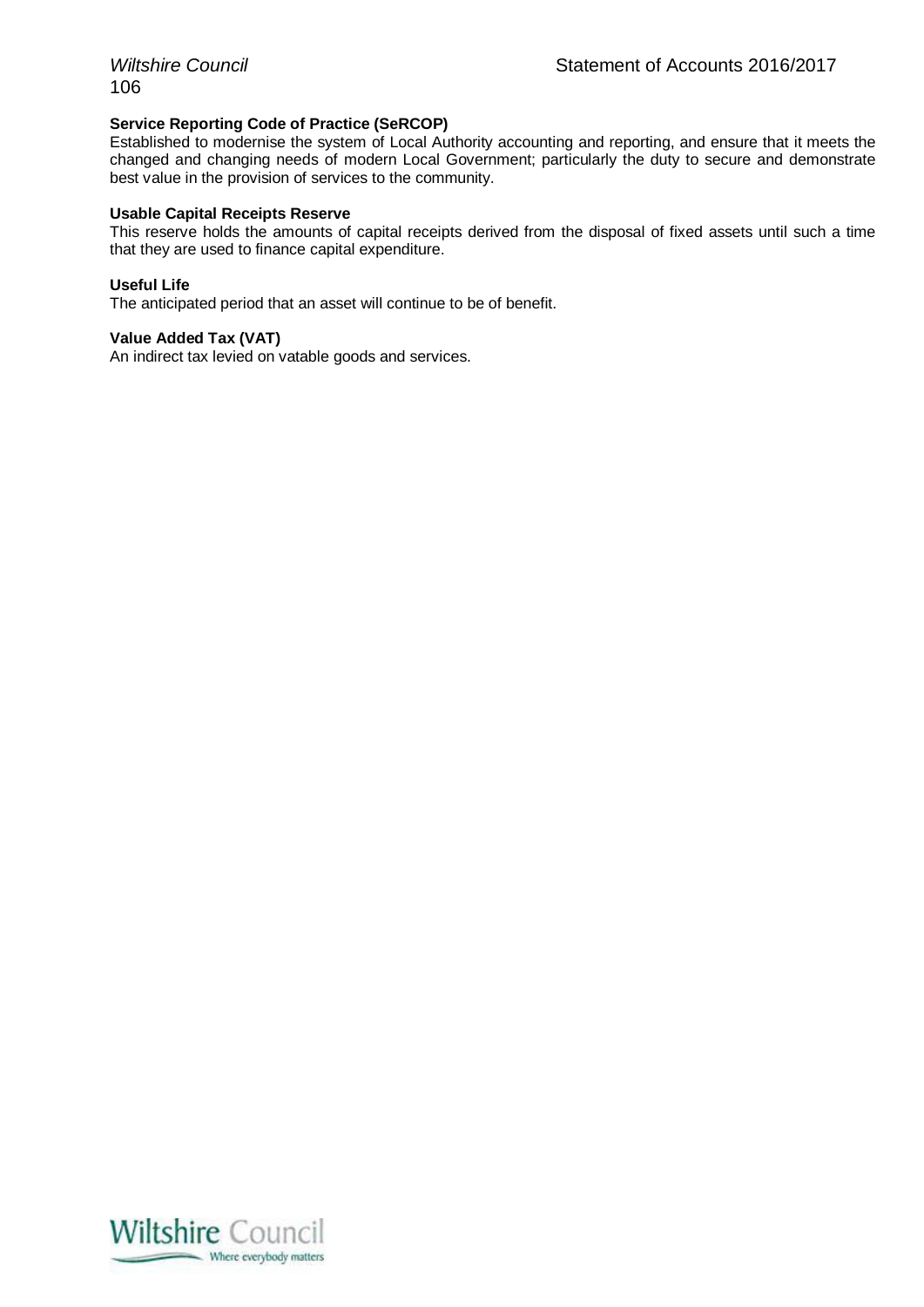**Service Reporting Code of Practice (SeRCOP)**
Established to modernise the system of Local Authority accounting and reporting, and ensure that it meets the changed and changing needs of modern Local Government; particularly the duty to secure and demonstrate best value in the provision of services to the community.

**Usable Capital Receipts Reserve**
This reserve holds the amounts of capital receipts derived from the disposal of fixed assets until such a time that they are used to finance capital expenditure.

**Useful Life**
The anticipated period that an asset will continue to be of benefit.

**Value Added Tax (VAT)**
An indirect tax levied on vatable goods and services.